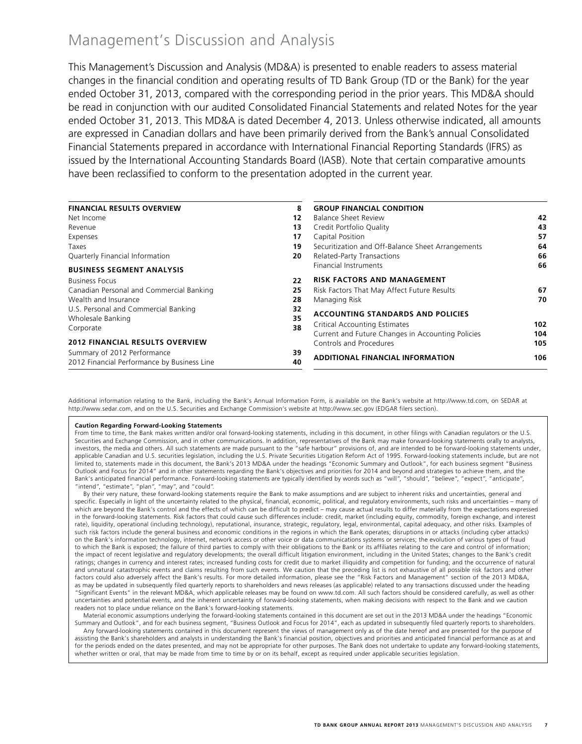# Management's Discussion and Analysis

This Management's Discussion and Analysis (MD&A) is presented to enable readers to assess material changes in the financial condition and operating results of TD Bank Group (TD or the Bank) for the year ended October 31, 2013, compared with the corresponding period in the prior years. This MD&A should be read in conjunction with our audited Consolidated Financial Statements and related Notes for the year ended October 31, 2013. This MD&A is dated December 4, 2013. Unless otherwise indicated, all amounts are expressed in Canadian dollars and have been primarily derived from the Bank's annual Consolidated Financial Statements prepared in accordance with International Financial Reporting Standards (IFRS) as issued by the International Accounting Standards Board (IASB). Note that certain comparative amounts have been reclassified to conform to the presentation adopted in the current year.

| | |
|---|---|
| **FINANCIAL RESULTS OVERVIEW** | **8** |
| Net Income | 12 |
| Revenue | 13 |
| Expenses | 17 |
| Taxes | 19 |
| Quarterly Financial Information | 20 |
| **BUSINESS SEGMENT ANALYSIS** | |
| Business Focus | 22 |
| Canadian Personal and Commercial Banking | 25 |
| Wealth and Insurance | 28 |
| U.S. Personal and Commercial Banking | 32 |
| Wholesale Banking | 35 |
| Corporate | 38 |
| **2012 FINANCIAL RESULTS OVERVIEW** | |
| Summary of 2012 Performance | 39 |
| 2012 Financial Performance by Business Line | 40 |
| **GROUP FINANCIAL CONDITION** | |
| Balance Sheet Review | 42 |
| Credit Portfolio Quality | 43 |
| Capital Position | 57 |
| Securitization and Off-Balance Sheet Arrangements | 64 |
| Related-Party Transactions | 66 |
| Financial Instruments | 66 |
| **RISK FACTORS AND MANAGEMENT** | |
| Risk Factors That May Affect Future Results | 67 |
| Managing Risk | 70 |
| **ACCOUNTING STANDARDS AND POLICIES** | |
| Critical Accounting Estimates | 102 |
| Current and Future Changes in Accounting Policies | 104 |
| Controls and Procedures | 105 |
| **ADDITIONAL FINANCIAL INFORMATION** | **106** |

Additional information relating to the Bank, including the Bank's Annual Information Form, is available on the Bank's website at http://www.td.com, on SEDAR at http://www.sedar.com, and on the U.S. Securities and Exchange Commission's website at http://www.sec.gov (EDGAR filers section).

**Caution Regarding Forward-Looking Statements**

From time to time, the Bank makes written and/or oral forward-looking statements, including in this document, in other filings with Canadian regulators or the U.S. Securities and Exchange Commission, and in other communications. In addition, representatives of the Bank may make forward-looking statements orally to analysts, investors, the media and others. All such statements are made pursuant to the "safe harbour" provisions of, and are intended to be forward-looking statements under, applicable Canadian and U.S. securities legislation, including the U.S. Private Securities Litigation Reform Act of 1995. Forward-looking statements include, but are not limited to, statements made in this document, the Bank's 2013 MD&A under the headings "Economic Summary and Outlook", for each business segment "Business Outlook and Focus for 2014" and in other statements regarding the Bank's objectives and priorities for 2014 and beyond and strategies to achieve them, and the Bank's anticipated financial performance. Forward-looking statements are typically identified by words such as "will", "should", "believe", "expect", "anticipate", "intend", "estimate", "plan", "may", and "could".

By their very nature, these forward-looking statements require the Bank to make assumptions and are subject to inherent risks and uncertainties, general and specific. Especially in light of the uncertainty related to the physical, financial, economic, political, and regulatory environments, such risks and uncertainties – many of which are beyond the Bank's control and the effects of which can be difficult to predict – may cause actual results to differ materially from the expectations expressed in the forward-looking statements. Risk factors that could cause such differences include: credit, market (including equity, commodity, foreign exchange, and interest rate), liquidity, operational (including technology), reputational, insurance, strategic, regulatory, legal, environmental, capital adequacy, and other risks. Examples of such risk factors include the general business and economic conditions in the regions in which the Bank operates; disruptions in or attacks (including cyber attacks) on the Bank's information technology, internet, network access or other voice or data communications systems or services; the evolution of various types of fraud to which the Bank is exposed; the failure of third parties to comply with their obligations to the Bank or its affiliates relating to the care and control of information; the impact of recent legislative and regulatory developments; the overall difficult litigation environment, including in the United States; changes to the Bank's credit ratings; changes in currency and interest rates; increased funding costs for credit due to market illiquidity and competition for funding; and the occurrence of natural and unnatural catastrophic events and claims resulting from such events. We caution that the preceding list is not exhaustive of all possible risk factors and other factors could also adversely affect the Bank's results. For more detailed information, please see the "Risk Factors and Management" section of the 2013 MD&A, as may be updated in subsequently filed quarterly reports to shareholders and news releases (as applicable) related to any transactions discussed under the heading "Significant Events" in the relevant MD&A, which applicable releases may be found on www.td.com. All such factors should be considered carefully, as well as other uncertainties and potential events, and the inherent uncertainty of forward-looking statements, when making decisions with respect to the Bank and we caution readers not to place undue reliance on the Bank's forward-looking statements.

Material economic assumptions underlying the forward-looking statements contained in this document are set out in the 2013 MD&A under the headings "Economic Summary and Outlook", and for each business segment, "Business Outlook and Focus for 2014", each as updated in subsequently filed quarterly reports to shareholders.

Any forward-looking statements contained in this document represent the views of management only as of the date hereof and are presented for the purpose of assisting the Bank's shareholders and analysts in understanding the Bank's financial position, objectives and priorities and anticipated financial performance as at and for the periods ended on the dates presented, and may not be appropriate for other purposes. The Bank does not undertake to update any forward-looking statements, whether written or oral, that may be made from time to time by or on its behalf, except as required under applicable securities legislation.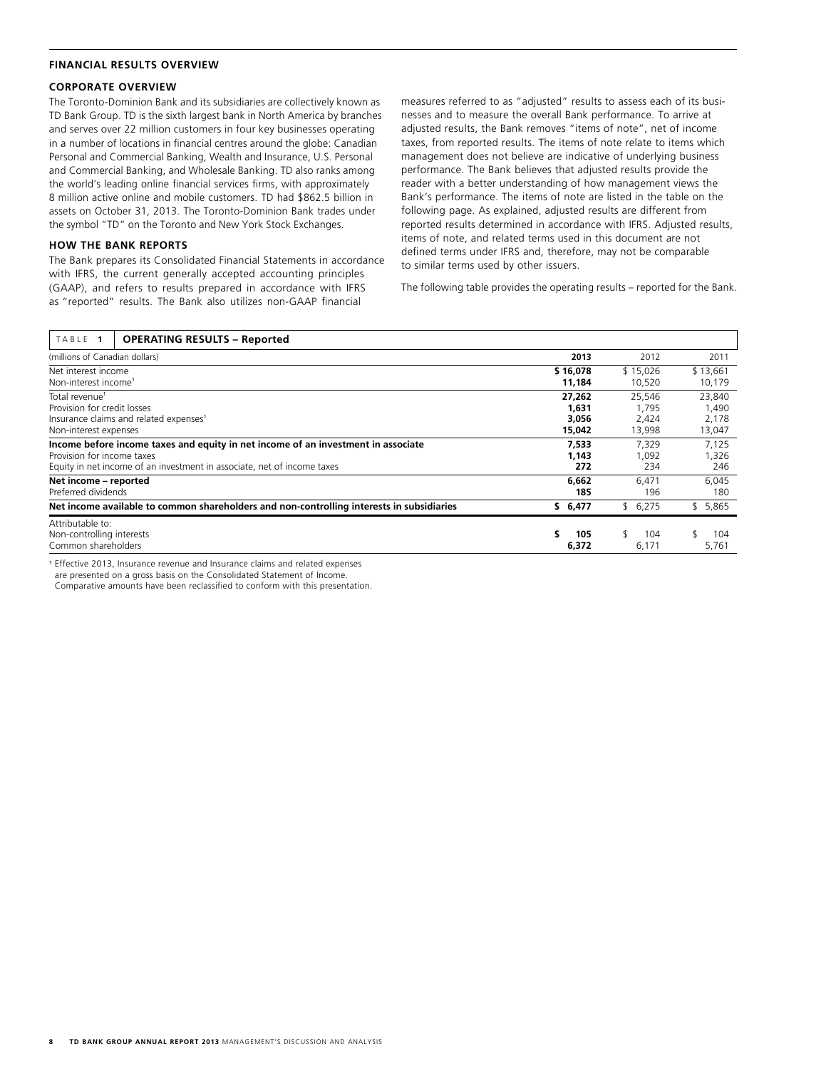## FINANCIAL RESULTS OVERVIEW

### CORPORATE OVERVIEW

The Toronto-Dominion Bank and its subsidiaries are collectively known as TD Bank Group. TD is the sixth largest bank in North America by branches and serves over 22 million customers in four key businesses operating in a number of locations in financial centres around the globe: Canadian Personal and Commercial Banking, Wealth and Insurance, U.S. Personal and Commercial Banking, and Wholesale Banking. TD also ranks among the world's leading online financial services firms, with approximately 8 million active online and mobile customers. TD had $862.5 billion in assets on October 31, 2013. The Toronto-Dominion Bank trades under the symbol "TD" on the Toronto and New York Stock Exchanges.

### HOW THE BANK REPORTS

The Bank prepares its Consolidated Financial Statements in accordance with IFRS, the current generally accepted accounting principles (GAAP), and refers to results prepared in accordance with IFRS as "reported" results. The Bank also utilizes non-GAAP financial measures referred to as "adjusted" results to assess each of its businesses and to measure the overall Bank performance. To arrive at adjusted results, the Bank removes "items of note", net of income taxes, from reported results. The items of note relate to items which management does not believe are indicative of underlying business performance. The Bank believes that adjusted results provide the reader with a better understanding of how management views the Bank's performance. The items of note are listed in the table on the following page. As explained, adjusted results are different from reported results determined in accordance with IFRS. Adjusted results, items of note, and related terms used in this document are not defined terms under IFRS and, therefore, may not be comparable to similar terms used by other issuers.

The following table provides the operating results – reported for the Bank.

**TABLE 1 OPERATING RESULTS – Reported**

| (millions of Canadian dollars) | 2013 | 2012 | 2011 |
|---|---|---|---|
| Net interest income | **$ 16,078** | $ 15,026 | $ 13,661 |
| Non-interest income[1] | **11,184** | 10,520 | 10,179 |
| Total revenue[1] | **27,262** | 25,546 | 23,840 |
| Provision for credit losses | **1,631** | 1,795 | 1,490 |
| Insurance claims and related expenses[1] | **3,056** | 2,424 | 2,178 |
| Non-interest expenses | **15,042** | 13,998 | 13,047 |
| **Income before income taxes and equity in net income of an investment in associate** | **7,533** | 7,329 | 7,125 |
| Provision for income taxes | **1,143** | 1,092 | 1,326 |
| Equity in net income of an investment in associate, net of income taxes | **272** | 234 | 246 |
| **Net income – reported** | **6,662** | 6,471 | 6,045 |
| Preferred dividends | **185** | 196 | 180 |
| **Net income available to common shareholders and non-controlling interests in subsidiaries** | **$ 6,477** | $ 6,275 | $ 5,865 |
| Attributable to: | | | |
| Non-controlling interests | **$ 105** | $ 104 | $ 104 |
| Common shareholders | **6,372** | 6,171 | 5,761 |

[1] Effective 2013, Insurance revenue and Insurance claims and related expenses are presented on a gross basis on the Consolidated Statement of Income. Comparative amounts have been reclassified to conform with this presentation.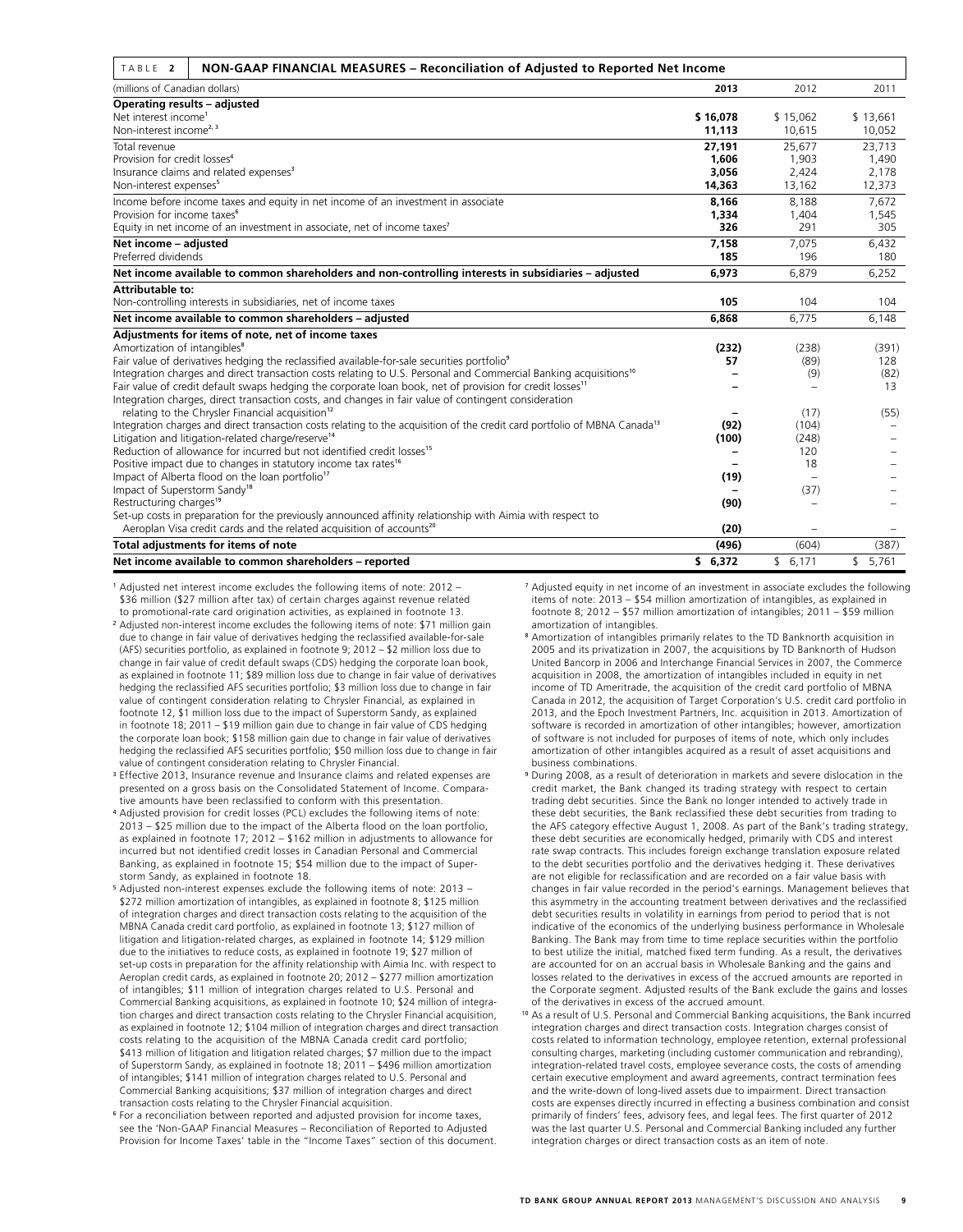**TABLE 2 NON-GAAP FINANCIAL MEASURES – Reconciliation of Adjusted to Reported Net Income**

| (millions of Canadian dollars) | 2013 | 2012 | 2011 |
|---|---|---|---|
| **Operating results – adjusted** | | | |
| Net interest income[1] | **$ 16,078** | $ 15,062 | $ 13,661 |
| Non-interest income[2, 3] | **11,113** | 10,615 | 10,052 |
| Total revenue | **27,191** | 25,677 | 23,713 |
| Provision for credit losses[4] | **1,606** | 1,903 | 1,490 |
| Insurance claims and related expenses[3] | **3,056** | 2,424 | 2,178 |
| Non-interest expenses[5] | **14,363** | 13,162 | 12,373 |
| Income before income taxes and equity in net income of an investment in associate | **8,166** | 8,188 | 7,672 |
| Provision for income taxes[6] | **1,334** | 1,404 | 1,545 |
| Equity in net income of an investment in associate, net of income taxes[7] | **326** | 291 | 305 |
| **Net income – adjusted** | **7,158** | 7,075 | 6,432 |
| Preferred dividends | **185** | 196 | 180 |
| **Net income available to common shareholders and non-controlling interests in subsidiaries – adjusted** | **6,973** | 6,879 | 6,252 |
| **Attributable to:** | | | |
| Non-controlling interests in subsidiaries, net of income taxes | **105** | 104 | 104 |
| **Net income available to common shareholders – adjusted** | **6,868** | 6,775 | 6,148 |
| **Adjustments for items of note, net of income taxes** | | | |
| Amortization of intangibles[8] | **(232)** | (238) | (391) |
| Fair value of derivatives hedging the reclassified available-for-sale securities portfolio[9] | **57** | (89) | 128 |
| Integration charges and direct transaction costs relating to U.S. Personal and Commercial Banking acquisitions[10] | **–** | (9) | (82) |
| Fair value of credit default swaps hedging the corporate loan book, net of provision for credit losses[11] | **–** | – | 13 |
| Integration charges, direct transaction costs, and changes in fair value of contingent consideration relating to the Chrysler Financial acquisition[12] | **–** | (17) | (55) |
| Integration charges and direct transaction costs relating to the acquisition of the credit card portfolio of MBNA Canada[13] | **(92)** | (104) | – |
| Litigation and litigation-related charge/reserve[14] | **(100)** | (248) | – |
| Reduction of allowance for incurred but not identified credit losses[15] | **–** | 120 | – |
| Positive impact due to changes in statutory income tax rates[16] | **–** | 18 | – |
| Impact of Alberta flood on the loan portfolio[17] | **(19)** | – | – |
| Impact of Superstorm Sandy[18] | **–** | (37) | – |
| Restructuring charges[19] | **(90)** | – | – |
| Set-up costs in preparation for the previously announced affinity relationship with Aimia with respect to Aeroplan Visa credit cards and the related acquisition of accounts[20] | **(20)** | – | – |
| **Total adjustments for items of note** | **(496)** | (604) | (387) |
| **Net income available to common shareholders – reported** | **$ 6,372** | $ 6,171 | $ 5,761 |

[1] Adjusted net interest income excludes the following items of note: 2012 – $36 million ($27 million after tax) of certain charges against revenue related to promotional-rate card origination activities, as explained in footnote 13.

[2] Adjusted non-interest income excludes the following items of note: $71 million gain due to change in fair value of derivatives hedging the reclassified available-for-sale (AFS) securities portfolio, as explained in footnote 9; 2012 – $2 million loss due to change in fair value of credit default swaps (CDS) hedging the corporate loan book, as explained in footnote 11; $89 million loss due to change in fair value of derivatives hedging the reclassified AFS securities portfolio; $3 million loss due to change in fair value of contingent consideration relating to Chrysler Financial, as explained in footnote 12, $1 million loss due to the impact of Superstorm Sandy, as explained in footnote 18; 2011 – $19 million gain due to change in fair value of CDS hedging the corporate loan book; $158 million gain due to change in fair value of derivatives hedging the reclassified AFS securities portfolio; $50 million loss due to change in fair value of contingent consideration relating to Chrysler Financial.

[3] Effective 2013, Insurance revenue and Insurance claims and related expenses are presented on a gross basis on the Consolidated Statement of Income. Comparative amounts have been reclassified to conform with this presentation.

[4] Adjusted provision for credit losses (PCL) excludes the following items of note: 2013 – $25 million due to the impact of the Alberta flood on the loan portfolio, as explained in footnote 17; 2012 – $162 million in adjustments to allowance for incurred but not identified credit losses in Canadian Personal and Commercial Banking, as explained in footnote 15; $54 million due to the impact of Superstorm Sandy, as explained in footnote 18.

[5] Adjusted non-interest expenses exclude the following items of note: 2013 – $272 million amortization of intangibles, as explained in footnote 8; $125 million of integration charges and direct transaction costs relating to the acquisition of the MBNA Canada credit card portfolio, as explained in footnote 13; $127 million of litigation and litigation-related charges, as explained in footnote 14; $129 million due to the initiatives to reduce costs, as explained in footnote 19; $27 million of set-up costs in preparation for the affinity relationship with Aimia Inc. with respect to Aeroplan credit cards, as explained in footnote 20; 2012 – $277 million amortization of intangibles; $11 million of integration charges related to U.S. Personal and Commercial Banking acquisitions, as explained in footnote 10; $24 million of integration charges and direct transaction costs relating to the Chrysler Financial acquisition, as explained in footnote 12; $104 million of integration charges and direct transaction costs relating to the acquisition of the MBNA Canada credit card portfolio; $413 million of litigation and litigation related charges; $7 million due to the impact of Superstorm Sandy, as explained in footnote 18; 2011 – $496 million amortization of intangibles; $141 million of integration charges related to U.S. Personal and Commercial Banking acquisitions; $37 million of integration charges and direct transaction costs relating to the Chrysler Financial acquisition.

[6] For a reconciliation between reported and adjusted provision for income taxes, see the 'Non-GAAP Financial Measures – Reconciliation of Reported to Adjusted Provision for Income Taxes' table in the "Income Taxes" section of this document.

[7] Adjusted equity in net income of an investment in associate excludes the following items of note: 2013 – $54 million amortization of intangibles, as explained in footnote 8; 2012 – $57 million amortization of intangibles; 2011 – $59 million amortization of intangibles.

[8] Amortization of intangibles primarily relates to the TD Banknorth acquisition in 2005 and its privatization in 2007, the acquisitions by TD Banknorth of Hudson United Bancorp in 2006 and Interchange Financial Services in 2007, the Commerce acquisition in 2008, the amortization of intangibles included in equity in net income of TD Ameritrade, the acquisition of the credit card portfolio of MBNA Canada in 2012, the acquisition of Target Corporation's U.S. credit card portfolio in 2013, and the Epoch Investment Partners, Inc. acquisition in 2013. Amortization of software is recorded in amortization of other intangibles; however, amortization of software is not included for purposes of items of note, which only includes amortization of other intangibles acquired as a result of asset acquisitions and business combinations.

[9] During 2008, as a result of deterioration in markets and severe dislocation in the credit market, the Bank changed its trading strategy with respect to certain trading debt securities. Since the Bank no longer intended to actively trade in these debt securities, the Bank reclassified these debt securities from trading to the AFS category effective August 1, 2008. As part of the Bank's trading strategy, these debt securities are economically hedged, primarily with CDS and interest rate swap contracts. This includes foreign exchange translation exposure related to the debt securities portfolio and the derivatives hedging it. These derivatives are not eligible for reclassification and are recorded on a fair value basis with changes in fair value recorded in the period's earnings. Management believes that this asymmetry in the accounting treatment between derivatives and the reclassified debt securities results in volatility in earnings from period to period that is not indicative of the economics of the underlying business performance in Wholesale Banking. The Bank may from time to time replace securities within the portfolio to best utilize the initial, matched fixed term funding. As a result, the derivatives are accounted for on an accrual basis in Wholesale Banking and the gains and losses related to the derivatives in excess of the accrued amounts are reported in the Corporate segment. Adjusted results of the Bank exclude the gains and losses of the derivatives in excess of the accrued amount.

[10] As a result of U.S. Personal and Commercial Banking acquisitions, the Bank incurred integration charges and direct transaction costs. Integration charges consist of costs related to information technology, employee retention, external professional consulting charges, marketing (including customer communication and rebranding), integration-related travel costs, employee severance costs, the costs of amending certain executive employment and award agreements, contract termination fees and the write-down of long-lived assets due to impairment. Direct transaction costs are expenses directly incurred in effecting a business combination and consist primarily of finders' fees, advisory fees, and legal fees. The first quarter of 2012 was the last quarter U.S. Personal and Commercial Banking included any further integration charges or direct transaction costs as an item of note.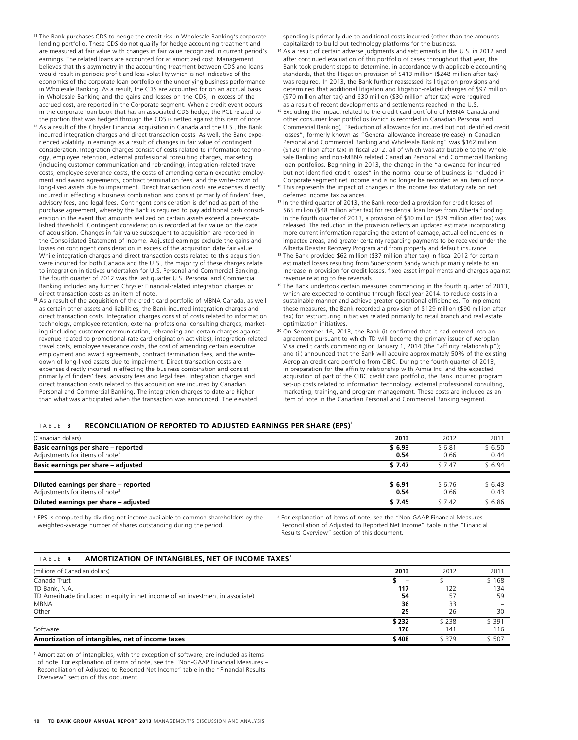[11] The Bank purchases CDS to hedge the credit risk in Wholesale Banking's corporate lending portfolio. These CDS do not qualify for hedge accounting treatment and are measured at fair value with changes in fair value recognized in current period's earnings. The related loans are accounted for at amortized cost. Management believes that this asymmetry in the accounting treatment between CDS and loans would result in periodic profit and loss volatility which is not indicative of the economics of the corporate loan portfolio or the underlying business performance in Wholesale Banking. As a result, the CDS are accounted for on an accrual basis in Wholesale Banking and the gains and losses on the CDS, in excess of the accrued cost, are reported in the Corporate segment. When a credit event occurs in the corporate loan book that has an associated CDS hedge, the PCL related to the portion that was hedged through the CDS is netted against this item of note.

[12] As a result of the Chrysler Financial acquisition in Canada and the U.S., the Bank incurred integration charges and direct transaction costs. As well, the Bank experienced volatility in earnings as a result of changes in fair value of contingent consideration. Integration charges consist of costs related to information technology, employee retention, external professional consulting charges, marketing (including customer communication and rebranding), integration-related travel costs, employee severance costs, the costs of amending certain executive employment and award agreements, contract termination fees, and the write-down of long-lived assets due to impairment. Direct transaction costs are expenses directly incurred in effecting a business combination and consist primarily of finders' fees, advisory fees, and legal fees. Contingent consideration is defined as part of the purchase agreement, whereby the Bank is required to pay additional cash consideration in the event that amounts realized on certain assets exceed a pre-established threshold. Contingent consideration is recorded at fair value on the date of acquisition. Changes in fair value subsequent to acquisition are recorded in the Consolidated Statement of Income. Adjusted earnings exclude the gains and losses on contingent consideration in excess of the acquisition date fair value. While integration charges and direct transaction costs related to this acquisition were incurred for both Canada and the U.S., the majority of these charges relate to integration initiatives undertaken for U.S. Personal and Commercial Banking. The fourth quarter of 2012 was the last quarter U.S. Personal and Commercial Banking included any further Chrysler Financial-related integration charges or direct transaction costs as an item of note.

[13] As a result of the acquisition of the credit card portfolio of MBNA Canada, as well as certain other assets and liabilities, the Bank incurred integration charges and direct transaction costs. Integration charges consist of costs related to information technology, employee retention, external professional consulting charges, marketing (including customer communication, rebranding and certain charges against revenue related to promotional-rate card origination activities), integration-related travel costs, employee severance costs, the cost of amending certain executive employment and award agreements, contract termination fees, and the write-down of long-lived assets due to impairment. Direct transaction costs are expenses directly incurred in effecting the business combination and consist primarily of finders' fees, advisory fees and legal fees. Integration charges and direct transaction costs related to this acquisition are incurred by Canadian Personal and Commercial Banking. The integration charges to date are higher than what was anticipated when the transaction was announced. The elevated spending is primarily due to additional costs incurred (other than the amounts capitalized) to build out technology platforms for the business.

[14] As a result of certain adverse judgments and settlements in the U.S. in 2012 and after continued evaluation of this portfolio of cases throughout that year, the Bank took prudent steps to determine, in accordance with applicable accounting standards, that the litigation provision of $413 million ($248 million after tax) was required. In 2013, the Bank further reassessed its litigation provisions and determined that additional litigation and litigation-related charges of $97 million ($70 million after tax) and $30 million ($30 million after tax) were required as a result of recent developments and settlements reached in the U.S.

[15] Excluding the impact related to the credit card portfolio of MBNA Canada and other consumer loan portfolios (which is recorded in Canadian Personal and Commercial Banking), "Reduction of allowance for incurred but not identified credit losses", formerly known as "General allowance increase (release) in Canadian Personal and Commercial Banking and Wholesale Banking" was $162 million ($120 million after tax) in fiscal 2012, all of which was attributable to the Wholesale Banking and non-MBNA related Canadian Personal and Commercial Banking loan portfolios. Beginning in 2013, the change in the "allowance for incurred but not identified credit losses" in the normal course of business is included in Corporate segment net income and is no longer be recorded as an item of note.

[16] This represents the impact of changes in the income tax statutory rate on net deferred income tax balances.

[17] In the third quarter of 2013, the Bank recorded a provision for credit losses of $65 million ($48 million after tax) for residential loan losses from Alberta flooding. In the fourth quarter of 2013, a provision of $40 million ($29 million after tax) was released. The reduction in the provision reflects an updated estimate incorporating more current information regarding the extent of damage, actual delinquencies in impacted areas, and greater certainty regarding payments to be received under the Alberta Disaster Recovery Program and from property and default insurance.

[18] The Bank provided $62 million ($37 million after tax) in fiscal 2012 for certain estimated losses resulting from Superstorm Sandy which primarily relate to an increase in provision for credit losses, fixed asset impairments and charges against revenue relating to fee reversals.

[19] The Bank undertook certain measures commencing in the fourth quarter of 2013, which are expected to continue through fiscal year 2014, to reduce costs in a sustainable manner and achieve greater operational efficiencies. To implement these measures, the Bank recorded a provision of $129 million ($90 million after tax) for restructuring initiatives related primarily to retail branch and real estate optimization initiatives.

[20] On September 16, 2013, the Bank (i) confirmed that it had entered into an agreement pursuant to which TD will become the primary issuer of Aeroplan Visa credit cards commencing on January 1, 2014 (the "affinity relationship"); and (ii) announced that the Bank will acquire approximately 50% of the existing Aeroplan credit card portfolio from CIBC. During the fourth quarter of 2013, in preparation for the affinity relationship with Aimia Inc. and the expected acquisition of part of the CIBC credit card portfolio, the Bank incurred program set-up costs related to information technology, external professional consulting, marketing, training, and program management. These costs are included as an item of note in the Canadian Personal and Commercial Banking segment.

## TABLE 3 RECONCILIATION OF REPORTED TO ADJUSTED EARNINGS PER SHARE (EPS)[1]

| (Canadian dollars) | 2013 | 2012 | 2011 |
|---|---|---|---|
| **Basic earnings per share – reported** | **$ 6.93** | $ 6.81 | $ 6.50 |
| Adjustments for items of note[2] | **0.54** | 0.66 | 0.44 |
| **Basic earnings per share – adjusted** | **$ 7.47** | $ 7.47 | $ 6.94 |
| **Diluted earnings per share – reported** | **$ 6.91** | $ 6.76 | $ 6.43 |
| Adjustments for items of note[2] | **0.54** | 0.66 | 0.43 |
| **Diluted earnings per share – adjusted** | **$ 7.45** | $ 7.42 | $ 6.86 |

[1] EPS is computed by dividing net income available to common shareholders by the weighted-average number of shares outstanding during the period.

[2] For explanation of items of note, see the "Non-GAAP Financial Measures – Reconciliation of Adjusted to Reported Net Income" table in the "Financial Results Overview" section of this document.

## TABLE 4 AMORTIZATION OF INTANGIBLES, NET OF INCOME TAXES[1]

| (millions of Canadian dollars) | 2013 | 2012 | 2011 |
|---|---|---|---|
| Canada Trust | **$ –** | $ – | $ 168 |
| TD Bank, N.A. | **117** | 122 | 134 |
| TD Ameritrade (included in equity in net income of an investment in associate) | **54** | 57 | 59 |
| MBNA | **36** | 33 | – |
| Other | **25** | 26 | 30 |
| | **$ 232** | $ 238 | $ 391 |
| Software | **176** | 141 | 116 |
| **Amortization of intangibles, net of income taxes** | **$ 408** | $ 379 | $ 507 |

[1] Amortization of intangibles, with the exception of software, are included as items of note. For explanation of items of note, see the "Non-GAAP Financial Measures – Reconciliation of Adjusted to Reported Net Income" table in the "Financial Results Overview" section of this document.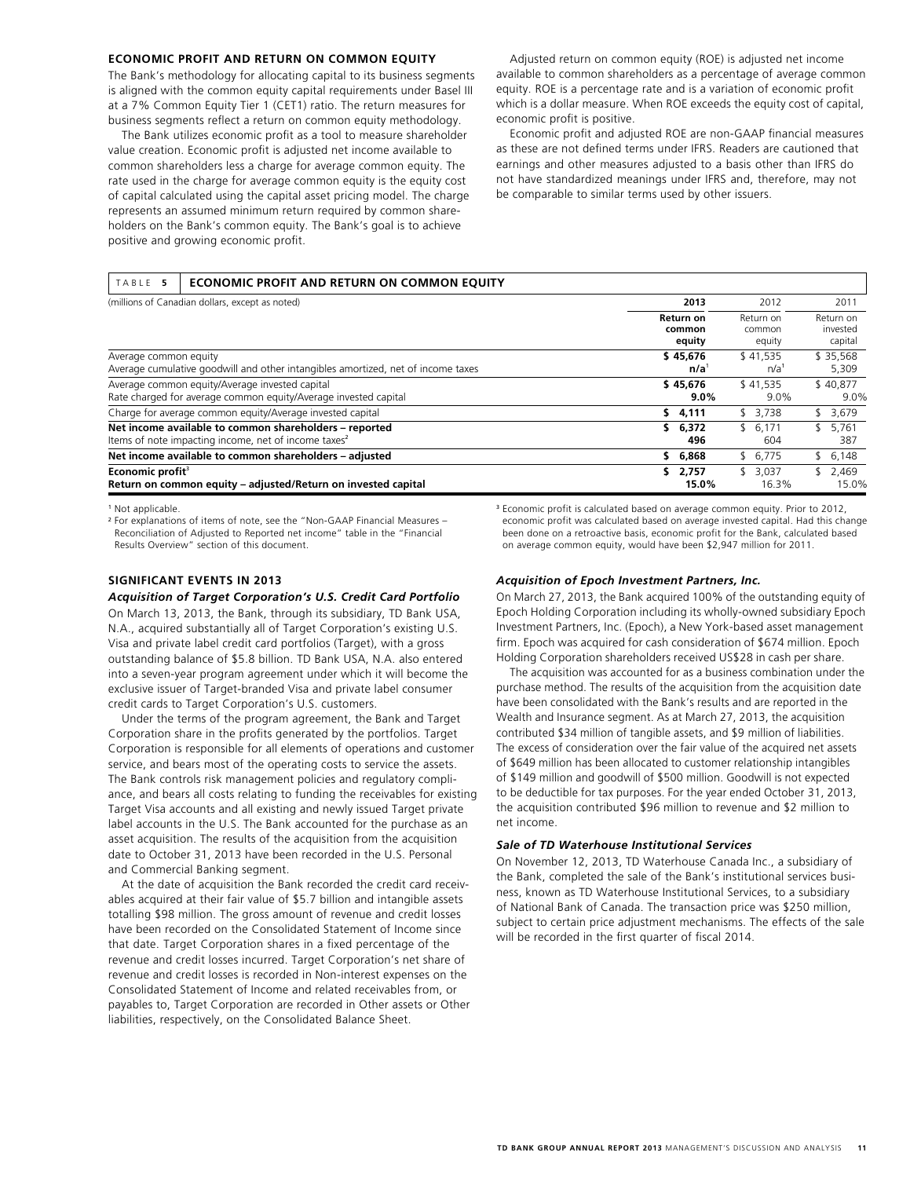## ECONOMIC PROFIT AND RETURN ON COMMON EQUITY

The Bank's methodology for allocating capital to its business segments is aligned with the common equity capital requirements under Basel III at a 7% Common Equity Tier 1 (CET1) ratio. The return measures for business segments reflect a return on common equity methodology.

The Bank utilizes economic profit as a tool to measure shareholder value creation. Economic profit is adjusted net income available to common shareholders less a charge for average common equity. The rate used in the charge for average common equity is the equity cost of capital calculated using the capital asset pricing model. The charge represents an assumed minimum return required by common shareholders on the Bank's common equity. The Bank's goal is to achieve positive and growing economic profit.

Adjusted return on common equity (ROE) is adjusted net income available to common shareholders as a percentage of average common equity. ROE is a percentage rate and is a variation of economic profit which is a dollar measure. When ROE exceeds the equity cost of capital, economic profit is positive.

Economic profit and adjusted ROE are non-GAAP financial measures as these are not defined terms under IFRS. Readers are cautioned that earnings and other measures adjusted to a basis other than IFRS do not have standardized meanings under IFRS and, therefore, may not be comparable to similar terms used by other issuers.

**TABLE 5 ECONOMIC PROFIT AND RETURN ON COMMON EQUITY**

| (millions of Canadian dollars, except as noted) | **2013** | 2012 | 2011 |
|---|---|---|---|
| | **Return on common equity** | Return on common equity | Return on invested capital |
| Average common equity | **$ 45,676** | $ 41,535 | $ 35,568 |
| Average cumulative goodwill and other intangibles amortized, net of income taxes | **n/a**[1] | n/a[1] | 5,309 |
| Average common equity/Average invested capital | **$ 45,676** | $ 41,535 | $ 40,877 |
| Rate charged for average common equity/Average invested capital | **9.0%** | 9.0% | 9.0% |
| Charge for average common equity/Average invested capital | **$ 4,111** | $ 3,738 | $ 3,679 |
| **Net income available to common shareholders – reported** | **$ 6,372** | $ 6,171 | $ 5,761 |
| Items of note impacting income, net of income taxes[2] | **496** | 604 | 387 |
| **Net income available to common shareholders – adjusted** | **$ 6,868** | $ 6,775 | $ 6,148 |
| **Economic profit**[3] | **$ 2,757** | $ 3,037 | $ 2,469 |
| **Return on common equity – adjusted/Return on invested capital** | **15.0%** | 16.3% | 15.0% |

[1] Not applicable.

[2] For explanations of items of note, see the "Non-GAAP Financial Measures – Reconciliation of Adjusted to Reported net income" table in the "Financial Results Overview" section of this document.

[3] Economic profit is calculated based on average common equity. Prior to 2012, economic profit was calculated based on average invested capital. Had this change been done on a retroactive basis, economic profit for the Bank, calculated based on average common equity, would have been $2,947 million for 2011.

## SIGNIFICANT EVENTS IN 2013

### *Acquisition of Target Corporation's U.S. Credit Card Portfolio*

On March 13, 2013, the Bank, through its subsidiary, TD Bank USA, N.A., acquired substantially all of Target Corporation's existing U.S. Visa and private label credit card portfolios (Target), with a gross outstanding balance of $5.8 billion. TD Bank USA, N.A. also entered into a seven-year program agreement under which it will become the exclusive issuer of Target-branded Visa and private label consumer credit cards to Target Corporation's U.S. customers.

Under the terms of the program agreement, the Bank and Target Corporation share in the profits generated by the portfolios. Target Corporation is responsible for all elements of operations and customer service, and bears most of the operating costs to service the assets. The Bank controls risk management policies and regulatory compliance, and bears all costs relating to funding the receivables for existing Target Visa accounts and all existing and newly issued Target private label accounts in the U.S. The Bank accounted for the purchase as an asset acquisition. The results of the acquisition from the acquisition date to October 31, 2013 have been recorded in the U.S. Personal and Commercial Banking segment.

At the date of acquisition the Bank recorded the credit card receivables acquired at their fair value of $5.7 billion and intangible assets totalling $98 million. The gross amount of revenue and credit losses have been recorded on the Consolidated Statement of Income since that date. Target Corporation shares in a fixed percentage of the revenue and credit losses incurred. Target Corporation's net share of revenue and credit losses is recorded in Non-interest expenses on the Consolidated Statement of Income and related receivables from, or payables to, Target Corporation are recorded in Other assets or Other liabilities, respectively, on the Consolidated Balance Sheet.

### *Acquisition of Epoch Investment Partners, Inc.*

On March 27, 2013, the Bank acquired 100% of the outstanding equity of Epoch Holding Corporation including its wholly-owned subsidiary Epoch Investment Partners, Inc. (Epoch), a New York-based asset management firm. Epoch was acquired for cash consideration of $674 million. Epoch Holding Corporation shareholders received US$28 in cash per share.

The acquisition was accounted for as a business combination under the purchase method. The results of the acquisition from the acquisition date have been consolidated with the Bank's results and are reported in the Wealth and Insurance segment. As at March 27, 2013, the acquisition contributed $34 million of tangible assets, and $9 million of liabilities. The excess of consideration over the fair value of the acquired net assets of $649 million has been allocated to customer relationship intangibles of $149 million and goodwill of $500 million. Goodwill is not expected to be deductible for tax purposes. For the year ended October 31, 2013, the acquisition contributed $96 million to revenue and $2 million to net income.

### *Sale of TD Waterhouse Institutional Services*

On November 12, 2013, TD Waterhouse Canada Inc., a subsidiary of the Bank, completed the sale of the Bank's institutional services business, known as TD Waterhouse Institutional Services, to a subsidiary of National Bank of Canada. The transaction price was $250 million, subject to certain price adjustment mechanisms. The effects of the sale will be recorded in the first quarter of fiscal 2014.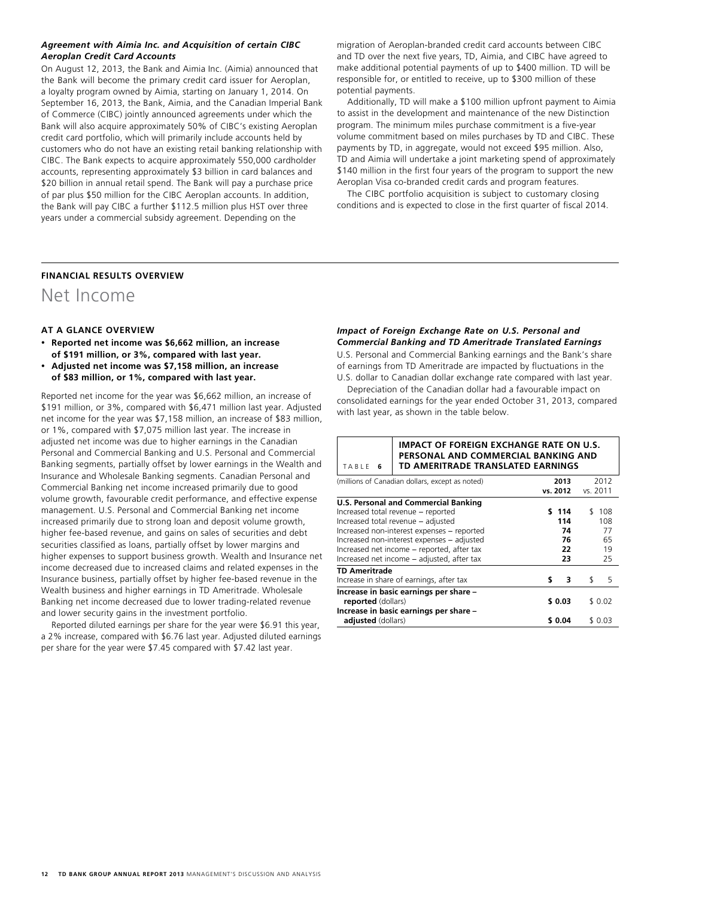### *Agreement with Aimia Inc. and Acquisition of certain CIBC Aeroplan Credit Card Accounts*

On August 12, 2013, the Bank and Aimia Inc. (Aimia) announced that the Bank will become the primary credit card issuer for Aeroplan, a loyalty program owned by Aimia, starting on January 1, 2014. On September 16, 2013, the Bank, Aimia, and the Canadian Imperial Bank of Commerce (CIBC) jointly announced agreements under which the Bank will also acquire approximately 50% of CIBC's existing Aeroplan credit card portfolio, which will primarily include accounts held by customers who do not have an existing retail banking relationship with CIBC. The Bank expects to acquire approximately 550,000 cardholder accounts, representing approximately $3 billion in card balances and $20 billion in annual retail spend. The Bank will pay a purchase price of par plus $50 million for the CIBC Aeroplan accounts. In addition, the Bank will pay CIBC a further $112.5 million plus HST over three years under a commercial subsidy agreement. Depending on the migration of Aeroplan-branded credit card accounts between CIBC and TD over the next five years, TD, Aimia, and CIBC have agreed to make additional potential payments of up to $400 million. TD will be responsible for, or entitled to receive, up to $300 million of these potential payments.

Additionally, TD will make a $100 million upfront payment to Aimia to assist in the development and maintenance of the new Distinction program. The minimum miles purchase commitment is a five-year volume commitment based on miles purchases by TD and CIBC. These payments by TD, in aggregate, would not exceed $95 million. Also, TD and Aimia will undertake a joint marketing spend of approximately $140 million in the first four years of the program to support the new Aeroplan Visa co-branded credit cards and program features.

The CIBC portfolio acquisition is subject to customary closing conditions and is expected to close in the first quarter of fiscal 2014.

**FINANCIAL RESULTS OVERVIEW**

# Net Income

## AT A GLANCE OVERVIEW

- **Reported net income was $6,662 million, an increase of $191 million, or 3%, compared with last year.**
- **Adjusted net income was $7,158 million, an increase of $83 million, or 1%, compared with last year.**

Reported net income for the year was $6,662 million, an increase of $191 million, or 3%, compared with $6,471 million last year. Adjusted net income for the year was $7,158 million, an increase of $83 million, or 1%, compared with $7,075 million last year. The increase in adjusted net income was due to higher earnings in the Canadian Personal and Commercial Banking and U.S. Personal and Commercial Banking segments, partially offset by lower earnings in the Wealth and Insurance and Wholesale Banking segments. Canadian Personal and Commercial Banking net income increased primarily due to good volume growth, favourable credit performance, and effective expense management. U.S. Personal and Commercial Banking net income increased primarily due to strong loan and deposit volume growth, higher fee-based revenue, and gains on sales of securities and debt securities classified as loans, partially offset by lower margins and higher expenses to support business growth. Wealth and Insurance net income decreased due to increased claims and related expenses in the Insurance business, partially offset by higher fee-based revenue in the Wealth business and higher earnings in TD Ameritrade. Wholesale Banking net income decreased due to lower trading-related revenue and lower security gains in the investment portfolio.

Reported diluted earnings per share for the year were $6.91 this year, a 2% increase, compared with $6.76 last year. Adjusted diluted earnings per share for the year were $7.45 compared with $7.42 last year.

### *Impact of Foreign Exchange Rate on U.S. Personal and Commercial Banking and TD Ameritrade Translated Earnings*

U.S. Personal and Commercial Banking earnings and the Bank's share of earnings from TD Ameritrade are impacted by fluctuations in the U.S. dollar to Canadian dollar exchange rate compared with last year.

Depreciation of the Canadian dollar had a favourable impact on consolidated earnings for the year ended October 31, 2013, compared with last year, as shown in the table below.

**TABLE 6 IMPACT OF FOREIGN EXCHANGE RATE ON U.S. PERSONAL AND COMMERCIAL BANKING AND TD AMERITRADE TRANSLATED EARNINGS**

| (millions of Canadian dollars, except as noted) | **2013 vs. 2012** | 2012 vs. 2011 |
|---|---|---|
| **U.S. Personal and Commercial Banking** | | |
| Increased total revenue – reported | **$ 114** | $ 108 |
| Increased total revenue – adjusted | **114** | 108 |
| Increased non-interest expenses – reported | **74** | 77 |
| Increased non-interest expenses – adjusted | **76** | 65 |
| Increased net income – reported, after tax | **22** | 19 |
| Increased net income – adjusted, after tax | **23** | 25 |
| **TD Ameritrade** | | |
| Increase in share of earnings, after tax | **$ 3** | $ 5 |
| **Increase in basic earnings per share – reported** (dollars) | **$ 0.03** | $ 0.02 |
| **Increase in basic earnings per share – adjusted** (dollars) | **$ 0.04** | $ 0.03 |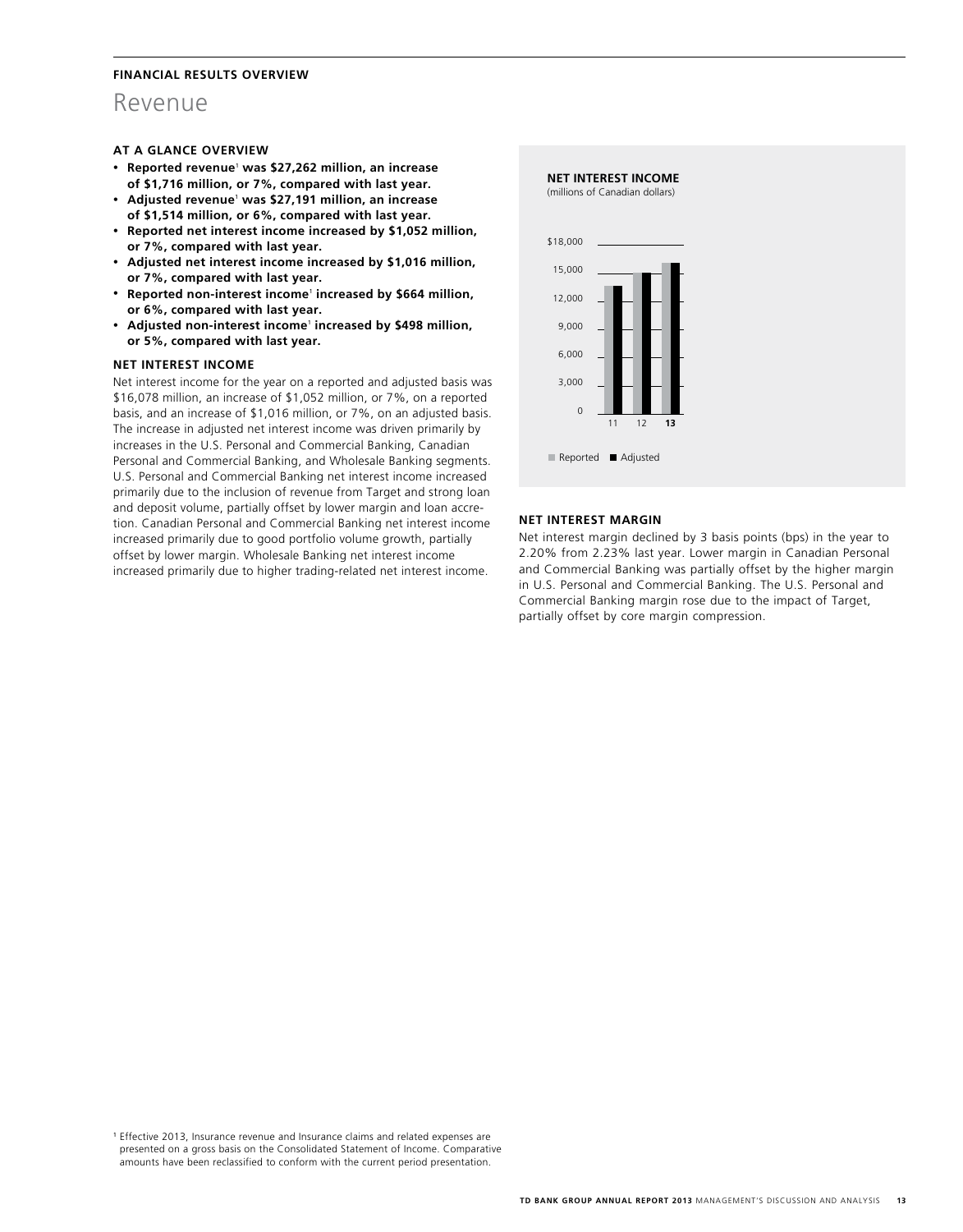**FINANCIAL RESULTS OVERVIEW**

# Revenue

### AT A GLANCE OVERVIEW

- **Reported revenue[1] was $27,262 million, an increase of $1,716 million, or 7%, compared with last year.**
- **Adjusted revenue[1] was $27,191 million, an increase of $1,514 million, or 6%, compared with last year.**
- **Reported net interest income increased by $1,052 million, or 7%, compared with last year.**
- **Adjusted net interest income increased by $1,016 million, or 7%, compared with last year.**
- **Reported non-interest income[1] increased by $664 million, or 6%, compared with last year.**
- **Adjusted non-interest income[1] increased by $498 million, or 5%, compared with last year.**

### NET INTEREST INCOME

Net interest income for the year on a reported and adjusted basis was $16,078 million, an increase of $1,052 million, or 7%, on a reported basis, and an increase of $1,016 million, or 7%, on an adjusted basis. The increase in adjusted net interest income was driven primarily by increases in the U.S. Personal and Commercial Banking, Canadian Personal and Commercial Banking, and Wholesale Banking segments. U.S. Personal and Commercial Banking net interest income increased primarily due to the inclusion of revenue from Target and strong loan and deposit volume, partially offset by lower margin and loan accretion. Canadian Personal and Commercial Banking net interest income increased primarily due to good portfolio volume growth, partially offset by lower margin. Wholesale Banking net interest income increased primarily due to higher trading-related net interest income.

**NET INTEREST INCOME**
(millions of Canadian dollars)

$18,000
15,000
12,000
9,000
6,000
3,000
0

11 12 **13**

Reported ■ Adjusted

### NET INTEREST MARGIN

Net interest margin declined by 3 basis points (bps) in the year to 2.20% from 2.23% last year. Lower margin in Canadian Personal and Commercial Banking was partially offset by the higher margin in U.S. Personal and Commercial Banking. The U.S. Personal and Commercial Banking margin rose due to the impact of Target, partially offset by core margin compression.

[1] Effective 2013, Insurance revenue and Insurance claims and related expenses are presented on a gross basis on the Consolidated Statement of Income. Comparative amounts have been reclassified to conform with the current period presentation.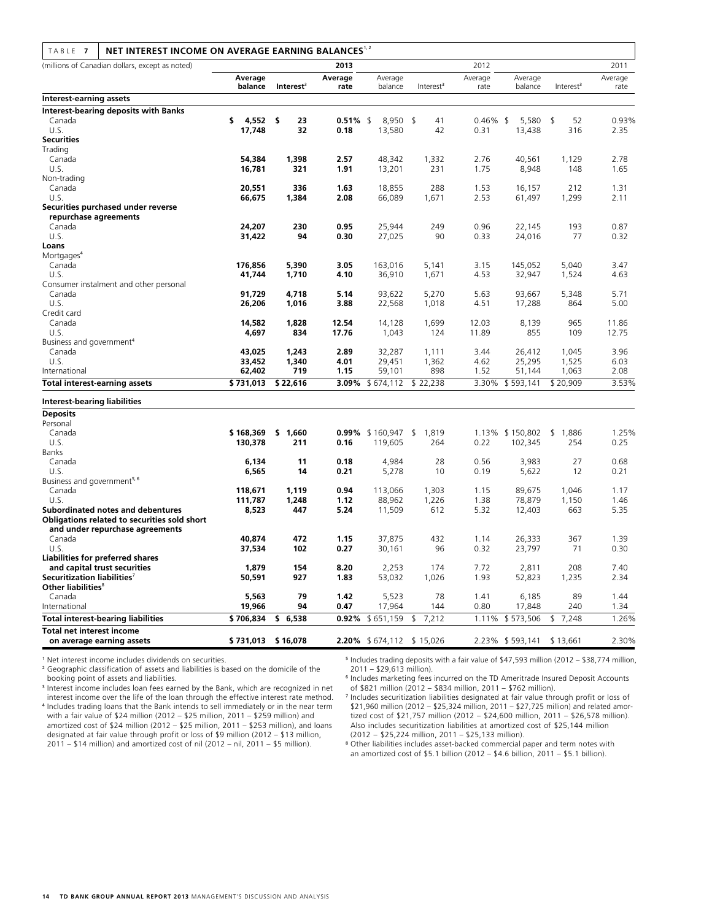## TABLE 7 NET INTEREST INCOME ON AVERAGE EARNING BALANCES[1,2]

| (millions of Canadian dollars, except as noted) | | | 2013 | | | 2012 | | | 2011 |
|---|---|---|---|---|---|---|---|---|---|
| | Average balance | Interest[3] | Average rate | Average balance | Interest[3] | Average rate | Average balance | Interest[3] | Average rate |
| **Interest-earning assets** | | | | | | | | | |
| **Interest-bearing deposits with Banks** | | | | | | | | | |
| Canada | **$ 4,552** | **$ 23** | **0.51%** | $ 8,950 | $ 41 | 0.46% | $ 5,580 | $ 52 | 0.93% |
| U.S. | **17,748** | **32** | **0.18** | 13,580 | 42 | 0.31 | 13,438 | 316 | 2.35 |
| **Securities** | | | | | | | | | |
| Trading | | | | | | | | | |
| Canada | **54,384** | **1,398** | **2.57** | 48,342 | 1,332 | 2.76 | 40,561 | 1,129 | 2.78 |
| U.S. | **16,781** | **321** | **1.91** | 13,201 | 231 | 1.75 | 8,948 | 148 | 1.65 |
| Non-trading | | | | | | | | | |
| Canada | **20,551** | **336** | **1.63** | 18,855 | 288 | 1.53 | 16,157 | 212 | 1.31 |
| U.S. | **66,675** | **1,384** | **2.08** | 66,089 | 1,671 | 2.53 | 61,497 | 1,299 | 2.11 |
| **Securities purchased under reverse repurchase agreements** | | | | | | | | | |
| Canada | **24,207** | **230** | **0.95** | 25,944 | 249 | 0.96 | 22,145 | 193 | 0.87 |
| U.S. | **31,422** | **94** | **0.30** | 27,025 | 90 | 0.33 | 24,016 | 77 | 0.32 |
| **Loans** | | | | | | | | | |
| Mortgages[4] | | | | | | | | | |
| Canada | **176,856** | **5,390** | **3.05** | 163,016 | 5,141 | 3.15 | 145,052 | 5,040 | 3.47 |
| U.S. | **41,744** | **1,710** | **4.10** | 36,910 | 1,671 | 4.53 | 32,947 | 1,524 | 4.63 |
| Consumer instalment and other personal | | | | | | | | | |
| Canada | **91,729** | **4,718** | **5.14** | 93,622 | 5,270 | 5.63 | 93,667 | 5,348 | 5.71 |
| U.S. | **26,206** | **1,016** | **3.88** | 22,568 | 1,018 | 4.51 | 17,288 | 864 | 5.00 |
| Credit card | | | | | | | | | |
| Canada | **14,582** | **1,828** | **12.54** | 14,128 | 1,699 | 12.03 | 8,139 | 965 | 11.86 |
| U.S. | **4,697** | **834** | **17.76** | 1,043 | 124 | 11.89 | 855 | 109 | 12.75 |
| Business and government[4] | | | | | | | | | |
| Canada | **43,025** | **1,243** | **2.89** | 32,287 | 1,111 | 3.44 | 26,412 | 1,045 | 3.96 |
| U.S. | **33,452** | **1,340** | **4.01** | 29,451 | 1,362 | 4.62 | 25,295 | 1,525 | 6.03 |
| International | **62,402** | **719** | **1.15** | 59,101 | 898 | 1.52 | 51,144 | 1,063 | 2.08 |
| **Total interest-earning assets** | **$ 731,013** | **$ 22,616** | **3.09%** | $ 674,112 | $ 22,238 | 3.30% | $ 593,141 | $ 20,909 | 3.53% |
| **Interest-bearing liabilities** | | | | | | | | | |
| **Deposits** | | | | | | | | | |
| Personal | | | | | | | | | |
| Canada | **$ 168,369** | **$ 1,660** | **0.99%** | $ 160,947 | $ 1,819 | 1.13% | $ 150,802 | $ 1,886 | 1.25% |
| U.S. | **130,378** | **211** | **0.16** | 119,605 | 264 | 0.22 | 102,345 | 254 | 0.25 |
| Banks | | | | | | | | | |
| Canada | **6,134** | **11** | **0.18** | 4,984 | 28 | 0.56 | 3,983 | 27 | 0.68 |
| U.S. | **6,565** | **14** | **0.21** | 5,278 | 10 | 0.19 | 5,622 | 12 | 0.21 |
| Business and government[5,6] | | | | | | | | | |
| Canada | **118,671** | **1,119** | **0.94** | 113,066 | 1,303 | 1.15 | 89,675 | 1,046 | 1.17 |
| U.S. | **111,787** | **1,248** | **1.12** | 88,962 | 1,226 | 1.38 | 78,879 | 1,150 | 1.46 |
| **Subordinated notes and debentures** | **8,523** | **447** | **5.24** | 11,509 | 612 | 5.32 | 12,403 | 663 | 5.35 |
| **Obligations related to securities sold short and under repurchase agreements** | | | | | | | | | |
| Canada | **40,874** | **472** | **1.15** | 37,875 | 432 | 1.14 | 26,333 | 367 | 1.39 |
| U.S. | **37,534** | **102** | **0.27** | 30,161 | 96 | 0.32 | 23,797 | 71 | 0.30 |
| **Liabilities for preferred shares and capital trust securities** | **1,879** | **154** | **8.20** | 2,253 | 174 | 7.72 | 2,811 | 208 | 7.40 |
| **Securitization liabilities**[7] | **50,591** | **927** | **1.83** | 53,032 | 1,026 | 1.93 | 52,823 | 1,235 | 2.34 |
| **Other liabilities**[8] | | | | | | | | | |
| Canada | **5,563** | **79** | **1.42** | 5,523 | 78 | 1.41 | 6,185 | 89 | 1.44 |
| International | **19,966** | **94** | **0.47** | 17,964 | 144 | 0.80 | 17,848 | 240 | 1.34 |
| **Total interest-bearing liabilities** | **$ 706,834** | **$ 6,538** | **0.92%** | $ 651,159 | $ 7,212 | 1.11% | $ 573,506 | $ 7,248 | 1.26% |
| **Total net interest income on average earning assets** | **$ 731,013** | **$ 16,078** | **2.20%** | $ 674,112 | $ 15,026 | 2.23% | $ 593,141 | $ 13,661 | 2.30% |

[1] Net interest income includes dividends on securities.

[2] Geographic classification of assets and liabilities is based on the domicile of the booking point of assets and liabilities.

[3] Interest income includes loan fees earned by the Bank, which are recognized in net interest income over the life of the loan through the effective interest rate method.

[4] Includes trading loans that the Bank intends to sell immediately or in the near term with a fair value of $24 million (2012 – $25 million, 2011 – $259 million) and amortized cost of $24 million (2012 – $25 million, 2011 – $253 million), and loans designated at fair value through profit or loss of $9 million (2012 – $13 million, 2011 – $14 million) and amortized cost of nil (2012 – nil, 2011 – $5 million).

[5] Includes trading deposits with a fair value of $47,593 million (2012 – $38,774 million, 2011 – $29,613 million).

[6] Includes marketing fees incurred on the TD Ameritrade Insured Deposit Accounts of $821 million (2012 – $834 million, 2011 – $762 million).

[7] Includes securitization liabilities designated at fair value through profit or loss of $21,960 million (2012 – $25,324 million, 2011 – $27,725 million) and related amortized cost of $21,757 million (2012 – $24,600 million, 2011 – $26,578 million). Also includes securitization liabilities at amortized cost of $25,144 million (2012 – $25,224 million, 2011 – $25,133 million).

[8] Other liabilities includes asset-backed commercial paper and term notes with an amortized cost of $5.1 billion (2012 – $4.6 billion, 2011 – $5.1 billion).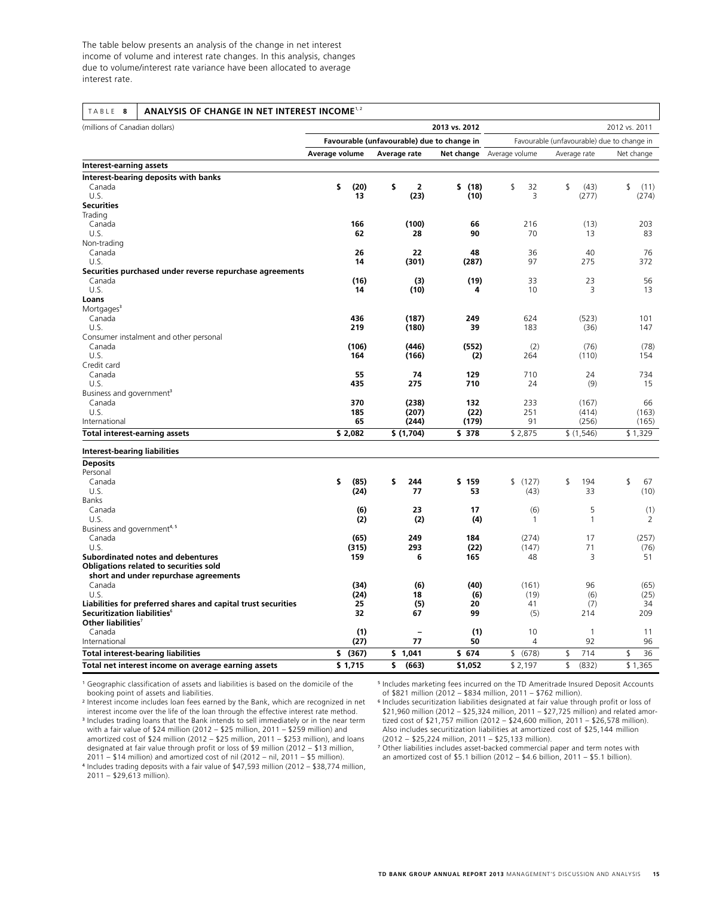The table below presents an analysis of the change in net interest income of volume and interest rate changes. In this analysis, changes due to volume/interest rate variance have been allocated to average interest rate.

**TABLE 8 ANALYSIS OF CHANGE IN NET INTEREST INCOME[1,2]**

| (millions of Canadian dollars) | 2013 vs. 2012 | | | 2012 vs. 2011 | | |
|---|---|---|---|---|---|---|
| | Favourable (unfavourable) due to change in | | | Favourable (unfavourable) due to change in | | |
| | Average volume | Average rate | Net change | Average volume | Average rate | Net change |
| **Interest-earning assets** | | | | | | |
| **Interest-bearing deposits with banks** | | | | | | |
| Canada | $ (20) | $ 2 | $ (18) | $ 32 | $ (43) | $ (11) |
| U.S. | 13 | (23) | (10) | 3 | (277) | (274) |
| **Securities** | | | | | | |
| Trading | | | | | | |
| Canada | 166 | (100) | 66 | 216 | (13) | 203 |
| U.S. | 62 | 28 | 90 | 70 | 13 | 83 |
| Non-trading | | | | | | |
| Canada | 26 | 22 | 48 | 36 | 40 | 76 |
| U.S. | 14 | (301) | (287) | 97 | 275 | 372 |
| **Securities purchased under reverse repurchase agreements** | | | | | | |
| Canada | (16) | (3) | (19) | 33 | 23 | 56 |
| U.S. | 14 | (10) | 4 | 10 | 3 | 13 |
| **Loans** | | | | | | |
| Mortgages[3] | | | | | | |
| Canada | 436 | (187) | 249 | 624 | (523) | 101 |
| U.S. | 219 | (180) | 39 | 183 | (36) | 147 |
| Consumer instalment and other personal | | | | | | |
| Canada | (106) | (446) | (552) | (2) | (76) | (78) |
| U.S. | 164 | (166) | (2) | 264 | (110) | 154 |
| Credit card | | | | | | |
| Canada | 55 | 74 | 129 | 710 | 24 | 734 |
| U.S. | 435 | 275 | 710 | 24 | (9) | 15 |
| Business and government[3] | | | | | | |
| Canada | 370 | (238) | 132 | 233 | (167) | 66 |
| U.S. | 185 | (207) | (22) | 251 | (414) | (163) |
| International | 65 | (244) | (179) | 91 | (256) | (165) |
| **Total interest-earning assets** | $ 2,082 | $ (1,704) | $ 378 | $ 2,875 | $ (1,546) | $ 1,329 |
| **Interest-bearing liabilities** | | | | | | |
| **Deposits** | | | | | | |
| Personal | | | | | | |
| Canada | $ (85) | $ 244 | $ 159 | $ (127) | $ 194 | $ 67 |
| U.S. | (24) | 77 | 53 | (43) | 33 | (10) |
| Banks | | | | | | |
| Canada | (6) | 23 | 17 | (6) | 5 | (1) |
| U.S. | (2) | (2) | (4) | 1 | 1 | 2 |
| Business and government[4,5] | | | | | | |
| Canada | (65) | 249 | 184 | (274) | 17 | (257) |
| U.S. | (315) | 293 | (22) | (147) | 71 | (76) |
| **Subordinated notes and debentures** | 159 | 6 | 165 | 48 | 3 | 51 |
| **Obligations related to securities sold short and under repurchase agreements** | | | | | | |
| Canada | (34) | (6) | (40) | (161) | 96 | (65) |
| U.S. | (24) | 18 | (6) | (19) | (6) | (25) |
| **Liabilities for preferred shares and capital trust securities** | 25 | (5) | 20 | 41 | (7) | 34 |
| **Securitization liabilities**[6] | 32 | 67 | 99 | (5) | 214 | 209 |
| **Other liabilities**[7] | | | | | | |
| Canada | (1) | – | (1) | 10 | 1 | 11 |
| International | (27) | 77 | 50 | 4 | 92 | 96 |
| **Total interest-bearing liabilities** | $ (367) | $ 1,041 | $ 674 | $ (678) | $ 714 | $ 36 |
| **Total net interest income on average earning assets** | $ 1,715 | $ (663) | $1,052 | $ 2,197 | $ (832) | $ 1,365 |

[1] Geographic classification of assets and liabilities is based on the domicile of the booking point of assets and liabilities.

[2] Interest income includes loan fees earned by the Bank, which are recognized in net interest income over the life of the loan through the effective interest rate method.

[3] Includes trading loans that the Bank intends to sell immediately or in the near term with a fair value of $24 million (2012 – $25 million, 2011 – $259 million) and amortized cost of $24 million (2012 – $25 million, 2011 – $253 million), and loans designated at fair value through profit or loss of $9 million (2012 – $13 million, 2011 – $14 million) and amortized cost of nil (2012 – nil, 2011 – $5 million).

[4] Includes trading deposits with a fair value of $47,593 million (2012 – $38,774 million, 2011 – $29,613 million).

[5] Includes marketing fees incurred on the TD Ameritrade Insured Deposit Accounts of $821 million (2012 – $834 million, 2011 – $762 million).

[6] Includes securitization liabilities designated at fair value through profit or loss of $21,960 million (2012 – $25,324 million, 2011 – $27,725 million) and related amortized cost of $21,757 million (2012 – $24,600 million, 2011 – $26,578 million). Also includes securitization liabilities at amortized cost of $25,144 million (2012 – $25,224 million, 2011 – $25,133 million).

[7] Other liabilities includes asset-backed commercial paper and term notes with an amortized cost of $5.1 billion (2012 – $4.6 billion, 2011 – $5.1 billion).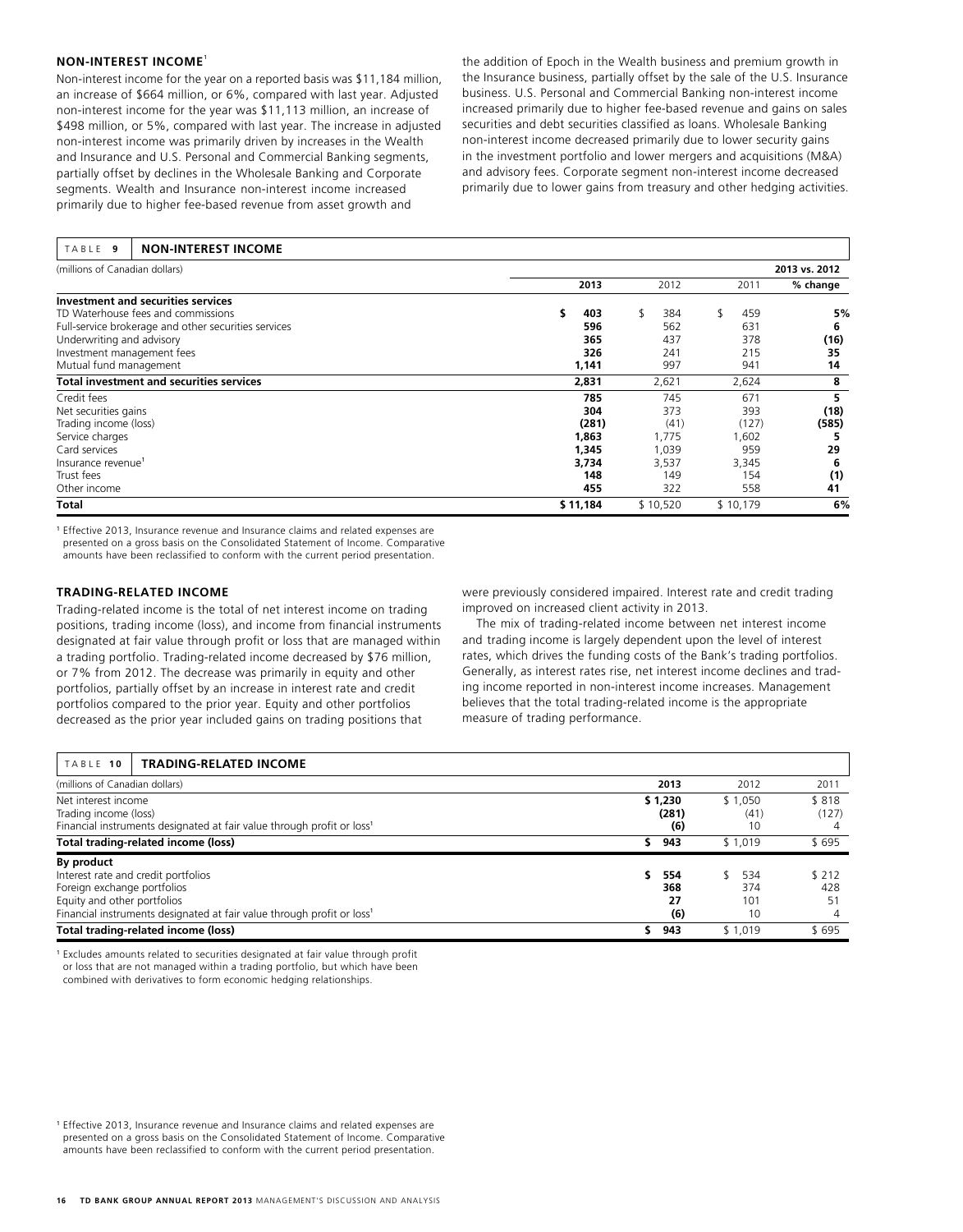## NON-INTEREST INCOME[1]

Non-interest income for the year on a reported basis was $11,184 million, an increase of $664 million, or 6%, compared with last year. Adjusted non-interest income for the year was $11,113 million, an increase of $498 million, or 5%, compared with last year. The increase in adjusted non-interest income was primarily driven by increases in the Wealth and Insurance and U.S. Personal and Commercial Banking segments, partially offset by declines in the Wholesale Banking and Corporate segments. Wealth and Insurance non-interest income increased primarily due to higher fee-based revenue from asset growth and the addition of Epoch in the Wealth business and premium growth in the Insurance business, partially offset by the sale of the U.S. Insurance business. U.S. Personal and Commercial Banking non-interest income increased primarily due to higher fee-based revenue and gains on sales securities and debt securities classified as loans. Wholesale Banking non-interest income decreased primarily due to lower security gains in the investment portfolio and lower mergers and acquisitions (M&A) and advisory fees. Corporate segment non-interest income decreased primarily due to lower gains from treasury and other hedging activities.

**TABLE 9 NON-INTEREST INCOME**

| (millions of Canadian dollars) | | | | 2013 vs. 2012 |
|---|---|---|---|---|
| | **2013** | 2012 | 2011 | **% change** |
| **Investment and securities services** | | | | |
| TD Waterhouse fees and commissions | **$ 403** | $ 384 | $ 459 | **5%** |
| Full-service brokerage and other securities services | **596** | 562 | 631 | **6** |
| Underwriting and advisory | **365** | 437 | 378 | **(16)** |
| Investment management fees | **326** | 241 | 215 | **35** |
| Mutual fund management | **1,141** | 997 | 941 | **14** |
| **Total investment and securities services** | **2,831** | 2,621 | 2,624 | **8** |
| Credit fees | **785** | 745 | 671 | **5** |
| Net securities gains | **304** | 373 | 393 | **(18)** |
| Trading income (loss) | **(281)** | (41) | (127) | **(585)** |
| Service charges | **1,863** | 1,775 | 1,602 | **5** |
| Card services | **1,345** | 1,039 | 959 | **29** |
| Insurance revenue[1] | **3,734** | 3,537 | 3,345 | **6** |
| Trust fees | **148** | 149 | 154 | **(1)** |
| Other income | **455** | 322 | 558 | **41** |
| **Total** | **$ 11,184** | $ 10,520 | $ 10,179 | **6%** |

[1] Effective 2013, Insurance revenue and Insurance claims and related expenses are presented on a gross basis on the Consolidated Statement of Income. Comparative amounts have been reclassified to conform with the current period presentation.

## TRADING-RELATED INCOME

Trading-related income is the total of net interest income on trading positions, trading income (loss), and income from financial instruments designated at fair value through profit or loss that are managed within a trading portfolio. Trading-related income decreased by $76 million, or 7% from 2012. The decrease was primarily in equity and other portfolios, partially offset by an increase in interest rate and credit portfolios compared to the prior year. Equity and other portfolios decreased as the prior year included gains on trading positions that were previously considered impaired. Interest rate and credit trading improved on increased client activity in 2013.

The mix of trading-related income between net interest income and trading income is largely dependent upon the level of interest rates, which drives the funding costs of the Bank's trading portfolios. Generally, as interest rates rise, net interest income declines and trading income reported in non-interest income increases. Management believes that the total trading-related income is the appropriate measure of trading performance.

**TABLE 10 TRADING-RELATED INCOME**

| (millions of Canadian dollars) | **2013** | 2012 | 2011 |
|---|---|---|---|
| Net interest income | **$ 1,230** | $ 1,050 | $ 818 |
| Trading income (loss) | **(281)** | (41) | (127) |
| Financial instruments designated at fair value through profit or loss[1] | **(6)** | 10 | 4 |
| **Total trading-related income (loss)** | **$ 943** | $ 1,019 | $ 695 |
| **By product** | | | |
| Interest rate and credit portfolios | **$ 554** | $ 534 | $ 212 |
| Foreign exchange portfolios | **368** | 374 | 428 |
| Equity and other portfolios | **27** | 101 | 51 |
| Financial instruments designated at fair value through profit or loss[1] | **(6)** | 10 | 4 |
| **Total trading-related income (loss)** | **$ 943** | $ 1,019 | $ 695 |

[1] Excludes amounts related to securities designated at fair value through profit or loss that are not managed within a trading portfolio, but which have been combined with derivatives to form economic hedging relationships.

[1] Effective 2013, Insurance revenue and Insurance claims and related expenses are presented on a gross basis on the Consolidated Statement of Income. Comparative amounts have been reclassified to conform with the current period presentation.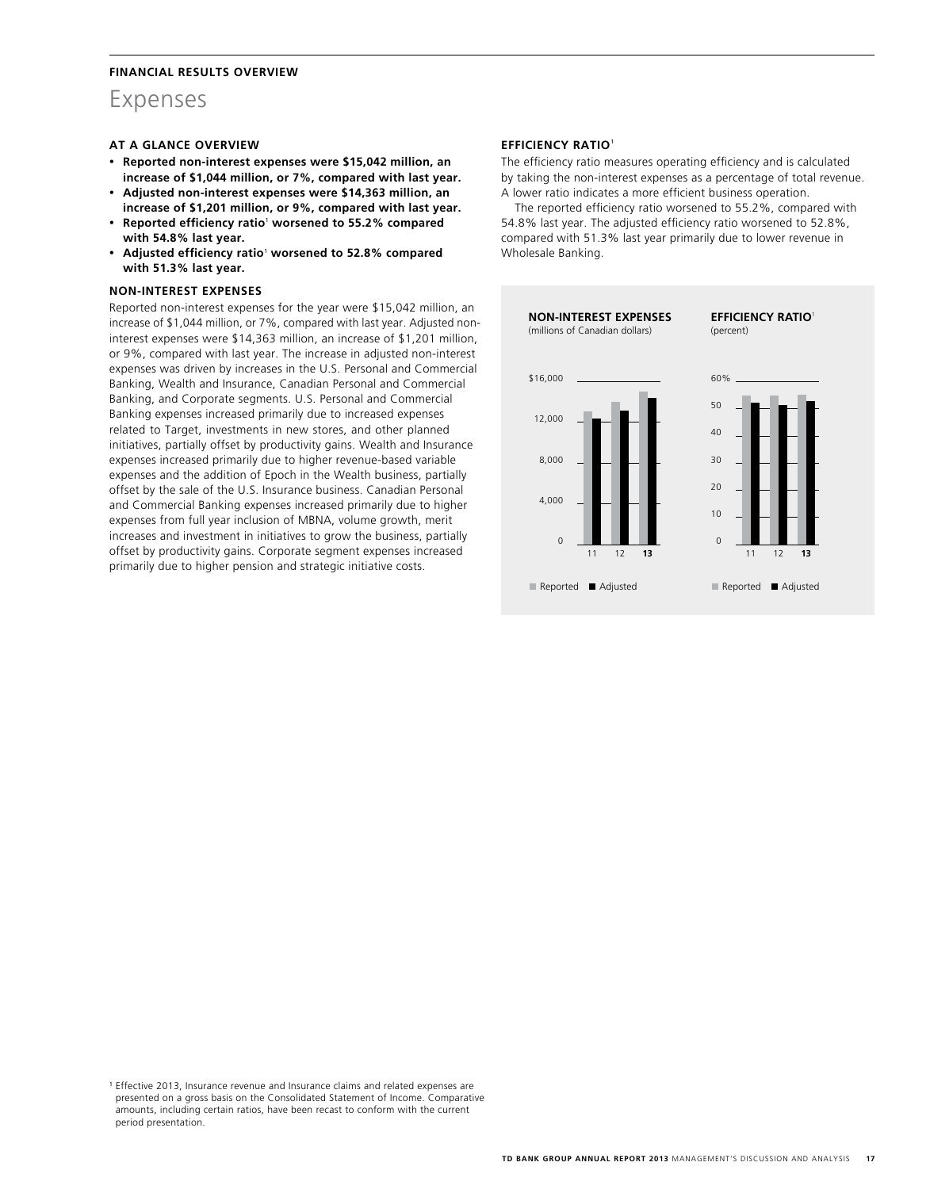**FINANCIAL RESULTS OVERVIEW**

# Expenses

## AT A GLANCE OVERVIEW

- **Reported non-interest expenses were \$15,042 million, an increase of \$1,044 million, or 7%, compared with last year.**
- **Adjusted non-interest expenses were \$14,363 million, an increase of \$1,201 million, or 9%, compared with last year.**
- **Reported efficiency ratio[1] worsened to 55.2% compared with 54.8% last year.**
- **Adjusted efficiency ratio[1] worsened to 52.8% compared with 51.3% last year.**

## NON-INTEREST EXPENSES

Reported non-interest expenses for the year were \$15,042 million, an increase of \$1,044 million, or 7%, compared with last year. Adjusted non-interest expenses were \$14,363 million, an increase of \$1,201 million, or 9%, compared with last year. The increase in adjusted non-interest expenses was driven by increases in the U.S. Personal and Commercial Banking, Wealth and Insurance, Canadian Personal and Commercial Banking, and Corporate segments. U.S. Personal and Commercial Banking expenses increased primarily due to increased expenses related to Target, investments in new stores, and other planned initiatives, partially offset by productivity gains. Wealth and Insurance expenses increased primarily due to higher revenue-based variable expenses and the addition of Epoch in the Wealth business, partially offset by the sale of the U.S. Insurance business. Canadian Personal and Commercial Banking expenses increased primarily due to higher expenses from full year inclusion of MBNA, volume growth, merit increases and investment in initiatives to grow the business, partially offset by productivity gains. Corporate segment expenses increased primarily due to higher pension and strategic initiative costs.

## EFFICIENCY RATIO[1]

The efficiency ratio measures operating efficiency and is calculated by taking the non-interest expenses as a percentage of total revenue. A lower ratio indicates a more efficient business operation.

The reported efficiency ratio worsened to 55.2%, compared with 54.8% last year. The adjusted efficiency ratio worsened to 52.8%, compared with 51.3% last year primarily due to lower revenue in Wholesale Banking.

**NON-INTEREST EXPENSES**
(millions of Canadian dollars)

Reported ■ Adjusted

**EFFICIENCY RATIO[1]**
(percent)

Reported ■ Adjusted

[1] Effective 2013, Insurance revenue and Insurance claims and related expenses are presented on a gross basis on the Consolidated Statement of Income. Comparative amounts, including certain ratios, have been recast to conform with the current period presentation.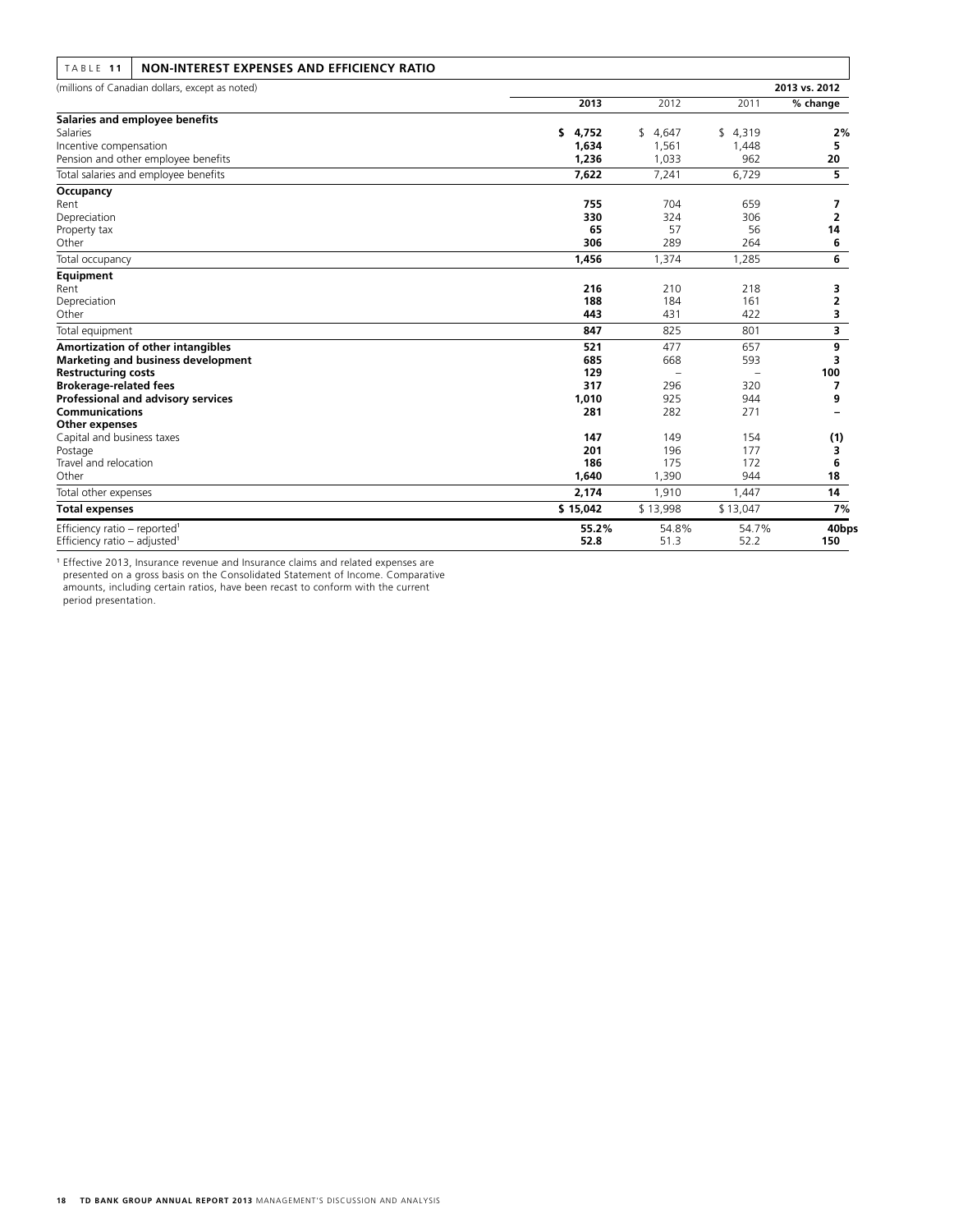**TABLE 11 NON-INTEREST EXPENSES AND EFFICIENCY RATIO**

| (millions of Canadian dollars, except as noted) | | | | 2013 vs. 2012 |
|---|---|---|---|---|
| | **2013** | 2012 | 2011 | **% change** |
| **Salaries and employee benefits** | | | | |
| Salaries | **$ 4,752** | $ 4,647 | $ 4,319 | **2%** |
| Incentive compensation | **1,634** | 1,561 | 1,448 | **5** |
| Pension and other employee benefits | **1,236** | 1,033 | 962 | **20** |
| Total salaries and employee benefits | **7,622** | 7,241 | 6,729 | **5** |
| **Occupancy** | | | | |
| Rent | **755** | 704 | 659 | **7** |
| Depreciation | **330** | 324 | 306 | **2** |
| Property tax | **65** | 57 | 56 | **14** |
| Other | **306** | 289 | 264 | **6** |
| Total occupancy | **1,456** | 1,374 | 1,285 | **6** |
| **Equipment** | | | | |
| Rent | **216** | 210 | 218 | **3** |
| Depreciation | **188** | 184 | 161 | **2** |
| Other | **443** | 431 | 422 | **3** |
| Total equipment | **847** | 825 | 801 | **3** |
| **Amortization of other intangibles** | **521** | 477 | 657 | **9** |
| **Marketing and business development** | **685** | 668 | 593 | **3** |
| **Restructuring costs** | **129** | – | – | **100** |
| **Brokerage-related fees** | **317** | 296 | 320 | **7** |
| **Professional and advisory services** | **1,010** | 925 | 944 | **9** |
| **Communications** | **281** | 282 | 271 | **–** |
| **Other expenses** | | | | |
| Capital and business taxes | **147** | 149 | 154 | **(1)** |
| Postage | **201** | 196 | 177 | **3** |
| Travel and relocation | **186** | 175 | 172 | **6** |
| Other | **1,640** | 1,390 | 944 | **18** |
| Total other expenses | **2,174** | 1,910 | 1,447 | **14** |
| **Total expenses** | **$ 15,042** | $ 13,998 | $ 13,047 | **7%** |
| Efficiency ratio – reported[1] | **55.2%** | 54.8% | 54.7% | **40bps** |
| Efficiency ratio – adjusted[1] | **52.8** | 51.3 | 52.2 | **150** |

[1] Effective 2013, Insurance revenue and Insurance claims and related expenses are presented on a gross basis on the Consolidated Statement of Income. Comparative amounts, including certain ratios, have been recast to conform with the current period presentation.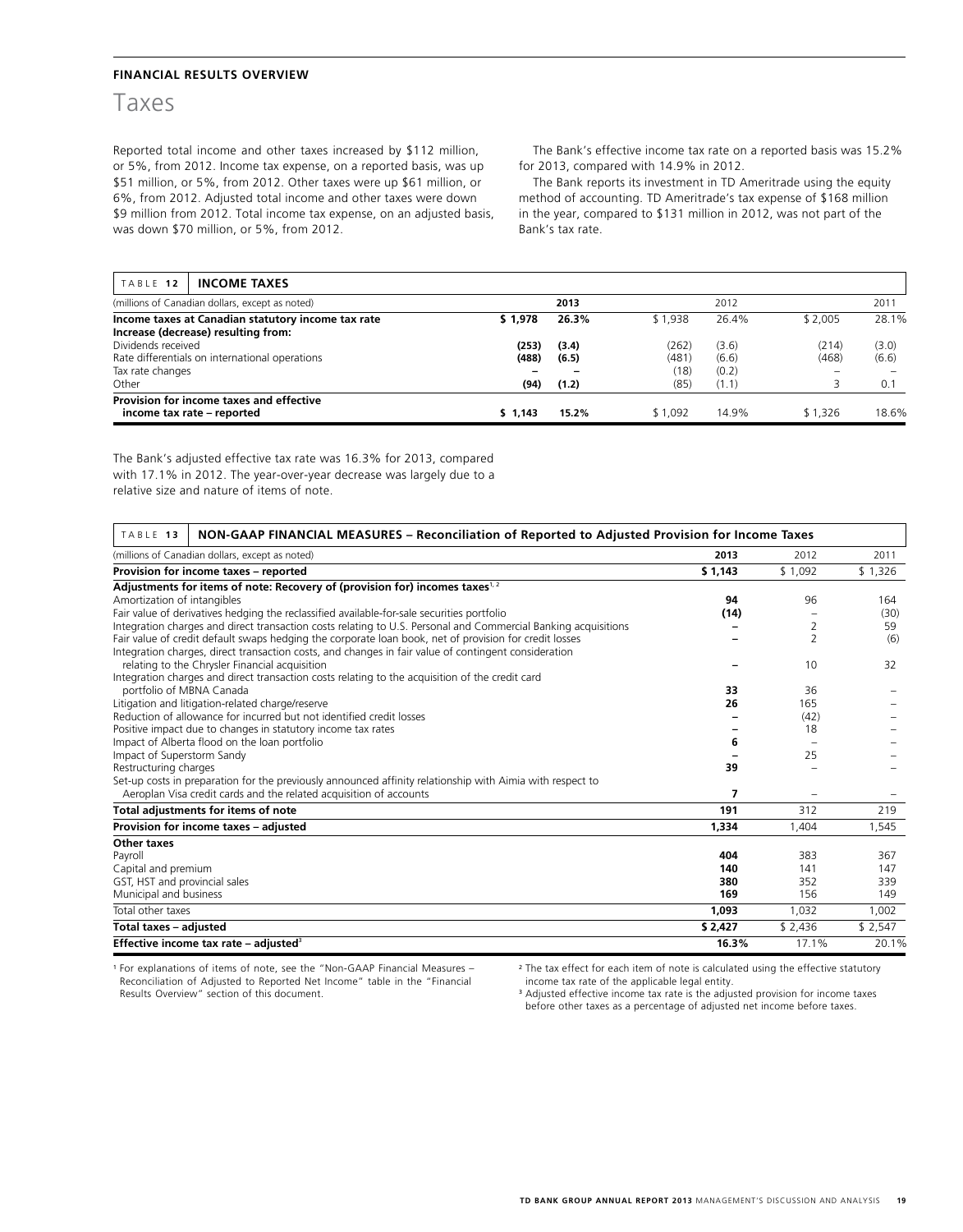FINANCIAL RESULTS OVERVIEW

# Taxes

Reported total income and other taxes increased by $112 million, or 5%, from 2012. Income tax expense, on a reported basis, was up $51 million, or 5%, from 2012. Other taxes were up $61 million, or 6%, from 2012. Adjusted total income and other taxes were down $9 million from 2012. Total income tax expense, on an adjusted basis, was down $70 million, or 5%, from 2012.

The Bank's effective income tax rate on a reported basis was 15.2% for 2013, compared with 14.9% in 2012.

The Bank reports its investment in TD Ameritrade using the equity method of accounting. TD Ameritrade's tax expense of $168 million in the year, compared to $131 million in 2012, was not part of the Bank's tax rate.

**TABLE 12 INCOME TAXES**

| (millions of Canadian dollars, except as noted) | 2013 | | 2012 | | 2011 | |
|---|---|---|---|---|---|---|
| **Income taxes at Canadian statutory income tax rate** | **$ 1,978** | **26.3%** | $ 1,938 | 26.4% | $ 2,005 | 28.1% |
| **Increase (decrease) resulting from:** | | | | | | |
| Dividends received | **(253)** | **(3.4)** | (262) | (3.6) | (214) | (3.0) |
| Rate differentials on international operations | **(488)** | **(6.5)** | (481) | (6.6) | (468) | (6.6) |
| Tax rate changes | **–** | **–** | (18) | (0.2) | – | – |
| Other | **(94)** | **(1.2)** | (85) | (1.1) | 3 | 0.1 |
| **Provision for income taxes and effective income tax rate – reported** | **$ 1,143** | **15.2%** | $ 1,092 | 14.9% | $ 1,326 | 18.6% |

The Bank's adjusted effective tax rate was 16.3% for 2013, compared with 17.1% in 2012. The year-over-year decrease was largely due to a relative size and nature of items of note.

**TABLE 13 NON-GAAP FINANCIAL MEASURES – Reconciliation of Reported to Adjusted Provision for Income Taxes**

| (millions of Canadian dollars, except as noted) | 2013 | 2012 | 2011 |
|---|---|---|---|
| **Provision for income taxes – reported** | **$ 1,143** | $ 1,092 | $ 1,326 |
| **Adjustments for items of note: Recovery of (provision for) incomes taxes**[1, 2] | | | |
| Amortization of intangibles | **94** | 96 | 164 |
| Fair value of derivatives hedging the reclassified available-for-sale securities portfolio | **(14)** | – | (30) |
| Integration charges and direct transaction costs relating to U.S. Personal and Commercial Banking acquisitions | **–** | 2 | 59 |
| Fair value of credit default swaps hedging the corporate loan book, net of provision for credit losses | **–** | 2 | (6) |
| Integration charges, direct transaction costs, and changes in fair value of contingent consideration relating to the Chrysler Financial acquisition | **–** | 10 | 32 |
| Integration charges and direct transaction costs relating to the acquisition of the credit card portfolio of MBNA Canada | **33** | 36 | – |
| Litigation and litigation-related charge/reserve | **26** | 165 | – |
| Reduction of allowance for incurred but not identified credit losses | **–** | (42) | – |
| Positive impact due to changes in statutory income tax rates | **–** | 18 | – |
| Impact of Alberta flood on the loan portfolio | **6** | – | – |
| Impact of Superstorm Sandy | **–** | 25 | – |
| Restructuring charges | **39** | – | – |
| Set-up costs in preparation for the previously announced affinity relationship with Aimia with respect to Aeroplan Visa credit cards and the related acquisition of accounts | **7** | – | – |
| **Total adjustments for items of note** | **191** | 312 | 219 |
| **Provision for income taxes – adjusted** | **1,334** | 1,404 | 1,545 |
| **Other taxes** | | | |
| Payroll | **404** | 383 | 367 |
| Capital and premium | **140** | 141 | 147 |
| GST, HST and provincial sales | **380** | 352 | 339 |
| Municipal and business | **169** | 156 | 149 |
| Total other taxes | **1,093** | 1,032 | 1,002 |
| **Total taxes – adjusted** | **$ 2,427** | $ 2,436 | $ 2,547 |
| **Effective income tax rate – adjusted**[3] | **16.3%** | 17.1% | 20.1% |

[1] For explanations of items of note, see the "Non-GAAP Financial Measures – Reconciliation of Adjusted to Reported Net Income" table in the "Financial Results Overview" section of this document.

[2] The tax effect for each item of note is calculated using the effective statutory income tax rate of the applicable legal entity.

[3] Adjusted effective income tax rate is the adjusted provision for income taxes before other taxes as a percentage of adjusted net income before taxes.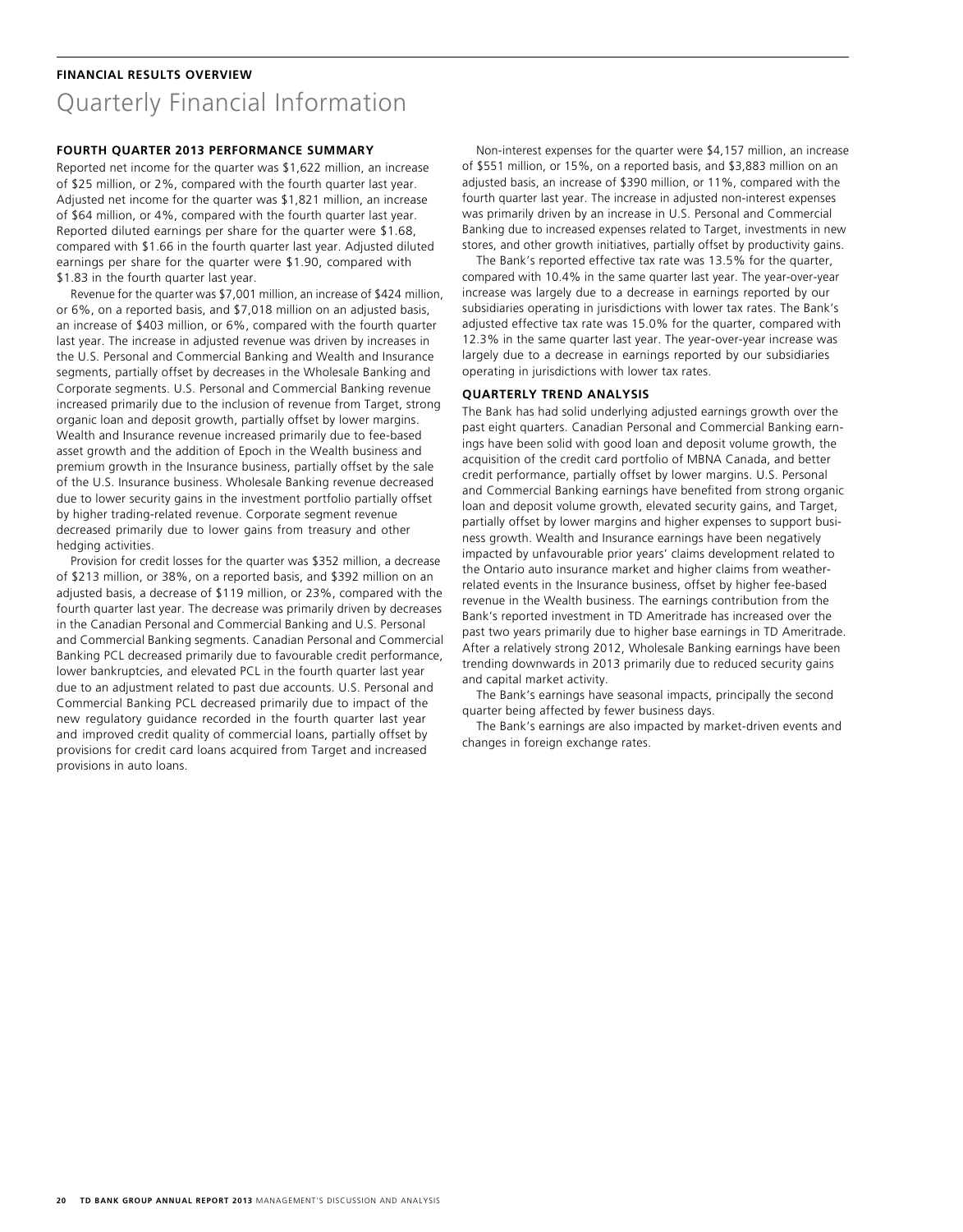**FINANCIAL RESULTS OVERVIEW**

# Quarterly Financial Information

### FOURTH QUARTER 2013 PERFORMANCE SUMMARY

Reported net income for the quarter was $1,622 million, an increase of $25 million, or 2%, compared with the fourth quarter last year. Adjusted net income for the quarter was $1,821 million, an increase of $64 million, or 4%, compared with the fourth quarter last year. Reported diluted earnings per share for the quarter were $1.68, compared with $1.66 in the fourth quarter last year. Adjusted diluted earnings per share for the quarter were $1.90, compared with $1.83 in the fourth quarter last year.

Revenue for the quarter was $7,001 million, an increase of $424 million, or 6%, on a reported basis, and $7,018 million on an adjusted basis, an increase of $403 million, or 6%, compared with the fourth quarter last year. The increase in adjusted revenue was driven by increases in the U.S. Personal and Commercial Banking and Wealth and Insurance segments, partially offset by decreases in the Wholesale Banking and Corporate segments. U.S. Personal and Commercial Banking revenue increased primarily due to the inclusion of revenue from Target, strong organic loan and deposit growth, partially offset by lower margins. Wealth and Insurance revenue increased primarily due to fee-based asset growth and the addition of Epoch in the Wealth business and premium growth in the Insurance business, partially offset by the sale of the U.S. Insurance business. Wholesale Banking revenue decreased due to lower security gains in the investment portfolio partially offset by higher trading-related revenue. Corporate segment revenue decreased primarily due to lower gains from treasury and other hedging activities.

Provision for credit losses for the quarter was $352 million, a decrease of $213 million, or 38%, on a reported basis, and $392 million on an adjusted basis, a decrease of $119 million, or 23%, compared with the fourth quarter last year. The decrease was primarily driven by decreases in the Canadian Personal and Commercial Banking and U.S. Personal and Commercial Banking segments. Canadian Personal and Commercial Banking PCL decreased primarily due to favourable credit performance, lower bankruptcies, and elevated PCL in the fourth quarter last year due to an adjustment related to past due accounts. U.S. Personal and Commercial Banking PCL decreased primarily due to impact of the new regulatory guidance recorded in the fourth quarter last year and improved credit quality of commercial loans, partially offset by provisions for credit card loans acquired from Target and increased provisions in auto loans.

Non-interest expenses for the quarter were $4,157 million, an increase of $551 million, or 15%, on a reported basis, and $3,883 million on an adjusted basis, an increase of $390 million, or 11%, compared with the fourth quarter last year. The increase in adjusted non-interest expenses was primarily driven by an increase in U.S. Personal and Commercial Banking due to increased expenses related to Target, investments in new stores, and other growth initiatives, partially offset by productivity gains.

The Bank's reported effective tax rate was 13.5% for the quarter, compared with 10.4% in the same quarter last year. The year-over-year increase was largely due to a decrease in earnings reported by our subsidiaries operating in jurisdictions with lower tax rates. The Bank's adjusted effective tax rate was 15.0% for the quarter, compared with 12.3% in the same quarter last year. The year-over-year increase was largely due to a decrease in earnings reported by our subsidiaries operating in jurisdictions with lower tax rates.

### QUARTERLY TREND ANALYSIS

The Bank has had solid underlying adjusted earnings growth over the past eight quarters. Canadian Personal and Commercial Banking earnings have been solid with good loan and deposit volume growth, the acquisition of the credit card portfolio of MBNA Canada, and better credit performance, partially offset by lower margins. U.S. Personal and Commercial Banking earnings have benefited from strong organic loan and deposit volume growth, elevated security gains, and Target, partially offset by lower margins and higher expenses to support business growth. Wealth and Insurance earnings have been negatively impacted by unfavourable prior years' claims development related to the Ontario auto insurance market and higher claims from weather-related events in the Insurance business, offset by higher fee-based revenue in the Wealth business. The earnings contribution from the Bank's reported investment in TD Ameritrade has increased over the past two years primarily due to higher base earnings in TD Ameritrade. After a relatively strong 2012, Wholesale Banking earnings have been trending downwards in 2013 primarily due to reduced security gains and capital market activity.

The Bank's earnings have seasonal impacts, principally the second quarter being affected by fewer business days.

The Bank's earnings are also impacted by market-driven events and changes in foreign exchange rates.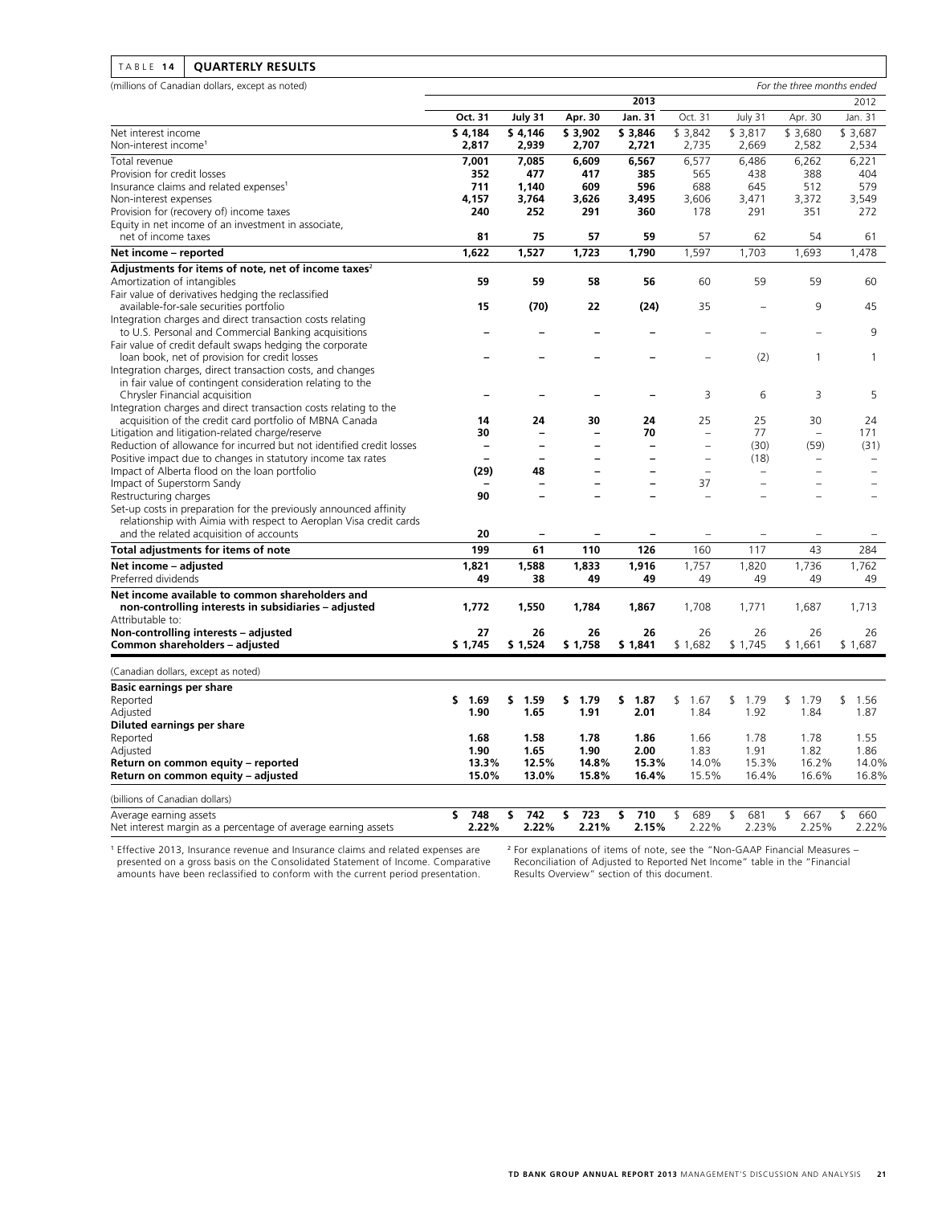TABLE 14 **QUARTERLY RESULTS**

(millions of Canadian dollars, except as noted) *For the three months ended*

| | **2013** | | | | 2012 | | | |
|---|---|---|---|---|---|---|---|---|
| | **Oct. 31** | **July 31** | **Apr. 30** | **Jan. 31** | Oct. 31 | July 31 | Apr. 30 | Jan. 31 |
| Net interest income | **$ 4,184** | **$ 4,146** | **$ 3,902** | **$ 3,846** | $ 3,842 | $ 3,817 | $ 3,680 | $ 3,687 |
| Non-interest income[1] | **2,817** | **2,939** | **2,707** | **2,721** | 2,735 | 2,669 | 2,582 | 2,534 |
| Total revenue | **7,001** | **7,085** | **6,609** | **6,567** | 6,577 | 6,486 | 6,262 | 6,221 |
| Provision for credit losses | **352** | **477** | **417** | **385** | 565 | 438 | 388 | 404 |
| Insurance claims and related expenses[1] | **711** | **1,140** | **609** | **596** | 688 | 645 | 512 | 579 |
| Non-interest expenses | **4,157** | **3,764** | **3,626** | **3,495** | 3,606 | 3,471 | 3,372 | 3,549 |
| Provision for (recovery of) income taxes | **240** | **252** | **291** | **360** | 178 | 291 | 351 | 272 |
| Equity in net income of an investment in associate, net of income taxes | **81** | **75** | **57** | **59** | 57 | 62 | 54 | 61 |
| **Net income – reported** | **1,622** | **1,527** | **1,723** | **1,790** | 1,597 | 1,703 | 1,693 | 1,478 |
| **Adjustments for items of note, net of income taxes**[2] | | | | | | | | |
| Amortization of intangibles | **59** | **59** | **58** | **56** | 60 | 59 | 59 | 60 |
| Fair value of derivatives hedging the reclassified available-for-sale securities portfolio | **15** | **(70)** | **22** | **(24)** | 35 | – | 9 | 45 |
| Integration charges and direct transaction costs relating to U.S. Personal and Commercial Banking acquisitions | **–** | **–** | **–** | **–** | – | – | – | 9 |
| Fair value of credit default swaps hedging the corporate loan book, net of provision for credit losses | **–** | **–** | **–** | **–** | – | (2) | 1 | 1 |
| Integration charges, direct transaction costs, and changes in fair value of contingent consideration relating to the Chrysler Financial acquisition | **–** | **–** | **–** | **–** | 3 | 6 | 3 | 5 |
| Integration charges and direct transaction costs relating to the acquisition of the credit card portfolio of MBNA Canada | **14** | **24** | **30** | **24** | 25 | 25 | 30 | 24 |
| Litigation and litigation-related charge/reserve | **30** | **–** | **–** | **70** | – | 77 | – | 171 |
| Reduction of allowance for incurred but not identified credit losses | **–** | **–** | **–** | **–** | – | (30) | (59) | (31) |
| Positive impact due to changes in statutory income tax rates | **–** | **–** | **–** | **–** | – | (18) | – | – |
| Impact of Alberta flood on the loan portfolio | **(29)** | **48** | **–** | **–** | – | – | – | – |
| Impact of Superstorm Sandy | **–** | **–** | **–** | **–** | 37 | – | – | – |
| Restructuring charges | **90** | **–** | **–** | **–** | – | – | – | – |
| Set-up costs in preparation for the previously announced affinity relationship with Aimia with respect to Aeroplan Visa credit cards and the related acquisition of accounts | **20** | **–** | **–** | **–** | – | – | – | – |
| **Total adjustments for items of note** | **199** | **61** | **110** | **126** | 160 | 117 | 43 | 284 |
| **Net income – adjusted** | **1,821** | **1,588** | **1,833** | **1,916** | 1,757 | 1,820 | 1,736 | 1,762 |
| Preferred dividends | **49** | **38** | **49** | **49** | 49 | 49 | 49 | 49 |
| **Net income available to common shareholders and non-controlling interests in subsidiaries – adjusted** | **1,772** | **1,550** | **1,784** | **1,867** | 1,708 | 1,771 | 1,687 | 1,713 |
| Attributable to: | | | | | | | | |
| **Non-controlling interests – adjusted** | **27** | **26** | **26** | **26** | 26 | 26 | 26 | 26 |
| **Common shareholders – adjusted** | **$ 1,745** | **$ 1,524** | **$ 1,758** | **$ 1,841** | $ 1,682 | $ 1,745 | $ 1,661 | $ 1,687 |
| (Canadian dollars, except as noted) | | | | | | | | |
| **Basic earnings per share** | | | | | | | | |
| Reported | **$ 1.69** | **$ 1.59** | **$ 1.79** | **$ 1.87** | $ 1.67 | $ 1.79 | $ 1.79 | $ 1.56 |
| Adjusted | **1.90** | **1.65** | **1.91** | **2.01** | 1.84 | 1.92 | 1.84 | 1.87 |
| **Diluted earnings per share** | | | | | | | | |
| Reported | **1.68** | **1.58** | **1.78** | **1.86** | 1.66 | 1.78 | 1.78 | 1.55 |
| Adjusted | **1.90** | **1.65** | **1.90** | **2.00** | 1.83 | 1.91 | 1.82 | 1.86 |
| **Return on common equity – reported** | **13.3%** | **12.5%** | **14.8%** | **15.3%** | 14.0% | 15.3% | 16.2% | 14.0% |
| **Return on common equity – adjusted** | **15.0%** | **13.0%** | **15.8%** | **16.4%** | 15.5% | 16.4% | 16.6% | 16.8% |
| (billions of Canadian dollars) | | | | | | | | |
| Average earning assets | **$ 748** | **$ 742** | **$ 723** | **$ 710** | $ 689 | $ 681 | $ 667 | $ 660 |
| Net interest margin as a percentage of average earning assets | **2.22%** | **2.22%** | **2.21%** | **2.15%** | 2.22% | 2.23% | 2.25% | 2.22% |

[1] Effective 2013, Insurance revenue and Insurance claims and related expenses are presented on a gross basis on the Consolidated Statement of Income. Comparative amounts have been reclassified to conform with the current period presentation.

[2] For explanations of items of note, see the "Non-GAAP Financial Measures – Reconciliation of Adjusted to Reported Net Income" table in the "Financial Results Overview" section of this document.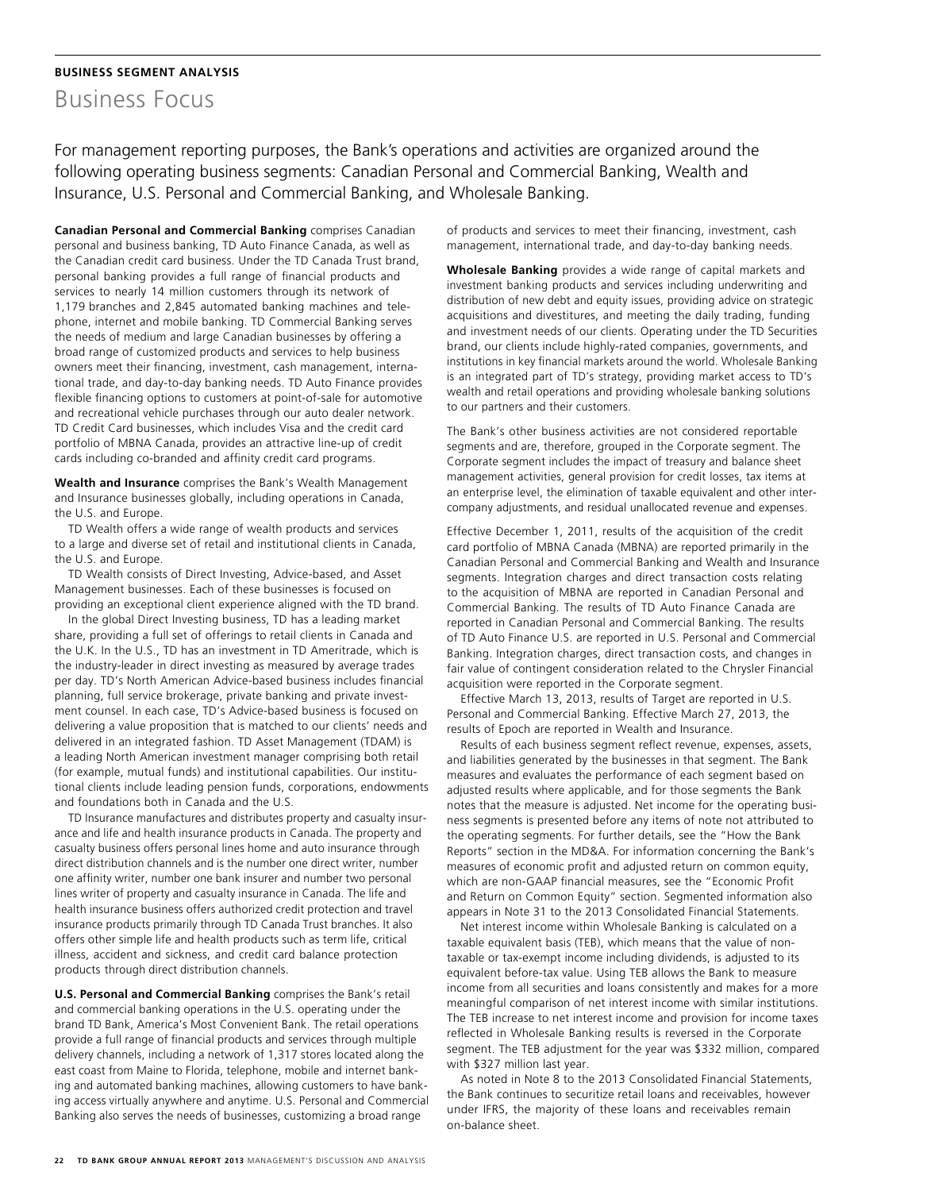**BUSINESS SEGMENT ANALYSIS**

# Business Focus

For management reporting purposes, the Bank's operations and activities are organized around the following operating business segments: Canadian Personal and Commercial Banking, Wealth and Insurance, U.S. Personal and Commercial Banking, and Wholesale Banking.

**Canadian Personal and Commercial Banking** comprises Canadian personal and business banking, TD Auto Finance Canada, as well as the Canadian credit card business. Under the TD Canada Trust brand, personal banking provides a full range of financial products and services to nearly 14 million customers through its network of 1,179 branches and 2,845 automated banking machines and telephone, internet and mobile banking. TD Commercial Banking serves the needs of medium and large Canadian businesses by offering a broad range of customized products and services to help business owners meet their financing, investment, cash management, international trade, and day-to-day banking needs. TD Auto Finance provides flexible financing options to customers at point-of-sale for automotive and recreational vehicle purchases through our auto dealer network. TD Credit Card businesses, which includes Visa and the credit card portfolio of MBNA Canada, provides an attractive line-up of credit cards including co-branded and affinity credit card programs.

**Wealth and Insurance** comprises the Bank's Wealth Management and Insurance businesses globally, including operations in Canada, the U.S. and Europe.

TD Wealth offers a wide range of wealth products and services to a large and diverse set of retail and institutional clients in Canada, the U.S. and Europe.

TD Wealth consists of Direct Investing, Advice-based, and Asset Management businesses. Each of these businesses is focused on providing an exceptional client experience aligned with the TD brand.

In the global Direct Investing business, TD has a leading market share, providing a full set of offerings to retail clients in Canada and the U.K. In the U.S., TD has an investment in TD Ameritrade, which is the industry-leader in direct investing as measured by average trades per day. TD's North American Advice-based business includes financial planning, full service brokerage, private banking and private investment counsel. In each case, TD's Advice-based business is focused on delivering a value proposition that is matched to our clients' needs and delivered in an integrated fashion. TD Asset Management (TDAM) is a leading North American investment manager comprising both retail (for example, mutual funds) and institutional capabilities. Our institutional clients include leading pension funds, corporations, endowments and foundations both in Canada and the U.S.

TD Insurance manufactures and distributes property and casualty insurance and life and health insurance products in Canada. The property and casualty business offers personal lines home and auto insurance through direct distribution channels and is the number one direct writer, number one affinity writer, number one bank insurer and number two personal lines writer of property and casualty insurance in Canada. The life and health insurance business offers authorized credit protection and travel insurance products primarily through TD Canada Trust branches. It also offers other simple life and health products such as term life, critical illness, accident and sickness, and credit card balance protection products through direct distribution channels.

**U.S. Personal and Commercial Banking** comprises the Bank's retail and commercial banking operations in the U.S. operating under the brand TD Bank, America's Most Convenient Bank. The retail operations provide a full range of financial products and services through multiple delivery channels, including a network of 1,317 stores located along the east coast from Maine to Florida, telephone, mobile and internet banking and automated banking machines, allowing customers to have banking access virtually anywhere and anytime. U.S. Personal and Commercial Banking also serves the needs of businesses, customizing a broad range of products and services to meet their financing, investment, cash management, international trade, and day-to-day banking needs.

**Wholesale Banking** provides a wide range of capital markets and investment banking products and services including underwriting and distribution of new debt and equity issues, providing advice on strategic acquisitions and divestitures, and meeting the daily trading, funding and investment needs of our clients. Operating under the TD Securities brand, our clients include highly-rated companies, governments, and institutions in key financial markets around the world. Wholesale Banking is an integrated part of TD's strategy, providing market access to TD's wealth and retail operations and providing wholesale banking solutions to our partners and their customers.

The Bank's other business activities are not considered reportable segments and are, therefore, grouped in the Corporate segment. The Corporate segment includes the impact of treasury and balance sheet management activities, general provision for credit losses, tax items at an enterprise level, the elimination of taxable equivalent and other intercompany adjustments, and residual unallocated revenue and expenses.

Effective December 1, 2011, results of the acquisition of the credit card portfolio of MBNA Canada (MBNA) are reported primarily in the Canadian Personal and Commercial Banking and Wealth and Insurance segments. Integration charges and direct transaction costs relating to the acquisition of MBNA are reported in Canadian Personal and Commercial Banking. The results of TD Auto Finance Canada are reported in Canadian Personal and Commercial Banking. The results of TD Auto Finance U.S. are reported in U.S. Personal and Commercial Banking. Integration charges, direct transaction costs, and changes in fair value of contingent consideration related to the Chrysler Financial acquisition were reported in the Corporate segment.

Effective March 13, 2013, results of Target are reported in U.S. Personal and Commercial Banking. Effective March 27, 2013, the results of Epoch are reported in Wealth and Insurance.

Results of each business segment reflect revenue, expenses, assets, and liabilities generated by the businesses in that segment. The Bank measures and evaluates the performance of each segment based on adjusted results where applicable, and for those segments the Bank notes that the measure is adjusted. Net income for the operating business segments is presented before any items of note not attributed to the operating segments. For further details, see the "How the Bank Reports" section in the MD&A. For information concerning the Bank's measures of economic profit and adjusted return on common equity, which are non-GAAP financial measures, see the "Economic Profit and Return on Common Equity" section. Segmented information also appears in Note 31 to the 2013 Consolidated Financial Statements.

Net interest income within Wholesale Banking is calculated on a taxable equivalent basis (TEB), which means that the value of non-taxable or tax-exempt income including dividends, is adjusted to its equivalent before-tax value. Using TEB allows the Bank to measure income from all securities and loans consistently and makes for a more meaningful comparison of net interest income with similar institutions. The TEB increase to net interest income and provision for income taxes reflected in Wholesale Banking results is reversed in the Corporate segment. The TEB adjustment for the year was $332 million, compared with $327 million last year.

As noted in Note 8 to the 2013 Consolidated Financial Statements, the Bank continues to securitize retail loans and receivables, however under IFRS, the majority of these loans and receivables remain on-balance sheet.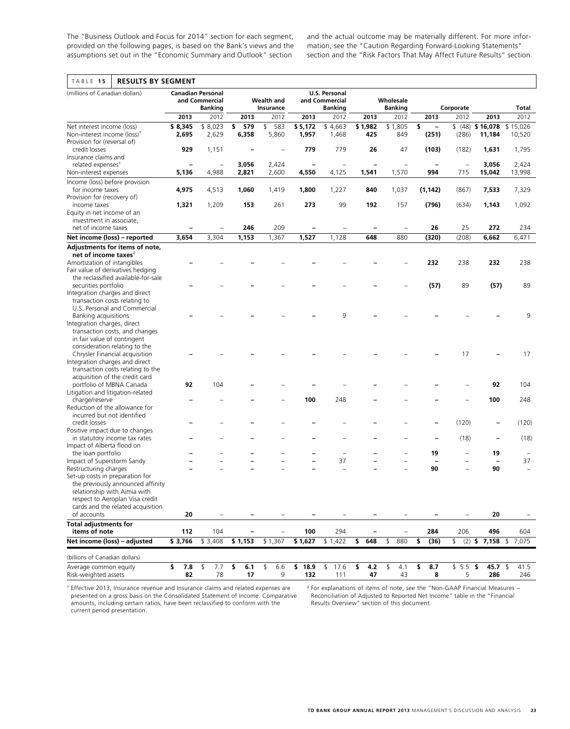The "Business Outlook and Focus for 2014" section for each segment, provided on the following pages, is based on the Bank's views and the assumptions set out in the "Economic Summary and Outlook" section and the actual outcome may be materially different. For more information, see the "Caution Regarding Forward-Looking Statements" section and the "Risk Factors That May Affect Future Results" section.

**TABLE 15 RESULTS BY SEGMENT**

| (millions of Canadian dollars) | Canadian Personal and Commercial Banking | | Wealth and Insurance | | U.S. Personal and Commercial Banking | | Wholesale Banking | | Corporate | | Total | |
|---|---|---|---|---|---|---|---|---|---|---|---|---|
| | **2013** | 2012 | **2013** | 2012 | **2013** | 2012 | **2013** | 2012 | **2013** | 2012 | **2013** | 2012 |
| Net interest income (loss) | **$ 8,345** | $ 8,023 | **$ 579** | $ 583 | **$ 5,172** | $ 4,663 | **$ 1,982** | $ 1,805 | **$ –** | $ (48) | **$ 16,078** | $ 15,026 |
| Non-interest income (loss)[1] | **2,695** | 2,629 | **6,358** | 5,860 | **1,957** | 1,468 | **425** | 849 | **(251)** | (286) | **11,184** | 10,520 |
| Provision for (reversal of) credit losses | **929** | 1,151 | **–** | – | **779** | 779 | **26** | 47 | **(103)** | (182) | **1,631** | 1,795 |
| Insurance claims and related expenses[1] | **–** | – | **3,056** | 2,424 | **–** | – | **–** | – | **–** | – | **3,056** | 2,424 |
| Non-interest expenses | **5,136** | 4,988 | **2,821** | 2,600 | **4,550** | 4,125 | **1,541** | 1,570 | **994** | 715 | **15,042** | 13,998 |
| Income (loss) before provision for income taxes | **4,975** | 4,513 | **1,060** | 1,419 | **1,800** | 1,227 | **840** | 1,037 | **(1,142)** | (867) | **7,533** | 7,329 |
| Provision for (recovery of) income taxes | **1,321** | 1,209 | **153** | 261 | **273** | 99 | **192** | 157 | **(796)** | (634) | **1,143** | 1,092 |
| Equity in net income of an investment in associate, net of income taxes | **–** | – | **246** | 209 | **–** | – | **–** | – | **26** | 25 | **272** | 234 |
| **Net income (loss) – reported** | **3,654** | 3,304 | **1,153** | 1,367 | **1,527** | 1,128 | **648** | 880 | **(320)** | (208) | **6,662** | 6,471 |
| **Adjustments for items of note, net of income taxes**[2] | | | | | | | | | | | | |
| Amortization of intangibles | **–** | – | **–** | – | **–** | – | **–** | – | **232** | 238 | **232** | 238 |
| Fair value of derivatives hedging the reclassified available-for-sale securities portfolio | **–** | – | **–** | – | **–** | – | **–** | – | **(57)** | 89 | **(57)** | 89 |
| Integration charges and direct transaction costs relating to U.S. Personal and Commercial Banking acquisitions | **–** | – | **–** | – | **–** | 9 | **–** | – | **–** | – | **–** | 9 |
| Integration charges, direct transaction costs, and changes in fair value of contingent consideration relating to the Chrysler Financial acquisition | **–** | – | **–** | – | **–** | – | **–** | – | **–** | 17 | **–** | 17 |
| Integration charges and direct transaction costs relating to the acquisition of the credit card portfolio of MBNA Canada | **92** | 104 | **–** | – | **–** | – | **–** | – | **–** | – | **92** | 104 |
| Litigation and litigation-related charge/reserve | **–** | – | **–** | – | **100** | 248 | **–** | – | **–** | – | **100** | 248 |
| Reduction of the allowance for incurred but not identified credit losses | **–** | – | **–** | – | **–** | – | **–** | – | **–** | (120) | **–** | (120) |
| Positive impact due to changes in statutory income tax rates | **–** | – | **–** | – | **–** | – | **–** | – | **–** | (18) | **–** | (18) |
| Impact of Alberta flood on the loan portfolio | **–** | – | **–** | – | **–** | – | **–** | – | **19** | – | **19** | – |
| Impact of Superstorm Sandy | **–** | – | **–** | – | **–** | 37 | **–** | – | **–** | – | **–** | 37 |
| Restructuring charges | **–** | – | **–** | – | **–** | – | **–** | – | **90** | – | **90** | – |
| Set-up costs in preparation for the previously announced affinity relationship with Aimia with respect to Aeroplan Visa credit cards and the related acquisition of accounts | **20** | – | **–** | – | **–** | – | **–** | – | **–** | – | **20** | – |
| **Total adjustments for items of note** | **112** | 104 | **–** | – | **100** | 294 | **–** | – | **284** | 206 | **496** | 604 |
| **Net income (loss) – adjusted** | **$ 3,766** | $ 3,408 | **$ 1,153** | $ 1,367 | **$ 1,627** | $ 1,422 | **$ 648** | $ 880 | **$ (36)** | $ (2) | **$ 7,158** | $ 7,075 |
| (billions of Canadian dollars) | | | | | | | | | | | | |
| Average common equity | **$ 7.8** | $ 7.7 | **$ 6.1** | $ 6.6 | **$ 18.9** | $ 17.6 | **$ 4.2** | $ 4.1 | **$ 8.7** | $ 5.5 | **$ 45.7** | $ 41.5 |
| Risk-weighted assets | **82** | 78 | **17** | 9 | **132** | 111 | **47** | 43 | **8** | 5 | **286** | 246 |

[1] Effective 2013, Insurance revenue and Insurance claims and related expenses are presented on a gross basis on the Consolidated Statement of Income. Comparative amounts, including certain ratios, have been reclassified to conform with the current period presentation.

[2] For explanations of items of note, see the "Non-GAAP Financial Measures – Reconciliation of Adjusted to Reported Net Income" table in the "Financial Results Overview" section of this document.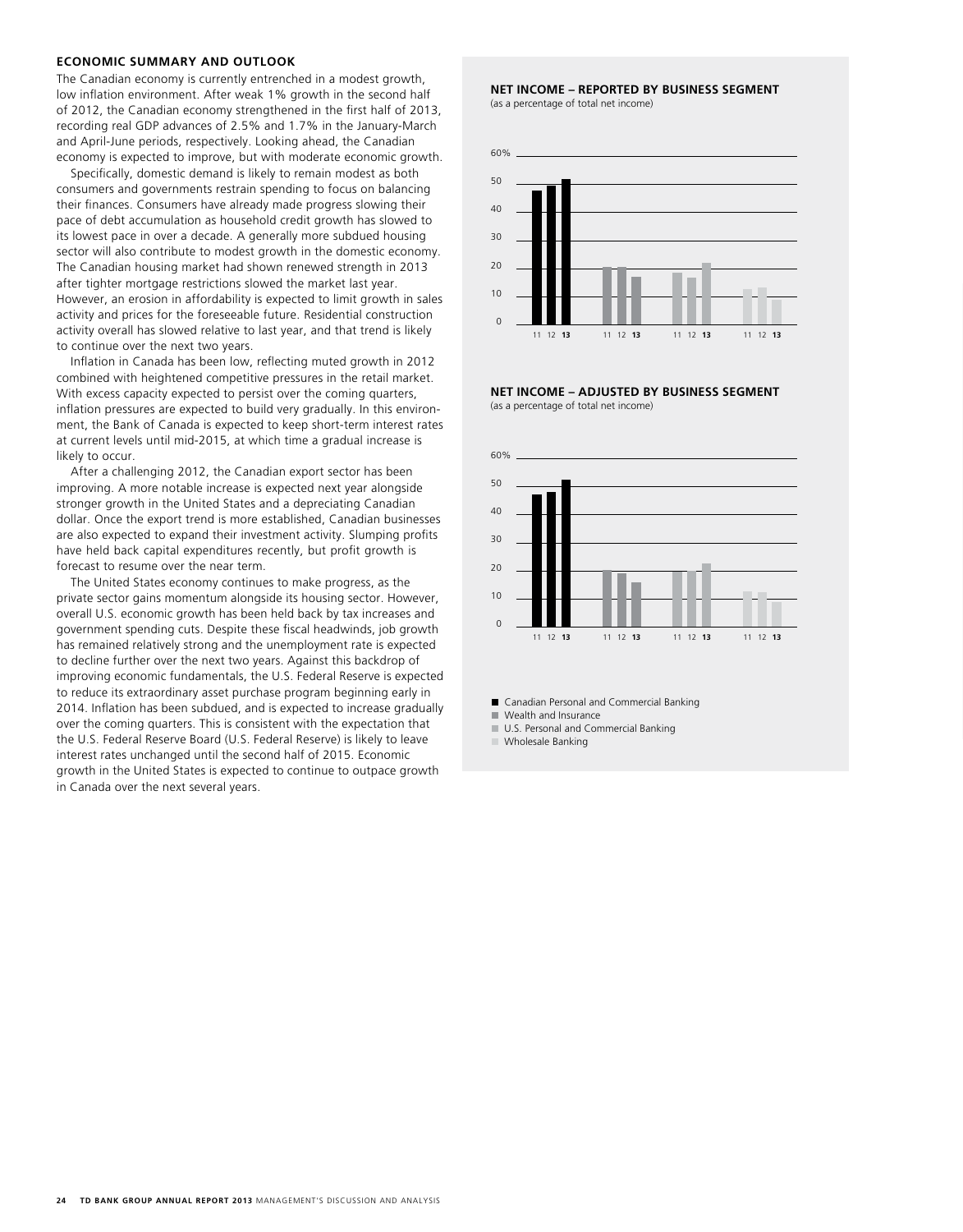## ECONOMIC SUMMARY AND OUTLOOK

The Canadian economy is currently entrenched in a modest growth, low inflation environment. After weak 1% growth in the second half of 2012, the Canadian economy strengthened in the first half of 2013, recording real GDP advances of 2.5% and 1.7% in the January-March and April-June periods, respectively. Looking ahead, the Canadian economy is expected to improve, but with moderate economic growth.

Specifically, domestic demand is likely to remain modest as both consumers and governments restrain spending to focus on balancing their finances. Consumers have already made progress slowing their pace of debt accumulation as household credit growth has slowed to its lowest pace in over a decade. A generally more subdued housing sector will also contribute to modest growth in the domestic economy. The Canadian housing market had shown renewed strength in 2013 after tighter mortgage restrictions slowed the market last year. However, an erosion in affordability is expected to limit growth in sales activity and prices for the foreseeable future. Residential construction activity overall has slowed relative to last year, and that trend is likely to continue over the next two years.

Inflation in Canada has been low, reflecting muted growth in 2012 combined with heightened competitive pressures in the retail market. With excess capacity expected to persist over the coming quarters, inflation pressures are expected to build very gradually. In this environment, the Bank of Canada is expected to keep short-term interest rates at current levels until mid-2015, at which time a gradual increase is likely to occur.

After a challenging 2012, the Canadian export sector has been improving. A more notable increase is expected next year alongside stronger growth in the United States and a depreciating Canadian dollar. Once the export trend is more established, Canadian businesses are also expected to expand their investment activity. Slumping profits have held back capital expenditures recently, but profit growth is forecast to resume over the near term.

The United States economy continues to make progress, as the private sector gains momentum alongside its housing sector. However, overall U.S. economic growth has been held back by tax increases and government spending cuts. Despite these fiscal headwinds, job growth has remained relatively strong and the unemployment rate is expected to decline further over the next two years. Against this backdrop of improving economic fundamentals, the U.S. Federal Reserve is expected to reduce its extraordinary asset purchase program beginning early in 2014. Inflation has been subdued, and is expected to increase gradually over the coming quarters. This is consistent with the expectation that the U.S. Federal Reserve Board (U.S. Federal Reserve) is likely to leave interest rates unchanged until the second half of 2015. Economic growth in the United States is expected to continue to outpace growth in Canada over the next several years.

**NET INCOME – REPORTED BY BUSINESS SEGMENT**
(as a percentage of total net income)

**NET INCOME – ADJUSTED BY BUSINESS SEGMENT**
(as a percentage of total net income)

- Canadian Personal and Commercial Banking
- Wealth and Insurance
- U.S. Personal and Commercial Banking
- Wholesale Banking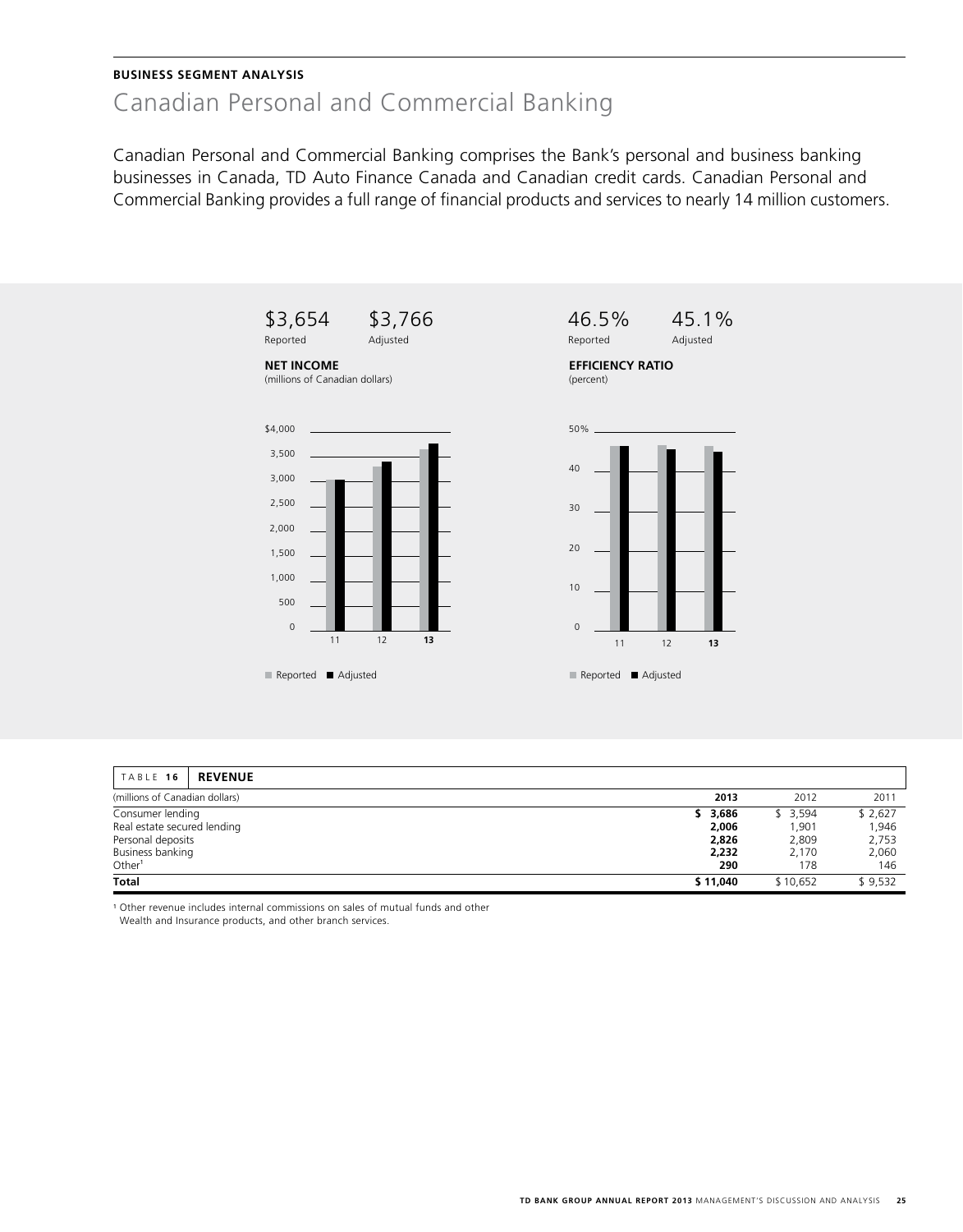**BUSINESS SEGMENT ANALYSIS**

# Canadian Personal and Commercial Banking

Canadian Personal and Commercial Banking comprises the Bank's personal and business banking businesses in Canada, TD Auto Finance Canada and Canadian credit cards. Canadian Personal and Commercial Banking provides a full range of financial products and services to nearly 14 million customers.

$3,654 Reported | $3,766 Adjusted

**NET INCOME**
(millions of Canadian dollars)

46.5% Reported | 45.1% Adjusted

**EFFICIENCY RATIO**
(percent)

| TABLE 16 | **REVENUE** | | |
|---|---|---|---|
| (millions of Canadian dollars) | **2013** | 2012 | 2011 |
| Consumer lending | **$ 3,686** | $ 3,594 | $ 2,627 |
| Real estate secured lending | **2,006** | 1,901 | 1,946 |
| Personal deposits | **2,826** | 2,809 | 2,753 |
| Business banking | **2,232** | 2,170 | 2,060 |
| Other[1] | **290** | 178 | 146 |
| **Total** | **$ 11,040** | $ 10,652 | $ 9,532 |

[1] Other revenue includes internal commissions on sales of mutual funds and other Wealth and Insurance products, and other branch services.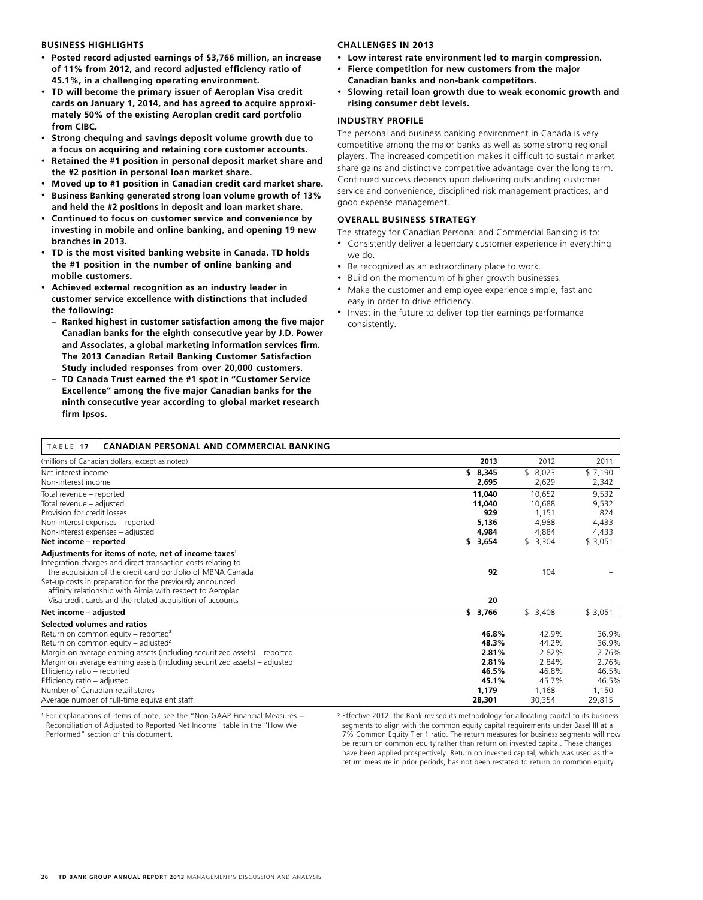## BUSINESS HIGHLIGHTS

- **Posted record adjusted earnings of $3,766 million, an increase of 11% from 2012, and record adjusted efficiency ratio of 45.1%, in a challenging operating environment.**
- **TD will become the primary issuer of Aeroplan Visa credit cards on January 1, 2014, and has agreed to acquire approximately 50% of the existing Aeroplan credit card portfolio from CIBC.**
- **Strong chequing and savings deposit volume growth due to a focus on acquiring and retaining core customer accounts.**
- **Retained the #1 position in personal deposit market share and the #2 position in personal loan market share.**
- **Moved up to #1 position in Canadian credit card market share.**
- **Business Banking generated strong loan volume growth of 13% and held the #2 positions in deposit and loan market share.**
- **Continued to focus on customer service and convenience by investing in mobile and online banking, and opening 19 new branches in 2013.**
- **TD is the most visited banking website in Canada. TD holds the #1 position in the number of online banking and mobile customers.**
- **Achieved external recognition as an industry leader in customer service excellence with distinctions that included the following:**
  - **Ranked highest in customer satisfaction among the five major Canadian banks for the eighth consecutive year by J.D. Power and Associates, a global marketing information services firm. The 2013 Canadian Retail Banking Customer Satisfaction Study included responses from over 20,000 customers.**
  - **TD Canada Trust earned the #1 spot in "Customer Service Excellence" among the five major Canadian banks for the ninth consecutive year according to global market research firm Ipsos.**

## CHALLENGES IN 2013

- **Low interest rate environment led to margin compression.**
- **Fierce competition for new customers from the major Canadian banks and non-bank competitors.**
- **Slowing retail loan growth due to weak economic growth and rising consumer debt levels.**

## INDUSTRY PROFILE

The personal and business banking environment in Canada is very competitive among the major banks as well as some strong regional players. The increased competition makes it difficult to sustain market share gains and distinctive competitive advantage over the long term. Continued success depends upon delivering outstanding customer service and convenience, disciplined risk management practices, and good expense management.

## OVERALL BUSINESS STRATEGY

The strategy for Canadian Personal and Commercial Banking is to:

- Consistently deliver a legendary customer experience in everything we do.
- Be recognized as an extraordinary place to work.
- Build on the momentum of higher growth businesses.
- Make the customer and employee experience simple, fast and easy in order to drive efficiency.
- Invest in the future to deliver top tier earnings performance consistently.

**TABLE 17 CANADIAN PERSONAL AND COMMERCIAL BANKING**

| (millions of Canadian dollars, except as noted) | **2013** | 2012 | 2011 |
|---|---|---|---|
| Net interest income | **$ 8,345** | $ 8,023 | $ 7,190 |
| Non-interest income | **2,695** | 2,629 | 2,342 |
| Total revenue – reported | **11,040** | 10,652 | 9,532 |
| Total revenue – adjusted | **11,040** | 10,688 | 9,532 |
| Provision for credit losses | **929** | 1,151 | 824 |
| Non-interest expenses – reported | **5,136** | 4,988 | 4,433 |
| Non-interest expenses – adjusted | **4,984** | 4,884 | 4,433 |
| **Net income – reported** | **$ 3,654** | $ 3,304 | $ 3,051 |
| **Adjustments for items of note, net of income taxes**[1] | | | |
| Integration charges and direct transaction costs relating to the acquisition of the credit card portfolio of MBNA Canada | **92** | 104 | – |
| Set-up costs in preparation for the previously announced affinity relationship with Aimia with respect to Aeroplan Visa credit cards and the related acquisition of accounts | **20** | – | – |
| **Net income – adjusted** | **$ 3,766** | $ 3,408 | $ 3,051 |
| **Selected volumes and ratios** | | | |
| Return on common equity – reported[2] | **46.8%** | 42.9% | 36.9% |
| Return on common equity – adjusted[2] | **48.3%** | 44.2% | 36.9% |
| Margin on average earning assets (including securitized assets) – reported | **2.81%** | 2.82% | 2.76% |
| Margin on average earning assets (including securitized assets) – adjusted | **2.81%** | 2.84% | 2.76% |
| Efficiency ratio – reported | **46.5%** | 46.8% | 46.5% |
| Efficiency ratio – adjusted | **45.1%** | 45.7% | 46.5% |
| Number of Canadian retail stores | **1,179** | 1,168 | 1,150 |
| Average number of full-time equivalent staff | **28,301** | 30,354 | 29,815 |

[1] For explanations of items of note, see the "Non-GAAP Financial Measures – Reconciliation of Adjusted to Reported Net Income" table in the "How We Performed" section of this document.

[2] Effective 2012, the Bank revised its methodology for allocating capital to its business segments to align with the common equity capital requirements under Basel III at a 7% Common Equity Tier 1 ratio. The return measures for business segments will now be return on common equity rather than return on invested capital. These changes have been applied prospectively. Return on invested capital, which was used as the return measure in prior periods, has not been restated to return on common equity.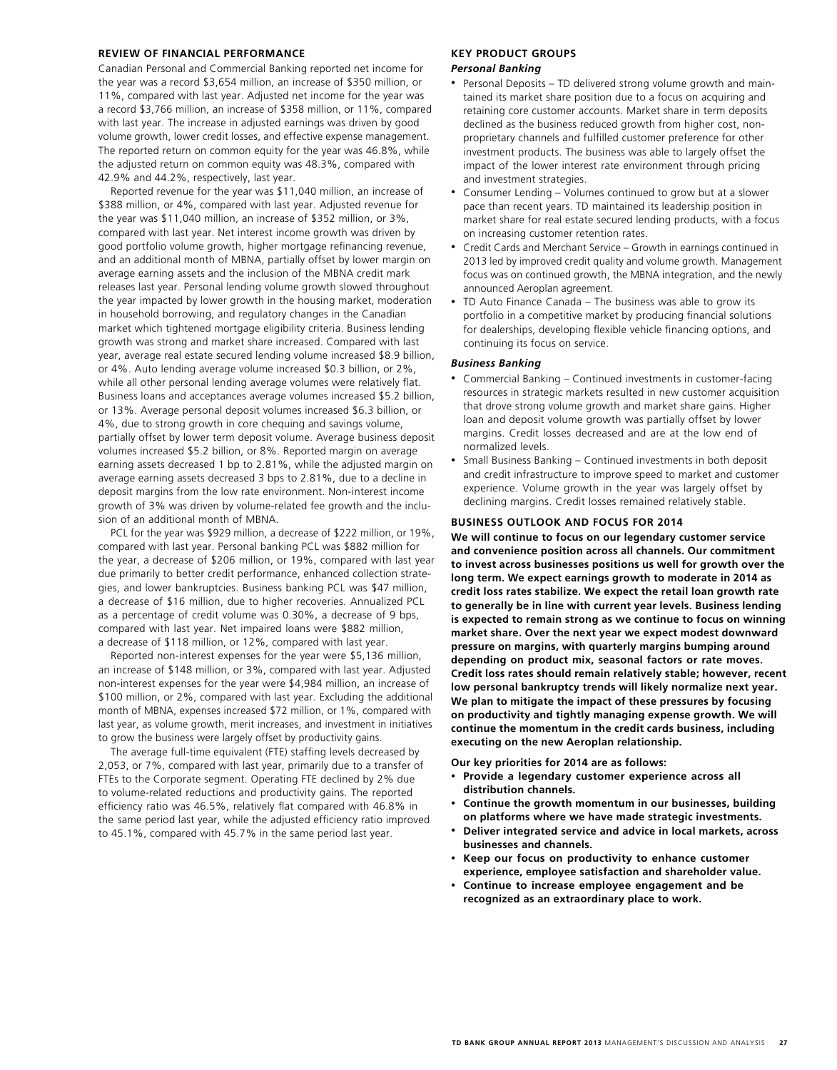## REVIEW OF FINANCIAL PERFORMANCE

Canadian Personal and Commercial Banking reported net income for the year was a record $3,654 million, an increase of $350 million, or 11%, compared with last year. Adjusted net income for the year was a record $3,766 million, an increase of $358 million, or 11%, compared with last year. The increase in adjusted earnings was driven by good volume growth, lower credit losses, and effective expense management. The reported return on common equity for the year was 46.8%, while the adjusted return on common equity was 48.3%, compared with 42.9% and 44.2%, respectively, last year.

Reported revenue for the year was $11,040 million, an increase of $388 million, or 4%, compared with last year. Adjusted revenue for the year was $11,040 million, an increase of $352 million, or 3%, compared with last year. Net interest income growth was driven by good portfolio volume growth, higher mortgage refinancing revenue, and an additional month of MBNA, partially offset by lower margin on average earning assets and the inclusion of the MBNA credit mark releases last year. Personal lending volume growth slowed throughout the year impacted by lower growth in the housing market, moderation in household borrowing, and regulatory changes in the Canadian market which tightened mortgage eligibility criteria. Business lending growth was strong and market share increased. Compared with last year, average real estate secured lending volume increased $8.9 billion, or 4%. Auto lending average volume increased $0.3 billion, or 2%, while all other personal lending average volumes were relatively flat. Business loans and acceptances average volumes increased $5.2 billion, or 13%. Average personal deposit volumes increased $6.3 billion, or 4%, due to strong growth in core chequing and savings volume, partially offset by lower term deposit volume. Average business deposit volumes increased $5.2 billion, or 8%. Reported margin on average earning assets decreased 1 bp to 2.81%, while the adjusted margin on average earning assets decreased 3 bps to 2.81%, due to a decline in deposit margins from the low rate environment. Non-interest income growth of 3% was driven by volume-related fee growth and the inclusion of an additional month of MBNA.

PCL for the year was $929 million, a decrease of $222 million, or 19%, compared with last year. Personal banking PCL was $882 million for the year, a decrease of $206 million, or 19%, compared with last year due primarily to better credit performance, enhanced collection strategies, and lower bankruptcies. Business banking PCL was $47 million, a decrease of $16 million, due to higher recoveries. Annualized PCL as a percentage of credit volume was 0.30%, a decrease of 9 bps, compared with last year. Net impaired loans were $882 million, a decrease of $118 million, or 12%, compared with last year.

Reported non-interest expenses for the year were $5,136 million, an increase of $148 million, or 3%, compared with last year. Adjusted non-interest expenses for the year were $4,984 million, an increase of $100 million, or 2%, compared with last year. Excluding the additional month of MBNA, expenses increased $72 million, or 1%, compared with last year, as volume growth, merit increases, and investment in initiatives to grow the business were largely offset by productivity gains.

The average full-time equivalent (FTE) staffing levels decreased by 2,053, or 7%, compared with last year, primarily due to a transfer of FTEs to the Corporate segment. Operating FTE declined by 2% due to volume-related reductions and productivity gains. The reported efficiency ratio was 46.5%, relatively flat compared with 46.8% in the same period last year, while the adjusted efficiency ratio improved to 45.1%, compared with 45.7% in the same period last year.

## KEY PRODUCT GROUPS

### *Personal Banking*

- Personal Deposits – TD delivered strong volume growth and maintained its market share position due to a focus on acquiring and retaining core customer accounts. Market share in term deposits declined as the business reduced growth from higher cost, non-proprietary channels and fulfilled customer preference for other investment products. The business was able to largely offset the impact of the lower interest rate environment through pricing and investment strategies.
- Consumer Lending – Volumes continued to grow but at a slower pace than recent years. TD maintained its leadership position in market share for real estate secured lending products, with a focus on increasing customer retention rates.
- Credit Cards and Merchant Service – Growth in earnings continued in 2013 led by improved credit quality and volume growth. Management focus was on continued growth, the MBNA integration, and the newly announced Aeroplan agreement.
- TD Auto Finance Canada – The business was able to grow its portfolio in a competitive market by producing financial solutions for dealerships, developing flexible vehicle financing options, and continuing its focus on service.

### *Business Banking*

- Commercial Banking – Continued investments in customer-facing resources in strategic markets resulted in new customer acquisition that drove strong volume growth and market share gains. Higher loan and deposit volume growth was partially offset by lower margins. Credit losses decreased and are at the low end of normalized levels.
- Small Business Banking – Continued investments in both deposit and credit infrastructure to improve speed to market and customer experience. Volume growth in the year was largely offset by declining margins. Credit losses remained relatively stable.

## BUSINESS OUTLOOK AND FOCUS FOR 2014

**We will continue to focus on our legendary customer service and convenience position across all channels. Our commitment to invest across businesses positions us well for growth over the long term. We expect earnings growth to moderate in 2014 as credit loss rates stabilize. We expect the retail loan growth rate to generally be in line with current year levels. Business lending is expected to remain strong as we continue to focus on winning market share. Over the next year we expect modest downward pressure on margins, with quarterly margins bumping around depending on product mix, seasonal factors or rate moves. Credit loss rates should remain relatively stable; however, recent low personal bankruptcy trends will likely normalize next year. We plan to mitigate the impact of these pressures by focusing on productivity and tightly managing expense growth. We will continue the momentum in the credit cards business, including executing on the new Aeroplan relationship.**

**Our key priorities for 2014 are as follows:**

- **Provide a legendary customer experience across all distribution channels.**
- **Continue the growth momentum in our businesses, building on platforms where we have made strategic investments.**
- **Deliver integrated service and advice in local markets, across businesses and channels.**
- **Keep our focus on productivity to enhance customer experience, employee satisfaction and shareholder value.**
- **Continue to increase employee engagement and be recognized as an extraordinary place to work.**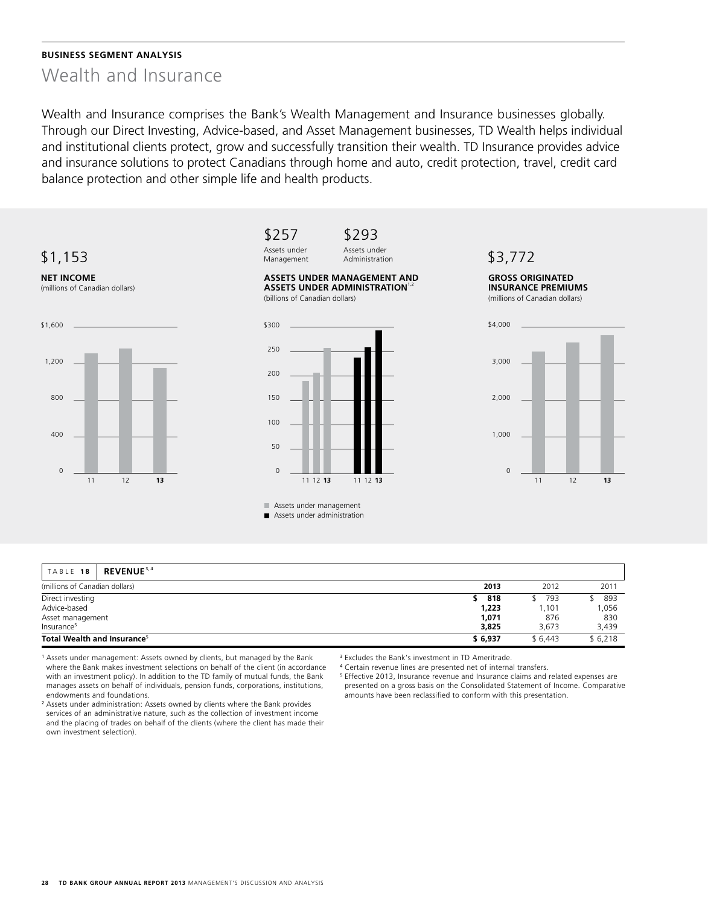**BUSINESS SEGMENT ANALYSIS**

# Wealth and Insurance

Wealth and Insurance comprises the Bank's Wealth Management and Insurance businesses globally. Through our Direct Investing, Advice-based, and Asset Management businesses, TD Wealth helps individual and institutional clients protect, grow and successfully transition their wealth. TD Insurance provides advice and insurance solutions to protect Canadians through home and auto, credit protection, travel, credit card balance protection and other simple life and health products.

$1,153

**NET INCOME**
(millions of Canadian dollars)

$257 Assets under Management

$293 Assets under Administration

**ASSETS UNDER MANAGEMENT AND ASSETS UNDER ADMINISTRATION**[1,2]
(billions of Canadian dollars)

Assets under management
Assets under administration

$3,772

**GROSS ORIGINATED INSURANCE PREMIUMS**
(millions of Canadian dollars)

| TABLE 18 **REVENUE**[3,4] | | | |
|---|---|---|---|
| (millions of Canadian dollars) | **2013** | 2012 | 2011 |
| Direct investing | **$ 818** | $ 793 | $ 893 |
| Advice-based | **1,223** | 1,101 | 1,056 |
| Asset management | **1,071** | 876 | 830 |
| Insurance[5] | **3,825** | 3,673 | 3,439 |
| **Total Wealth and Insurance**[5] | **$ 6,937** | $ 6,443 | $ 6,218 |

[1] Assets under management: Assets owned by clients, but managed by the Bank where the Bank makes investment selections on behalf of the client (in accordance with an investment policy). In addition to the TD family of mutual funds, the Bank manages assets on behalf of individuals, pension funds, corporations, institutions, endowments and foundations.

[2] Assets under administration: Assets owned by clients where the Bank provides services of an administrative nature, such as the collection of investment income and the placing of trades on behalf of the clients (where the client has made their own investment selection).

[3] Excludes the Bank's investment in TD Ameritrade.

[4] Certain revenue lines are presented net of internal transfers.

[5] Effective 2013, Insurance revenue and Insurance claims and related expenses are presented on a gross basis on the Consolidated Statement of Income. Comparative amounts have been reclassified to conform with this presentation.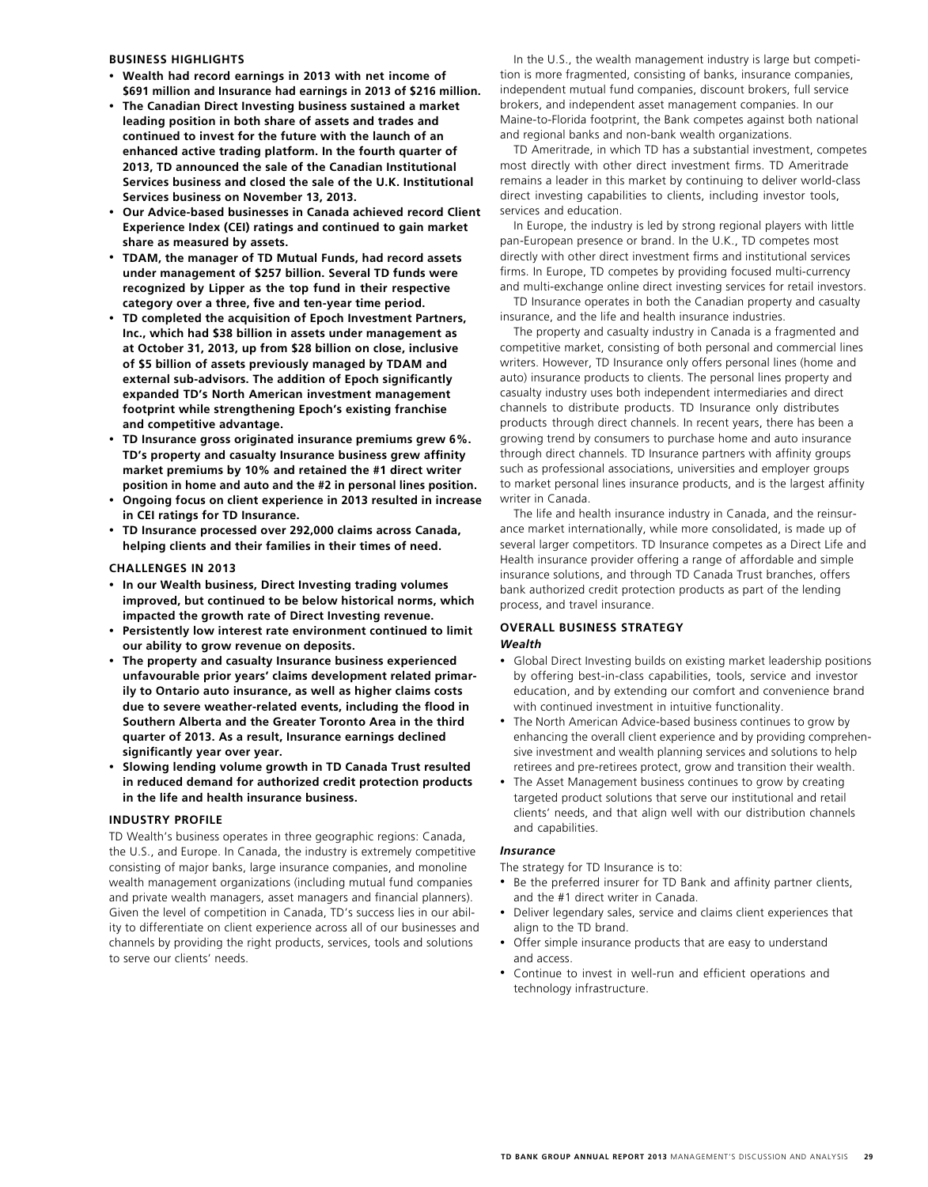## BUSINESS HIGHLIGHTS

- **Wealth had record earnings in 2013 with net income of $691 million and Insurance had earnings in 2013 of $216 million.**
- **The Canadian Direct Investing business sustained a market leading position in both share of assets and trades and continued to invest for the future with the launch of an enhanced active trading platform. In the fourth quarter of 2013, TD announced the sale of the Canadian Institutional Services business and closed the sale of the U.K. Institutional Services business on November 13, 2013.**
- **Our Advice-based businesses in Canada achieved record Client Experience Index (CEI) ratings and continued to gain market share as measured by assets.**
- **TDAM, the manager of TD Mutual Funds, had record assets under management of $257 billion. Several TD funds were recognized by Lipper as the top fund in their respective category over a three, five and ten-year time period.**
- **TD completed the acquisition of Epoch Investment Partners, Inc., which had $38 billion in assets under management as at October 31, 2013, up from $28 billion on close, inclusive of $5 billion of assets previously managed by TDAM and external sub-advisors. The addition of Epoch significantly expanded TD's North American investment management footprint while strengthening Epoch's existing franchise and competitive advantage.**
- **TD Insurance gross originated insurance premiums grew 6%. TD's property and casualty Insurance business grew affinity market premiums by 10% and retained the #1 direct writer position in home and auto and the #2 in personal lines position.**
- **Ongoing focus on client experience in 2013 resulted in increase in CEI ratings for TD Insurance.**
- **TD Insurance processed over 292,000 claims across Canada, helping clients and their families in their times of need.**

## CHALLENGES IN 2013

- **In our Wealth business, Direct Investing trading volumes improved, but continued to be below historical norms, which impacted the growth rate of Direct Investing revenue.**
- **Persistently low interest rate environment continued to limit our ability to grow revenue on deposits.**
- **The property and casualty Insurance business experienced unfavourable prior years' claims development related primarily to Ontario auto insurance, as well as higher claims costs due to severe weather-related events, including the flood in Southern Alberta and the Greater Toronto Area in the third quarter of 2013. As a result, Insurance earnings declined significantly year over year.**
- **Slowing lending volume growth in TD Canada Trust resulted in reduced demand for authorized credit protection products in the life and health insurance business.**

## INDUSTRY PROFILE

TD Wealth's business operates in three geographic regions: Canada, the U.S., and Europe. In Canada, the industry is extremely competitive consisting of major banks, large insurance companies, and monoline wealth management organizations (including mutual fund companies and private wealth managers, asset managers and financial planners). Given the level of competition in Canada, TD's success lies in our ability to differentiate on client experience across all of our businesses and channels by providing the right products, services, tools and solutions to serve our clients' needs.

In the U.S., the wealth management industry is large but competition is more fragmented, consisting of banks, insurance companies, independent mutual fund companies, discount brokers, full service brokers, and independent asset management companies. In our Maine-to-Florida footprint, the Bank competes against both national and regional banks and non-bank wealth organizations.

TD Ameritrade, in which TD has a substantial investment, competes most directly with other direct investment firms. TD Ameritrade remains a leader in this market by continuing to deliver world-class direct investing capabilities to clients, including investor tools, services and education.

In Europe, the industry is led by strong regional players with little pan-European presence or brand. In the U.K., TD competes most directly with other direct investment firms and institutional services firms. In Europe, TD competes by providing focused multi-currency and multi-exchange online direct investing services for retail investors.

TD Insurance operates in both the Canadian property and casualty insurance, and the life and health insurance industries.

The property and casualty industry in Canada is a fragmented and competitive market, consisting of both personal and commercial lines writers. However, TD Insurance only offers personal lines (home and auto) insurance products to clients. The personal lines property and casualty industry uses both independent intermediaries and direct channels to distribute products. TD Insurance only distributes products through direct channels. In recent years, there has been a growing trend by consumers to purchase home and auto insurance through direct channels. TD Insurance partners with affinity groups such as professional associations, universities and employer groups to market personal lines insurance products, and is the largest affinity writer in Canada.

The life and health insurance industry in Canada, and the reinsurance market internationally, while more consolidated, is made up of several larger competitors. TD Insurance competes as a Direct Life and Health insurance provider offering a range of affordable and simple insurance solutions, and through TD Canada Trust branches, offers bank authorized credit protection products as part of the lending process, and travel insurance.

## OVERALL BUSINESS STRATEGY

### *Wealth*

- Global Direct Investing builds on existing market leadership positions by offering best-in-class capabilities, tools, service and investor education, and by extending our comfort and convenience brand with continued investment in intuitive functionality.
- The North American Advice-based business continues to grow by enhancing the overall client experience and by providing comprehensive investment and wealth planning services and solutions to help retirees and pre-retirees protect, grow and transition their wealth.
- The Asset Management business continues to grow by creating targeted product solutions that serve our institutional and retail clients' needs, and that align well with our distribution channels and capabilities.

### *Insurance*

The strategy for TD Insurance is to:

- Be the preferred insurer for TD Bank and affinity partner clients, and the #1 direct writer in Canada.
- Deliver legendary sales, service and claims client experiences that align to the TD brand.
- Offer simple insurance products that are easy to understand and access.
- Continue to invest in well-run and efficient operations and technology infrastructure.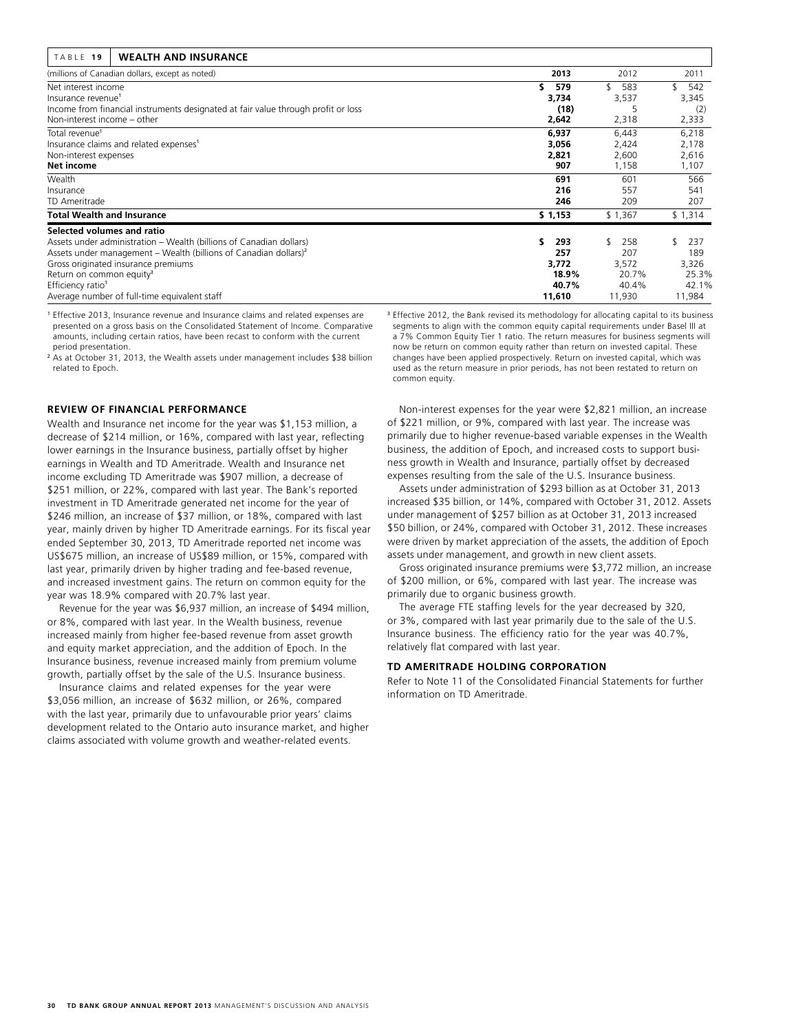| TABLE 19 WEALTH AND INSURANCE | | | |
|---|---|---|---|
| (millions of Canadian dollars, except as noted) | **2013** | 2012 | 2011 |
| Net interest income | **$ 579** | $ 583 | $ 542 |
| Insurance revenue[1] | **3,734** | 3,537 | 3,345 |
| Income from financial instruments designated at fair value through profit or loss | **(18)** | 5 | (2) |
| Non-interest income – other | **2,642** | 2,318 | 2,333 |
| Total revenue[1] | **6,937** | 6,443 | 6,218 |
| Insurance claims and related expenses[1] | **3,056** | 2,424 | 2,178 |
| Non-interest expenses | **2,821** | 2,600 | 2,616 |
| **Net income** | **907** | 1,158 | 1,107 |
| Wealth | **691** | 601 | 566 |
| Insurance | **216** | 557 | 541 |
| TD Ameritrade | **246** | 209 | 207 |
| **Total Wealth and Insurance** | **$ 1,153** | $ 1,367 | $ 1,314 |
| **Selected volumes and ratio** | | | |
| Assets under administration – Wealth (billions of Canadian dollars) | **$ 293** | $ 258 | $ 237 |
| Assets under management – Wealth (billions of Canadian dollars)[2] | **257** | 207 | 189 |
| Gross originated insurance premiums | **3,772** | 3,572 | 3,326 |
| Return on common equity[3] | **18.9%** | 20.7% | 25.3% |
| Efficiency ratio[1] | **40.7%** | 40.4% | 42.1% |
| Average number of full-time equivalent staff | **11,610** | 11,930 | 11,984 |

[1] Effective 2013, Insurance revenue and Insurance claims and related expenses are presented on a gross basis on the Consolidated Statement of Income. Comparative amounts, including certain ratios, have been recast to conform with the current period presentation.

[2] As at October 31, 2013, the Wealth assets under management includes $38 billion related to Epoch.

[3] Effective 2012, the Bank revised its methodology for allocating capital to its business segments to align with the common equity capital requirements under Basel III at a 7% Common Equity Tier 1 ratio. The return measures for business segments will now be return on common equity rather than return on invested capital. These changes have been applied prospectively. Return on invested capital, which was used as the return measure in prior periods, has not been restated to return on common equity.

## REVIEW OF FINANCIAL PERFORMANCE

Wealth and Insurance net income for the year was $1,153 million, a decrease of $214 million, or 16%, compared with last year, reflecting lower earnings in the Insurance business, partially offset by higher earnings in Wealth and TD Ameritrade. Wealth and Insurance net income excluding TD Ameritrade was $907 million, a decrease of $251 million, or 22%, compared with last year. The Bank's reported investment in TD Ameritrade generated net income for the year of $246 million, an increase of $37 million, or 18%, compared with last year, mainly driven by higher TD Ameritrade earnings. For its fiscal year ended September 30, 2013, TD Ameritrade reported net income was US$675 million, an increase of US$89 million, or 15%, compared with last year, primarily driven by higher trading and fee-based revenue, and increased investment gains. The return on common equity for the year was 18.9% compared with 20.7% last year.

Revenue for the year was $6,937 million, an increase of $494 million, or 8%, compared with last year. In the Wealth business, revenue increased mainly from higher fee-based revenue from asset growth and equity market appreciation, and the addition of Epoch. In the Insurance business, revenue increased mainly from premium volume growth, partially offset by the sale of the U.S. Insurance business.

Insurance claims and related expenses for the year were $3,056 million, an increase of $632 million, or 26%, compared with the last year, primarily due to unfavourable prior years' claims development related to the Ontario auto insurance market, and higher claims associated with volume growth and weather-related events.

Non-interest expenses for the year were $2,821 million, an increase of $221 million, or 9%, compared with last year. The increase was primarily due to higher revenue-based variable expenses in the Wealth business, the addition of Epoch, and increased costs to support business growth in Wealth and Insurance, partially offset by decreased expenses resulting from the sale of the U.S. Insurance business.

Assets under administration of $293 billion as at October 31, 2013 increased $35 billion, or 14%, compared with October 31, 2012. Assets under management of $257 billion as at October 31, 2013 increased $50 billion, or 24%, compared with October 31, 2012. These increases were driven by market appreciation of the assets, the addition of Epoch assets under management, and growth in new client assets.

Gross originated insurance premiums were $3,772 million, an increase of $200 million, or 6%, compared with last year. The increase was primarily due to organic business growth.

The average FTE staffing levels for the year decreased by 320, or 3%, compared with last year primarily due to the sale of the U.S. Insurance business. The efficiency ratio for the year was 40.7%, relatively flat compared with last year.

## TD AMERITRADE HOLDING CORPORATION

Refer to Note 11 of the Consolidated Financial Statements for further information on TD Ameritrade.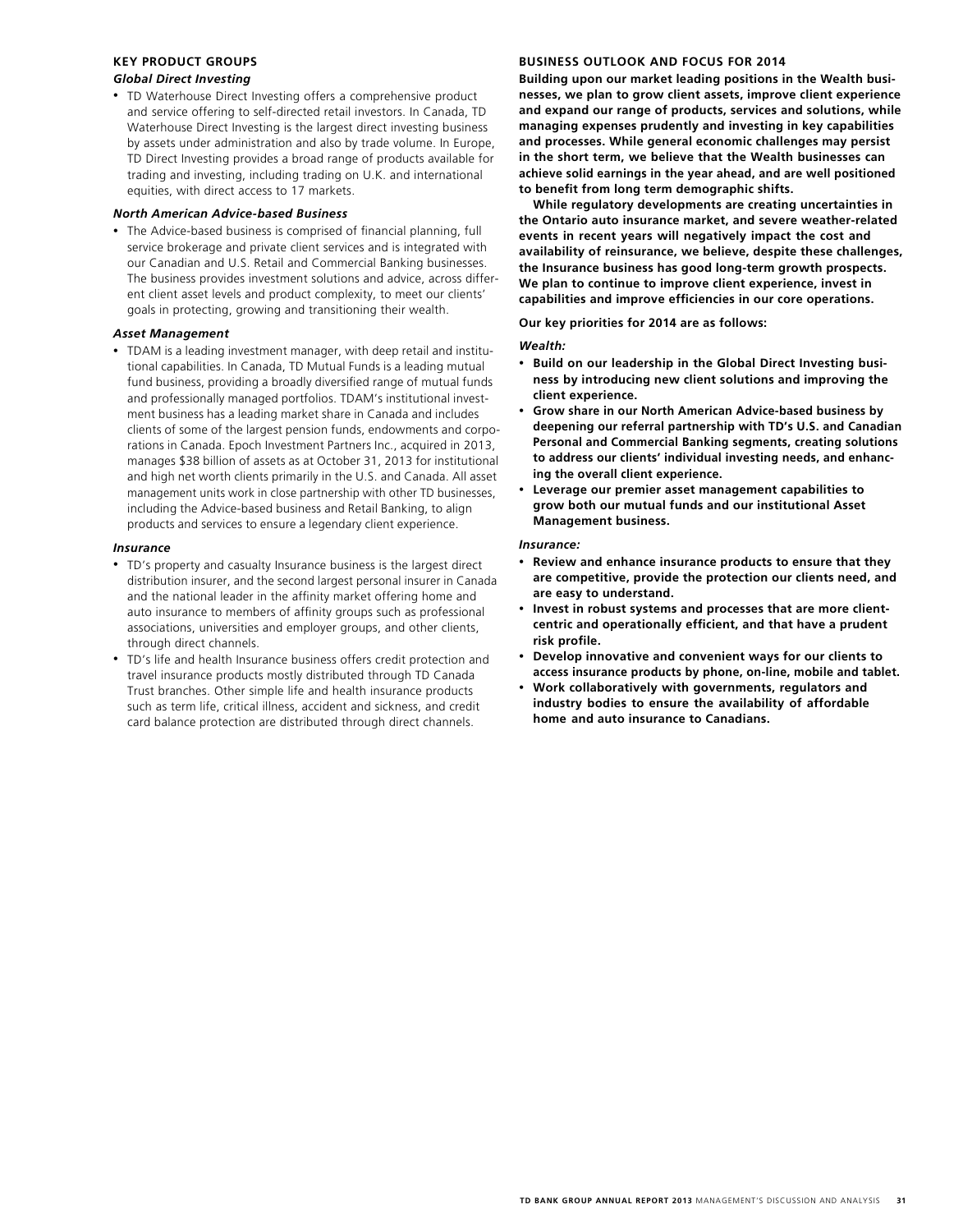## KEY PRODUCT GROUPS

### *Global Direct Investing*

- TD Waterhouse Direct Investing offers a comprehensive product and service offering to self-directed retail investors. In Canada, TD Waterhouse Direct Investing is the largest direct investing business by assets under administration and also by trade volume. In Europe, TD Direct Investing provides a broad range of products available for trading and investing, including trading on U.K. and international equities, with direct access to 17 markets.

### *North American Advice-based Business*

- The Advice-based business is comprised of financial planning, full service brokerage and private client services and is integrated with our Canadian and U.S. Retail and Commercial Banking businesses. The business provides investment solutions and advice, across different client asset levels and product complexity, to meet our clients' goals in protecting, growing and transitioning their wealth.

### *Asset Management*

- TDAM is a leading investment manager, with deep retail and institutional capabilities. In Canada, TD Mutual Funds is a leading mutual fund business, providing a broadly diversified range of mutual funds and professionally managed portfolios. TDAM's institutional investment business has a leading market share in Canada and includes clients of some of the largest pension funds, endowments and corporations in Canada. Epoch Investment Partners Inc., acquired in 2013, manages $38 billion of assets as at October 31, 2013 for institutional and high net worth clients primarily in the U.S. and Canada. All asset management units work in close partnership with other TD businesses, including the Advice-based business and Retail Banking, to align products and services to ensure a legendary client experience.

### *Insurance*

- TD's property and casualty Insurance business is the largest direct distribution insurer, and the second largest personal insurer in Canada and the national leader in the affinity market offering home and auto insurance to members of affinity groups such as professional associations, universities and employer groups, and other clients, through direct channels.
- TD's life and health Insurance business offers credit protection and travel insurance products mostly distributed through TD Canada Trust branches. Other simple life and health insurance products such as term life, critical illness, accident and sickness, and credit card balance protection are distributed through direct channels.

## BUSINESS OUTLOOK AND FOCUS FOR 2014

**Building upon our market leading positions in the Wealth businesses, we plan to grow client assets, improve client experience and expand our range of products, services and solutions, while managing expenses prudently and investing in key capabilities and processes. While general economic challenges may persist in the short term, we believe that the Wealth businesses can achieve solid earnings in the year ahead, and are well positioned to benefit from long term demographic shifts.**

**While regulatory developments are creating uncertainties in the Ontario auto insurance market, and severe weather-related events in recent years will negatively impact the cost and availability of reinsurance, we believe, despite these challenges, the Insurance business has good long-term growth prospects. We plan to continue to improve client experience, invest in capabilities and improve efficiencies in our core operations.**

**Our key priorities for 2014 are as follows:**

***Wealth:***

- **Build on our leadership in the Global Direct Investing business by introducing new client solutions and improving the client experience.**
- **Grow share in our North American Advice-based business by deepening our referral partnership with TD's U.S. and Canadian Personal and Commercial Banking segments, creating solutions to address our clients' individual investing needs, and enhancing the overall client experience.**
- **Leverage our premier asset management capabilities to grow both our mutual funds and our institutional Asset Management business.**

***Insurance:***

- **Review and enhance insurance products to ensure that they are competitive, provide the protection our clients need, and are easy to understand.**
- **Invest in robust systems and processes that are more client-centric and operationally efficient, and that have a prudent risk profile.**
- **Develop innovative and convenient ways for our clients to access insurance products by phone, on-line, mobile and tablet.**
- **Work collaboratively with governments, regulators and industry bodies to ensure the availability of affordable home and auto insurance to Canadians.**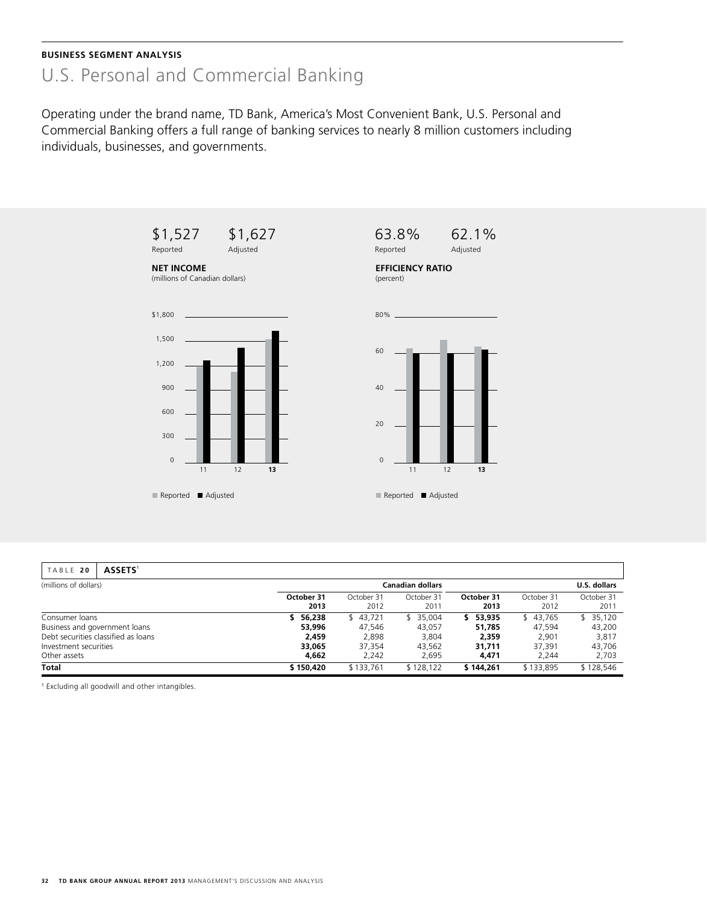## BUSINESS SEGMENT ANALYSIS

# U.S. Personal and Commercial Banking

Operating under the brand name, TD Bank, America's Most Convenient Bank, U.S. Personal and Commercial Banking offers a full range of banking services to nearly 8 million customers including individuals, businesses, and governments.

$1,527 Reported $1,627 Adjusted

**NET INCOME**
(millions of Canadian dollars)

63.8% Reported 62.1% Adjusted

**EFFICIENCY RATIO**
(percent)

| TABLE 20 ASSETS[1] | | | | | | |
|---|---|---|---|---|---|---|
| (millions of dollars) | Canadian dollars | | | U.S. dollars | | |
| | **October 31 2013** | October 31 2012 | October 31 2011 | **October 31 2013** | October 31 2012 | October 31 2011 |
| Consumer loans | **$ 56,238** | $ 43,721 | $ 35,004 | **$ 53,935** | $ 43,765 | $ 35,120 |
| Business and government loans | **53,996** | 47,546 | 43,057 | **51,785** | 47,594 | 43,200 |
| Debt securities classified as loans | **2,459** | 2,898 | 3,804 | **2,359** | 2,901 | 3,817 |
| Investment securities | **33,065** | 37,354 | 43,562 | **31,711** | 37,391 | 43,706 |
| Other assets | **4,662** | 2,242 | 2,695 | **4,471** | 2,244 | 2,703 |
| **Total** | **$ 150,420** | $ 133,761 | $ 128,122 | **$ 144,261** | $ 133,895 | $ 128,546 |

[1] Excluding all goodwill and other intangibles.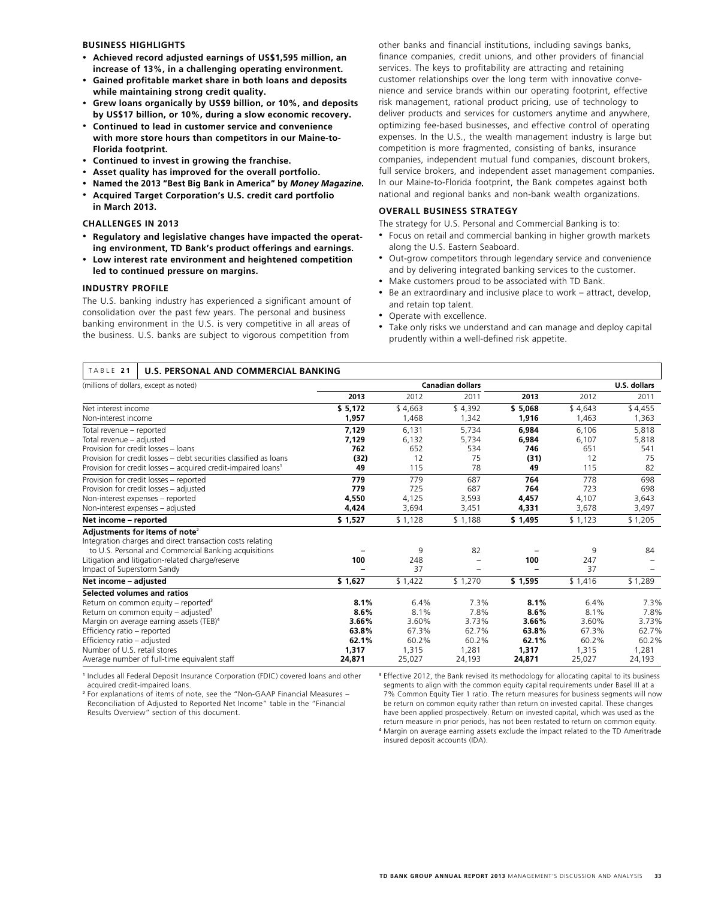## BUSINESS HIGHLIGHTS

- **Achieved record adjusted earnings of US$1,595 million, an increase of 13%, in a challenging operating environment.**
- **Gained profitable market share in both loans and deposits while maintaining strong credit quality.**
- **Grew loans organically by US$9 billion, or 10%, and deposits by US$17 billion, or 10%, during a slow economic recovery.**
- **Continued to lead in customer service and convenience with more store hours than competitors in our Maine-to-Florida footprint.**
- **Continued to invest in growing the franchise.**
- **Asset quality has improved for the overall portfolio.**
- **Named the 2013 "Best Big Bank in America" by *Money Magazine*.**
- **Acquired Target Corporation's U.S. credit card portfolio in March 2013.**

## CHALLENGES IN 2013

- **Regulatory and legislative changes have impacted the operating environment, TD Bank's product offerings and earnings.**
- **Low interest rate environment and heightened competition led to continued pressure on margins.**

## INDUSTRY PROFILE

The U.S. banking industry has experienced a significant amount of consolidation over the past few years. The personal and business banking environment in the U.S. is very competitive in all areas of the business. U.S. banks are subject to vigorous competition from other banks and financial institutions, including savings banks, finance companies, credit unions, and other providers of financial services. The keys to profitability are attracting and retaining customer relationships over the long term with innovative convenience and service brands within our operating footprint, effective risk management, rational product pricing, use of technology to deliver products and services for customers anytime and anywhere, optimizing fee-based businesses, and effective control of operating expenses. In the U.S., the wealth management industry is large but competition is more fragmented, consisting of banks, insurance companies, independent mutual fund companies, discount brokers, full service brokers, and independent asset management companies. In our Maine-to-Florida footprint, the Bank competes against both national and regional banks and non-bank wealth organizations.

## OVERALL BUSINESS STRATEGY

The strategy for U.S. Personal and Commercial Banking is to:

- Focus on retail and commercial banking in higher growth markets along the U.S. Eastern Seaboard.
- Out-grow competitors through legendary service and convenience and by delivering integrated banking services to the customer.
- Make customers proud to be associated with TD Bank.
- Be an extraordinary and inclusive place to work – attract, develop, and retain top talent.
- Operate with excellence.
- Take only risks we understand and can manage and deploy capital prudently within a well-defined risk appetite.

**TABLE 21 U.S. PERSONAL AND COMMERCIAL BANKING**

| (millions of dollars, except as noted) | Canadian dollars | | | U.S. dollars | | |
|---|---|---|---|---|---|---|
| | **2013** | 2012 | 2011 | **2013** | 2012 | 2011 |
| Net interest income | **$ 5,172** | $ 4,663 | $ 4,392 | **$ 5,068** | $ 4,643 | $ 4,455 |
| Non-interest income | **1,957** | 1,468 | 1,342 | **1,916** | 1,463 | 1,363 |
| Total revenue – reported | **7,129** | 6,131 | 5,734 | **6,984** | 6,106 | 5,818 |
| Total revenue – adjusted | **7,129** | 6,132 | 5,734 | **6,984** | 6,107 | 5,818 |
| Provision for credit losses – loans | **762** | 652 | 534 | **746** | 651 | 541 |
| Provision for credit losses – debt securities classified as loans | **(32)** | 12 | 75 | **(31)** | 12 | 75 |
| Provision for credit losses – acquired credit-impaired loans[1] | **49** | 115 | 78 | **49** | 115 | 82 |
| Provision for credit losses – reported | **779** | 779 | 687 | **764** | 778 | 698 |
| Provision for credit losses – adjusted | **779** | 725 | 687 | **764** | 723 | 698 |
| Non-interest expenses – reported | **4,550** | 4,125 | 3,593 | **4,457** | 4,107 | 3,643 |
| Non-interest expenses – adjusted | **4,424** | 3,694 | 3,451 | **4,331** | 3,678 | 3,497 |
| **Net income – reported** | **$ 1,527** | $ 1,128 | $ 1,188 | **$ 1,495** | $ 1,123 | $ 1,205 |
| **Adjustments for items of note**[2] | | | | | | |
| Integration charges and direct transaction costs relating to U.S. Personal and Commercial Banking acquisitions | **–** | 9 | 82 | **–** | 9 | 84 |
| Litigation and litigation-related charge/reserve | **100** | 248 | – | **100** | 247 | – |
| Impact of Superstorm Sandy | **–** | 37 | – | **–** | 37 | – |
| **Net income – adjusted** | **$ 1,627** | $ 1,422 | $ 1,270 | **$ 1,595** | $ 1,416 | $ 1,289 |
| **Selected volumes and ratios** | | | | | | |
| Return on common equity – reported[3] | **8.1%** | 6.4% | 7.3% | **8.1%** | 6.4% | 7.3% |
| Return on common equity – adjusted[3] | **8.6%** | 8.1% | 7.8% | **8.6%** | 8.1% | 7.8% |
| Margin on average earning assets (TEB)[4] | **3.66%** | 3.60% | 3.73% | **3.66%** | 3.60% | 3.73% |
| Efficiency ratio – reported | **63.8%** | 67.3% | 62.7% | **63.8%** | 67.3% | 62.7% |
| Efficiency ratio – adjusted | **62.1%** | 60.2% | 60.2% | **62.1%** | 60.2% | 60.2% |
| Number of U.S. retail stores | **1,317** | 1,315 | 1,281 | **1,317** | 1,315 | 1,281 |
| Average number of full-time equivalent staff | **24,871** | 25,027 | 24,193 | **24,871** | 25,027 | 24,193 |

[1] Includes all Federal Deposit Insurance Corporation (FDIC) covered loans and other acquired credit-impaired loans.

[2] For explanations of items of note, see the "Non-GAAP Financial Measures – Reconciliation of Adjusted to Reported Net Income" table in the "Financial Results Overview" section of this document.

[3] Effective 2012, the Bank revised its methodology for allocating capital to its business segments to align with the common equity capital requirements under Basel III at a 7% Common Equity Tier 1 ratio. The return measures for business segments will now be return on common equity rather than return on invested capital. These changes have been applied prospectively. Return on invested capital, which was used as the return measure in prior periods, has not been restated to return on common equity.

[4] Margin on average earning assets exclude the impact related to the TD Ameritrade insured deposit accounts (IDA).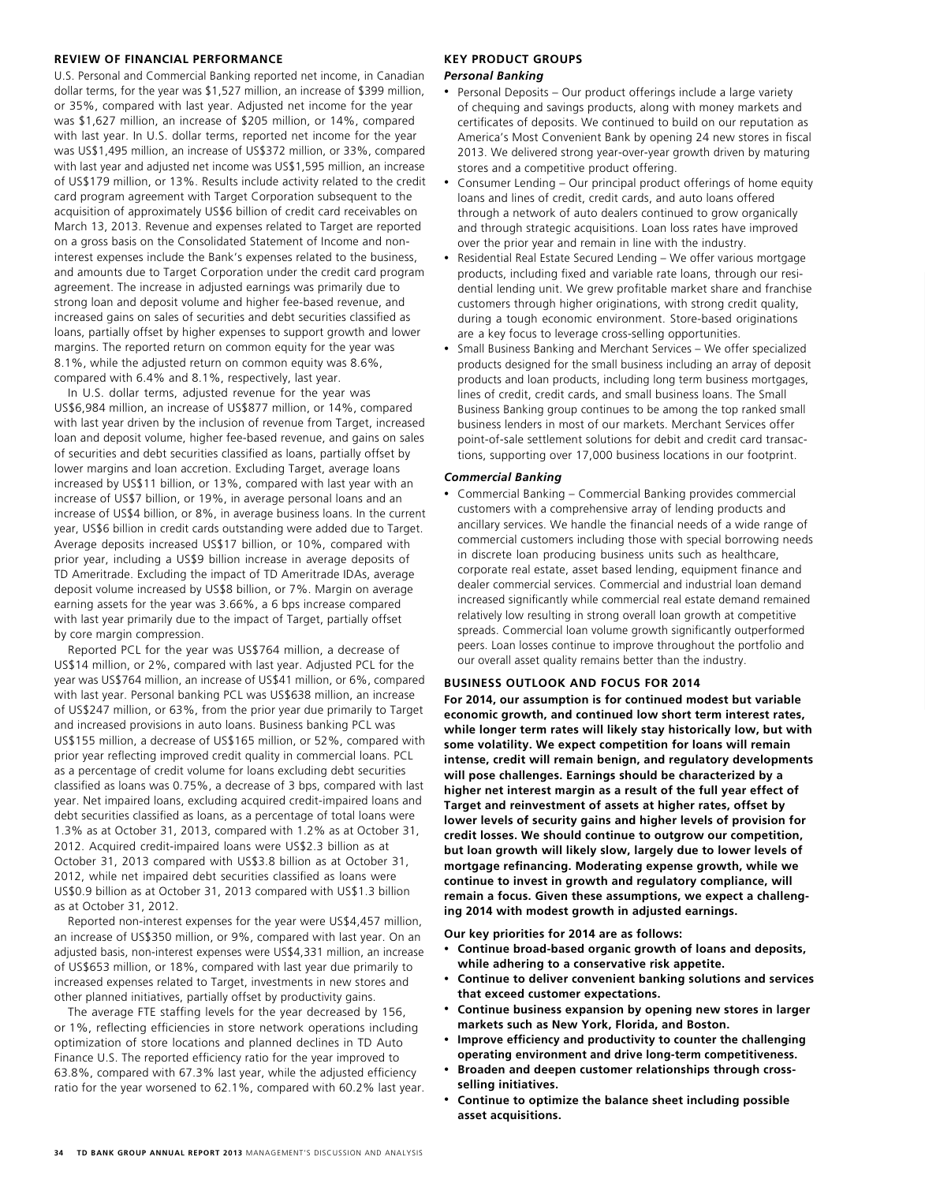## REVIEW OF FINANCIAL PERFORMANCE

U.S. Personal and Commercial Banking reported net income, in Canadian dollar terms, for the year was $1,527 million, an increase of $399 million, or 35%, compared with last year. Adjusted net income for the year was $1,627 million, an increase of $205 million, or 14%, compared with last year. In U.S. dollar terms, reported net income for the year was US$1,495 million, an increase of US$372 million, or 33%, compared with last year and adjusted net income was US$1,595 million, an increase of US$179 million, or 13%. Results include activity related to the credit card program agreement with Target Corporation subsequent to the acquisition of approximately US$6 billion of credit card receivables on March 13, 2013. Revenue and expenses related to Target are reported on a gross basis on the Consolidated Statement of Income and non-interest expenses include the Bank's expenses related to the business, and amounts due to Target Corporation under the credit card program agreement. The increase in adjusted earnings was primarily due to strong loan and deposit volume and higher fee-based revenue, and increased gains on sales of securities and debt securities classified as loans, partially offset by higher expenses to support growth and lower margins. The reported return on common equity for the year was 8.1%, while the adjusted return on common equity was 8.6%, compared with 6.4% and 8.1%, respectively, last year.

In U.S. dollar terms, adjusted revenue for the year was US$6,984 million, an increase of US$877 million, or 14%, compared with last year driven by the inclusion of revenue from Target, increased loan and deposit volume, higher fee-based revenue, and gains on sales of securities and debt securities classified as loans, partially offset by lower margins and loan accretion. Excluding Target, average loans increased by US$11 billion, or 13%, compared with last year with an increase of US$7 billion, or 19%, in average personal loans and an increase of US$4 billion, or 8%, in average business loans. In the current year, US$6 billion in credit cards outstanding were added due to Target. Average deposits increased US$17 billion, or 10%, compared with prior year, including a US$9 billion increase in average deposits of TD Ameritrade. Excluding the impact of TD Ameritrade IDAs, average deposit volume increased by US$8 billion, or 7%. Margin on average earning assets for the year was 3.66%, a 6 bps increase compared with last year primarily due to the impact of Target, partially offset by core margin compression.

Reported PCL for the year was US$764 million, a decrease of US$14 million, or 2%, compared with last year. Adjusted PCL for the year was US$764 million, an increase of US$41 million, or 6%, compared with last year. Personal banking PCL was US$638 million, an increase of US$247 million, or 63%, from the prior year due primarily to Target and increased provisions in auto loans. Business banking PCL was US$155 million, a decrease of US$165 million, or 52%, compared with prior year reflecting improved credit quality in commercial loans. PCL as a percentage of credit volume for loans excluding debt securities classified as loans was 0.75%, a decrease of 3 bps, compared with last year. Net impaired loans, excluding acquired credit-impaired loans and debt securities classified as loans, as a percentage of total loans were 1.3% as at October 31, 2013, compared with 1.2% as at October 31, 2012. Acquired credit-impaired loans were US$2.3 billion as at October 31, 2013 compared with US$3.8 billion as at October 31, 2012, while net impaired debt securities classified as loans were US$0.9 billion as at October 31, 2013 compared with US$1.3 billion as at October 31, 2012.

Reported non-interest expenses for the year were US$4,457 million, an increase of US$350 million, or 9%, compared with last year. On an adjusted basis, non-interest expenses were US$4,331 million, an increase of US$653 million, or 18%, compared with last year due primarily to increased expenses related to Target, investments in new stores and other planned initiatives, partially offset by productivity gains.

The average FTE staffing levels for the year decreased by 156, or 1%, reflecting efficiencies in store network operations including optimization of store locations and planned declines in TD Auto Finance U.S. The reported efficiency ratio for the year improved to 63.8%, compared with 67.3% last year, while the adjusted efficiency ratio for the year worsened to 62.1%, compared with 60.2% last year.

## KEY PRODUCT GROUPS

### *Personal Banking*

- Personal Deposits – Our product offerings include a large variety of chequing and savings products, along with money markets and certificates of deposits. We continued to build on our reputation as America's Most Convenient Bank by opening 24 new stores in fiscal 2013. We delivered strong year-over-year growth driven by maturing stores and a competitive product offering.
- Consumer Lending – Our principal product offerings of home equity loans and lines of credit, credit cards, and auto loans offered through a network of auto dealers continued to grow organically and through strategic acquisitions. Loan loss rates have improved over the prior year and remain in line with the industry.
- Residential Real Estate Secured Lending – We offer various mortgage products, including fixed and variable rate loans, through our residential lending unit. We grew profitable market share and franchise customers through higher originations, with strong credit quality, during a tough economic environment. Store-based originations are a key focus to leverage cross-selling opportunities.
- Small Business Banking and Merchant Services – We offer specialized products designed for the small business including an array of deposit products and loan products, including long term business mortgages, lines of credit, credit cards, and small business loans. The Small Business Banking group continues to be among the top ranked small business lenders in most of our markets. Merchant Services offer point-of-sale settlement solutions for debit and credit card transactions, supporting over 17,000 business locations in our footprint.

### *Commercial Banking*

- Commercial Banking – Commercial Banking provides commercial customers with a comprehensive array of lending products and ancillary services. We handle the financial needs of a wide range of commercial customers including those with special borrowing needs in discrete loan producing business units such as healthcare, corporate real estate, asset based lending, equipment finance and dealer commercial services. Commercial and industrial loan demand increased significantly while commercial real estate demand remained relatively low resulting in strong overall loan growth at competitive spreads. Commercial loan volume growth significantly outperformed peers. Loan losses continue to improve throughout the portfolio and our overall asset quality remains better than the industry.

## BUSINESS OUTLOOK AND FOCUS FOR 2014

**For 2014, our assumption is for continued modest but variable economic growth, and continued low short term interest rates, while longer term rates will likely stay historically low, but with some volatility. We expect competition for loans will remain intense, credit will remain benign, and regulatory developments will pose challenges. Earnings should be characterized by a higher net interest margin as a result of the full year effect of Target and reinvestment of assets at higher rates, offset by lower levels of security gains and higher levels of provision for credit losses. We should continue to outgrow our competition, but loan growth will likely slow, largely due to lower levels of mortgage refinancing. Moderating expense growth, while we continue to invest in growth and regulatory compliance, will remain a focus. Given these assumptions, we expect a challenging 2014 with modest growth in adjusted earnings.**

**Our key priorities for 2014 are as follows:**

- **Continue broad-based organic growth of loans and deposits, while adhering to a conservative risk appetite.**
- **Continue to deliver convenient banking solutions and services that exceed customer expectations.**
- **Continue business expansion by opening new stores in larger markets such as New York, Florida, and Boston.**
- **Improve efficiency and productivity to counter the challenging operating environment and drive long-term competitiveness.**
- **Broaden and deepen customer relationships through cross-selling initiatives.**
- **Continue to optimize the balance sheet including possible asset acquisitions.**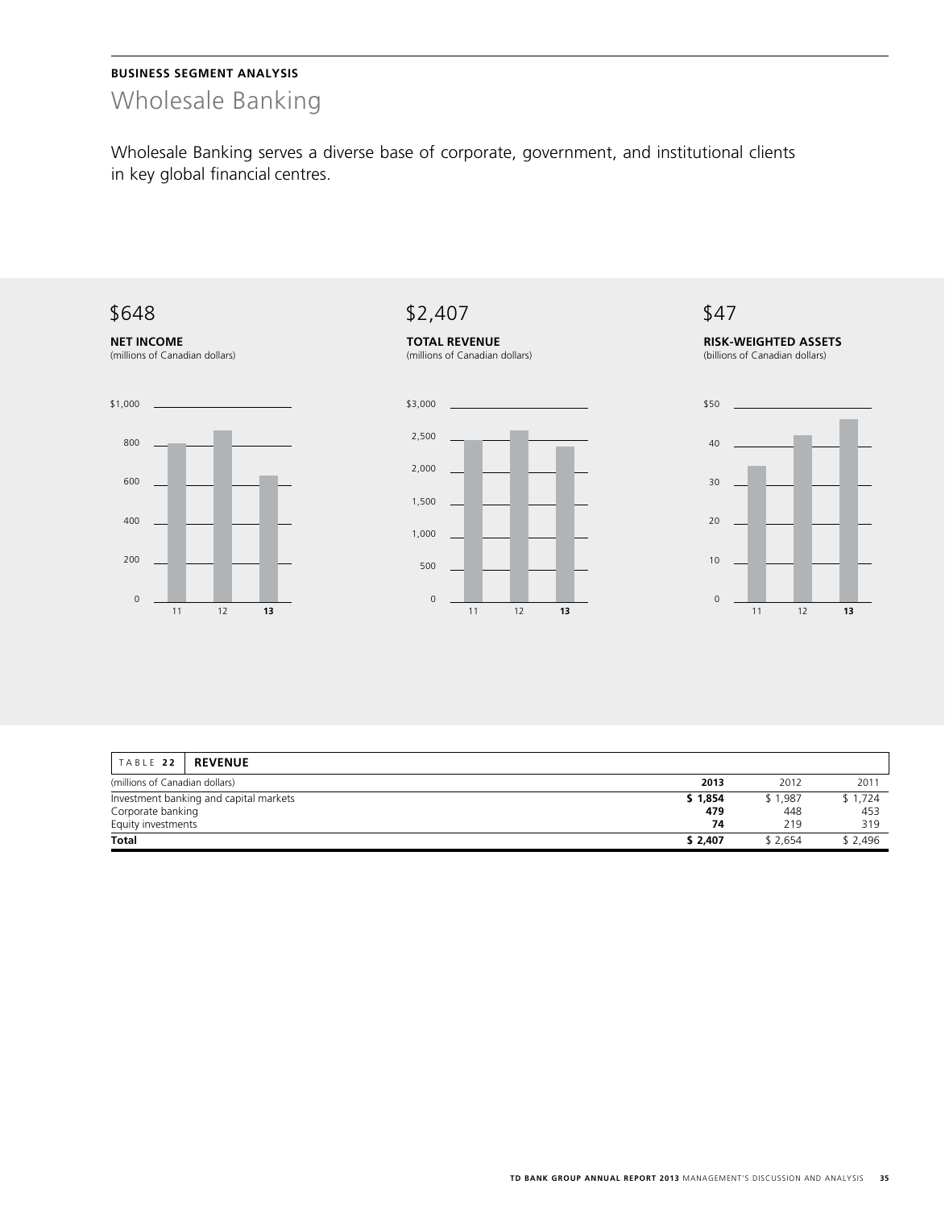**BUSINESS SEGMENT ANALYSIS**

# Wholesale Banking

Wholesale Banking serves a diverse base of corporate, government, and institutional clients in key global financial centres.

$648

**NET INCOME**
(millions of Canadian dollars)

$2,407

**TOTAL REVENUE**
(millions of Canadian dollars)

$47

**RISK-WEIGHTED ASSETS**
(billions of Canadian dollars)

| TABLE 22 REVENUE | | | |
|---|---|---|---|
| (millions of Canadian dollars) | **2013** | 2012 | 2011 |
| Investment banking and capital markets | **$ 1,854** | $ 1,987 | $ 1,724 |
| Corporate banking | **479** | 448 | 453 |
| Equity investments | **74** | 219 | 319 |
| **Total** | **$ 2,407** | $ 2,654 | $ 2,496 |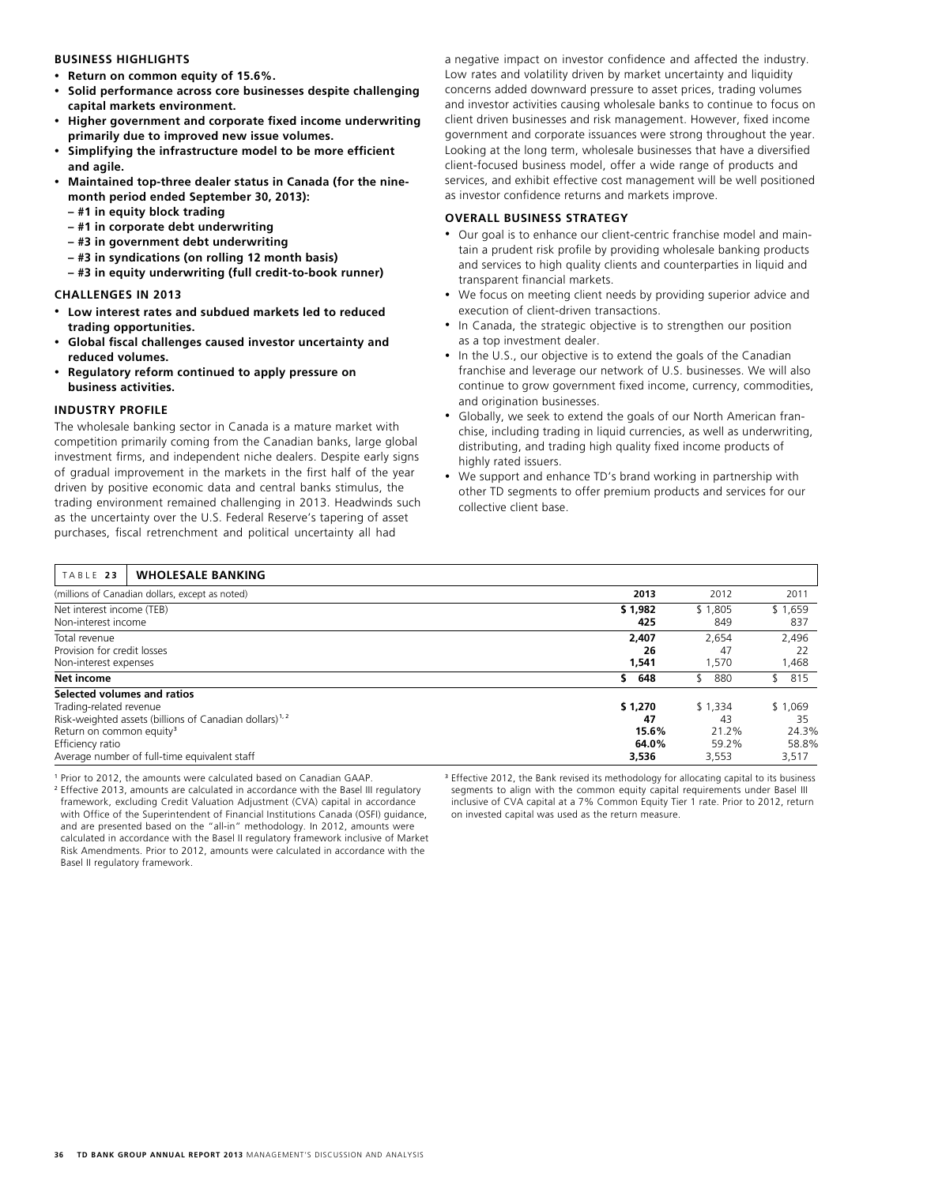### BUSINESS HIGHLIGHTS

- **Return on common equity of 15.6%.**
- **Solid performance across core businesses despite challenging capital markets environment.**
- **Higher government and corporate fixed income underwriting primarily due to improved new issue volumes.**
- **Simplifying the infrastructure model to be more efficient and agile.**
- **Maintained top-three dealer status in Canada (for the nine-month period ended September 30, 2013):**
  - **#1 in equity block trading**
  - **#1 in corporate debt underwriting**
  - **#3 in government debt underwriting**
  - **#3 in syndications (on rolling 12 month basis)**
  - **#3 in equity underwriting (full credit-to-book runner)**

### CHALLENGES IN 2013

- **Low interest rates and subdued markets led to reduced trading opportunities.**
- **Global fiscal challenges caused investor uncertainty and reduced volumes.**
- **Regulatory reform continued to apply pressure on business activities.**

### INDUSTRY PROFILE

The wholesale banking sector in Canada is a mature market with competition primarily coming from the Canadian banks, large global investment firms, and independent niche dealers. Despite early signs of gradual improvement in the markets in the first half of the year driven by positive economic data and central banks stimulus, the trading environment remained challenging in 2013. Headwinds such as the uncertainty over the U.S. Federal Reserve's tapering of asset purchases, fiscal retrenchment and political uncertainty all had a negative impact on investor confidence and affected the industry. Low rates and volatility driven by market uncertainty and liquidity concerns added downward pressure to asset prices, trading volumes and investor activities causing wholesale banks to continue to focus on client driven businesses and risk management. However, fixed income government and corporate issuances were strong throughout the year. Looking at the long term, wholesale businesses that have a diversified client-focused business model, offer a wide range of products and services, and exhibit effective cost management will be well positioned as investor confidence returns and markets improve.

### OVERALL BUSINESS STRATEGY

- Our goal is to enhance our client-centric franchise model and maintain a prudent risk profile by providing wholesale banking products and services to high quality clients and counterparties in liquid and transparent financial markets.
- We focus on meeting client needs by providing superior advice and execution of client-driven transactions.
- In Canada, the strategic objective is to strengthen our position as a top investment dealer.
- In the U.S., our objective is to extend the goals of the Canadian franchise and leverage our network of U.S. businesses. We will also continue to grow government fixed income, currency, commodities, and origination businesses.
- Globally, we seek to extend the goals of our North American franchise, including trading in liquid currencies, as well as underwriting, distributing, and trading high quality fixed income products of highly rated issuers.
- We support and enhance TD's brand working in partnership with other TD segments to offer premium products and services for our collective client base.

**TABLE 23 WHOLESALE BANKING**

| (millions of Canadian dollars, except as noted) | **2013** | 2012 | 2011 |
|---|---|---|---|
| Net interest income (TEB) | **$ 1,982** | $ 1,805 | $ 1,659 |
| Non-interest income | **425** | 849 | 837 |
| Total revenue | **2,407** | 2,654 | 2,496 |
| Provision for credit losses | **26** | 47 | 22 |
| Non-interest expenses | **1,541** | 1,570 | 1,468 |
| **Net income** | **$ 648** | $ 880 | $ 815 |
| **Selected volumes and ratios** | | | |
| Trading-related revenue | **$ 1,270** | $ 1,334 | $ 1,069 |
| Risk-weighted assets (billions of Canadian dollars)[1,2] | **47** | 43 | 35 |
| Return on common equity[3] | **15.6%** | 21.2% | 24.3% |
| Efficiency ratio | **64.0%** | 59.2% | 58.8% |
| Average number of full-time equivalent staff | **3,536** | 3,553 | 3,517 |

[1] Prior to 2012, the amounts were calculated based on Canadian GAAP.

[2] Effective 2013, amounts are calculated in accordance with the Basel III regulatory framework, excluding Credit Valuation Adjustment (CVA) capital in accordance with Office of the Superintendent of Financial Institutions Canada (OSFI) guidance, and are presented based on the "all-in" methodology. In 2012, amounts were calculated in accordance with the Basel II regulatory framework inclusive of Market Risk Amendments. Prior to 2012, amounts were calculated in accordance with the Basel II regulatory framework.

[3] Effective 2012, the Bank revised its methodology for allocating capital to its business segments to align with the common equity capital requirements under Basel III inclusive of CVA capital at a 7% Common Equity Tier 1 rate. Prior to 2012, return on invested capital was used as the return measure.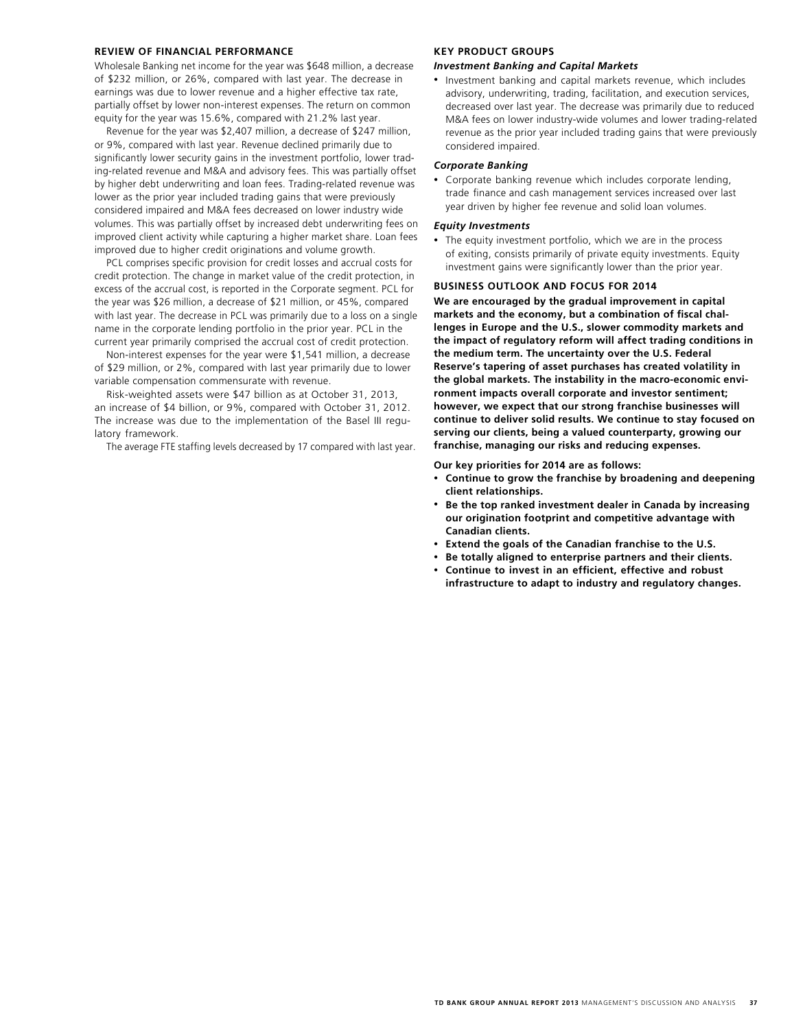## REVIEW OF FINANCIAL PERFORMANCE

Wholesale Banking net income for the year was $648 million, a decrease of $232 million, or 26%, compared with last year. The decrease in earnings was due to lower revenue and a higher effective tax rate, partially offset by lower non-interest expenses. The return on common equity for the year was 15.6%, compared with 21.2% last year.

Revenue for the year was $2,407 million, a decrease of $247 million, or 9%, compared with last year. Revenue declined primarily due to significantly lower security gains in the investment portfolio, lower trading-related revenue and M&A and advisory fees. This was partially offset by higher debt underwriting and loan fees. Trading-related revenue was lower as the prior year included trading gains that were previously considered impaired and M&A fees decreased on lower industry wide volumes. This was partially offset by increased debt underwriting fees on improved client activity while capturing a higher market share. Loan fees improved due to higher credit originations and volume growth.

PCL comprises specific provision for credit losses and accrual costs for credit protection. The change in market value of the credit protection, in excess of the accrual cost, is reported in the Corporate segment. PCL for the year was $26 million, a decrease of $21 million, or 45%, compared with last year. The decrease in PCL was primarily due to a loss on a single name in the corporate lending portfolio in the prior year. PCL in the current year primarily comprised the accrual cost of credit protection.

Non-interest expenses for the year were $1,541 million, a decrease of $29 million, or 2%, compared with last year primarily due to lower variable compensation commensurate with revenue.

Risk-weighted assets were $47 billion as at October 31, 2013, an increase of $4 billion, or 9%, compared with October 31, 2012. The increase was due to the implementation of the Basel III regulatory framework.

The average FTE staffing levels decreased by 17 compared with last year.

## KEY PRODUCT GROUPS

### *Investment Banking and Capital Markets*

- Investment banking and capital markets revenue, which includes advisory, underwriting, trading, facilitation, and execution services, decreased over last year. The decrease was primarily due to reduced M&A fees on lower industry-wide volumes and lower trading-related revenue as the prior year included trading gains that were previously considered impaired.

### *Corporate Banking*

- Corporate banking revenue which includes corporate lending, trade finance and cash management services increased over last year driven by higher fee revenue and solid loan volumes.

### *Equity Investments*

- The equity investment portfolio, which we are in the process of exiting, consists primarily of private equity investments. Equity investment gains were significantly lower than the prior year.

## BUSINESS OUTLOOK AND FOCUS FOR 2014

**We are encouraged by the gradual improvement in capital markets and the economy, but a combination of fiscal challenges in Europe and the U.S., slower commodity markets and the impact of regulatory reform will affect trading conditions in the medium term. The uncertainty over the U.S. Federal Reserve's tapering of asset purchases has created volatility in the global markets. The instability in the macro-economic environment impacts overall corporate and investor sentiment; however, we expect that our strong franchise businesses will continue to deliver solid results. We continue to stay focused on serving our clients, being a valued counterparty, growing our franchise, managing our risks and reducing expenses.**

**Our key priorities for 2014 are as follows:**

- **Continue to grow the franchise by broadening and deepening client relationships.**
- **Be the top ranked investment dealer in Canada by increasing our origination footprint and competitive advantage with Canadian clients.**
- **Extend the goals of the Canadian franchise to the U.S.**
- **Be totally aligned to enterprise partners and their clients.**
- **Continue to invest in an efficient, effective and robust infrastructure to adapt to industry and regulatory changes.**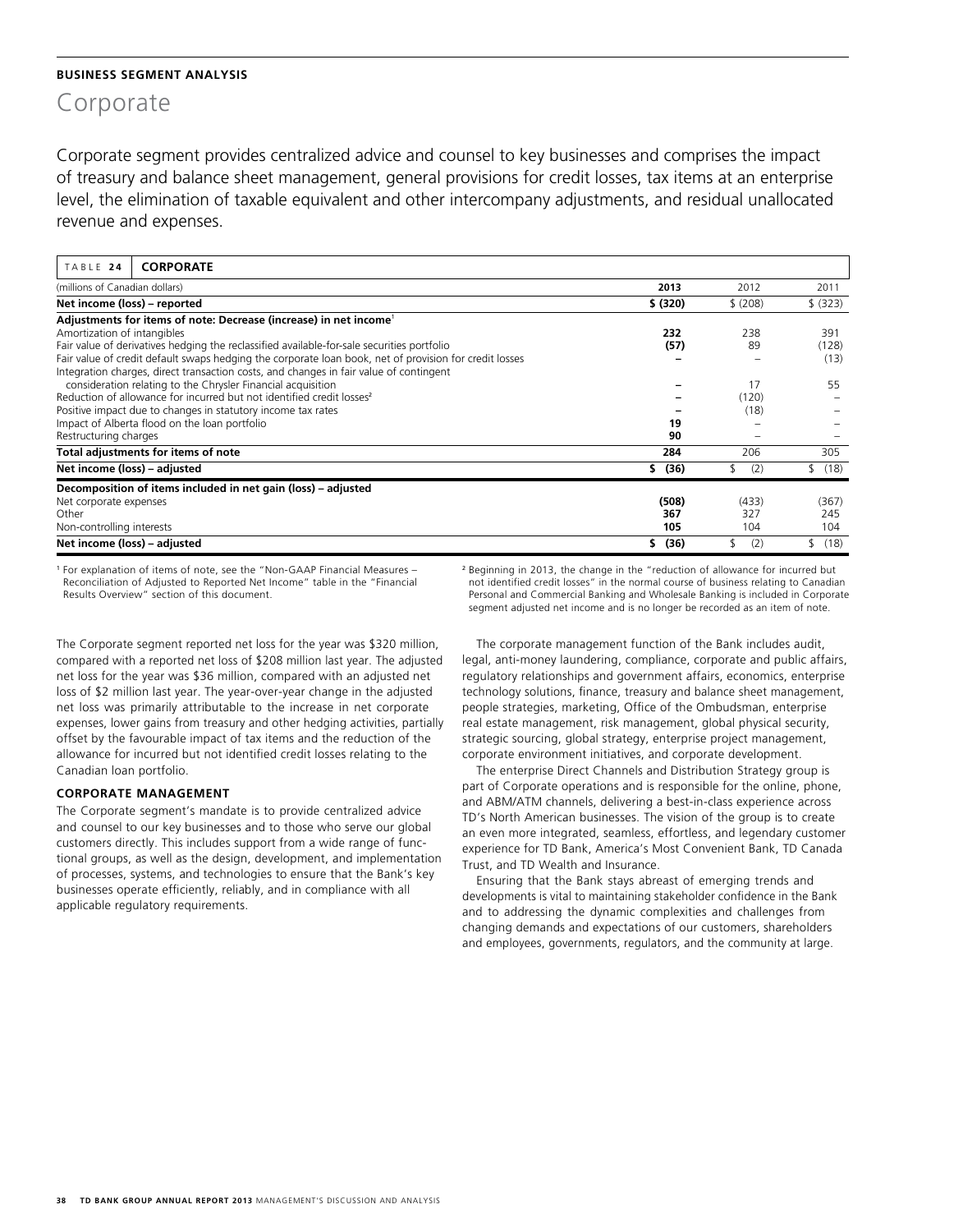**BUSINESS SEGMENT ANALYSIS**

# Corporate

Corporate segment provides centralized advice and counsel to key businesses and comprises the impact of treasury and balance sheet management, general provisions for credit losses, tax items at an enterprise level, the elimination of taxable equivalent and other intercompany adjustments, and residual unallocated revenue and expenses.

**TABLE 24 CORPORATE**

| (millions of Canadian dollars) | 2013 | 2012 | 2011 |
|---|---|---|---|
| **Net income (loss) – reported** | **$ (320)** | $ (208) | $ (323) |
| **Adjustments for items of note: Decrease (increase) in net income**[1] | | | |
| Amortization of intangibles | **232** | 238 | 391 |
| Fair value of derivatives hedging the reclassified available-for-sale securities portfolio | **(57)** | 89 | (128) |
| Fair value of credit default swaps hedging the corporate loan book, net of provision for credit losses | **–** | – | (13) |
| Integration charges, direct transaction costs, and changes in fair value of contingent consideration relating to the Chrysler Financial acquisition | **–** | 17 | 55 |
| Reduction of allowance for incurred but not identified credit losses[2] | **–** | (120) | – |
| Positive impact due to changes in statutory income tax rates | **–** | (18) | – |
| Impact of Alberta flood on the loan portfolio | **19** | – | – |
| Restructuring charges | **90** | – | – |
| **Total adjustments for items of note** | **284** | 206 | 305 |
| **Net income (loss) – adjusted** | **$ (36)** | $ (2) | $ (18) |
| **Decomposition of items included in net gain (loss) – adjusted** | | | |
| Net corporate expenses | **(508)** | (433) | (367) |
| Other | **367** | 327 | 245 |
| Non-controlling interests | **105** | 104 | 104 |
| **Net income (loss) – adjusted** | **$ (36)** | $ (2) | $ (18) |

[1] For explanation of items of note, see the "Non-GAAP Financial Measures – Reconciliation of Adjusted to Reported Net Income" table in the "Financial Results Overview" section of this document.

[2] Beginning in 2013, the change in the "reduction of allowance for incurred but not identified credit losses" in the normal course of business relating to Canadian Personal and Commercial Banking and Wholesale Banking is included in Corporate segment adjusted net income and is no longer be recorded as an item of note.

The Corporate segment reported net loss for the year was $320 million, compared with a reported net loss of $208 million last year. The adjusted net loss for the year was $36 million, compared with an adjusted net loss of $2 million last year. The year-over-year change in the adjusted net loss was primarily attributable to the increase in net corporate expenses, lower gains from treasury and other hedging activities, partially offset by the favourable impact of tax items and the reduction of the allowance for incurred but not identified credit losses relating to the Canadian loan portfolio.

### CORPORATE MANAGEMENT

The Corporate segment's mandate is to provide centralized advice and counsel to our key businesses and to those who serve our global customers directly. This includes support from a wide range of functional groups, as well as the design, development, and implementation of processes, systems, and technologies to ensure that the Bank's key businesses operate efficiently, reliably, and in compliance with all applicable regulatory requirements.

The corporate management function of the Bank includes audit, legal, anti-money laundering, compliance, corporate and public affairs, regulatory relationships and government affairs, economics, enterprise technology solutions, finance, treasury and balance sheet management, people strategies, marketing, Office of the Ombudsman, enterprise real estate management, risk management, global physical security, strategic sourcing, global strategy, enterprise project management, corporate environment initiatives, and corporate development.

The enterprise Direct Channels and Distribution Strategy group is part of Corporate operations and is responsible for the online, phone, and ABM/ATM channels, delivering a best-in-class experience across TD's North American businesses. The vision of the group is to create an even more integrated, seamless, effortless, and legendary customer experience for TD Bank, America's Most Convenient Bank, TD Canada Trust, and TD Wealth and Insurance.

Ensuring that the Bank stays abreast of emerging trends and developments is vital to maintaining stakeholder confidence in the Bank and to addressing the dynamic complexities and challenges from changing demands and expectations of our customers, shareholders and employees, governments, regulators, and the community at large.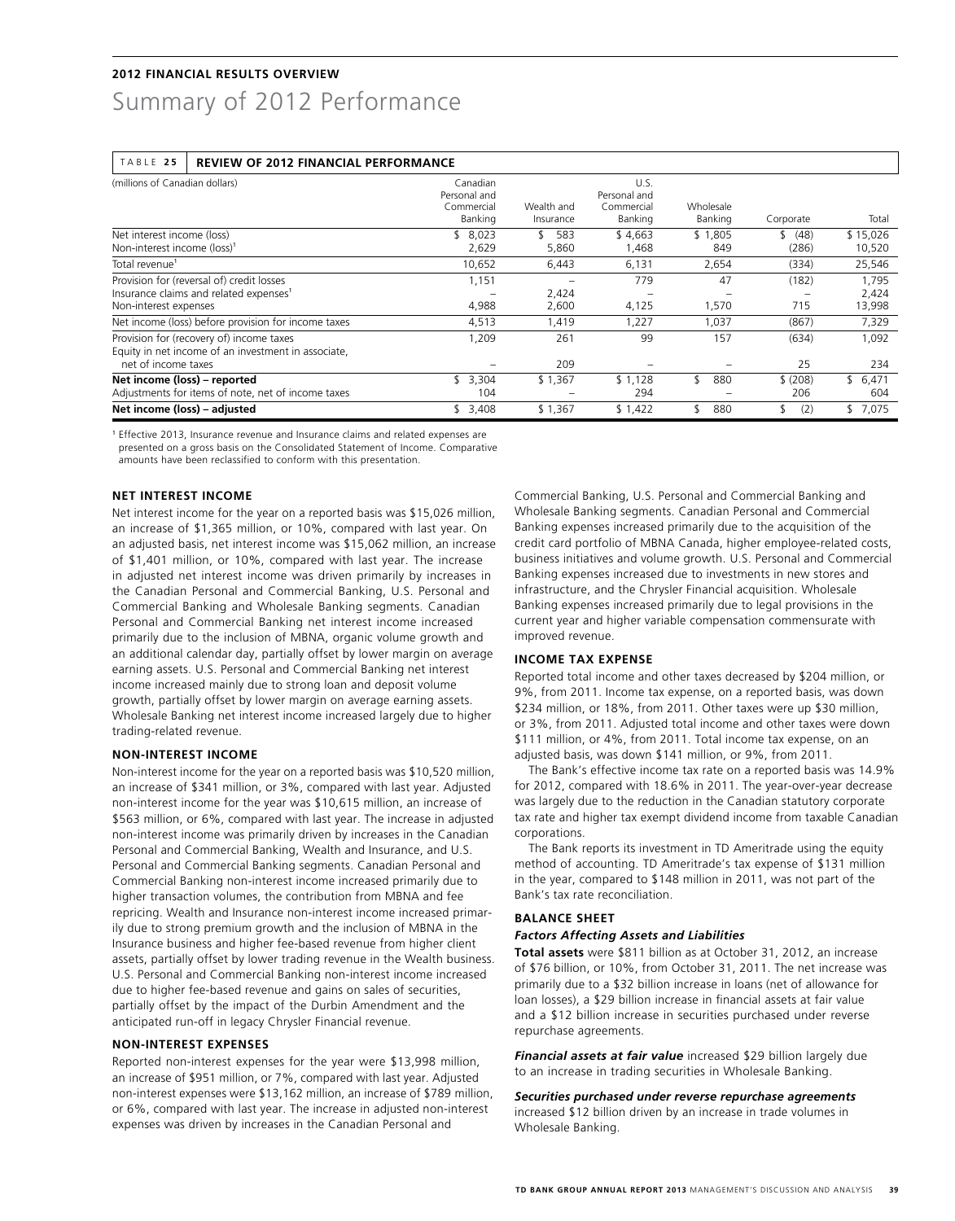**2012 FINANCIAL RESULTS OVERVIEW**

# Summary of 2012 Performance

TABLE 25 **REVIEW OF 2012 FINANCIAL PERFORMANCE**

| (millions of Canadian dollars) | Canadian Personal and Commercial Banking | Wealth and Insurance | U.S. Personal and Commercial Banking | Wholesale Banking | Corporate | Total |
|---|---|---|---|---|---|---|
| Net interest income (loss) | $ 8,023 | $ 583 | $ 4,663 | $ 1,805 | $ (48) | $ 15,026 |
| Non-interest income (loss)[1] | 2,629 | 5,860 | 1,468 | 849 | (286) | 10,520 |
| Total revenue[1] | 10,652 | 6,443 | 6,131 | 2,654 | (334) | 25,546 |
| Provision for (reversal of) credit losses | 1,151 | – | 779 | 47 | (182) | 1,795 |
| Insurance claims and related expenses[1] | – | 2,424 | – | – | – | 2,424 |
| Non-interest expenses | 4,988 | 2,600 | 4,125 | 1,570 | 715 | 13,998 |
| Net income (loss) before provision for income taxes | 4,513 | 1,419 | 1,227 | 1,037 | (867) | 7,329 |
| Provision for (recovery of) income taxes | 1,209 | 261 | 99 | 157 | (634) | 1,092 |
| Equity in net income of an investment in associate, net of income taxes | – | 209 | – | – | 25 | 234 |
| **Net income (loss) – reported** | $ 3,304 | $ 1,367 | $ 1,128 | $ 880 | $ (208) | $ 6,471 |
| Adjustments for items of note, net of income taxes | 104 | – | 294 | – | 206 | 604 |
| **Net income (loss) – adjusted** | $ 3,408 | $ 1,367 | $ 1,422 | $ 880 | $ (2) | $ 7,075 |

[1] Effective 2013, Insurance revenue and Insurance claims and related expenses are presented on a gross basis on the Consolidated Statement of Income. Comparative amounts have been reclassified to conform with this presentation.

### NET INTEREST INCOME

Net interest income for the year on a reported basis was $15,026 million, an increase of $1,365 million, or 10%, compared with last year. On an adjusted basis, net interest income was $15,062 million, an increase of $1,401 million, or 10%, compared with last year. The increase in adjusted net interest income was driven primarily by increases in the Canadian Personal and Commercial Banking, U.S. Personal and Commercial Banking and Wholesale Banking segments. Canadian Personal and Commercial Banking net interest income increased primarily due to the inclusion of MBNA, organic volume growth and an additional calendar day, partially offset by lower margin on average earning assets. U.S. Personal and Commercial Banking net interest income increased mainly due to strong loan and deposit volume growth, partially offset by lower margin on average earning assets. Wholesale Banking net interest income increased largely due to higher trading-related revenue.

### NON-INTEREST INCOME

Non-interest income for the year on a reported basis was $10,520 million, an increase of $341 million, or 3%, compared with last year. Adjusted non-interest income for the year was $10,615 million, an increase of $563 million, or 6%, compared with last year. The increase in adjusted non-interest income was primarily driven by increases in the Canadian Personal and Commercial Banking, Wealth and Insurance, and U.S. Personal and Commercial Banking segments. Canadian Personal and Commercial Banking non-interest income increased primarily due to higher transaction volumes, the contribution from MBNA and fee repricing. Wealth and Insurance non-interest income increased primarily due to strong premium growth and the inclusion of MBNA in the Insurance business and higher fee-based revenue from higher client assets, partially offset by lower trading revenue in the Wealth business. U.S. Personal and Commercial Banking non-interest income increased due to higher fee-based revenue and gains on sales of securities, partially offset by the impact of the Durbin Amendment and the anticipated run-off in legacy Chrysler Financial revenue.

### NON-INTEREST EXPENSES

Reported non-interest expenses for the year were $13,998 million, an increase of $951 million, or 7%, compared with last year. Adjusted non-interest expenses were $13,162 million, an increase of $789 million, or 6%, compared with last year. The increase in adjusted non-interest expenses was driven by increases in the Canadian Personal and Commercial Banking, U.S. Personal and Commercial Banking and Wholesale Banking segments. Canadian Personal and Commercial Banking expenses increased primarily due to the acquisition of the credit card portfolio of MBNA Canada, higher employee-related costs, business initiatives and volume growth. U.S. Personal and Commercial Banking expenses increased due to investments in new stores and infrastructure, and the Chrysler Financial acquisition. Wholesale Banking expenses increased primarily due to legal provisions in the current year and higher variable compensation commensurate with improved revenue.

### INCOME TAX EXPENSE

Reported total income and other taxes decreased by $204 million, or 9%, from 2011. Income tax expense, on a reported basis, was down $234 million, or 18%, from 2011. Other taxes were up $30 million, or 3%, from 2011. Adjusted total income and other taxes were down $111 million, or 4%, from 2011. Total income tax expense, on an adjusted basis, was down $141 million, or 9%, from 2011.

The Bank's effective income tax rate on a reported basis was 14.9% for 2012, compared with 18.6% in 2011. The year-over-year decrease was largely due to the reduction in the Canadian statutory corporate tax rate and higher tax exempt dividend income from taxable Canadian corporations.

The Bank reports its investment in TD Ameritrade using the equity method of accounting. TD Ameritrade's tax expense of $131 million in the year, compared to $148 million in 2011, was not part of the Bank's tax rate reconciliation.

### BALANCE SHEET

#### *Factors Affecting Assets and Liabilities*

**Total assets** were $811 billion as at October 31, 2012, an increase of $76 billion, or 10%, from October 31, 2011. The net increase was primarily due to a $32 billion increase in loans (net of allowance for loan losses), a $29 billion increase in financial assets at fair value and a $12 billion increase in securities purchased under reverse repurchase agreements.

***Financial assets at fair value*** increased $29 billion largely due to an increase in trading securities in Wholesale Banking.

***Securities purchased under reverse repurchase agreements*** increased $12 billion driven by an increase in trade volumes in Wholesale Banking.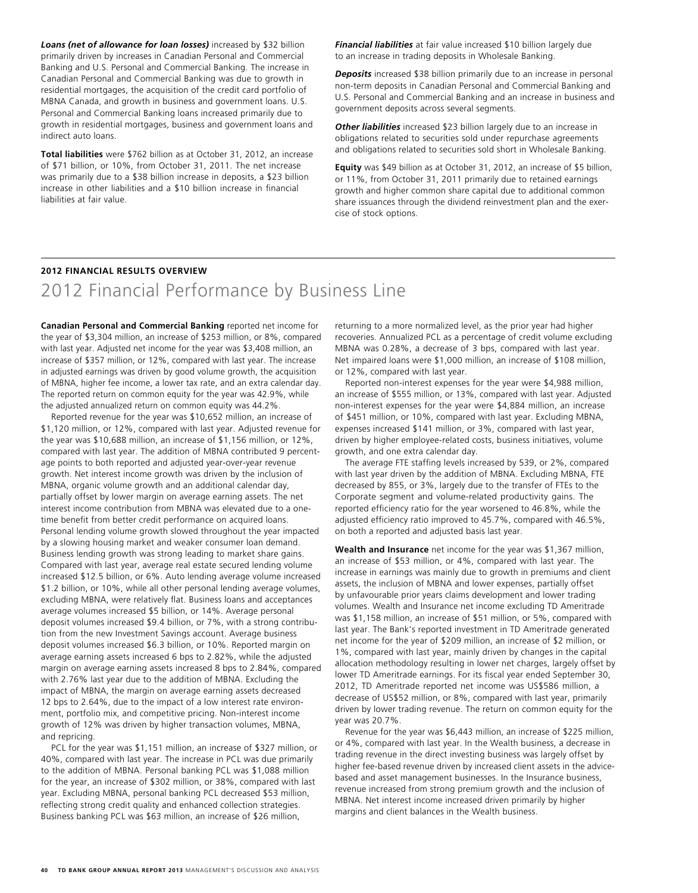***Loans (net of allowance for loan losses)*** increased by $32 billion primarily driven by increases in Canadian Personal and Commercial Banking and U.S. Personal and Commercial Banking. The increase in Canadian Personal and Commercial Banking was due to growth in residential mortgages, the acquisition of the credit card portfolio of MBNA Canada, and growth in business and government loans. U.S. Personal and Commercial Banking loans increased primarily due to growth in residential mortgages, business and government loans and indirect auto loans.

**Total liabilities** were $762 billion as at October 31, 2012, an increase of $71 billion, or 10%, from October 31, 2011. The net increase was primarily due to a $38 billion increase in deposits, a $23 billion increase in other liabilities and a $10 billion increase in financial liabilities at fair value.

***Financial liabilities*** at fair value increased $10 billion largely due to an increase in trading deposits in Wholesale Banking.

***Deposits*** increased $38 billion primarily due to an increase in personal non-term deposits in Canadian Personal and Commercial Banking and U.S. Personal and Commercial Banking and an increase in business and government deposits across several segments.

***Other liabilities*** increased $23 billion largely due to an increase in obligations related to securities sold under repurchase agreements and obligations related to securities sold short in Wholesale Banking.

**Equity** was $49 billion as at October 31, 2012, an increase of $5 billion, or 11%, from October 31, 2011 primarily due to retained earnings growth and higher common share capital due to additional common share issuances through the dividend reinvestment plan and the exercise of stock options.

**2012 FINANCIAL RESULTS OVERVIEW**

# 2012 Financial Performance by Business Line

**Canadian Personal and Commercial Banking** reported net income for the year of $3,304 million, an increase of $253 million, or 8%, compared with last year. Adjusted net income for the year was $3,408 million, an increase of $357 million, or 12%, compared with last year. The increase in adjusted earnings was driven by good volume growth, the acquisition of MBNA, higher fee income, a lower tax rate, and an extra calendar day. The reported return on common equity for the year was 42.9%, while the adjusted annualized return on common equity was 44.2%.

Reported revenue for the year was $10,652 million, an increase of $1,120 million, or 12%, compared with last year. Adjusted revenue for the year was $10,688 million, an increase of $1,156 million, or 12%, compared with last year. The addition of MBNA contributed 9 percentage points to both reported and adjusted year-over-year revenue growth. Net interest income growth was driven by the inclusion of MBNA, organic volume growth and an additional calendar day, partially offset by lower margin on average earning assets. The net interest income contribution from MBNA was elevated due to a one-time benefit from better credit performance on acquired loans. Personal lending volume growth slowed throughout the year impacted by a slowing housing market and weaker consumer loan demand. Business lending growth was strong leading to market share gains. Compared with last year, average real estate secured lending volume increased $12.5 billion, or 6%. Auto lending average volume increased $1.2 billion, or 10%, while all other personal lending average volumes, excluding MBNA, were relatively flat. Business loans and acceptances average volumes increased $5 billion, or 14%. Average personal deposit volumes increased $9.4 billion, or 7%, with a strong contribution from the new Investment Savings account. Average business deposit volumes increased $6.3 billion, or 10%. Reported margin on average earning assets increased 6 bps to 2.82%, while the adjusted margin on average earning assets increased 8 bps to 2.84%, compared with 2.76% last year due to the addition of MBNA. Excluding the impact of MBNA, the margin on average earning assets decreased 12 bps to 2.64%, due to the impact of a low interest rate environment, portfolio mix, and competitive pricing. Non-interest income growth of 12% was driven by higher transaction volumes, MBNA, and repricing.

PCL for the year was $1,151 million, an increase of $327 million, or 40%, compared with last year. The increase in PCL was due primarily to the addition of MBNA. Personal banking PCL was $1,088 million for the year, an increase of $302 million, or 38%, compared with last year. Excluding MBNA, personal banking PCL decreased $53 million, reflecting strong credit quality and enhanced collection strategies. Business banking PCL was $63 million, an increase of $26 million, returning to a more normalized level, as the prior year had higher recoveries. Annualized PCL as a percentage of credit volume excluding MBNA was 0.28%, a decrease of 3 bps, compared with last year. Net impaired loans were $1,000 million, an increase of $108 million, or 12%, compared with last year.

Reported non-interest expenses for the year were $4,988 million, an increase of $555 million, or 13%, compared with last year. Adjusted non-interest expenses for the year were $4,884 million, an increase of $451 million, or 10%, compared with last year. Excluding MBNA, expenses increased $141 million, or 3%, compared with last year, driven by higher employee-related costs, business initiatives, volume growth, and one extra calendar day.

The average FTE staffing levels increased by 539, or 2%, compared with last year driven by the addition of MBNA. Excluding MBNA, FTE decreased by 855, or 3%, largely due to the transfer of FTEs to the Corporate segment and volume-related productivity gains. The reported efficiency ratio for the year worsened to 46.8%, while the adjusted efficiency ratio improved to 45.7%, compared with 46.5%, on both a reported and adjusted basis last year.

**Wealth and Insurance** net income for the year was $1,367 million, an increase of $53 million, or 4%, compared with last year. The increase in earnings was mainly due to growth in premiums and client assets, the inclusion of MBNA and lower expenses, partially offset by unfavourable prior years claims development and lower trading volumes. Wealth and Insurance net income excluding TD Ameritrade was $1,158 million, an increase of $51 million, or 5%, compared with last year. The Bank's reported investment in TD Ameritrade generated net income for the year of $209 million, an increase of $2 million, or 1%, compared with last year, mainly driven by changes in the capital allocation methodology resulting in lower net charges, largely offset by lower TD Ameritrade earnings. For its fiscal year ended September 30, 2012, TD Ameritrade reported net income was US$586 million, a decrease of US$52 million, or 8%, compared with last year, primarily driven by lower trading revenue. The return on common equity for the year was 20.7%.

Revenue for the year was $6,443 million, an increase of $225 million, or 4%, compared with last year. In the Wealth business, a decrease in trading revenue in the direct investing business was largely offset by higher fee-based revenue driven by increased client assets in the advice-based and asset management businesses. In the Insurance business, revenue increased from strong premium growth and the inclusion of MBNA. Net interest income increased driven primarily by higher margins and client balances in the Wealth business.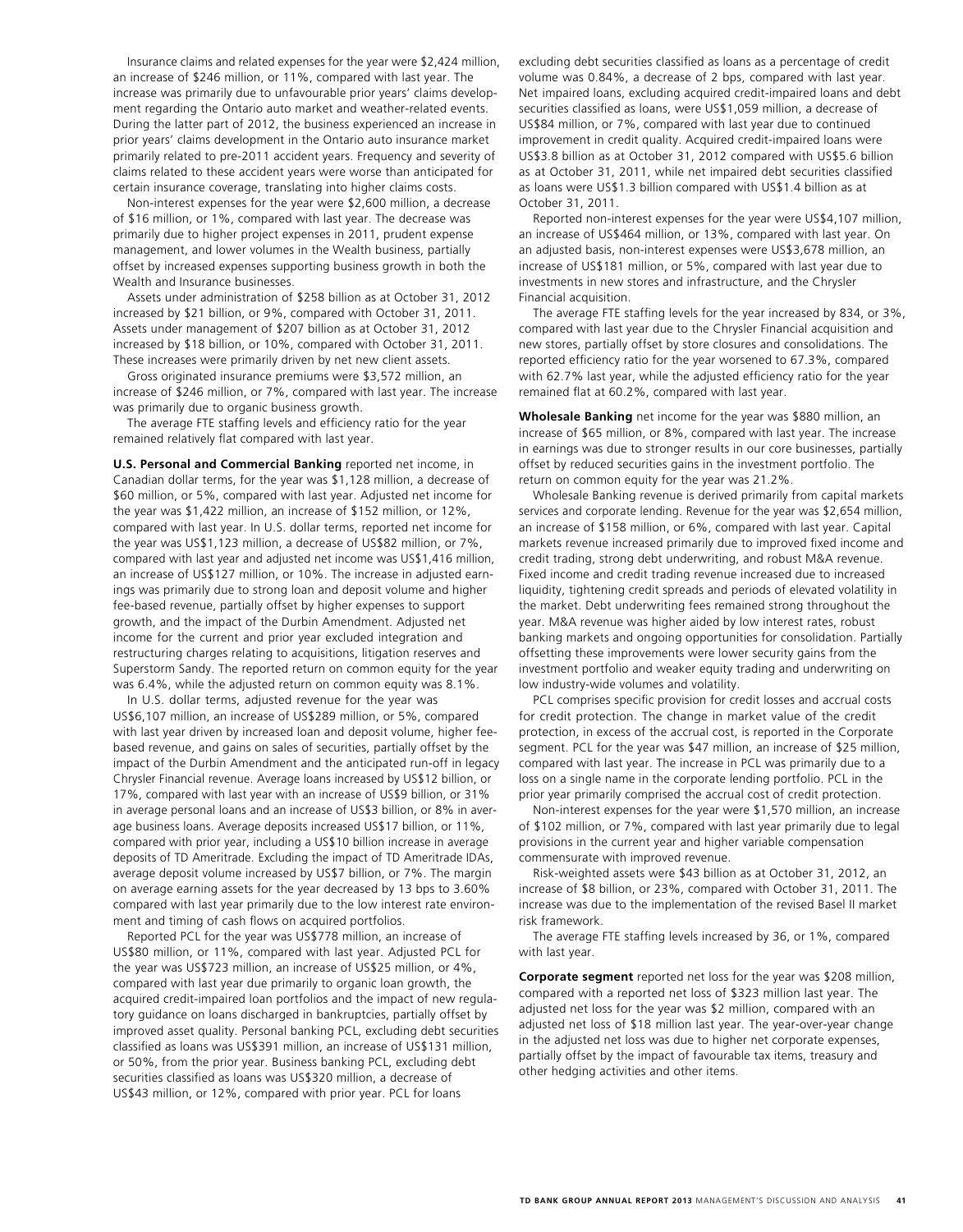Insurance claims and related expenses for the year were $2,424 million, an increase of $246 million, or 11%, compared with last year. The increase was primarily due to unfavourable prior years' claims development regarding the Ontario auto market and weather-related events. During the latter part of 2012, the business experienced an increase in prior years' claims development in the Ontario auto insurance market primarily related to pre-2011 accident years. Frequency and severity of claims related to these accident years were worse than anticipated for certain insurance coverage, translating into higher claims costs.

Non-interest expenses for the year were $2,600 million, a decrease of $16 million, or 1%, compared with last year. The decrease was primarily due to higher project expenses in 2011, prudent expense management, and lower volumes in the Wealth business, partially offset by increased expenses supporting business growth in both the Wealth and Insurance businesses.

Assets under administration of $258 billion as at October 31, 2012 increased by $21 billion, or 9%, compared with October 31, 2011. Assets under management of $207 billion as at October 31, 2012 increased by $18 billion, or 10%, compared with October 31, 2011. These increases were primarily driven by net new client assets.

Gross originated insurance premiums were $3,572 million, an increase of $246 million, or 7%, compared with last year. The increase was primarily due to organic business growth.

The average FTE staffing levels and efficiency ratio for the year remained relatively flat compared with last year.

**U.S. Personal and Commercial Banking** reported net income, in Canadian dollar terms, for the year was $1,128 million, a decrease of $60 million, or 5%, compared with last year. Adjusted net income for the year was $1,422 million, an increase of $152 million, or 12%, compared with last year. In U.S. dollar terms, reported net income for the year was US$1,123 million, a decrease of US$82 million, or 7%, compared with last year and adjusted net income was US$1,416 million, an increase of US$127 million, or 10%. The increase in adjusted earnings was primarily due to strong loan and deposit volume and higher fee-based revenue, partially offset by higher expenses to support growth, and the impact of the Durbin Amendment. Adjusted net income for the current and prior year excluded integration and restructuring charges relating to acquisitions, litigation reserves and Superstorm Sandy. The reported return on common equity for the year was 6.4%, while the adjusted return on common equity was 8.1%.

In U.S. dollar terms, adjusted revenue for the year was US$6,107 million, an increase of US$289 million, or 5%, compared with last year driven by increased loan and deposit volume, higher fee-based revenue, and gains on sales of securities, partially offset by the impact of the Durbin Amendment and the anticipated run-off in legacy Chrysler Financial revenue. Average loans increased by US$12 billion, or 17%, compared with last year with an increase of US$9 billion, or 31% in average personal loans and an increase of US$3 billion, or 8% in average business loans. Average deposits increased US$17 billion, or 11%, compared with prior year, including a US$10 billion increase in average deposits of TD Ameritrade. Excluding the impact of TD Ameritrade IDAs, average deposit volume increased by US$7 billion, or 7%. The margin on average earning assets for the year decreased by 13 bps to 3.60% compared with last year primarily due to the low interest rate environment and timing of cash flows on acquired portfolios.

Reported PCL for the year was US$778 million, an increase of US$80 million, or 11%, compared with last year. Adjusted PCL for the year was US$723 million, an increase of US$25 million, or 4%, compared with last year due primarily to organic loan growth, the acquired credit-impaired loan portfolios and the impact of new regulatory guidance on loans discharged in bankruptcies, partially offset by improved asset quality. Personal banking PCL, excluding debt securities classified as loans was US$391 million, an increase of US$131 million, or 50%, from the prior year. Business banking PCL, excluding debt securities classified as loans was US$320 million, a decrease of US$43 million, or 12%, compared with prior year. PCL for loans excluding debt securities classified as loans as a percentage of credit volume was 0.84%, a decrease of 2 bps, compared with last year. Net impaired loans, excluding acquired credit-impaired loans and debt securities classified as loans, were US$1,059 million, a decrease of US$84 million, or 7%, compared with last year due to continued improvement in credit quality. Acquired credit-impaired loans were US$3.8 billion as at October 31, 2012 compared with US$5.6 billion as at October 31, 2011, while net impaired debt securities classified as loans were US$1.3 billion compared with US$1.4 billion as at October 31, 2011.

Reported non-interest expenses for the year were US$4,107 million, an increase of US$464 million, or 13%, compared with last year. On an adjusted basis, non-interest expenses were US$3,678 million, an increase of US$181 million, or 5%, compared with last year due to investments in new stores and infrastructure, and the Chrysler Financial acquisition.

The average FTE staffing levels for the year increased by 834, or 3%, compared with last year due to the Chrysler Financial acquisition and new stores, partially offset by store closures and consolidations. The reported efficiency ratio for the year worsened to 67.3%, compared with 62.7% last year, while the adjusted efficiency ratio for the year remained flat at 60.2%, compared with last year.

**Wholesale Banking** net income for the year was $880 million, an increase of $65 million, or 8%, compared with last year. The increase in earnings was due to stronger results in our core businesses, partially offset by reduced securities gains in the investment portfolio. The return on common equity for the year was 21.2%.

Wholesale Banking revenue is derived primarily from capital markets services and corporate lending. Revenue for the year was $2,654 million, an increase of $158 million, or 6%, compared with last year. Capital markets revenue increased primarily due to improved fixed income and credit trading, strong debt underwriting, and robust M&A revenue. Fixed income and credit trading revenue increased due to increased liquidity, tightening credit spreads and periods of elevated volatility in the market. Debt underwriting fees remained strong throughout the year. M&A revenue was higher aided by low interest rates, robust banking markets and ongoing opportunities for consolidation. Partially offsetting these improvements were lower security gains from the investment portfolio and weaker equity trading and underwriting on low industry-wide volumes and volatility.

PCL comprises specific provision for credit losses and accrual costs for credit protection. The change in market value of the credit protection, in excess of the accrual cost, is reported in the Corporate segment. PCL for the year was $47 million, an increase of $25 million, compared with last year. The increase in PCL was primarily due to a loss on a single name in the corporate lending portfolio. PCL in the prior year primarily comprised the accrual cost of credit protection.

Non-interest expenses for the year were $1,570 million, an increase of $102 million, or 7%, compared with last year primarily due to legal provisions in the current year and higher variable compensation commensurate with improved revenue.

Risk-weighted assets were $43 billion as at October 31, 2012, an increase of $8 billion, or 23%, compared with October 31, 2011. The increase was due to the implementation of the revised Basel II market risk framework.

The average FTE staffing levels increased by 36, or 1%, compared with last year.

**Corporate segment** reported net loss for the year was $208 million, compared with a reported net loss of $323 million last year. The adjusted net loss for the year was $2 million, compared with an adjusted net loss of $18 million last year. The year-over-year change in the adjusted net loss was due to higher net corporate expenses, partially offset by the impact of favourable tax items, treasury and other hedging activities and other items.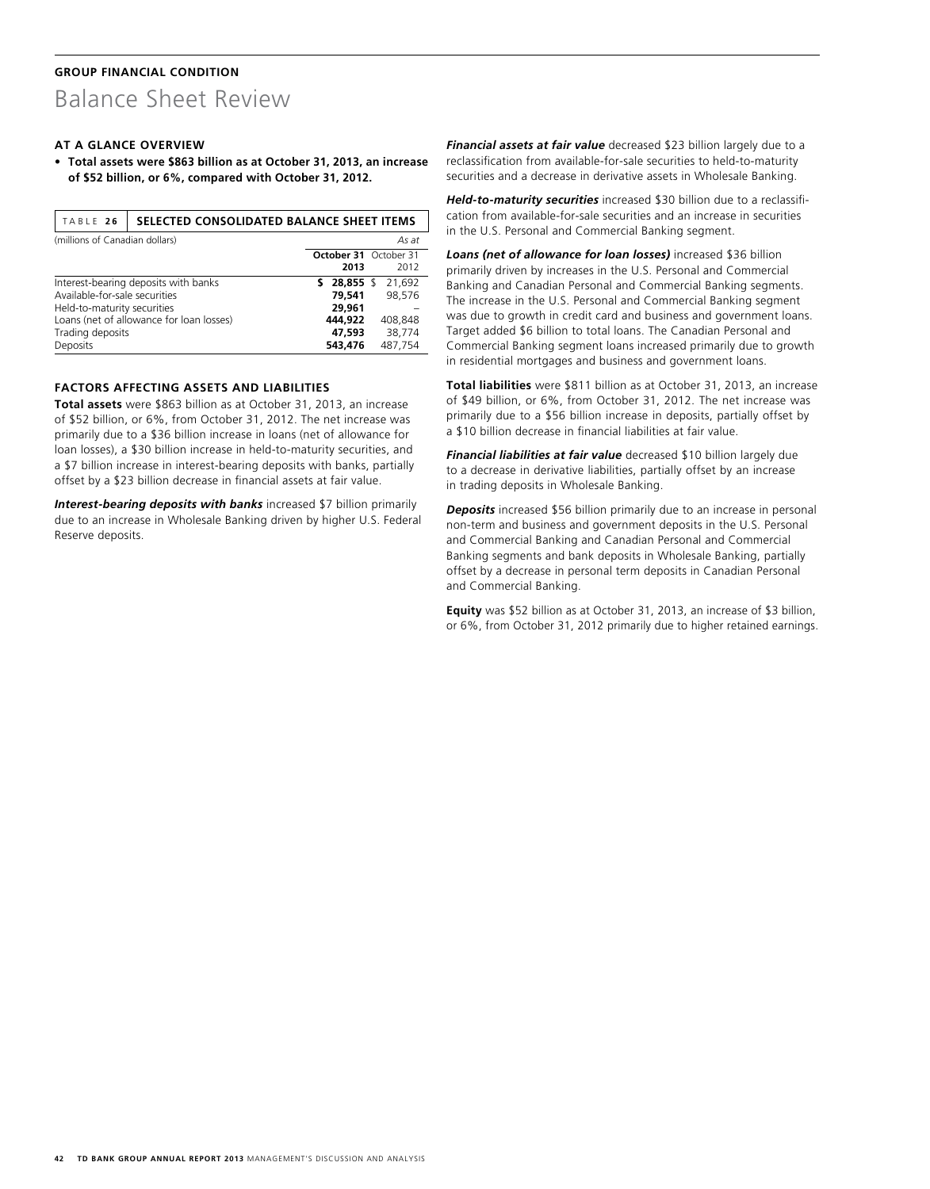GROUP FINANCIAL CONDITION

# Balance Sheet Review

### AT A GLANCE OVERVIEW

- **Total assets were $863 billion as at October 31, 2013, an increase of $52 billion, or 6%, compared with October 31, 2012.**

**TABLE 26 SELECTED CONSOLIDATED BALANCE SHEET ITEMS**

| (millions of Canadian dollars) | | *As at* |
|---|---|---|
| | **October 31 2013** | October 31 2012 |
| Interest-bearing deposits with banks | **$ 28,855** | $ 21,692 |
| Available-for-sale securities | **79,541** | 98,576 |
| Held-to-maturity securities | **29,961** | – |
| Loans (net of allowance for loan losses) | **444,922** | 408,848 |
| Trading deposits | **47,593** | 38,774 |
| Deposits | **543,476** | 487,754 |

### FACTORS AFFECTING ASSETS AND LIABILITIES

**Total assets** were $863 billion as at October 31, 2013, an increase of $52 billion, or 6%, from October 31, 2012. The net increase was primarily due to a $36 billion increase in loans (net of allowance for loan losses), a $30 billion increase in held-to-maturity securities, and a $7 billion increase in interest-bearing deposits with banks, partially offset by a $23 billion decrease in financial assets at fair value.

***Interest-bearing deposits with banks*** increased $7 billion primarily due to an increase in Wholesale Banking driven by higher U.S. Federal Reserve deposits.

***Financial assets at fair value*** decreased $23 billion largely due to a reclassification from available-for-sale securities to held-to-maturity securities and a decrease in derivative assets in Wholesale Banking.

***Held-to-maturity securities*** increased $30 billion due to a reclassification from available-for-sale securities and an increase in securities in the U.S. Personal and Commercial Banking segment.

***Loans (net of allowance for loan losses)*** increased $36 billion primarily driven by increases in the U.S. Personal and Commercial Banking and Canadian Personal and Commercial Banking segments. The increase in the U.S. Personal and Commercial Banking segment was due to growth in credit card and business and government loans. Target added $6 billion to total loans. The Canadian Personal and Commercial Banking segment loans increased primarily due to growth in residential mortgages and business and government loans.

**Total liabilities** were $811 billion as at October 31, 2013, an increase of $49 billion, or 6%, from October 31, 2012. The net increase was primarily due to a $56 billion increase in deposits, partially offset by a $10 billion decrease in financial liabilities at fair value.

***Financial liabilities at fair value*** decreased $10 billion largely due to a decrease in derivative liabilities, partially offset by an increase in trading deposits in Wholesale Banking.

***Deposits*** increased $56 billion primarily due to an increase in personal non-term and business and government deposits in the U.S. Personal and Commercial Banking and Canadian Personal and Commercial Banking segments and bank deposits in Wholesale Banking, partially offset by a decrease in personal term deposits in Canadian Personal and Commercial Banking.

**Equity** was $52 billion as at October 31, 2013, an increase of $3 billion, or 6%, from October 31, 2012 primarily due to higher retained earnings.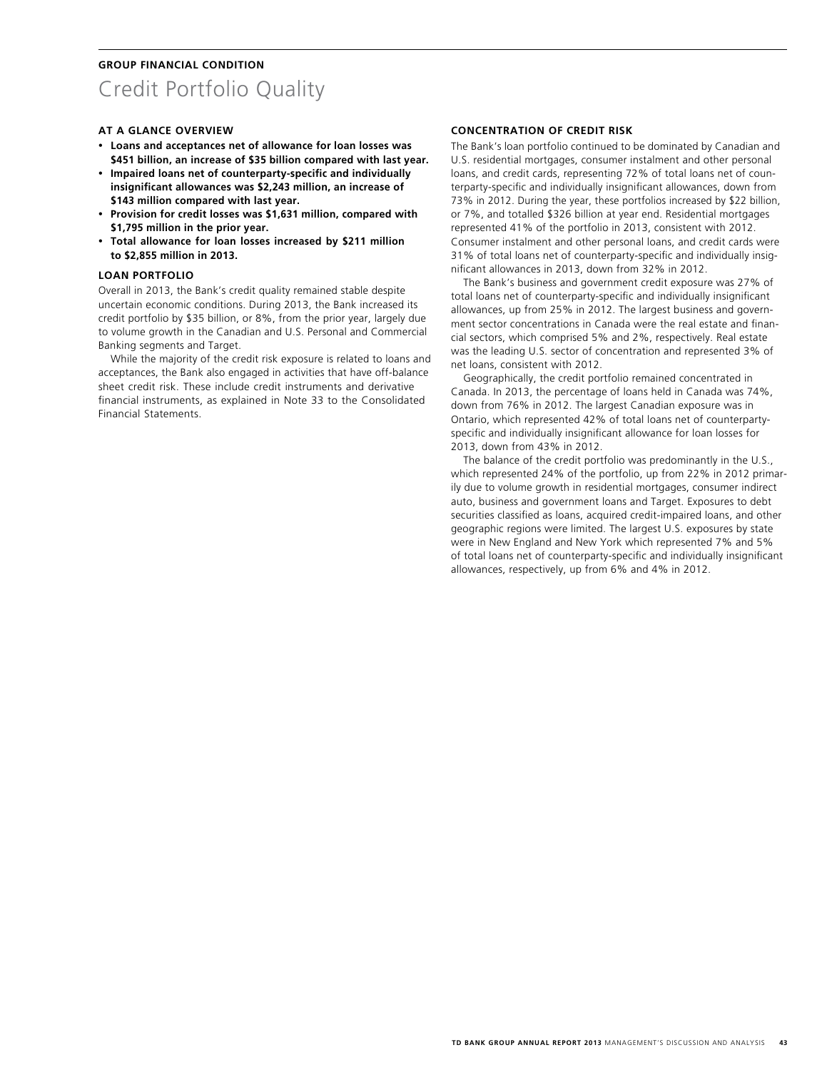GROUP FINANCIAL CONDITION

# Credit Portfolio Quality

### AT A GLANCE OVERVIEW

- **Loans and acceptances net of allowance for loan losses was $451 billion, an increase of $35 billion compared with last year.**
- **Impaired loans net of counterparty-specific and individually insignificant allowances was $2,243 million, an increase of $143 million compared with last year.**
- **Provision for credit losses was $1,631 million, compared with $1,795 million in the prior year.**
- **Total allowance for loan losses increased by $211 million to $2,855 million in 2013.**

### LOAN PORTFOLIO

Overall in 2013, the Bank's credit quality remained stable despite uncertain economic conditions. During 2013, the Bank increased its credit portfolio by $35 billion, or 8%, from the prior year, largely due to volume growth in the Canadian and U.S. Personal and Commercial Banking segments and Target.

While the majority of the credit risk exposure is related to loans and acceptances, the Bank also engaged in activities that have off-balance sheet credit risk. These include credit instruments and derivative financial instruments, as explained in Note 33 to the Consolidated Financial Statements.

### CONCENTRATION OF CREDIT RISK

The Bank's loan portfolio continued to be dominated by Canadian and U.S. residential mortgages, consumer instalment and other personal loans, and credit cards, representing 72% of total loans net of counterparty-specific and individually insignificant allowances, down from 73% in 2012. During the year, these portfolios increased by $22 billion, or 7%, and totalled $326 billion at year end. Residential mortgages represented 41% of the portfolio in 2013, consistent with 2012. Consumer instalment and other personal loans, and credit cards were 31% of total loans net of counterparty-specific and individually insignificant allowances in 2013, down from 32% in 2012.

The Bank's business and government credit exposure was 27% of total loans net of counterparty-specific and individually insignificant allowances, up from 25% in 2012. The largest business and government sector concentrations in Canada were the real estate and financial sectors, which comprised 5% and 2%, respectively. Real estate was the leading U.S. sector of concentration and represented 3% of net loans, consistent with 2012.

Geographically, the credit portfolio remained concentrated in Canada. In 2013, the percentage of loans held in Canada was 74%, down from 76% in 2012. The largest Canadian exposure was in Ontario, which represented 42% of total loans net of counterparty-specific and individually insignificant allowance for loan losses for 2013, down from 43% in 2012.

The balance of the credit portfolio was predominantly in the U.S., which represented 24% of the portfolio, up from 22% in 2012 primarily due to volume growth in residential mortgages, consumer indirect auto, business and government loans and Target. Exposures to debt securities classified as loans, acquired credit-impaired loans, and other geographic regions were limited. The largest U.S. exposures by state were in New England and New York which represented 7% and 5% of total loans net of counterparty-specific and individually insignificant allowances, respectively, up from 6% and 4% in 2012.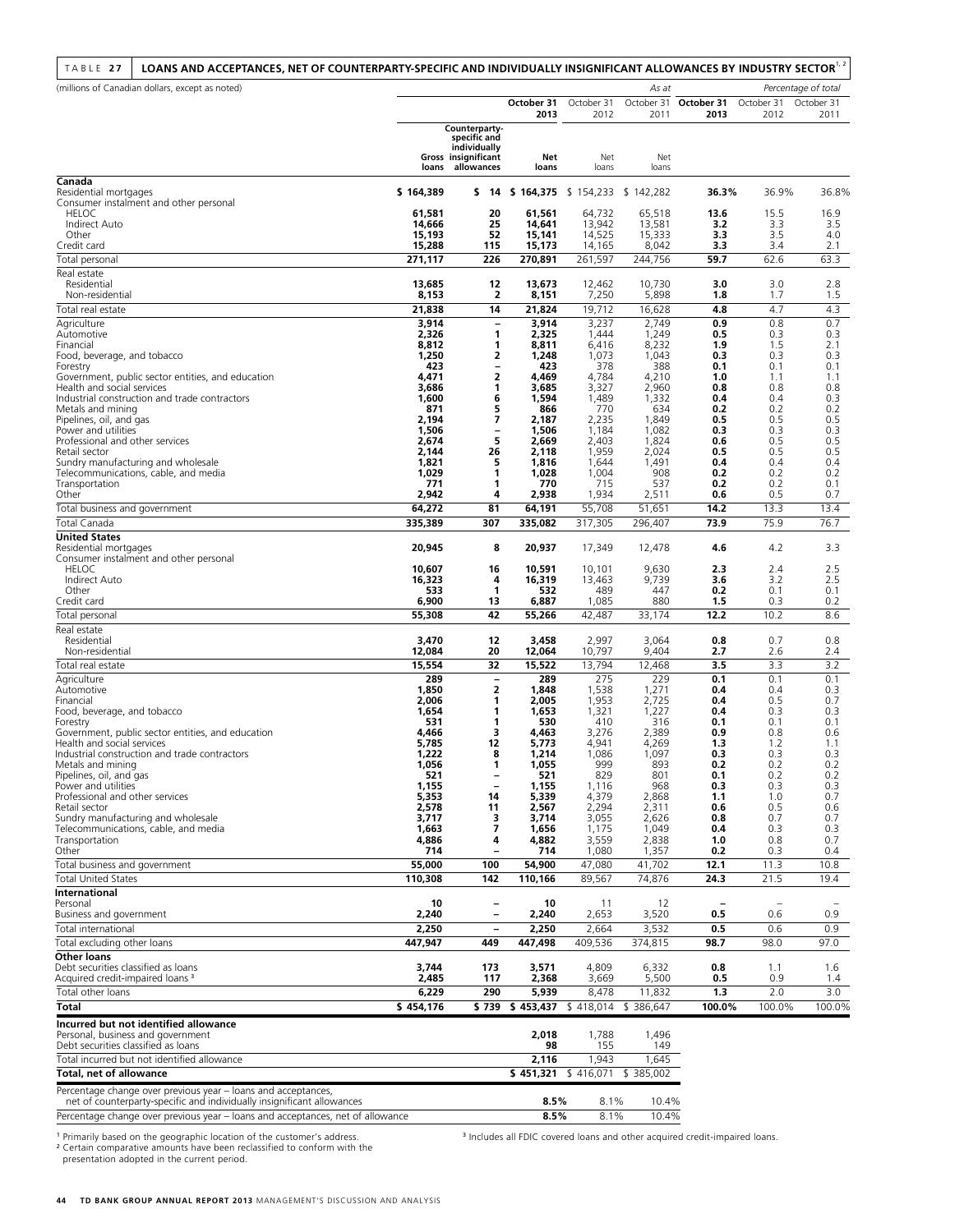TABLE 27 | LOANS AND ACCEPTANCES, NET OF COUNTERPARTY-SPECIFIC AND INDIVIDUALLY INSIGNIFICANT ALLOWANCES BY INDUSTRY SECTOR[1, 2]

| (millions of Canadian dollars, except as noted) | | | | | As at | | | Percentage of total |
|---|---|---|---|---|---|---|---|---|
| | | | October 31 2013 | October 31 2012 | October 31 2011 | October 31 2013 | October 31 2012 | October 31 2011 |
| | Gross loans | Counterparty-specific and individually insignificant allowances | Net loans | Net loans | Net loans | | | |
| **Canada** | | | | | | | | |
| Residential mortgages | $ 164,389 | $ 14 | $ 164,375 | $ 154,233 | $ 142,282 | 36.3% | 36.9% | 36.8% |
| Consumer instalment and other personal | | | | | | | | |
| HELOC | 61,581 | 20 | 61,561 | 64,732 | 65,518 | 13.6 | 15.5 | 16.9 |
| Indirect Auto | 14,666 | 25 | 14,641 | 13,942 | 13,581 | 3.2 | 3.3 | 3.5 |
| Other | 15,193 | 52 | 15,141 | 14,525 | 15,333 | 3.3 | 3.5 | 4.0 |
| Credit card | 15,288 | 115 | 15,173 | 14,165 | 8,042 | 3.3 | 3.4 | 2.1 |
| Total personal | 271,117 | 226 | 270,891 | 261,597 | 244,756 | 59.7 | 62.6 | 63.3 |
| Real estate | | | | | | | | |
| Residential | 13,685 | 12 | 13,673 | 12,462 | 10,730 | 3.0 | 3.0 | 2.8 |
| Non-residential | 8,153 | 2 | 8,151 | 7,250 | 5,898 | 1.8 | 1.7 | 1.5 |
| Total real estate | 21,838 | 14 | 21,824 | 19,712 | 16,628 | 4.8 | 4.7 | 4.3 |
| Agriculture | 3,914 | – | 3,914 | 3,237 | 2,749 | 0.9 | 0.8 | 0.7 |
| Automotive | 2,326 | 1 | 2,325 | 1,444 | 1,249 | 0.5 | 0.3 | 0.3 |
| Financial | 8,812 | 1 | 8,811 | 6,416 | 8,232 | 1.9 | 1.5 | 2.1 |
| Food, beverage, and tobacco | 1,250 | 2 | 1,248 | 1,073 | 1,043 | 0.3 | 0.3 | 0.3 |
| Forestry | 423 | – | 423 | 378 | 388 | 0.1 | 0.1 | 0.1 |
| Government, public sector entities, and education | 4,471 | 2 | 4,469 | 4,784 | 4,210 | 1.0 | 1.1 | 1.1 |
| Health and social services | 3,686 | 1 | 3,685 | 3,327 | 2,960 | 0.8 | 0.8 | 0.8 |
| Industrial construction and trade contractors | 1,600 | 6 | 1,594 | 1,489 | 1,332 | 0.4 | 0.4 | 0.3 |
| Metals and mining | 871 | 5 | 866 | 770 | 634 | 0.2 | 0.2 | 0.2 |
| Pipelines, oil, and gas | 2,194 | 7 | 2,187 | 2,235 | 1,849 | 0.5 | 0.5 | 0.5 |
| Power and utilities | 1,506 | – | 1,506 | 1,184 | 1,082 | 0.3 | 0.3 | 0.3 |
| Professional and other services | 2,674 | 5 | 2,669 | 2,403 | 1,824 | 0.6 | 0.5 | 0.5 |
| Retail sector | 2,144 | 26 | 2,118 | 1,959 | 2,024 | 0.5 | 0.5 | 0.5 |
| Sundry manufacturing and wholesale | 1,821 | 5 | 1,816 | 1,644 | 1,491 | 0.4 | 0.4 | 0.4 |
| Telecommunications, cable, and media | 1,029 | 1 | 1,028 | 1,004 | 908 | 0.2 | 0.2 | 0.2 |
| Transportation | 771 | 1 | 770 | 715 | 537 | 0.2 | 0.2 | 0.1 |
| Other | 2,942 | 4 | 2,938 | 1,934 | 2,511 | 0.6 | 0.5 | 0.7 |
| Total business and government | 64,272 | 81 | 64,191 | 55,708 | 51,651 | 14.2 | 13.3 | 13.4 |
| Total Canada | 335,389 | 307 | 335,082 | 317,305 | 296,407 | 73.9 | 75.9 | 76.7 |
| **United States** | | | | | | | | |
| Residential mortgages | 20,945 | 8 | 20,937 | 17,349 | 12,478 | 4.6 | 4.2 | 3.3 |
| Consumer instalment and other personal | | | | | | | | |
| HELOC | 10,607 | 16 | 10,591 | 10,101 | 9,630 | 2.3 | 2.4 | 2.5 |
| Indirect Auto | 16,323 | 4 | 16,319 | 13,463 | 9,739 | 3.6 | 3.2 | 2.5 |
| Other | 533 | 1 | 532 | 489 | 447 | 0.2 | 0.1 | 0.1 |
| Credit card | 6,900 | 13 | 6,887 | 1,085 | 880 | 1.5 | 0.3 | 0.2 |
| Total personal | 55,308 | 42 | 55,266 | 42,487 | 33,174 | 12.2 | 10.2 | 8.6 |
| Real estate | | | | | | | | |
| Residential | 3,470 | 12 | 3,458 | 2,997 | 3,064 | 0.8 | 0.7 | 0.8 |
| Non-residential | 12,084 | 20 | 12,064 | 10,797 | 9,404 | 2.7 | 2.6 | 2.4 |
| Total real estate | 15,554 | 32 | 15,522 | 13,794 | 12,468 | 3.5 | 3.3 | 3.2 |
| Agriculture | 289 | – | 289 | 275 | 229 | 0.1 | 0.1 | 0.1 |
| Automotive | 1,850 | 2 | 1,848 | 1,538 | 1,271 | 0.4 | 0.4 | 0.3 |
| Financial | 2,006 | 1 | 2,005 | 1,953 | 2,725 | 0.4 | 0.5 | 0.7 |
| Food, beverage, and tobacco | 1,654 | 1 | 1,653 | 1,321 | 1,227 | 0.4 | 0.3 | 0.3 |
| Forestry | 531 | 1 | 530 | 410 | 316 | 0.1 | 0.1 | 0.1 |
| Government, public sector entities, and education | 4,466 | 3 | 4,463 | 3,276 | 2,389 | 0.9 | 0.8 | 0.6 |
| Health and social services | 5,785 | 12 | 5,773 | 4,941 | 4,269 | 1.3 | 1.2 | 1.1 |
| Industrial construction and trade contractors | 1,222 | 8 | 1,214 | 1,086 | 1,097 | 0.3 | 0.3 | 0.3 |
| Metals and mining | 1,056 | 1 | 1,055 | 999 | 893 | 0.2 | 0.2 | 0.2 |
| Pipelines, oil, and gas | 521 | – | 521 | 829 | 801 | 0.1 | 0.2 | 0.2 |
| Power and utilities | 1,155 | – | 1,155 | 1,116 | 968 | 0.3 | 0.3 | 0.3 |
| Professional and other services | 5,353 | 14 | 5,339 | 4,379 | 2,868 | 1.1 | 1.0 | 0.7 |
| Retail sector | 2,578 | 11 | 2,567 | 2,294 | 2,311 | 0.6 | 0.5 | 0.6 |
| Sundry manufacturing and wholesale | 3,717 | 3 | 3,714 | 3,055 | 2,626 | 0.8 | 0.7 | 0.7 |
| Telecommunications, cable, and media | 1,663 | 7 | 1,656 | 1,175 | 1,049 | 0.4 | 0.3 | 0.3 |
| Transportation | 4,886 | 4 | 4,882 | 3,559 | 2,838 | 1.0 | 0.8 | 0.7 |
| Other | 714 | – | 714 | 1,080 | 1,357 | 0.2 | 0.3 | 0.4 |
| Total business and government | 55,000 | 100 | 54,900 | 47,080 | 41,702 | 12.1 | 11.3 | 10.8 |
| Total United States | 110,308 | 142 | 110,166 | 89,567 | 74,876 | 24.3 | 21.5 | 19.4 |
| **International** | | | | | | | | |
| Personal | 10 | – | 10 | 11 | 12 | – | – | – |
| Business and government | 2,240 | – | 2,240 | 2,653 | 3,520 | 0.5 | 0.6 | 0.9 |
| Total international | 2,250 | – | 2,250 | 2,664 | 3,532 | 0.5 | 0.6 | 0.9 |
| Total excluding other loans | 447,947 | 449 | 447,498 | 409,536 | 374,815 | 98.7 | 98.0 | 97.0 |
| **Other loans** | | | | | | | | |
| Debt securities classified as loans | 3,744 | 173 | 3,571 | 4,809 | 6,332 | 0.8 | 1.1 | 1.6 |
| Acquired credit-impaired loans[3] | 2,485 | 117 | 2,368 | 3,669 | 5,500 | 0.5 | 0.9 | 1.4 |
| Total other loans | 6,229 | 290 | 5,939 | 8,478 | 11,832 | 1.3 | 2.0 | 3.0 |
| **Total** | $ 454,176 | $ 739 | $ 453,437 | $ 418,014 | $ 386,647 | 100.0% | 100.0% | 100.0% |
| **Incurred but not identified allowance** | | | | | | | | |
| Personal, business and government | | | 2,018 | 1,788 | 1,496 | | | |
| Debt securities classified as loans | | | 98 | 155 | 149 | | | |
| Total incurred but not identified allowance | | | 2,116 | 1,943 | 1,645 | | | |
| **Total, net of allowance** | | | $ 451,321 | $ 416,071 | $ 385,002 | | | |
| Percentage change over previous year – loans and acceptances, net of counterparty-specific and individually insignificant allowances | | | 8.5% | 8.1% | 10.4% | | | |
| Percentage change over previous year – loans and acceptances, net of allowance | | | 8.5% | 8.1% | 10.4% | | | |

[1] Primarily based on the geographic location of the customer's address.
[2] Certain comparative amounts have been reclassified to conform with the presentation adopted in the current period.
[3] Includes all FDIC covered loans and other acquired credit-impaired loans.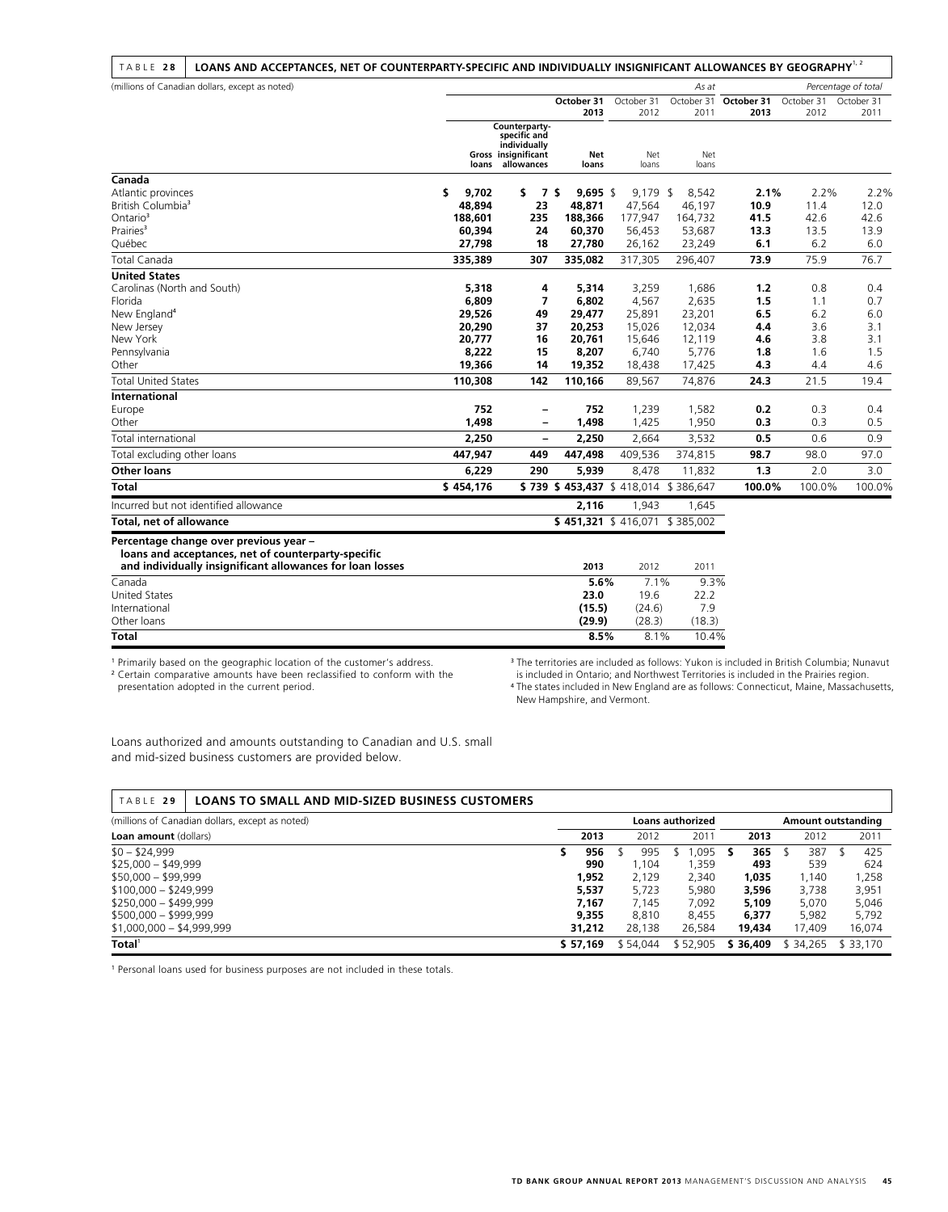TABLE 28 **LOANS AND ACCEPTANCES, NET OF COUNTERPARTY-SPECIFIC AND INDIVIDUALLY INSIGNIFICANT ALLOWANCES BY GEOGRAPHY**[1,2]

(millions of Canadian dollars, except as noted)

| | | | As at | | | Percentage of total | | |
|---|---|---|---|---|---|---|---|---|
| | | | **October 31 2013** | October 31 2012 | October 31 2011 | **October 31 2013** | October 31 2012 | October 31 2011 |
| | **Gross loans** | **Counterparty-specific and individually insignificant allowances** | **Net loans** | Net loans | Net loans | | | |
| **Canada** | | | | | | | | |
| Atlantic provinces | **$ 9,702** | **$ 7** | **$ 9,695** | $ 9,179 | $ 8,542 | **2.1%** | 2.2% | 2.2% |
| British Columbia[3] | **48,894** | **23** | **48,871** | 47,564 | 46,197 | **10.9** | 11.4 | 12.0 |
| Ontario[3] | **188,601** | **235** | **188,366** | 177,947 | 164,732 | **41.5** | 42.6 | 42.6 |
| Prairies[3] | **60,394** | **24** | **60,370** | 56,453 | 53,687 | **13.3** | 13.5 | 13.9 |
| Québec | **27,798** | **18** | **27,780** | 26,162 | 23,249 | **6.1** | 6.2 | 6.0 |
| Total Canada | **335,389** | **307** | **335,082** | 317,305 | 296,407 | **73.9** | 75.9 | 76.7 |
| **United States** | | | | | | | | |
| Carolinas (North and South) | **5,318** | **4** | **5,314** | 3,259 | 1,686 | **1.2** | 0.8 | 0.4 |
| Florida | **6,809** | **7** | **6,802** | 4,567 | 2,635 | **1.5** | 1.1 | 0.7 |
| New England[4] | **29,526** | **49** | **29,477** | 25,891 | 23,201 | **6.5** | 6.2 | 6.0 |
| New Jersey | **20,290** | **37** | **20,253** | 15,026 | 12,034 | **4.4** | 3.6 | 3.1 |
| New York | **20,777** | **16** | **20,761** | 15,646 | 12,119 | **4.6** | 3.8 | 3.1 |
| Pennsylvania | **8,222** | **15** | **8,207** | 6,740 | 5,776 | **1.8** | 1.6 | 1.5 |
| Other | **19,366** | **14** | **19,352** | 18,438 | 17,425 | **4.3** | 4.4 | 4.6 |
| Total United States | **110,308** | **142** | **110,166** | 89,567 | 74,876 | **24.3** | 21.5 | 19.4 |
| **International** | | | | | | | | |
| Europe | **752** | **–** | **752** | 1,239 | 1,582 | **0.2** | 0.3 | 0.4 |
| Other | **1,498** | **–** | **1,498** | 1,425 | 1,950 | **0.3** | 0.3 | 0.5 |
| Total international | **2,250** | **–** | **2,250** | 2,664 | 3,532 | **0.5** | 0.6 | 0.9 |
| Total excluding other loans | **447,947** | **449** | **447,498** | 409,536 | 374,815 | **98.7** | 98.0 | 97.0 |
| **Other loans** | **6,229** | **290** | **5,939** | 8,478 | 11,832 | **1.3** | 2.0 | 3.0 |
| **Total** | **$ 454,176** | **$ 739** | **$ 453,437** | $ 418,014 | $ 386,647 | **100.0%** | 100.0% | 100.0% |
| Incurred but not identified allowance | | | **2,116** | 1,943 | 1,645 | | | |
| **Total, net of allowance** | | | **$ 451,321** | $ 416,071 | $ 385,002 | | | |
| **Percentage change over previous year – loans and acceptances, net of counterparty-specific and individually insignificant allowances for loan losses** | | | **2013** | 2012 | 2011 | | | |
| Canada | | | **5.6%** | 7.1% | 9.3% | | | |
| United States | | | **23.0** | 19.6 | 22.2 | | | |
| International | | | **(15.5)** | (24.6) | 7.9 | | | |
| Other loans | | | **(29.9)** | (28.3) | (18.3) | | | |
| **Total** | | | **8.5%** | 8.1% | 10.4% | | | |

[1] Primarily based on the geographic location of the customer's address.
[2] Certain comparative amounts have been reclassified to conform with the presentation adopted in the current period.
[3] The territories are included as follows: Yukon is included in British Columbia; Nunavut is included in Ontario; and Northwest Territories is included in the Prairies region.
[4] The states included in New England are as follows: Connecticut, Maine, Massachusetts, New Hampshire, and Vermont.

Loans authorized and amounts outstanding to Canadian and U.S. small and mid-sized business customers are provided below.

TABLE 29 **LOANS TO SMALL AND MID-SIZED BUSINESS CUSTOMERS**

(millions of Canadian dollars, except as noted)

| | Loans authorized | | | Amount outstanding | | |
|---|---|---|---|---|---|---|
| **Loan amount** (dollars) | **2013** | 2012 | 2011 | **2013** | 2012 | 2011 |
| $0 – $24,999 | **$ 956** | $ 995 | $ 1,095 | **$ 365** | $ 387 | $ 425 |
| $25,000 – $49,999 | **990** | 1,104 | 1,359 | **493** | 539 | 624 |
| $50,000 – $99,999 | **1,952** | 2,129 | 2,340 | **1,035** | 1,140 | 1,258 |
| $100,000 – $249,999 | **5,537** | 5,723 | 5,980 | **3,596** | 3,738 | 3,951 |
| $250,000 – $499,999 | **7,167** | 7,145 | 7,092 | **5,109** | 5,070 | 5,046 |
| $500,000 – $999,999 | **9,355** | 8,810 | 8,455 | **6,377** | 5,982 | 5,792 |
| $1,000,000 – $4,999,999 | **31,212** | 28,138 | 26,584 | **19,434** | 17,409 | 16,074 |
| **Total**[1] | **$ 57,169** | $ 54,044 | $ 52,905 | **$ 36,409** | $ 34,265 | $ 33,170 |

[1] Personal loans used for business purposes are not included in these totals.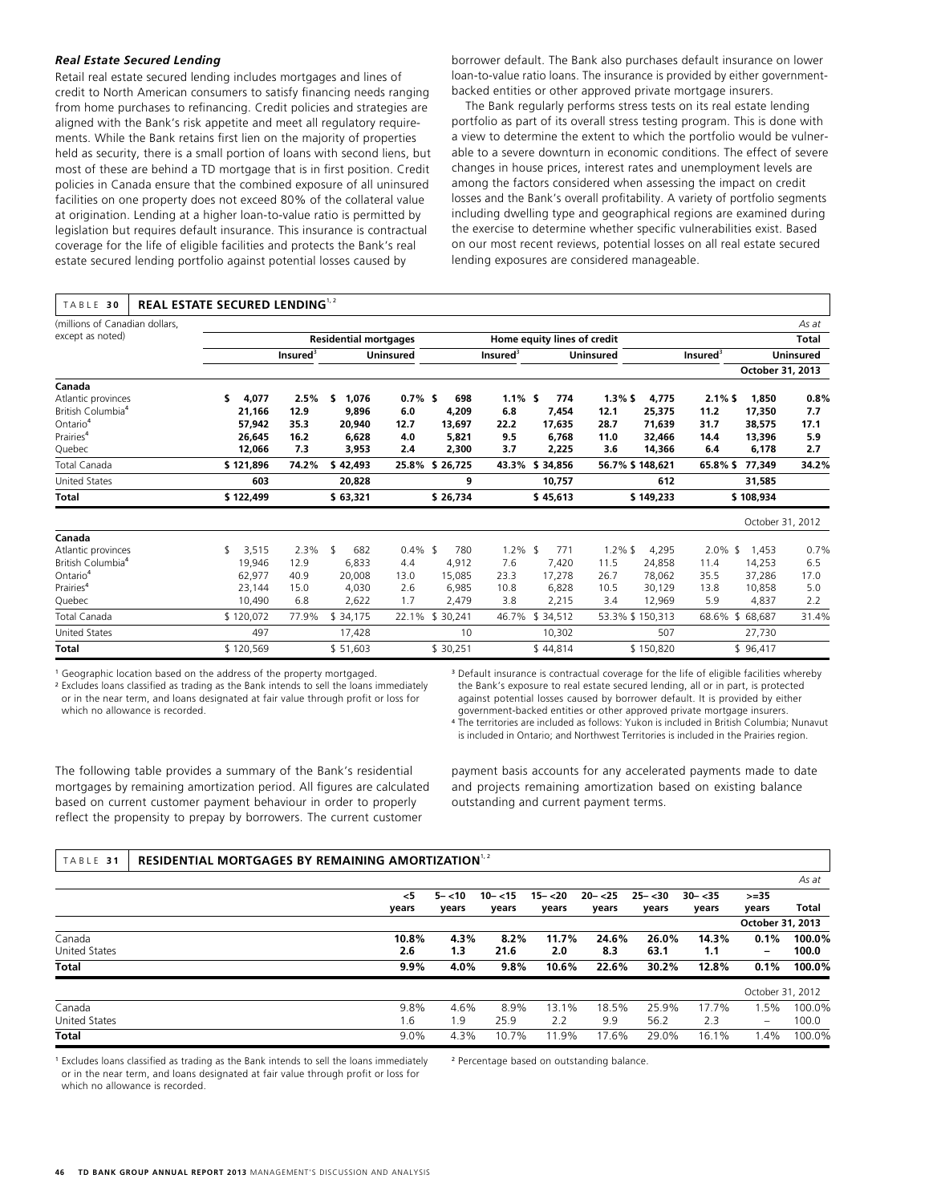### *Real Estate Secured Lending*

Retail real estate secured lending includes mortgages and lines of credit to North American consumers to satisfy financing needs ranging from home purchases to refinancing. Credit policies and strategies are aligned with the Bank's risk appetite and meet all regulatory requirements. While the Bank retains first lien on the majority of properties held as security, there is a small portion of loans with second liens, but most of these are behind a TD mortgage that is in first position. Credit policies in Canada ensure that the combined exposure of all uninsured facilities on one property does not exceed 80% of the collateral value at origination. Lending at a higher loan-to-value ratio is permitted by legislation but requires default insurance. This insurance is contractual coverage for the life of eligible facilities and protects the Bank's real estate secured lending portfolio against potential losses caused by borrower default. The Bank also purchases default insurance on lower loan-to-value ratio loans. The insurance is provided by either government-backed entities or other approved private mortgage insurers.

The Bank regularly performs stress tests on its real estate lending portfolio as part of its overall stress testing program. This is done with a view to determine the extent to which the portfolio would be vulnerable to a severe downturn in economic conditions. The effect of severe changes in house prices, interest rates and unemployment levels are among the factors considered when assessing the impact on credit losses and the Bank's overall profitability. A variety of portfolio segments including dwelling type and geographical regions are examined during the exercise to determine whether specific vulnerabilities exist. Based on our most recent reviews, potential losses on all real estate secured lending exposures are considered manageable.

**TABLE 30 REAL ESTATE SECURED LENDING**[1,2]

| (millions of Canadian dollars, except as noted) | Residential mortgages | | | | Home equity lines of credit | | | | Total | | | *As at* |
|---|---|---|---|---|---|---|---|---|---|---|---|---|
| | Insured[3] | | Uninsured | | Insured[3] | | Uninsured | | Insured[3] | | Uninsured | |
| | | | | | | | | | | | **October 31, 2013** | |
| **Canada** | | | | | | | | | | | | |
| Atlantic provinces | **$ 4,077** | **2.5%** | **$ 1,076** | **0.7%** | **$ 698** | **1.1%** | **$ 774** | **1.3%** | **$ 4,775** | **2.1%** | **$ 1,850** | **0.8%** |
| British Columbia[4] | **21,166** | **12.9** | **9,896** | **6.0** | **4,209** | **6.8** | **7,454** | **12.1** | **25,375** | **11.2** | **17,350** | **7.7** |
| Ontario[4] | **57,942** | **35.3** | **20,940** | **12.7** | **13,697** | **22.2** | **17,635** | **28.7** | **71,639** | **31.7** | **38,575** | **17.1** |
| Prairies[4] | **26,645** | **16.2** | **6,628** | **4.0** | **5,821** | **9.5** | **6,768** | **11.0** | **32,466** | **14.4** | **13,396** | **5.9** |
| Quebec | **12,066** | **7.3** | **3,953** | **2.4** | **2,300** | **3.7** | **2,225** | **3.6** | **14,366** | **6.4** | **6,178** | **2.7** |
| Total Canada | **$ 121,896** | **74.2%** | **$ 42,493** | **25.8%** | **$ 26,725** | **43.3%** | **$ 34,856** | **56.7%** | **$ 148,621** | **65.8%** | **$ 77,349** | **34.2%** |
| United States | **603** | | **20,828** | | **9** | | **10,757** | | **612** | | **31,585** | |
| **Total** | **$ 122,499** | | **$ 63,321** | | **$ 26,734** | | **$ 45,613** | | **$ 149,233** | | **$ 108,934** | |
| | | | | | | | | | | | October 31, 2012 | |
| **Canada** | | | | | | | | | | | | |
| Atlantic provinces | $ 3,515 | 2.3% | $ 682 | 0.4% | $ 780 | 1.2% | $ 771 | 1.2% | $ 4,295 | 2.0% | $ 1,453 | 0.7% |
| British Columbia[4] | 19,946 | 12.9 | 6,833 | 4.4 | 4,912 | 7.6 | 7,420 | 11.5 | 24,858 | 11.4 | 14,253 | 6.5 |
| Ontario[4] | 62,977 | 40.9 | 20,008 | 13.0 | 15,085 | 23.3 | 17,278 | 26.7 | 78,062 | 35.5 | 37,286 | 17.0 |
| Prairies[4] | 23,144 | 15.0 | 4,030 | 2.6 | 6,985 | 10.8 | 6,828 | 10.5 | 30,129 | 13.8 | 10,858 | 5.0 |
| Quebec | 10,490 | 6.8 | 2,622 | 1.7 | 2,479 | 3.8 | 2,215 | 3.4 | 12,969 | 5.9 | 4,837 | 2.2 |
| Total Canada | $ 120,072 | 77.9% | $ 34,175 | 22.1% | $ 30,241 | 46.7% | $ 34,512 | 53.3% | $ 150,313 | 68.6% | $ 68,687 | 31.4% |
| United States | 497 | | 17,428 | | 10 | | 10,302 | | 507 | | 27,730 | |
| **Total** | $ 120,569 | | $ 51,603 | | $ 30,251 | | $ 44,814 | | $ 150,820 | | $ 96,417 | |

[1] Geographic location based on the address of the property mortgaged.
[2] Excludes loans classified as trading as the Bank intends to sell the loans immediately or in the near term, and loans designated at fair value through profit or loss for which no allowance is recorded.
[3] Default insurance is contractual coverage for the life of eligible facilities whereby the Bank's exposure to real estate secured lending, all or in part, is protected against potential losses caused by borrower default. It is provided by either government-backed entities or other approved private mortgage insurers.
[4] The territories are included as follows: Yukon is included in British Columbia; Nunavut is included in Ontario; and Northwest Territories is included in the Prairies region.

The following table provides a summary of the Bank's residential mortgages by remaining amortization period. All figures are calculated based on current customer payment behaviour in order to properly reflect the propensity to prepay by borrowers. The current customer payment basis accounts for any accelerated payments made to date and projects remaining amortization based on existing balance outstanding and current payment terms.

**TABLE 31 RESIDENTIAL MORTGAGES BY REMAINING AMORTIZATION**[1,2]

| | <5 years | 5– <10 years | 10– <15 years | 15– <20 years | 20– <25 years | 25– <30 years | 30– <35 years | >=35 years | Total |
|---|---|---|---|---|---|---|---|---|---|
| | | | | | | | | **October 31, 2013** | *As at* |
| Canada | **10.8%** | **4.3%** | **8.2%** | **11.7%** | **24.6%** | **26.0%** | **14.3%** | **0.1%** | **100.0%** |
| United States | **2.6** | **1.3** | **21.6** | **2.0** | **8.3** | **63.1** | **1.1** | **–** | **100.0** |
| **Total** | **9.9%** | **4.0%** | **9.8%** | **10.6%** | **22.6%** | **30.2%** | **12.8%** | **0.1%** | **100.0%** |
| | | | | | | | | October 31, 2012 | |
| Canada | 9.8% | 4.6% | 8.9% | 13.1% | 18.5% | 25.9% | 17.7% | 1.5% | 100.0% |
| United States | 1.6 | 1.9 | 25.9 | 2.2 | 9.9 | 56.2 | 2.3 | – | 100.0 |
| **Total** | 9.0% | 4.3% | 10.7% | 11.9% | 17.6% | 29.0% | 16.1% | 1.4% | 100.0% |

[1] Excludes loans classified as trading as the Bank intends to sell the loans immediately or in the near term, and loans designated at fair value through profit or loss for which no allowance is recorded.
[2] Percentage based on outstanding balance.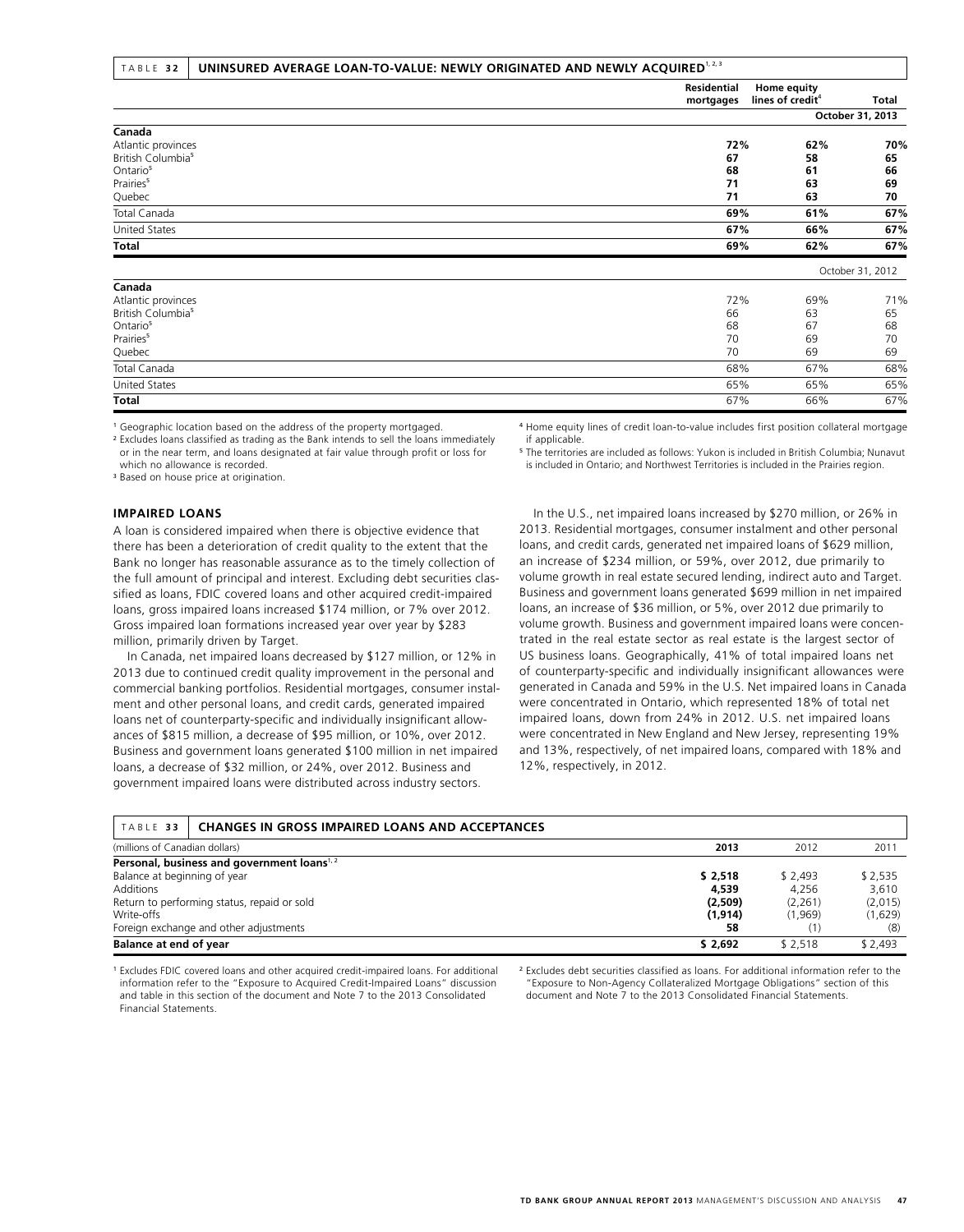**TABLE 32 UNINSURED AVERAGE LOAN-TO-VALUE: NEWLY ORIGINATED AND NEWLY ACQUIRED**[1, 2, 3]

| | Residential mortgages | Home equity lines of credit[4] | Total |
|---|---|---|---|
| | | | **October 31, 2013** |
| **Canada** | | | |
| Atlantic provinces | **72%** | **62%** | **70%** |
| British Columbia[5] | **67** | **58** | **65** |
| Ontario[5] | **68** | **61** | **66** |
| Prairies[5] | **71** | **63** | **69** |
| Quebec | **71** | **63** | **70** |
| Total Canada | **69%** | **61%** | **67%** |
| United States | **67%** | **66%** | **67%** |
| **Total** | **69%** | **62%** | **67%** |
| | | | October 31, 2012 |
| **Canada** | | | |
| Atlantic provinces | 72% | 69% | 71% |
| British Columbia[5] | 66 | 63 | 65 |
| Ontario[5] | 68 | 67 | 68 |
| Prairies[5] | 70 | 69 | 70 |
| Quebec | 70 | 69 | 69 |
| Total Canada | 68% | 67% | 68% |
| United States | 65% | 65% | 65% |
| **Total** | 67% | 66% | 67% |

[1] Geographic location based on the address of the property mortgaged.

[2] Excludes loans classified as trading as the Bank intends to sell the loans immediately or in the near term, and loans designated at fair value through profit or loss for which no allowance is recorded.

[3] Based on house price at origination.

[4] Home equity lines of credit loan-to-value includes first position collateral mortgage if applicable.

[5] The territories are included as follows: Yukon is included in British Columbia; Nunavut is included in Ontario; and Northwest Territories is included in the Prairies region.

## IMPAIRED LOANS

A loan is considered impaired when there is objective evidence that there has been a deterioration of credit quality to the extent that the Bank no longer has reasonable assurance as to the timely collection of the full amount of principal and interest. Excluding debt securities classified as loans, FDIC covered loans and other acquired credit-impaired loans, gross impaired loans increased $174 million, or 7% over 2012. Gross impaired loan formations increased year over year by $283 million, primarily driven by Target.

In Canada, net impaired loans decreased by $127 million, or 12% in 2013 due to continued credit quality improvement in the personal and commercial banking portfolios. Residential mortgages, consumer instalment and other personal loans, and credit cards, generated impaired loans net of counterparty-specific and individually insignificant allowances of $815 million, a decrease of $95 million, or 10%, over 2012. Business and government loans generated $100 million in net impaired loans, a decrease of $32 million, or 24%, over 2012. Business and government impaired loans were distributed across industry sectors.

In the U.S., net impaired loans increased by $270 million, or 26% in 2013. Residential mortgages, consumer instalment and other personal loans, and credit cards, generated net impaired loans of $629 million, an increase of $234 million, or 59%, over 2012, due primarily to volume growth in real estate secured lending, indirect auto and Target. Business and government loans generated $699 million in net impaired loans, an increase of $36 million, or 5%, over 2012 due primarily to volume growth. Business and government impaired loans were concentrated in the real estate sector as real estate is the largest sector of US business loans. Geographically, 41% of total impaired loans net of counterparty-specific and individually insignificant allowances were generated in Canada and 59% in the U.S. Net impaired loans in Canada were concentrated in Ontario, which represented 18% of total net impaired loans, down from 24% in 2012. U.S. net impaired loans were concentrated in New England and New Jersey, representing 19% and 13%, respectively, of net impaired loans, compared with 18% and 12%, respectively, in 2012.

**TABLE 33 CHANGES IN GROSS IMPAIRED LOANS AND ACCEPTANCES**

| (millions of Canadian dollars) | **2013** | 2012 | 2011 |
|---|---|---|---|
| **Personal, business and government loans**[1, 2] | | | |
| Balance at beginning of year | **$ 2,518** | $ 2,493 | $ 2,535 |
| Additions | **4,539** | 4,256 | 3,610 |
| Return to performing status, repaid or sold | **(2,509)** | (2,261) | (2,015) |
| Write-offs | **(1,914)** | (1,969) | (1,629) |
| Foreign exchange and other adjustments | **58** | (1) | (8) |
| **Balance at end of year** | **$ 2,692** | $ 2,518 | $ 2,493 |

[1] Excludes FDIC covered loans and other acquired credit-impaired loans. For additional information refer to the "Exposure to Acquired Credit-Impaired Loans" discussion and table in this section of the document and Note 7 to the 2013 Consolidated Financial Statements.

[2] Excludes debt securities classified as loans. For additional information refer to the "Exposure to Non-Agency Collateralized Mortgage Obligations" section of this document and Note 7 to the 2013 Consolidated Financial Statements.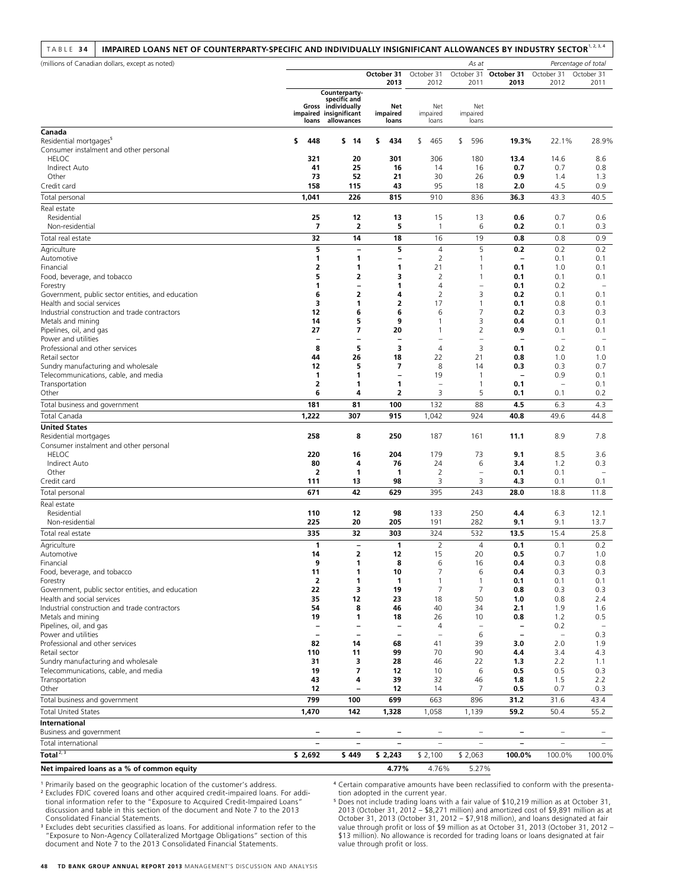TABLE 34 **IMPAIRED LOANS NET OF COUNTERPARTY-SPECIFIC AND INDIVIDUALLY INSIGNIFICANT ALLOWANCES BY INDUSTRY SECTOR**[1, 2, 3, 4]

| (millions of Canadian dollars, except as noted) | | | | | *As at* | | | *Percentage of total* |
|---|---|---|---|---|---|---|---|---|
| | | | **October 31 2013** | October 31 2012 | October 31 2011 | **October 31 2013** | October 31 2012 | October 31 2011 |
| | **Gross impaired loans** | **Counterparty-specific and individually insignificant allowances** | **Net impaired loans** | Net impaired loans | Net impaired loans | | | |
| **Canada** | | | | | | | | |
| Residential mortgages[5] | **$ 448** | **$ 14** | **$ 434** | $ 465 | $ 596 | **19.3%** | 22.1% | 28.9% |
| Consumer instalment and other personal | | | | | | | | |
| HELOC | **321** | **20** | **301** | 306 | 180 | **13.4** | 14.6 | 8.6 |
| Indirect Auto | **41** | **25** | **16** | 14 | 16 | **0.7** | 0.7 | 0.8 |
| Other | **73** | **52** | **21** | 30 | 26 | **0.9** | 1.4 | 1.3 |
| Credit card | **158** | **115** | **43** | 95 | 18 | **2.0** | 4.5 | 0.9 |
| Total personal | **1,041** | **226** | **815** | 910 | 836 | **36.3** | 43.3 | 40.5 |
| Real estate | | | | | | | | |
| Residential | **25** | **12** | **13** | 15 | 13 | **0.6** | 0.7 | 0.6 |
| Non-residential | **7** | **2** | **5** | 1 | 6 | **0.2** | 0.1 | 0.3 |
| Total real estate | **32** | **14** | **18** | 16 | 19 | **0.8** | 0.8 | 0.9 |
| Agriculture | **5** | **–** | **5** | 4 | 5 | **0.2** | 0.2 | 0.2 |
| Automotive | **1** | **1** | **–** | 2 | 1 | **–** | 0.1 | 0.1 |
| Financial | **2** | **1** | **1** | 21 | 1 | **0.1** | 1.0 | 0.1 |
| Food, beverage, and tobacco | **5** | **2** | **3** | 2 | 1 | **0.1** | 0.1 | 0.1 |
| Forestry | **1** | **–** | **1** | 4 | – | **0.1** | 0.2 | – |
| Government, public sector entities, and education | **6** | **2** | **4** | 2 | 3 | **0.2** | 0.1 | 0.1 |
| Health and social services | **3** | **1** | **2** | 17 | 1 | **0.1** | 0.8 | 0.1 |
| Industrial construction and trade contractors | **12** | **6** | **6** | 6 | 7 | **0.2** | 0.3 | 0.3 |
| Metals and mining | **14** | **5** | **9** | 1 | 3 | **0.4** | 0.1 | 0.1 |
| Pipelines, oil, and gas | **27** | **7** | **20** | 1 | 2 | **0.9** | 0.1 | 0.1 |
| Power and utilities | **–** | **–** | **–** | – | – | **–** | – | – |
| Professional and other services | **8** | **5** | **3** | 4 | 3 | **0.1** | 0.2 | 0.1 |
| Retail sector | **44** | **26** | **18** | 22 | 21 | **0.8** | 1.0 | 1.0 |
| Sundry manufacturing and wholesale | **12** | **5** | **7** | 8 | 14 | **0.3** | 0.3 | 0.7 |
| Telecommunications, cable, and media | **1** | **1** | **–** | 19 | 1 | **–** | 0.9 | 0.1 |
| Transportation | **2** | **1** | **1** | – | 1 | **0.1** | – | 0.1 |
| Other | **6** | **4** | **2** | 3 | 5 | **0.1** | 0.1 | 0.2 |
| Total business and government | **181** | **81** | **100** | 132 | 88 | **4.5** | 6.3 | 4.3 |
| Total Canada | **1,222** | **307** | **915** | 1,042 | 924 | **40.8** | 49.6 | 44.8 |
| **United States** | | | | | | | | |
| Residential mortgages | **258** | **8** | **250** | 187 | 161 | **11.1** | 8.9 | 7.8 |
| Consumer instalment and other personal | | | | | | | | |
| HELOC | **220** | **16** | **204** | 179 | 73 | **9.1** | 8.5 | 3.6 |
| Indirect Auto | **80** | **4** | **76** | 24 | 6 | **3.4** | 1.2 | 0.3 |
| Other | **2** | **1** | **1** | 2 | – | **0.1** | 0.1 | – |
| Credit card | **111** | **13** | **98** | 3 | 3 | **4.3** | 0.1 | 0.1 |
| Total personal | **671** | **42** | **629** | 395 | 243 | **28.0** | 18.8 | 11.8 |
| Real estate | | | | | | | | |
| Residential | **110** | **12** | **98** | 133 | 250 | **4.4** | 6.3 | 12.1 |
| Non-residential | **225** | **20** | **205** | 191 | 282 | **9.1** | 9.1 | 13.7 |
| Total real estate | **335** | **32** | **303** | 324 | 532 | **13.5** | 15.4 | 25.8 |
| Agriculture | **1** | **–** | **1** | 2 | 4 | **0.1** | 0.1 | 0.2 |
| Automotive | **14** | **2** | **12** | 15 | 20 | **0.5** | 0.7 | 1.0 |
| Financial | **9** | **1** | **8** | 6 | 16 | **0.4** | 0.3 | 0.8 |
| Food, beverage, and tobacco | **11** | **1** | **10** | 7 | 6 | **0.4** | 0.3 | 0.3 |
| Forestry | **2** | **1** | **1** | 1 | 1 | **0.1** | 0.1 | 0.1 |
| Government, public sector entities, and education | **22** | **3** | **19** | 7 | 7 | **0.8** | 0.3 | 0.3 |
| Health and social services | **35** | **12** | **23** | 18 | 50 | **1.0** | 0.8 | 2.4 |
| Industrial construction and trade contractors | **54** | **8** | **46** | 40 | 34 | **2.1** | 1.9 | 1.6 |
| Metals and mining | **19** | **1** | **18** | 26 | 10 | **0.8** | 1.2 | 0.5 |
| Pipelines, oil, and gas | **–** | **–** | **–** | 4 | – | **–** | 0.2 | – |
| Power and utilities | **–** | **–** | **–** | – | 6 | **–** | – | 0.3 |
| Professional and other services | **82** | **14** | **68** | 41 | 39 | **3.0** | 2.0 | 1.9 |
| Retail sector | **110** | **11** | **99** | 70 | 90 | **4.4** | 3.4 | 4.3 |
| Sundry manufacturing and wholesale | **31** | **3** | **28** | 46 | 22 | **1.3** | 2.2 | 1.1 |
| Telecommunications, cable, and media | **19** | **7** | **12** | 10 | 6 | **0.5** | 0.5 | 0.3 |
| Transportation | **43** | **4** | **39** | 32 | 46 | **1.8** | 1.5 | 2.2 |
| Other | **12** | **–** | **12** | 14 | 7 | **0.5** | 0.7 | 0.3 |
| Total business and government | **799** | **100** | **699** | 663 | 896 | **31.2** | 31.6 | 43.4 |
| Total United States | **1,470** | **142** | **1,328** | 1,058 | 1,139 | **59.2** | 50.4 | 55.2 |
| **International** | | | | | | | | |
| Business and government | **–** | **–** | **–** | – | – | **–** | – | – |
| Total international | **–** | **–** | **–** | – | – | **–** | – | – |
| **Total**[2, 3] | **$ 2,692** | **$ 449** | **$ 2,243** | $ 2,100 | $ 2,063 | **100.0%** | 100.0% | 100.0% |
| **Net impaired loans as a % of common equity** | | | **4.77%** | 4.76% | 5.27% | | | |

[1] Primarily based on the geographic location of the customer's address.

[2] Excludes FDIC covered loans and other acquired credit-impaired loans. For additional information refer to the "Exposure to Acquired Credit-Impaired Loans" discussion and table in this section of the document and Note 7 to the 2013 Consolidated Financial Statements.

[3] Excludes debt securities classified as loans. For additional information refer to the "Exposure to Non-Agency Collateralized Mortgage Obligations" section of this document and Note 7 to the 2013 Consolidated Financial Statements.

[4] Certain comparative amounts have been reclassified to conform with the presentation adopted in the current year.

[5] Does not include trading loans with a fair value of $10,219 million as at October 31, 2013 (October 31, 2012 – $8,271 million) and amortized cost of $9,891 million as at October 31, 2013 (October 31, 2012 – $7,918 million), and loans designated at fair value through profit or loss of $9 million as at October 31, 2013 (October 31, 2012 – $13 million). No allowance is recorded for trading loans or loans designated at fair value through profit or loss.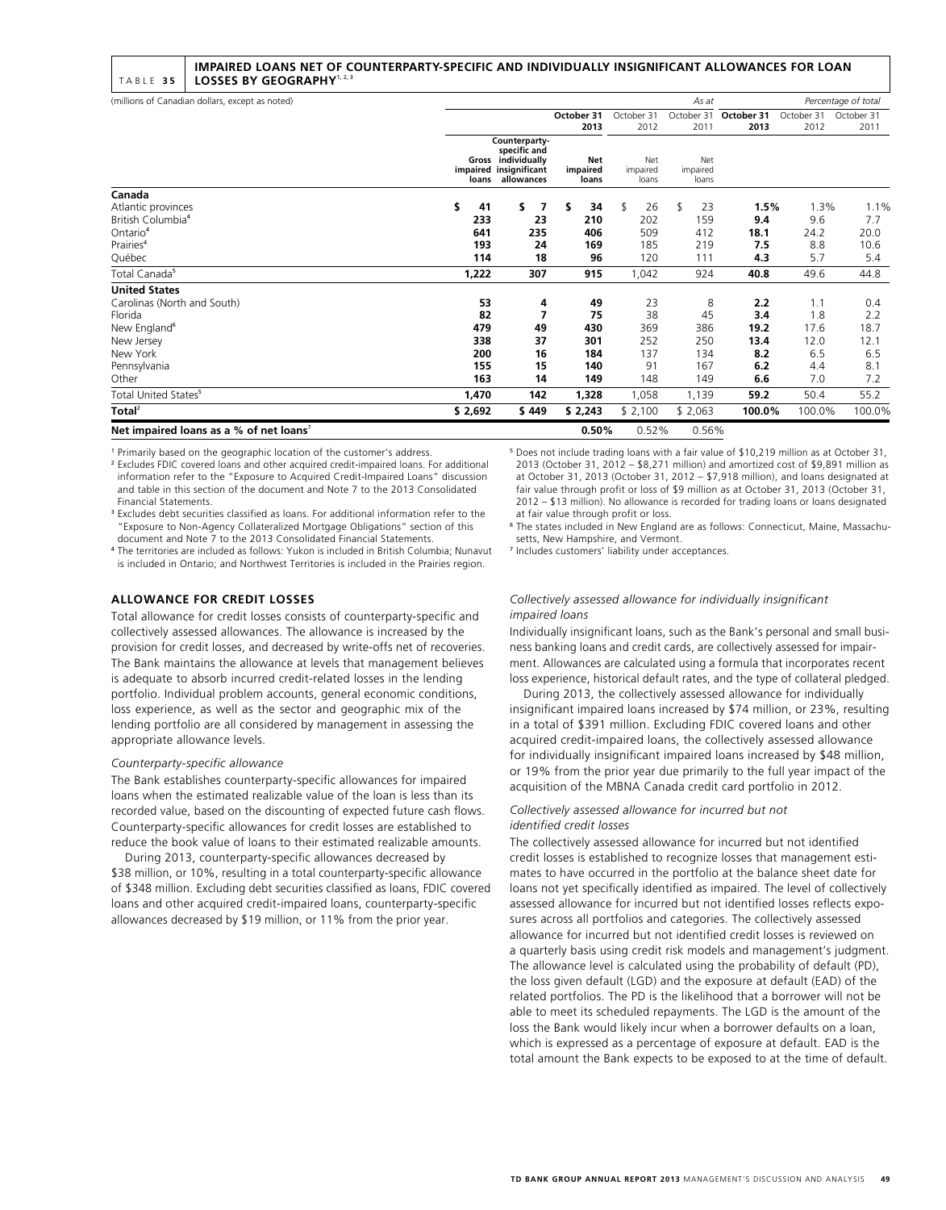TABLE 35 **IMPAIRED LOANS NET OF COUNTERPARTY-SPECIFIC AND INDIVIDUALLY INSIGNIFICANT ALLOWANCES FOR LOAN LOSSES BY GEOGRAPHY**[1, 2, 3]

| (millions of Canadian dollars, except as noted) | | | | | As at | | | Percentage of total |
|---|---|---|---|---|---|---|---|---|
| | | | **October 31 2013** | October 31 2012 | October 31 2011 | **October 31 2013** | October 31 2012 | October 31 2011 |
| | **Gross impaired loans** | **Counterparty-specific and individually insignificant allowances** | **Net impaired loans** | Net impaired loans | Net impaired loans | | | |
| **Canada** | | | | | | | | |
| Atlantic provinces | **$ 41** | **$ 7** | **$ 34** | $ 26 | $ 23 | **1.5%** | 1.3% | 1.1% |
| British Columbia[4] | **233** | **23** | **210** | 202 | 159 | **9.4** | 9.6 | 7.7 |
| Ontario[4] | **641** | **235** | **406** | 509 | 412 | **18.1** | 24.2 | 20.0 |
| Prairies[4] | **193** | **24** | **169** | 185 | 219 | **7.5** | 8.8 | 10.6 |
| Québec | **114** | **18** | **96** | 120 | 111 | **4.3** | 5.7 | 5.4 |
| Total Canada[5] | **1,222** | **307** | **915** | 1,042 | 924 | **40.8** | 49.6 | 44.8 |
| **United States** | | | | | | | | |
| Carolinas (North and South) | **53** | **4** | **49** | 23 | 8 | **2.2** | 1.1 | 0.4 |
| Florida | **82** | **7** | **75** | 38 | 45 | **3.4** | 1.8 | 2.2 |
| New England[6] | **479** | **49** | **430** | 369 | 386 | **19.2** | 17.6 | 18.7 |
| New Jersey | **338** | **37** | **301** | 252 | 250 | **13.4** | 12.0 | 12.1 |
| New York | **200** | **16** | **184** | 137 | 134 | **8.2** | 6.5 | 6.5 |
| Pennsylvania | **155** | **15** | **140** | 91 | 167 | **6.2** | 4.4 | 8.1 |
| Other | **163** | **14** | **149** | 148 | 149 | **6.6** | 7.0 | 7.2 |
| Total United States[5] | **1,470** | **142** | **1,328** | 1,058 | 1,139 | **59.2** | 50.4 | 55.2 |
| **Total**[2] | **$ 2,692** | **$ 449** | **$ 2,243** | $ 2,100 | $ 2,063 | **100.0%** | 100.0% | 100.0% |
| **Net impaired loans as a % of net loans**[7] | | | **0.50%** | 0.52% | 0.56% | | | |

[1] Primarily based on the geographic location of the customer's address.

[2] Excludes FDIC covered loans and other acquired credit-impaired loans. For additional information refer to the "Exposure to Acquired Credit-Impaired Loans" discussion and table in this section of the document and Note 7 to the 2013 Consolidated Financial Statements.

[3] Excludes debt securities classified as loans. For additional information refer to the "Exposure to Non-Agency Collateralized Mortgage Obligations" section of this document and Note 7 to the 2013 Consolidated Financial Statements.

[4] The territories are included as follows: Yukon is included in British Columbia; Nunavut is included in Ontario; and Northwest Territories is included in the Prairies region.

[5] Does not include trading loans with a fair value of $10,219 million as at October 31, 2013 (October 31, 2012 – $8,271 million) and amortized cost of $9,891 million as at October 31, 2013 (October 31, 2012 – $7,918 million), and loans designated at fair value through profit or loss of $9 million as at October 31, 2013 (October 31, 2012 – $13 million). No allowance is recorded for trading loans or loans designated at fair value through profit or loss.

[6] The states included in New England are as follows: Connecticut, Maine, Massachusetts, New Hampshire, and Vermont.

[7] Includes customers' liability under acceptances.

## ALLOWANCE FOR CREDIT LOSSES

Total allowance for credit losses consists of counterparty-specific and collectively assessed allowances. The allowance is increased by the provision for credit losses, and decreased by write-offs net of recoveries. The Bank maintains the allowance at levels that management believes is adequate to absorb incurred credit-related losses in the lending portfolio. Individual problem accounts, general economic conditions, loss experience, as well as the sector and geographic mix of the lending portfolio are all considered by management in assessing the appropriate allowance levels.

*Counterparty-specific allowance*

The Bank establishes counterparty-specific allowances for impaired loans when the estimated realizable value of the loan is less than its recorded value, based on the discounting of expected future cash flows. Counterparty-specific allowances for credit losses are established to reduce the book value of loans to their estimated realizable amounts.

During 2013, counterparty-specific allowances decreased by $38 million, or 10%, resulting in a total counterparty-specific allowance of $348 million. Excluding debt securities classified as loans, FDIC covered loans and other acquired credit-impaired loans, counterparty-specific allowances decreased by $19 million, or 11% from the prior year.

*Collectively assessed allowance for individually insignificant impaired loans*

Individually insignificant loans, such as the Bank's personal and small business banking loans and credit cards, are collectively assessed for impairment. Allowances are calculated using a formula that incorporates recent loss experience, historical default rates, and the type of collateral pledged.

During 2013, the collectively assessed allowance for individually insignificant impaired loans increased by $74 million, or 23%, resulting in a total of $391 million. Excluding FDIC covered loans and other acquired credit-impaired loans, the collectively assessed allowance for individually insignificant impaired loans increased by $48 million, or 19% from the prior year due primarily to the full year impact of the acquisition of the MBNA Canada credit card portfolio in 2012.

*Collectively assessed allowance for incurred but not identified credit losses*

The collectively assessed allowance for incurred but not identified credit losses is established to recognize losses that management estimates to have occurred in the portfolio at the balance sheet date for loans not yet specifically identified as impaired. The level of collectively assessed allowance for incurred but not identified losses reflects exposures across all portfolios and categories. The collectively assessed allowance for incurred but not identified credit losses is reviewed on a quarterly basis using credit risk models and management's judgment. The allowance level is calculated using the probability of default (PD), the loss given default (LGD) and the exposure at default (EAD) of the related portfolios. The PD is the likelihood that a borrower will not be able to meet its scheduled repayments. The LGD is the amount of the loss the Bank would likely incur when a borrower defaults on a loan, which is expressed as a percentage of exposure at default. EAD is the total amount the Bank expects to be exposed to at the time of default.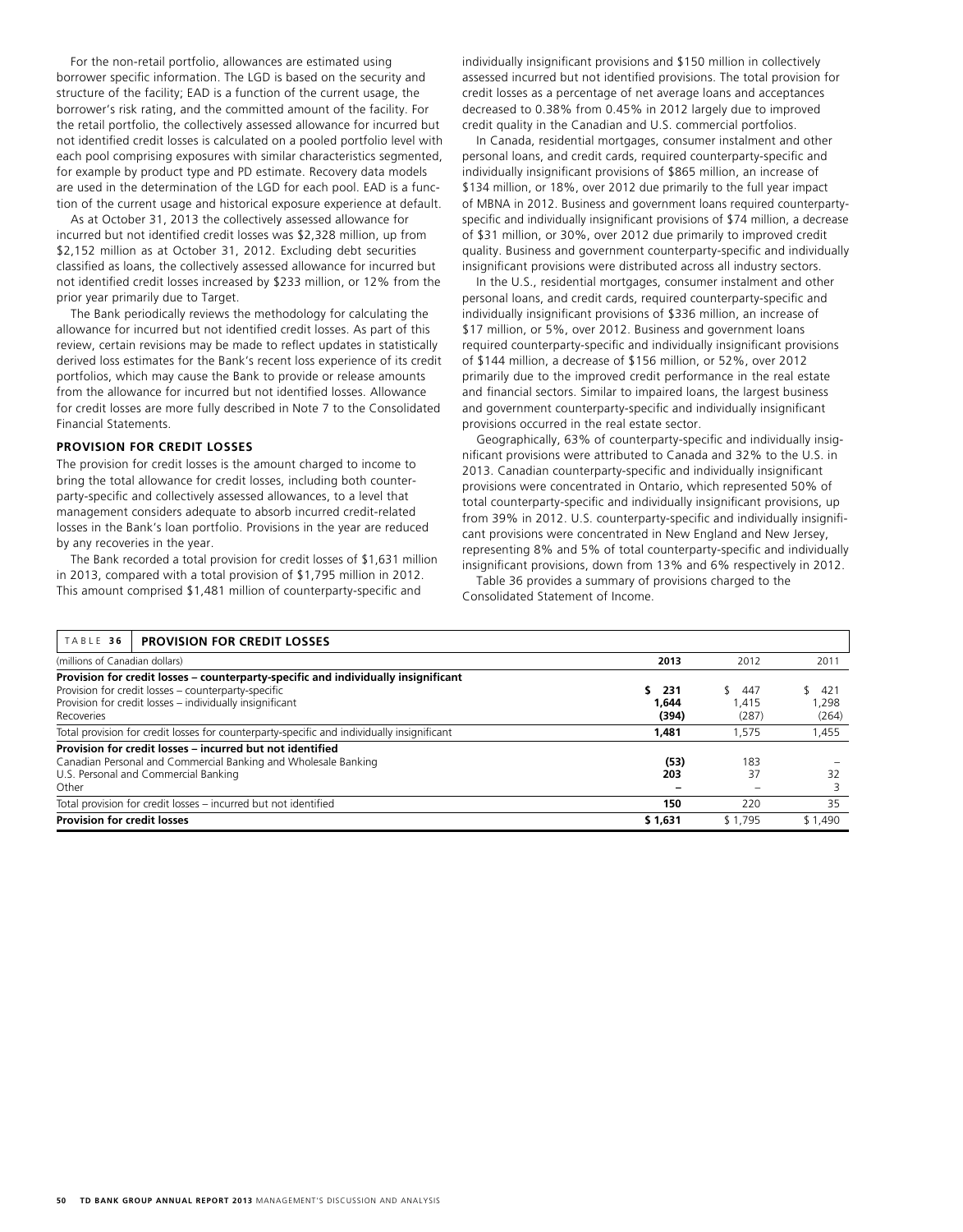For the non-retail portfolio, allowances are estimated using borrower specific information. The LGD is based on the security and structure of the facility; EAD is a function of the current usage, the borrower's risk rating, and the committed amount of the facility. For the retail portfolio, the collectively assessed allowance for incurred but not identified credit losses is calculated on a pooled portfolio level with each pool comprising exposures with similar characteristics segmented, for example by product type and PD estimate. Recovery data models are used in the determination of the LGD for each pool. EAD is a function of the current usage and historical exposure experience at default.

As at October 31, 2013 the collectively assessed allowance for incurred but not identified credit losses was $2,328 million, up from $2,152 million as at October 31, 2012. Excluding debt securities classified as loans, the collectively assessed allowance for incurred but not identified credit losses increased by $233 million, or 12% from the prior year primarily due to Target.

The Bank periodically reviews the methodology for calculating the allowance for incurred but not identified credit losses. As part of this review, certain revisions may be made to reflect updates in statistically derived loss estimates for the Bank's recent loss experience of its credit portfolios, which may cause the Bank to provide or release amounts from the allowance for incurred but not identified losses. Allowance for credit losses are more fully described in Note 7 to the Consolidated Financial Statements.

## PROVISION FOR CREDIT LOSSES

The provision for credit losses is the amount charged to income to bring the total allowance for credit losses, including both counterparty-specific and collectively assessed allowances, to a level that management considers adequate to absorb incurred credit-related losses in the Bank's loan portfolio. Provisions in the year are reduced by any recoveries in the year.

The Bank recorded a total provision for credit losses of $1,631 million in 2013, compared with a total provision of $1,795 million in 2012. This amount comprised $1,481 million of counterparty-specific and individually insignificant provisions and $150 million in collectively assessed incurred but not identified provisions. The total provision for credit losses as a percentage of net average loans and acceptances decreased to 0.38% from 0.45% in 2012 largely due to improved credit quality in the Canadian and U.S. commercial portfolios.

In Canada, residential mortgages, consumer instalment and other personal loans, and credit cards, required counterparty-specific and individually insignificant provisions of $865 million, an increase of $134 million, or 18%, over 2012 due primarily to the full year impact of MBNA in 2012. Business and government loans required counterparty-specific and individually insignificant provisions of $74 million, a decrease of $31 million, or 30%, over 2012 due primarily to improved credit quality. Business and government counterparty-specific and individually insignificant provisions were distributed across all industry sectors.

In the U.S., residential mortgages, consumer instalment and other personal loans, and credit cards, required counterparty-specific and individually insignificant provisions of $336 million, an increase of $17 million, or 5%, over 2012. Business and government loans required counterparty-specific and individually insignificant provisions of $144 million, a decrease of $156 million, or 52%, over 2012 primarily due to the improved credit performance in the real estate and financial sectors. Similar to impaired loans, the largest business and government counterparty-specific and individually insignificant provisions occurred in the real estate sector.

Geographically, 63% of counterparty-specific and individually insignificant provisions were attributed to Canada and 32% to the U.S. in 2013. Canadian counterparty-specific and individually insignificant provisions were concentrated in Ontario, which represented 50% of total counterparty-specific and individually insignificant provisions, up from 39% in 2012. U.S. counterparty-specific and individually insignificant provisions were concentrated in New England and New Jersey, representing 8% and 5% of total counterparty-specific and individually insignificant provisions, down from 13% and 6% respectively in 2012.

Table 36 provides a summary of provisions charged to the Consolidated Statement of Income.

**TABLE 36 PROVISION FOR CREDIT LOSSES**

| (millions of Canadian dollars) | **2013** | 2012 | 2011 |
|---|---|---|---|
| **Provision for credit losses – counterparty-specific and individually insignificant** | | | |
| Provision for credit losses – counterparty-specific | **$ 231** | $ 447 | $ 421 |
| Provision for credit losses – individually insignificant | **1,644** | 1,415 | 1,298 |
| Recoveries | **(394)** | (287) | (264) |
| Total provision for credit losses for counterparty-specific and individually insignificant | **1,481** | 1,575 | 1,455 |
| **Provision for credit losses – incurred but not identified** | | | |
| Canadian Personal and Commercial Banking and Wholesale Banking | **(53)** | 183 | – |
| U.S. Personal and Commercial Banking | **203** | 37 | 32 |
| Other | **–** | – | 3 |
| Total provision for credit losses – incurred but not identified | **150** | 220 | 35 |
| **Provision for credit losses** | **$ 1,631** | $ 1,795 | $ 1,490 |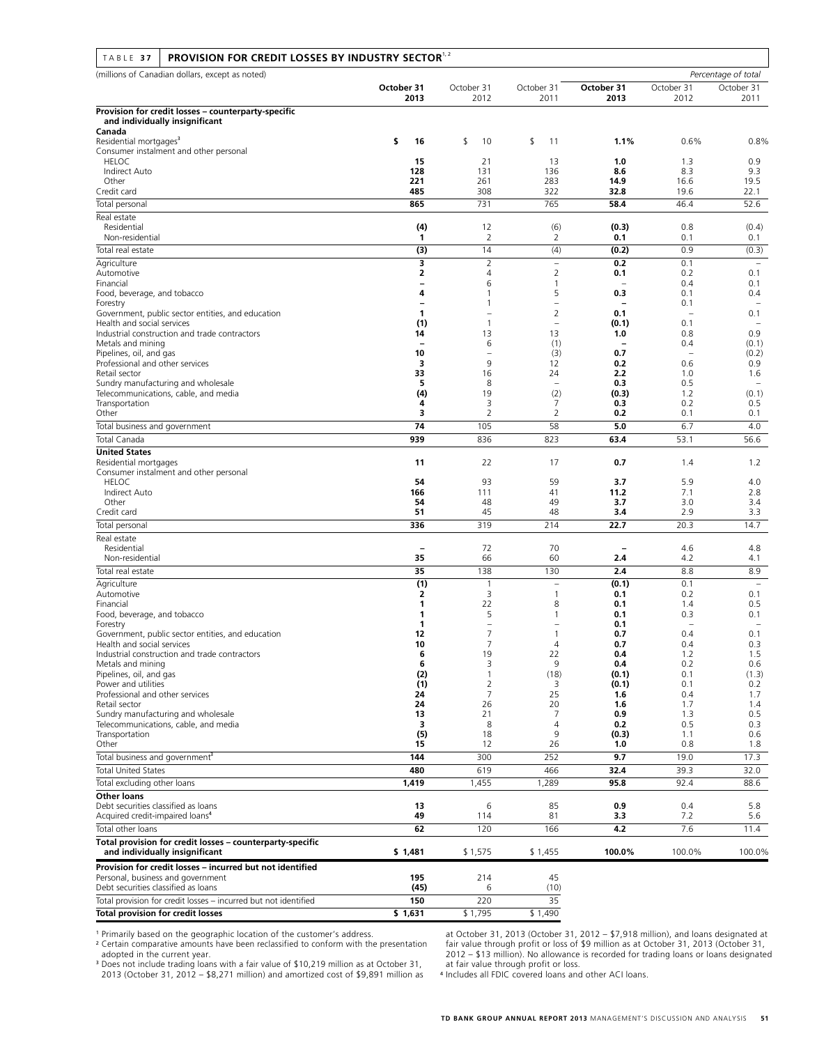**TABLE 37 PROVISION FOR CREDIT LOSSES BY INDUSTRY SECTOR[1, 2]**

| (millions of Canadian dollars, except as noted) | | | | *Percentage of total* | | |
|---|---|---|---|---|---|---|
| | **October 31 2013** | October 31 2012 | October 31 2011 | **October 31 2013** | October 31 2012 | October 31 2011 |
| **Provision for credit losses – counterparty-specific and individually insignificant** | | | | | | |
| **Canada** | | | | | | |
| Residential mortgages[3] | **$ 16** | $ 10 | $ 11 | **1.1%** | 0.6% | 0.8% |
| Consumer instalment and other personal | | | | | | |
| HELOC | **15** | 21 | 13 | **1.0** | 1.3 | 0.9 |
| Indirect Auto | **128** | 131 | 136 | **8.6** | 8.3 | 9.3 |
| Other | **221** | 261 | 283 | **14.9** | 16.6 | 19.5 |
| Credit card | **485** | 308 | 322 | **32.8** | 19.6 | 22.1 |
| Total personal | **865** | 731 | 765 | **58.4** | 46.4 | 52.6 |
| Real estate | | | | | | |
| Residential | **(4)** | 12 | (6) | **(0.3)** | 0.8 | (0.4) |
| Non-residential | **1** | 2 | 2 | **0.1** | 0.1 | 0.1 |
| Total real estate | **(3)** | 14 | (4) | **(0.2)** | 0.9 | (0.3) |
| Agriculture | **3** | 2 | – | **0.2** | 0.1 | – |
| Automotive | **2** | 4 | 2 | **0.1** | 0.2 | 0.1 |
| Financial | **–** | 6 | 1 | **–** | 0.4 | 0.1 |
| Food, beverage, and tobacco | **4** | 1 | 5 | **0.3** | 0.1 | 0.4 |
| Forestry | **–** | 1 | – | **–** | 0.1 | – |
| Government, public sector entities, and education | **1** | – | 2 | **0.1** | – | 0.1 |
| Health and social services | **(1)** | 1 | – | **(0.1)** | 0.1 | – |
| Industrial construction and trade contractors | **14** | 13 | 13 | **1.0** | 0.8 | 0.9 |
| Metals and mining | **–** | 6 | (1) | **–** | 0.4 | (0.1) |
| Pipelines, oil, and gas | **10** | – | (3) | **0.7** | – | (0.2) |
| Professional and other services | **3** | 9 | 12 | **0.2** | 0.6 | 0.9 |
| Retail sector | **33** | 16 | 24 | **2.2** | 1.0 | 1.6 |
| Sundry manufacturing and wholesale | **5** | 8 | – | **0.3** | 0.5 | – |
| Telecommunications, cable, and media | **(4)** | 19 | (2) | **(0.3)** | 1.2 | (0.1) |
| Transportation | **4** | 3 | 7 | **0.3** | 0.2 | 0.5 |
| Other | **3** | 2 | 2 | **0.2** | 0.1 | 0.1 |
| Total business and government | **74** | 105 | 58 | **5.0** | 6.7 | 4.0 |
| Total Canada | **939** | 836 | 823 | **63.4** | 53.1 | 56.6 |
| **United States** | | | | | | |
| Residential mortgages | **11** | 22 | 17 | **0.7** | 1.4 | 1.2 |
| Consumer instalment and other personal | | | | | | |
| HELOC | **54** | 93 | 59 | **3.7** | 5.9 | 4.0 |
| Indirect Auto | **166** | 111 | 41 | **11.2** | 7.1 | 2.8 |
| Other | **54** | 48 | 49 | **3.7** | 3.0 | 3.4 |
| Credit card | **51** | 45 | 48 | **3.4** | 2.9 | 3.3 |
| Total personal | **336** | 319 | 214 | **22.7** | 20.3 | 14.7 |
| Real estate | | | | | | |
| Residential | **–** | 72 | 70 | **–** | 4.6 | 4.8 |
| Non-residential | **35** | 66 | 60 | **2.4** | 4.2 | 4.1 |
| Total real estate | **35** | 138 | 130 | **2.4** | 8.8 | 8.9 |
| Agriculture | **(1)** | 1 | – | **(0.1)** | 0.1 | – |
| Automotive | **2** | 3 | 1 | **0.1** | 0.2 | 0.1 |
| Financial | **1** | 22 | 8 | **0.1** | 1.4 | 0.5 |
| Food, beverage, and tobacco | **1** | 5 | 1 | **0.1** | 0.3 | 0.1 |
| Forestry | **1** | – | – | **0.1** | – | – |
| Government, public sector entities, and education | **12** | 7 | 1 | **0.7** | 0.4 | 0.1 |
| Health and social services | **10** | 7 | 4 | **0.7** | 0.4 | 0.3 |
| Industrial construction and trade contractors | **6** | 19 | 22 | **0.4** | 1.2 | 1.5 |
| Metals and mining | **6** | 3 | 9 | **0.4** | 0.2 | 0.6 |
| Pipelines, oil, and gas | **(2)** | 1 | (18) | **(0.1)** | 0.1 | (1.3) |
| Power and utilities | **(1)** | 2 | 3 | **(0.1)** | 0.1 | 0.2 |
| Professional and other services | **24** | 7 | 25 | **1.6** | 0.4 | 1.7 |
| Retail sector | **24** | 26 | 20 | **1.6** | 1.7 | 1.4 |
| Sundry manufacturing and wholesale | **13** | 21 | 7 | **0.9** | 1.3 | 0.5 |
| Telecommunications, cable, and media | **3** | 8 | 4 | **0.2** | 0.5 | 0.3 |
| Transportation | **(5)** | 18 | 9 | **(0.3)** | 1.1 | 0.6 |
| Other | **15** | 12 | 26 | **1.0** | 0.8 | 1.8 |
| Total business and government[3] | **144** | 300 | 252 | **9.7** | 19.0 | 17.3 |
| Total United States | **480** | 619 | 466 | **32.4** | 39.3 | 32.0 |
| Total excluding other loans | **1,419** | 1,455 | 1,289 | **95.8** | 92.4 | 88.6 |
| **Other loans** | | | | | | |
| Debt securities classified as loans | **13** | 6 | 85 | **0.9** | 0.4 | 5.8 |
| Acquired credit-impaired loans[4] | **49** | 114 | 81 | **3.3** | 7.2 | 5.6 |
| Total other loans | **62** | 120 | 166 | **4.2** | 7.6 | 11.4 |
| **Total provision for credit losses – counterparty-specific and individually insignificant** | **$ 1,481** | $ 1,575 | $ 1,455 | **100.0%** | 100.0% | 100.0% |
| **Provision for credit losses – incurred but not identified** | | | | | | |
| Personal, business and government | **195** | 214 | 45 | | | |
| Debt securities classified as loans | **(45)** | 6 | (10) | | | |
| Total provision for credit losses – incurred but not identified | **150** | 220 | 35 | | | |
| **Total provision for credit losses** | **$ 1,631** | $ 1,795 | $ 1,490 | | | |

[1] Primarily based on the geographic location of the customer's address.

[2] Certain comparative amounts have been reclassified to conform with the presentation adopted in the current year.

[3] Does not include trading loans with a fair value of $10,219 million as at October 31, 2013 (October 31, 2012 – $8,271 million) and amortized cost of $9,891 million as at October 31, 2013 (October 31, 2012 – $7,918 million), and loans designated at fair value through profit or loss of $9 million as at October 31, 2013 (October 31, 2012 – $13 million). No allowance is recorded for trading loans or loans designated at fair value through profit or loss.

[4] Includes all FDIC covered loans and other ACI loans.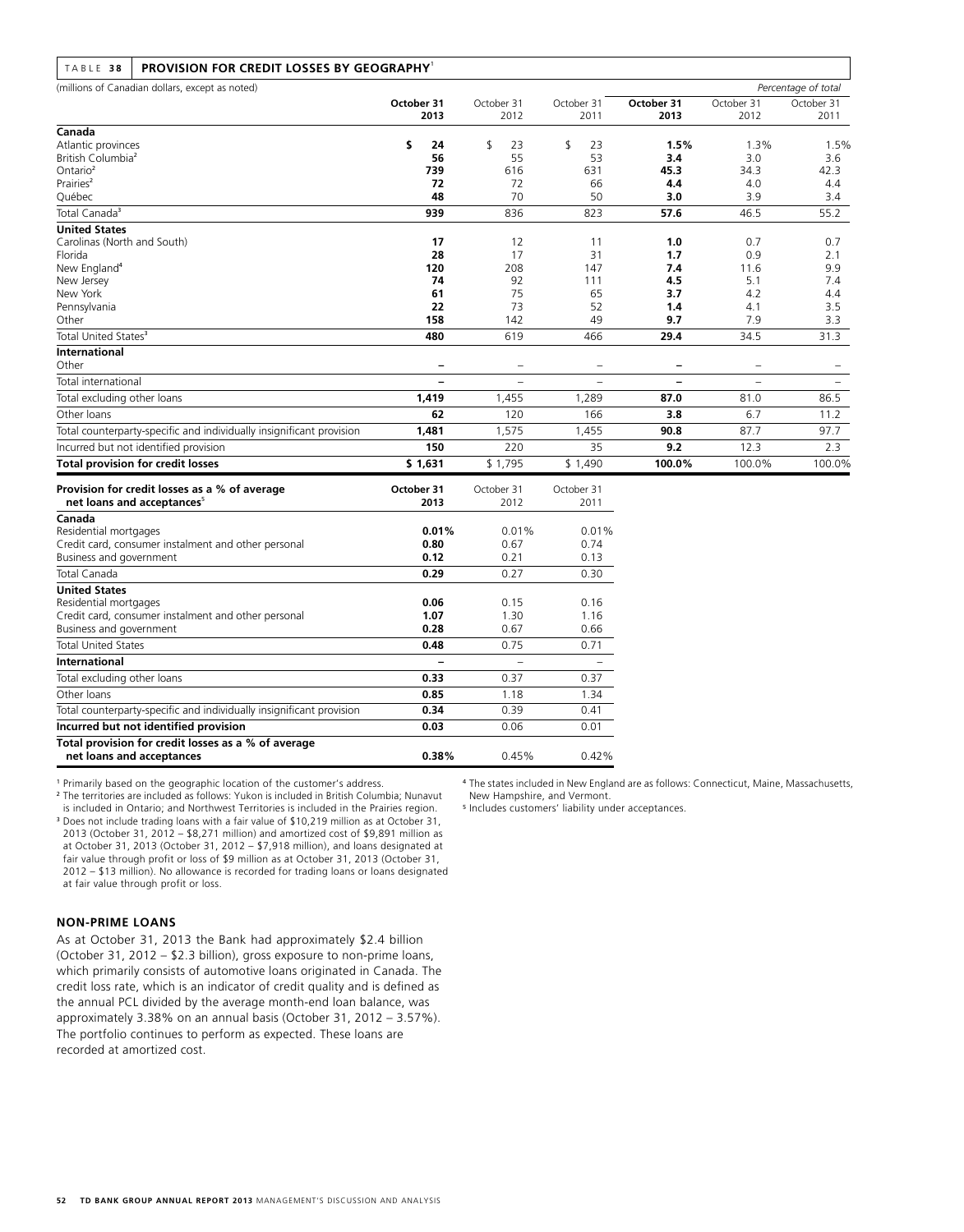**TABLE 38 PROVISION FOR CREDIT LOSSES BY GEOGRAPHY[1]**

(millions of Canadian dollars, except as noted)

| | | | | Percentage of total | | |
|---|---|---|---|---|---|---|
| | **October 31 2013** | October 31 2012 | October 31 2011 | **October 31 2013** | October 31 2012 | October 31 2011 |
| **Canada** | | | | | | |
| Atlantic provinces | **$ 24** | $ 23 | $ 23 | **1.5%** | 1.3% | 1.5% |
| British Columbia[2] | **56** | 55 | 53 | **3.4** | 3.0 | 3.6 |
| Ontario[2] | **739** | 616 | 631 | **45.3** | 34.3 | 42.3 |
| Prairies[2] | **72** | 72 | 66 | **4.4** | 4.0 | 4.4 |
| Québec | **48** | 70 | 50 | **3.0** | 3.9 | 3.4 |
| Total Canada[3] | **939** | 836 | 823 | **57.6** | 46.5 | 55.2 |
| **United States** | | | | | | |
| Carolinas (North and South) | **17** | 12 | 11 | **1.0** | 0.7 | 0.7 |
| Florida | **28** | 17 | 31 | **1.7** | 0.9 | 2.1 |
| New England[4] | **120** | 208 | 147 | **7.4** | 11.6 | 9.9 |
| New Jersey | **74** | 92 | 111 | **4.5** | 5.1 | 7.4 |
| New York | **61** | 75 | 65 | **3.7** | 4.2 | 4.4 |
| Pennsylvania | **22** | 73 | 52 | **1.4** | 4.1 | 3.5 |
| Other | **158** | 142 | 49 | **9.7** | 7.9 | 3.3 |
| Total United States[3] | **480** | 619 | 466 | **29.4** | 34.5 | 31.3 |
| **International** | | | | | | |
| Other | **–** | – | – | **–** | – | – |
| Total international | **–** | – | – | **–** | – | – |
| Total excluding other loans | **1,419** | 1,455 | 1,289 | **87.0** | 81.0 | 86.5 |
| Other loans | **62** | 120 | 166 | **3.8** | 6.7 | 11.2 |
| Total counterparty-specific and individually insignificant provision | **1,481** | 1,575 | 1,455 | **90.8** | 87.7 | 97.7 |
| Incurred but not identified provision | **150** | 220 | 35 | **9.2** | 12.3 | 2.3 |
| **Total provision for credit losses** | **$ 1,631** | $ 1,795 | $ 1,490 | **100.0%** | 100.0% | 100.0% |

| **Provision for credit losses as a % of average net loans and acceptances[5]** | **October 31 2013** | October 31 2012 | October 31 2011 |
|---|---|---|---|
| **Canada** | | | |
| Residential mortgages | **0.01%** | 0.01% | 0.01% |
| Credit card, consumer instalment and other personal | **0.80** | 0.67 | 0.74 |
| Business and government | **0.12** | 0.21 | 0.13 |
| Total Canada | **0.29** | 0.27 | 0.30 |
| **United States** | | | |
| Residential mortgages | **0.06** | 0.15 | 0.16 |
| Credit card, consumer instalment and other personal | **1.07** | 1.30 | 1.16 |
| Business and government | **0.28** | 0.67 | 0.66 |
| Total United States | **0.48** | 0.75 | 0.71 |
| **International** | **–** | – | – |
| Total excluding other loans | **0.33** | 0.37 | 0.37 |
| Other loans | **0.85** | 1.18 | 1.34 |
| Total counterparty-specific and individually insignificant provision | **0.34** | 0.39 | 0.41 |
| **Incurred but not identified provision** | **0.03** | 0.06 | 0.01 |
| **Total provision for credit losses as a % of average net loans and acceptances** | **0.38%** | 0.45% | 0.42% |

[1] Primarily based on the geographic location of the customer's address.

[2] The territories are included as follows: Yukon is included in British Columbia; Nunavut is included in Ontario; and Northwest Territories is included in the Prairies region.

[3] Does not include trading loans with a fair value of $10,219 million as at October 31, 2013 (October 31, 2012 – $8,271 million) and amortized cost of $9,891 million as at October 31, 2013 (October 31, 2012 – $7,918 million), and loans designated at fair value through profit or loss of $9 million as at October 31, 2013 (October 31, 2012 – $13 million). No allowance is recorded for trading loans or loans designated at fair value through profit or loss.

[4] The states included in New England are as follows: Connecticut, Maine, Massachusetts, New Hampshire, and Vermont.

[5] Includes customers' liability under acceptances.

### NON-PRIME LOANS

As at October 31, 2013 the Bank had approximately $2.4 billion (October 31, 2012 – $2.3 billion), gross exposure to non-prime loans, which primarily consists of automotive loans originated in Canada. The credit loss rate, which is an indicator of credit quality and is defined as the annual PCL divided by the average month-end loan balance, was approximately 3.38% on an annual basis (October 31, 2012 – 3.57%). The portfolio continues to perform as expected. These loans are recorded at amortized cost.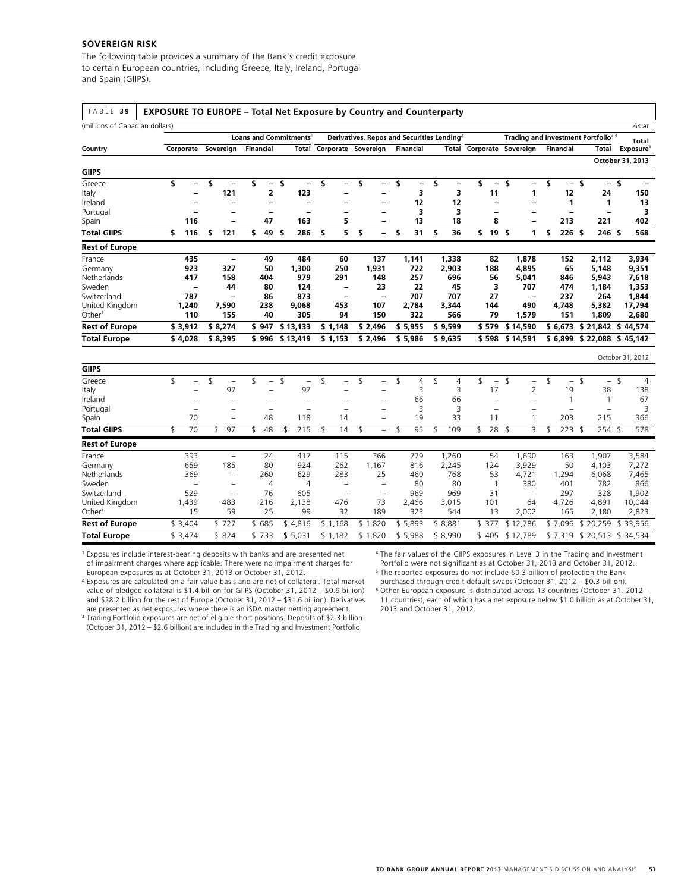## SOVEREIGN RISK

The following table provides a summary of the Bank's credit exposure to certain European countries, including Greece, Italy, Ireland, Portugal and Spain (GIIPS).

**TABLE 39 EXPOSURE TO EUROPE – Total Net Exposure by Country and Counterparty**

(millions of Canadian dollars) *As at*

| | Loans and Commitments[1] | | | | Derivatives, Repos and Securities Lending[2] | | | | Trading and Investment Portfolio[3,4] | | | | Total |
|---|---|---|---|---|---|---|---|---|---|---|---|---|---|
| Country | Corporate | Sovereign | Financial | Total | Corporate | Sovereign | Financial | Total | Corporate | Sovereign | Financial | Total | Exposure[5] |
| | | | | | | | | | | | | | **October 31, 2013** |
| **GIIPS** | | | | | | | | | | | | | |
| Greece | $ – | $ – | $ – | $ – | $ – | $ – | $ – | $ – | $ – | $ – | $ – | $ – | $ – |
| Italy | – | 121 | 2 | 123 | – | – | 3 | 3 | 11 | 1 | 12 | 24 | 150 |
| Ireland | – | – | – | – | – | – | 12 | 12 | – | – | 1 | 1 | 13 |
| Portugal | – | – | – | – | – | – | 3 | 3 | – | – | – | – | 3 |
| Spain | 116 | – | 47 | 163 | 5 | – | 13 | 18 | 8 | – | 213 | 221 | 402 |
| **Total GIIPS** | **$ 116** | **$ 121** | **$ 49** | **$ 286** | **$ 5** | **$ –** | **$ 31** | **$ 36** | **$ 19** | **$ 1** | **$ 226** | **$ 246** | **$ 568** |
| **Rest of Europe** | | | | | | | | | | | | | |
| France | 435 | – | 49 | 484 | 60 | 137 | 1,141 | 1,338 | 82 | 1,878 | 152 | 2,112 | 3,934 |
| Germany | 923 | 327 | 50 | 1,300 | 250 | 1,931 | 722 | 2,903 | 188 | 4,895 | 65 | 5,148 | 9,351 |
| Netherlands | 417 | 158 | 404 | 979 | 291 | 148 | 257 | 696 | 56 | 5,041 | 846 | 5,943 | 7,618 |
| Sweden | – | 44 | 80 | 124 | – | 23 | 22 | 45 | 3 | 707 | 474 | 1,184 | 1,353 |
| Switzerland | 787 | – | 86 | 873 | – | – | 707 | 707 | 27 | – | 237 | 264 | 1,844 |
| United Kingdom | 1,240 | 7,590 | 238 | 9,068 | 453 | 107 | 2,784 | 3,344 | 144 | 490 | 4,748 | 5,382 | 17,794 |
| Other[6] | 110 | 155 | 40 | 305 | 94 | 150 | 322 | 566 | 79 | 1,579 | 151 | 1,809 | 2,680 |
| **Rest of Europe** | **$ 3,912** | **$ 8,274** | **$ 947** | **$ 13,133** | **$ 1,148** | **$ 2,496** | **$ 5,955** | **$ 9,599** | **$ 579** | **$ 14,590** | **$ 6,673** | **$ 21,842** | **$ 44,574** |
| **Total Europe** | **$ 4,028** | **$ 8,395** | **$ 996** | **$ 13,419** | **$ 1,153** | **$ 2,496** | **$ 5,986** | **$ 9,635** | **$ 598** | **$ 14,591** | **$ 6,899** | **$ 22,088** | **$ 45,142** |
| | | | | | | | | | | | | | October 31, 2012 |
| **GIIPS** | | | | | | | | | | | | | |
| Greece | $ – | $ – | $ – | $ – | $ – | $ – | $ 4 | $ 4 | $ – | $ – | $ – | $ – | $ 4 |
| Italy | – | 97 | – | 97 | – | – | 3 | 3 | 17 | 2 | 19 | 38 | 138 |
| Ireland | – | – | – | – | – | – | 66 | 66 | – | – | 1 | 1 | 67 |
| Portugal | – | – | – | – | – | – | 3 | 3 | – | – | – | – | 3 |
| Spain | 70 | – | 48 | 118 | 14 | – | 19 | 33 | 11 | 1 | 203 | 215 | 366 |
| **Total GIIPS** | $ 70 | $ 97 | $ 48 | $ 215 | $ 14 | $ – | $ 95 | $ 109 | $ 28 | $ 3 | $ 223 | $ 254 | $ 578 |
| **Rest of Europe** | | | | | | | | | | | | | |
| France | 393 | – | 24 | 417 | 115 | 366 | 779 | 1,260 | 54 | 1,690 | 163 | 1,907 | 3,584 |
| Germany | 659 | 185 | 80 | 924 | 262 | 1,167 | 816 | 2,245 | 124 | 3,929 | 50 | 4,103 | 7,272 |
| Netherlands | 369 | – | 260 | 629 | 283 | 25 | 460 | 768 | 53 | 4,721 | 1,294 | 6,068 | 7,465 |
| Sweden | – | – | 4 | 4 | – | – | 80 | 80 | 1 | 380 | 401 | 782 | 866 |
| Switzerland | 529 | – | 76 | 605 | – | – | 969 | 969 | 31 | – | 297 | 328 | 1,902 |
| United Kingdom | 1,439 | 483 | 216 | 2,138 | 476 | 73 | 2,466 | 3,015 | 101 | 64 | 4,726 | 4,891 | 10,044 |
| Other[6] | 15 | 59 | 25 | 99 | 32 | 189 | 323 | 544 | 13 | 2,002 | 165 | 2,180 | 2,823 |
| **Rest of Europe** | $ 3,404 | $ 727 | $ 685 | $ 4,816 | $ 1,168 | $ 1,820 | $ 5,893 | $ 8,881 | $ 377 | $ 12,786 | $ 7,096 | $ 20,259 | $ 33,956 |
| **Total Europe** | $ 3,474 | $ 824 | $ 733 | $ 5,031 | $ 1,182 | $ 1,820 | $ 5,988 | $ 8,990 | $ 405 | $ 12,789 | $ 7,319 | $ 20,513 | $ 34,534 |

[1] Exposures include interest-bearing deposits with banks and are presented net of impairment charges where applicable. There were no impairment charges for European exposures as at October 31, 2013 or October 31, 2012.

[2] Exposures are calculated on a fair value basis and are net of collateral. Total market value of pledged collateral is $1.4 billion for GIIPS (October 31, 2012 – $0.9 billion) and $28.2 billion for the rest of Europe (October 31, 2012 – $31.6 billion). Derivatives are presented as net exposures where there is an ISDA master netting agreement.

[3] Trading Portfolio exposures are net of eligible short positions. Deposits of $2.3 billion (October 31, 2012 – $2.6 billion) are included in the Trading and Investment Portfolio.

[4] The fair values of the GIIPS exposures in Level 3 in the Trading and Investment Portfolio were not significant as at October 31, 2013 and October 31, 2012.

[5] The reported exposures do not include $0.3 billion of protection the Bank purchased through credit default swaps (October 31, 2012 – $0.3 billion).

[6] Other European exposure is distributed across 13 countries (October 31, 2012 – 11 countries), each of which has a net exposure below $1.0 billion as at October 31, 2013 and October 31, 2012.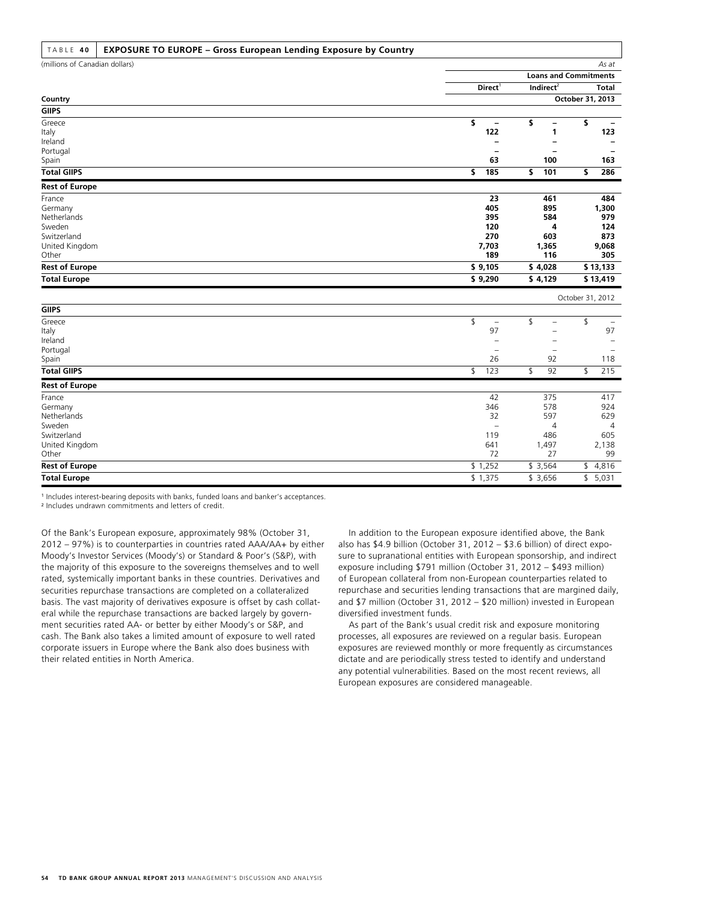**TABLE 40 EXPOSURE TO EUROPE – Gross European Lending Exposure by Country**

(millions of Canadian dollars) *As at*

| | Loans and Commitments | | |
|---|---|---|---|
| | Direct[1] | Indirect[2] | Total |
| **Country** | | | **October 31, 2013** |
| **GIIPS** | | | |
| Greece | **$ –** | **$ –** | **$ –** |
| Italy | **122** | **1** | **123** |
| Ireland | **–** | **–** | **–** |
| Portugal | **–** | **–** | **–** |
| Spain | **63** | **100** | **163** |
| **Total GIIPS** | **$ 185** | **$ 101** | **$ 286** |
| **Rest of Europe** | | | |
| France | **23** | **461** | **484** |
| Germany | **405** | **895** | **1,300** |
| Netherlands | **395** | **584** | **979** |
| Sweden | **120** | **4** | **124** |
| Switzerland | **270** | **603** | **873** |
| United Kingdom | **7,703** | **1,365** | **9,068** |
| Other | **189** | **116** | **305** |
| **Rest of Europe** | **$ 9,105** | **$ 4,028** | **$ 13,133** |
| **Total Europe** | **$ 9,290** | **$ 4,129** | **$ 13,419** |
| | | | October 31, 2012 |
| **GIIPS** | | | |
| Greece | $ – | $ – | $ – |
| Italy | 97 | – | 97 |
| Ireland | – | – | – |
| Portugal | – | – | – |
| Spain | 26 | 92 | 118 |
| **Total GIIPS** | $ 123 | $ 92 | $ 215 |
| **Rest of Europe** | | | |
| France | 42 | 375 | 417 |
| Germany | 346 | 578 | 924 |
| Netherlands | 32 | 597 | 629 |
| Sweden | – | 4 | 4 |
| Switzerland | 119 | 486 | 605 |
| United Kingdom | 641 | 1,497 | 2,138 |
| Other | 72 | 27 | 99 |
| **Rest of Europe** | $ 1,252 | $ 3,564 | $ 4,816 |
| **Total Europe** | $ 1,375 | $ 3,656 | $ 5,031 |

[1] Includes interest-bearing deposits with banks, funded loans and banker's acceptances.
[2] Includes undrawn commitments and letters of credit.

Of the Bank's European exposure, approximately 98% (October 31, 2012 – 97%) is to counterparties in countries rated AAA/AA+ by either Moody's Investor Services (Moody's) or Standard & Poor's (S&P), with the majority of this exposure to the sovereigns themselves and to well rated, systemically important banks in these countries. Derivatives and securities repurchase transactions are completed on a collateralized basis. The vast majority of derivatives exposure is offset by cash collateral while the repurchase transactions are backed largely by government securities rated AA- or better by either Moody's or S&P, and cash. The Bank also takes a limited amount of exposure to well rated corporate issuers in Europe where the Bank also does business with their related entities in North America.

In addition to the European exposure identified above, the Bank also has $4.9 billion (October 31, 2012 – $3.6 billion) of direct exposure to supranational entities with European sponsorship, and indirect exposure including $791 million (October 31, 2012 – $493 million) of European collateral from non-European counterparties related to repurchase and securities lending transactions that are margined daily, and $7 million (October 31, 2012 – $20 million) invested in European diversified investment funds.

As part of the Bank's usual credit risk and exposure monitoring processes, all exposures are reviewed on a regular basis. European exposures are reviewed monthly or more frequently as circumstances dictate and are periodically stress tested to identify and understand any potential vulnerabilities. Based on the most recent reviews, all European exposures are considered manageable.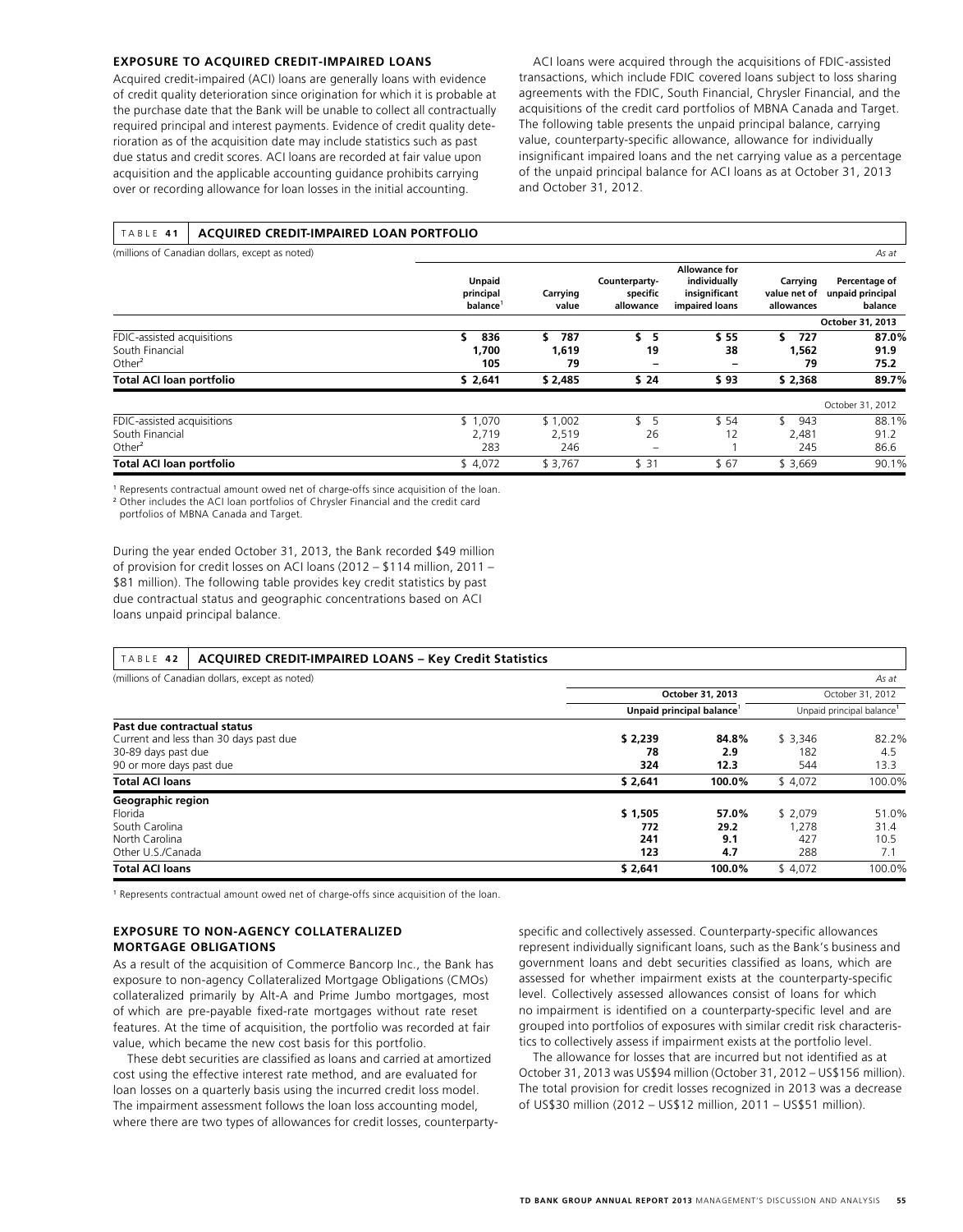### EXPOSURE TO ACQUIRED CREDIT-IMPAIRED LOANS

Acquired credit-impaired (ACI) loans are generally loans with evidence of credit quality deterioration since origination for which it is probable at the purchase date that the Bank will be unable to collect all contractually required principal and interest payments. Evidence of credit quality deterioration as of the acquisition date may include statistics such as past due status and credit scores. ACI loans are recorded at fair value upon acquisition and the applicable accounting guidance prohibits carrying over or recording allowance for loan losses in the initial accounting.

ACI loans were acquired through the acquisitions of FDIC-assisted transactions, which include FDIC covered loans subject to loss sharing agreements with the FDIC, South Financial, Chrysler Financial, and the acquisitions of the credit card portfolios of MBNA Canada and Target. The following table presents the unpaid principal balance, carrying value, counterparty-specific allowance, allowance for individually insignificant impaired loans and the net carrying value as a percentage of the unpaid principal balance for ACI loans as at October 31, 2013 and October 31, 2012.

**TABLE 41 ACQUIRED CREDIT-IMPAIRED LOAN PORTFOLIO**

(millions of Canadian dollars, except as noted) *As at*

| | Unpaid principal balance[1] | Carrying value | Counterparty-specific allowance | Allowance for individually insignificant impaired loans | Carrying value net of allowances | Percentage of unpaid principal balance |
|---|---|---|---|---|---|---|
| | | | | | | **October 31, 2013** |
| FDIC-assisted acquisitions | **$ 836** | **$ 787** | **$ 5** | **$ 55** | **$ 727** | **87.0%** |
| South Financial | **1,700** | **1,619** | **19** | **38** | **1,562** | **91.9** |
| Other[2] | **105** | **79** | **–** | **–** | **79** | **75.2** |
| **Total ACI loan portfolio** | **$ 2,641** | **$ 2,485** | **$ 24** | **$ 93** | **$ 2,368** | **89.7%** |
| | | | | | | October 31, 2012 |
| FDIC-assisted acquisitions | $ 1,070 | $ 1,002 | $ 5 | $ 54 | $ 943 | 88.1% |
| South Financial | 2,719 | 2,519 | 26 | 12 | 2,481 | 91.2 |
| Other[2] | 283 | 246 | – | 1 | 245 | 86.6 |
| **Total ACI loan portfolio** | $ 4,072 | $ 3,767 | $ 31 | $ 67 | $ 3,669 | 90.1% |

[1] Represents contractual amount owed net of charge-offs since acquisition of the loan.
[2] Other includes the ACI loan portfolios of Chrysler Financial and the credit card portfolios of MBNA Canada and Target.

During the year ended October 31, 2013, the Bank recorded $49 million of provision for credit losses on ACI loans (2012 – $114 million, 2011 – $81 million). The following table provides key credit statistics by past due contractual status and geographic concentrations based on ACI loans unpaid principal balance.

**TABLE 42 ACQUIRED CREDIT-IMPAIRED LOANS – Key Credit Statistics**

(millions of Canadian dollars, except as noted) *As at*

| | **October 31, 2013** | | October 31, 2012 | |
|---|---|---|---|---|
| | **Unpaid principal balance[1]** | | Unpaid principal balance[1] | |
| **Past due contractual status** | | | | |
| Current and less than 30 days past due | **$ 2,239** | **84.8%** | $ 3,346 | 82.2% |
| 30-89 days past due | **78** | **2.9** | 182 | 4.5 |
| 90 or more days past due | **324** | **12.3** | 544 | 13.3 |
| **Total ACI loans** | **$ 2,641** | **100.0%** | $ 4,072 | 100.0% |
| **Geographic region** | | | | |
| Florida | **$ 1,505** | **57.0%** | $ 2,079 | 51.0% |
| South Carolina | **772** | **29.2** | 1,278 | 31.4 |
| North Carolina | **241** | **9.1** | 427 | 10.5 |
| Other U.S./Canada | **123** | **4.7** | 288 | 7.1 |
| **Total ACI loans** | **$ 2,641** | **100.0%** | $ 4,072 | 100.0% |

[1] Represents contractual amount owed net of charge-offs since acquisition of the loan.

### EXPOSURE TO NON-AGENCY COLLATERALIZED MORTGAGE OBLIGATIONS

As a result of the acquisition of Commerce Bancorp Inc., the Bank has exposure to non-agency Collateralized Mortgage Obligations (CMOs) collateralized primarily by Alt-A and Prime Jumbo mortgages, most of which are pre-payable fixed-rate mortgages without rate reset features. At the time of acquisition, the portfolio was recorded at fair value, which became the new cost basis for this portfolio.

These debt securities are classified as loans and carried at amortized cost using the effective interest rate method, and are evaluated for loan losses on a quarterly basis using the incurred credit loss model. The impairment assessment follows the loan loss accounting model, where there are two types of allowances for credit losses, counterparty-specific and collectively assessed. Counterparty-specific allowances represent individually significant loans, such as the Bank's business and government loans and debt securities classified as loans, which are assessed for whether impairment exists at the counterparty-specific level. Collectively assessed allowances consist of loans for which no impairment is identified on a counterparty-specific level and are grouped into portfolios of exposures with similar credit risk characteristics to collectively assess if impairment exists at the portfolio level.

The allowance for losses that are incurred but not identified as at October 31, 2013 was US$94 million (October 31, 2012 – US$156 million). The total provision for credit losses recognized in 2013 was a decrease of US$30 million (2012 – US$12 million, 2011 – US$51 million).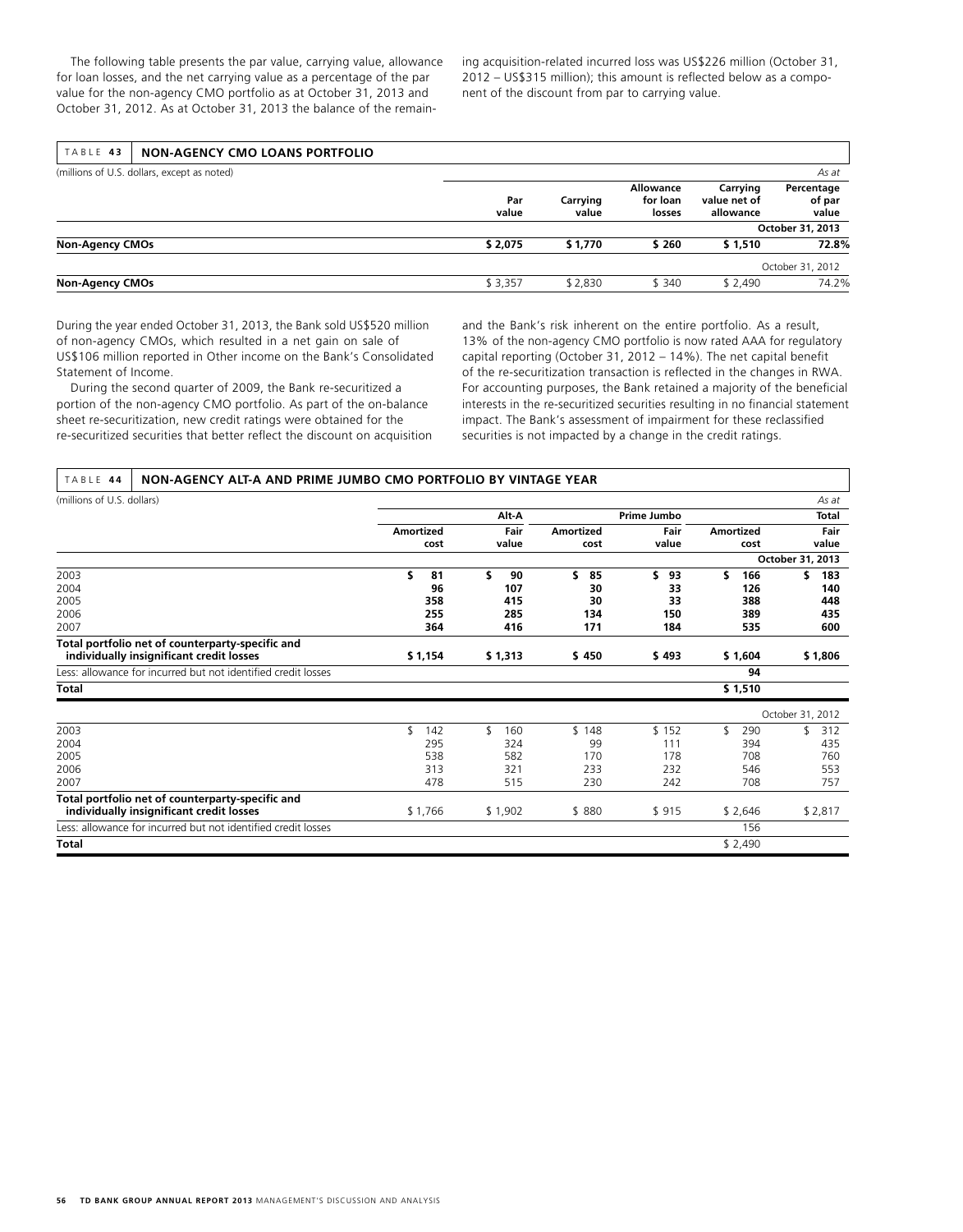The following table presents the par value, carrying value, allowance for loan losses, and the net carrying value as a percentage of the par value for the non-agency CMO portfolio as at October 31, 2013 and October 31, 2012. As at October 31, 2013 the balance of the remaining acquisition-related incurred loss was US$226 million (October 31, 2012 – US$315 million); this amount is reflected below as a component of the discount from par to carrying value.

**TABLE 43 NON-AGENCY CMO LOANS PORTFOLIO**

(millions of U.S. dollars, except as noted) *As at*

| | Par value | Carrying value | Allowance for loan losses | Carrying value net of allowance | Percentage of par value |
|---|---|---|---|---|---|
| | | | | | **October 31, 2013** |
| **Non-Agency CMOs** | **$ 2,075** | **$ 1,770** | **$ 260** | **$ 1,510** | **72.8%** |
| | | | | | October 31, 2012 |
| **Non-Agency CMOs** | $ 3,357 | $ 2,830 | $ 340 | $ 2,490 | 74.2% |

During the year ended October 31, 2013, the Bank sold US$520 million of non-agency CMOs, which resulted in a net gain on sale of US$106 million reported in Other income on the Bank's Consolidated Statement of Income.

During the second quarter of 2009, the Bank re-securitized a portion of the non-agency CMO portfolio. As part of the on-balance sheet re-securitization, new credit ratings were obtained for the re-securitized securities that better reflect the discount on acquisition and the Bank's risk inherent on the entire portfolio. As a result, 13% of the non-agency CMO portfolio is now rated AAA for regulatory capital reporting (October 31, 2012 – 14%). The net capital benefit of the re-securitization transaction is reflected in the changes in RWA. For accounting purposes, the Bank retained a majority of the beneficial interests in the re-securitized securities resulting in no financial statement impact. The Bank's assessment of impairment for these reclassified securities is not impacted by a change in the credit ratings.

**TABLE 44 NON-AGENCY ALT-A AND PRIME JUMBO CMO PORTFOLIO BY VINTAGE YEAR**

(millions of U.S. dollars) *As at*

| | Alt-A | | Prime Jumbo | | Total | |
|---|---|---|---|---|---|---|
| | Amortized cost | Fair value | Amortized cost | Fair value | Amortized cost | Fair value |
| | | | | | | **October 31, 2013** |
| 2003 | **$ 81** | **$ 90** | **$ 85** | **$ 93** | **$ 166** | **$ 183** |
| 2004 | **96** | **107** | **30** | **33** | **126** | **140** |
| 2005 | **358** | **415** | **30** | **33** | **388** | **448** |
| 2006 | **255** | **285** | **134** | **150** | **389** | **435** |
| 2007 | **364** | **416** | **171** | **184** | **535** | **600** |
| **Total portfolio net of counterparty-specific and individually insignificant credit losses** | **$ 1,154** | **$ 1,313** | **$ 450** | **$ 493** | **$ 1,604** | **$ 1,806** |
| Less: allowance for incurred but not identified credit losses | | | | | **94** | |
| **Total** | | | | | **$ 1,510** | |
| | | | | | | October 31, 2012 |
| 2003 | $ 142 | $ 160 | $ 148 | $ 152 | $ 290 | $ 312 |
| 2004 | 295 | 324 | 99 | 111 | 394 | 435 |
| 2005 | 538 | 582 | 170 | 178 | 708 | 760 |
| 2006 | 313 | 321 | 233 | 232 | 546 | 553 |
| 2007 | 478 | 515 | 230 | 242 | 708 | 757 |
| **Total portfolio net of counterparty-specific and individually insignificant credit losses** | $ 1,766 | $ 1,902 | $ 880 | $ 915 | $ 2,646 | $ 2,817 |
| Less: allowance for incurred but not identified credit losses | | | | | 156 | |
| **Total** | | | | | $ 2,490 | |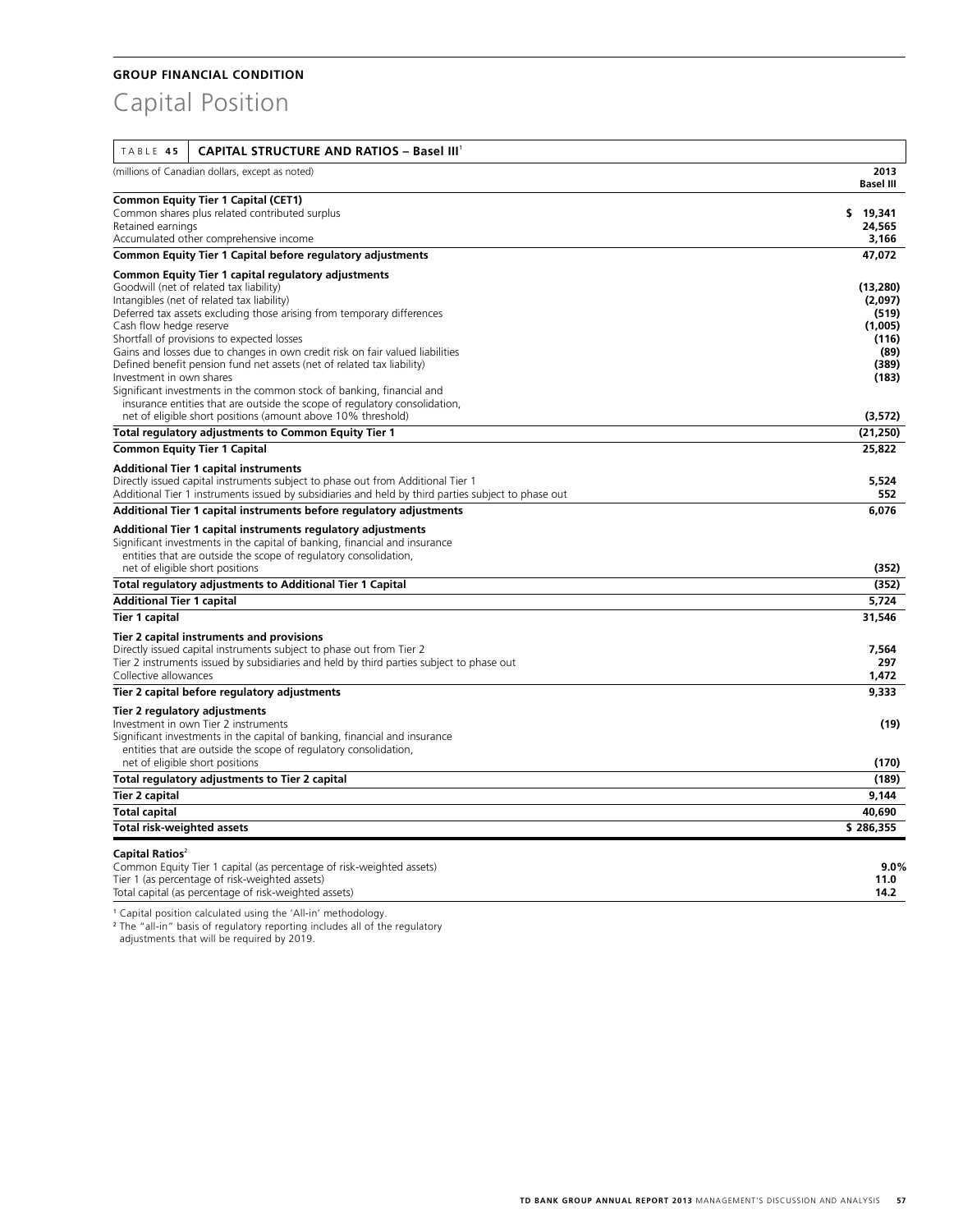**GROUP FINANCIAL CONDITION**

# Capital Position

| TABLE 45 CAPITAL STRUCTURE AND RATIOS – Basel III[1] | |
|---|---|
| (millions of Canadian dollars, except as noted) | **2013 Basel III** |
| **Common Equity Tier 1 Capital (CET1)** | |
| Common shares plus related contributed surplus | **$ 19,341** |
| Retained earnings | **24,565** |
| Accumulated other comprehensive income | **3,166** |
| **Common Equity Tier 1 Capital before regulatory adjustments** | **47,072** |
| **Common Equity Tier 1 capital regulatory adjustments** | |
| Goodwill (net of related tax liability) | **(13,280)** |
| Intangibles (net of related tax liability) | **(2,097)** |
| Deferred tax assets excluding those arising from temporary differences | **(519)** |
| Cash flow hedge reserve | **(1,005)** |
| Shortfall of provisions to expected losses | **(116)** |
| Gains and losses due to changes in own credit risk on fair valued liabilities | **(89)** |
| Defined benefit pension fund net assets (net of related tax liability) | **(389)** |
| Investment in own shares | **(183)** |
| Significant investments in the common stock of banking, financial and insurance entities that are outside the scope of regulatory consolidation, net of eligible short positions (amount above 10% threshold) | **(3,572)** |
| **Total regulatory adjustments to Common Equity Tier 1** | **(21,250)** |
| **Common Equity Tier 1 Capital** | **25,822** |
| **Additional Tier 1 capital instruments** | |
| Directly issued capital instruments subject to phase out from Additional Tier 1 | **5,524** |
| Additional Tier 1 instruments issued by subsidiaries and held by third parties subject to phase out | **552** |
| **Additional Tier 1 capital instruments before regulatory adjustments** | **6,076** |
| **Additional Tier 1 capital instruments regulatory adjustments** | |
| Significant investments in the capital of banking, financial and insurance entities that are outside the scope of regulatory consolidation, net of eligible short positions | **(352)** |
| **Total regulatory adjustments to Additional Tier 1 Capital** | **(352)** |
| **Additional Tier 1 capital** | **5,724** |
| **Tier 1 capital** | **31,546** |
| **Tier 2 capital instruments and provisions** | |
| Directly issued capital instruments subject to phase out from Tier 2 | **7,564** |
| Tier 2 instruments issued by subsidiaries and held by third parties subject to phase out | **297** |
| Collective allowances | **1,472** |
| **Tier 2 capital before regulatory adjustments** | **9,333** |
| **Tier 2 regulatory adjustments** | |
| Investment in own Tier 2 instruments | **(19)** |
| Significant investments in the capital of banking, financial and insurance entities that are outside the scope of regulatory consolidation, net of eligible short positions | **(170)** |
| **Total regulatory adjustments to Tier 2 capital** | **(189)** |
| **Tier 2 capital** | **9,144** |
| **Total capital** | **40,690** |
| **Total risk-weighted assets** | **$ 286,355** |
| **Capital Ratios**[2] | |
| Common Equity Tier 1 capital (as percentage of risk-weighted assets) | **9.0%** |
| Tier 1 (as percentage of risk-weighted assets) | **11.0** |
| Total capital (as percentage of risk-weighted assets) | **14.2** |

[1] Capital position calculated using the 'All-in' methodology.

[2] The "all-in" basis of regulatory reporting includes all of the regulatory adjustments that will be required by 2019.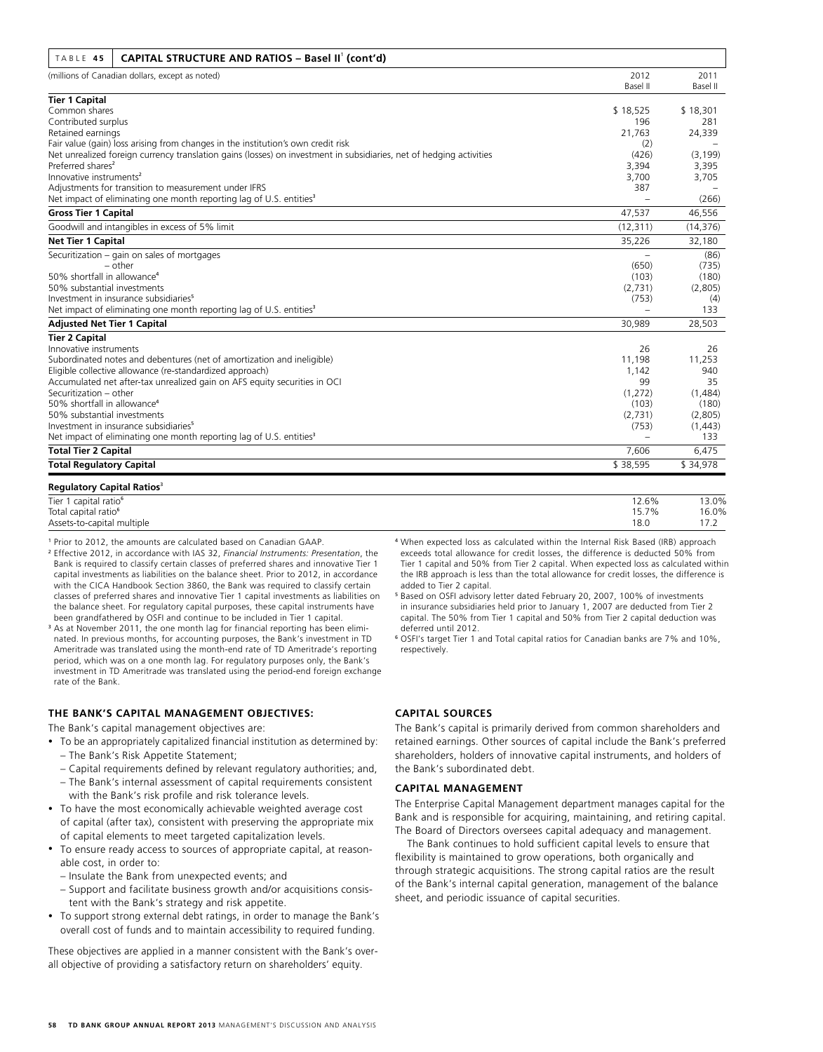**TABLE 45 CAPITAL STRUCTURE AND RATIOS – Basel II[1] (cont'd)**

| (millions of Canadian dollars, except as noted) | 2012 Basel II | 2011 Basel II |
|---|---|---|
| **Tier 1 Capital** | | |
| Common shares | $ 18,525 | $ 18,301 |
| Contributed surplus | 196 | 281 |
| Retained earnings | 21,763 | 24,339 |
| Fair value (gain) loss arising from changes in the institution's own credit risk | (2) | – |
| Net unrealized foreign currency translation gains (losses) on investment in subsidiaries, net of hedging activities | (426) | (3,199) |
| Preferred shares[2] | 3,394 | 3,395 |
| Innovative instruments[2] | 3,700 | 3,705 |
| Adjustments for transition to measurement under IFRS | 387 | – |
| Net impact of eliminating one month reporting lag of U.S. entities[3] | – | (266) |
| **Gross Tier 1 Capital** | 47,537 | 46,556 |
| Goodwill and intangibles in excess of 5% limit | (12,311) | (14,376) |
| **Net Tier 1 Capital** | 35,226 | 32,180 |
| Securitization – gain on sales of mortgages | – | (86) |
| – other | (650) | (735) |
| 50% shortfall in allowance[4] | (103) | (180) |
| 50% substantial investments | (2,731) | (2,805) |
| Investment in insurance subsidiaries[5] | (753) | (4) |
| Net impact of eliminating one month reporting lag of U.S. entities[3] | – | 133 |
| **Adjusted Net Tier 1 Capital** | 30,989 | 28,503 |
| **Tier 2 Capital** | | |
| Innovative instruments | 26 | 26 |
| Subordinated notes and debentures (net of amortization and ineligible) | 11,198 | 11,253 |
| Eligible collective allowance (re-standardized approach) | 1,142 | 940 |
| Accumulated net after-tax unrealized gain on AFS equity securities in OCI | 99 | 35 |
| Securitization – other | (1,272) | (1,484) |
| 50% shortfall in allowance[4] | (103) | (180) |
| 50% substantial investments | (2,731) | (2,805) |
| Investment in insurance subsidiaries[5] | (753) | (1,443) |
| Net impact of eliminating one month reporting lag of U.S. entities[3] | – | 133 |
| **Total Tier 2 Capital** | 7,606 | 6,475 |
| **Total Regulatory Capital** | $ 38,595 | $ 34,978 |
| **Regulatory Capital Ratios**[3] | | |
| Tier 1 capital ratio[6] | 12.6% | 13.0% |
| Total capital ratio[6] | 15.7% | 16.0% |
| Assets-to-capital multiple | 18.0 | 17.2 |

[1] Prior to 2012, the amounts are calculated based on Canadian GAAP.

[2] Effective 2012, in accordance with IAS 32, *Financial Instruments: Presentation*, the Bank is required to classify certain classes of preferred shares and innovative Tier 1 capital investments as liabilities on the balance sheet. Prior to 2012, in accordance with the CICA Handbook Section 3860, the Bank was required to classify certain classes of preferred shares and innovative Tier 1 capital investments as liabilities on the balance sheet. For regulatory capital purposes, these capital instruments have been grandfathered by OSFI and continue to be included in Tier 1 capital.

[3] As at November 2011, the one month lag for financial reporting has been eliminated. In previous months, for accounting purposes, the Bank's investment in TD Ameritrade was translated using the month-end rate of TD Ameritrade's reporting period, which was on a one month lag. For regulatory purposes only, the Bank's investment in TD Ameritrade was translated using the period-end foreign exchange rate of the Bank.

[4] When expected loss as calculated within the Internal Risk Based (IRB) approach exceeds total allowance for credit losses, the difference is deducted 50% from Tier 1 capital and 50% from Tier 2 capital. When expected loss as calculated within the IRB approach is less than the total allowance for credit losses, the difference is added to Tier 2 capital.

[5] Based on OSFI advisory letter dated February 20, 2007, 100% of investments in insurance subsidiaries held prior to January 1, 2007 are deducted from Tier 2 capital. The 50% from Tier 1 capital and 50% from Tier 2 capital deduction was deferred until 2012.

[6] OSFI's target Tier 1 and Total capital ratios for Canadian banks are 7% and 10%, respectively.

## THE BANK'S CAPITAL MANAGEMENT OBJECTIVES:

The Bank's capital management objectives are:

- To be an appropriately capitalized financial institution as determined by:
  - The Bank's Risk Appetite Statement;
  - Capital requirements defined by relevant regulatory authorities; and,
  - The Bank's internal assessment of capital requirements consistent with the Bank's risk profile and risk tolerance levels.
- To have the most economically achievable weighted average cost of capital (after tax), consistent with preserving the appropriate mix of capital elements to meet targeted capitalization levels.
- To ensure ready access to sources of appropriate capital, at reasonable cost, in order to:
  - Insulate the Bank from unexpected events; and
  - Support and facilitate business growth and/or acquisitions consistent with the Bank's strategy and risk appetite.
- To support strong external debt ratings, in order to manage the Bank's overall cost of funds and to maintain accessibility to required funding.

These objectives are applied in a manner consistent with the Bank's overall objective of providing a satisfactory return on shareholders' equity.

## CAPITAL SOURCES

The Bank's capital is primarily derived from common shareholders and retained earnings. Other sources of capital include the Bank's preferred shareholders, holders of innovative capital instruments, and holders of the Bank's subordinated debt.

## CAPITAL MANAGEMENT

The Enterprise Capital Management department manages capital for the Bank and is responsible for acquiring, maintaining, and retiring capital. The Board of Directors oversees capital adequacy and management.

The Bank continues to hold sufficient capital levels to ensure that flexibility is maintained to grow operations, both organically and through strategic acquisitions. The strong capital ratios are the result of the Bank's internal capital generation, management of the balance sheet, and periodic issuance of capital securities.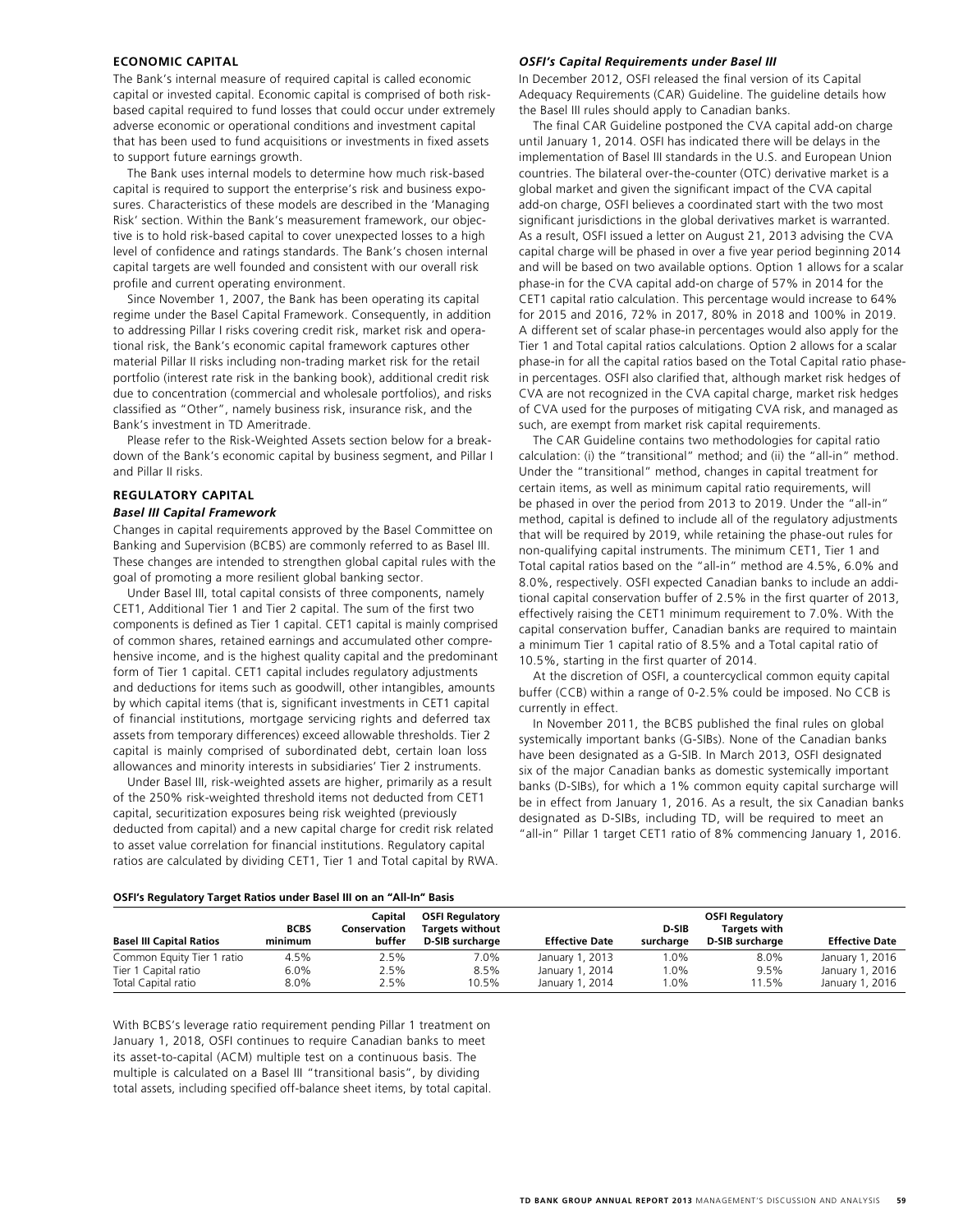## ECONOMIC CAPITAL

The Bank's internal measure of required capital is called economic capital or invested capital. Economic capital is comprised of both risk-based capital required to fund losses that could occur under extremely adverse economic or operational conditions and investment capital that has been used to fund acquisitions or investments in fixed assets to support future earnings growth.

The Bank uses internal models to determine how much risk-based capital is required to support the enterprise's risk and business exposures. Characteristics of these models are described in the 'Managing Risk' section. Within the Bank's measurement framework, our objective is to hold risk-based capital to cover unexpected losses to a high level of confidence and ratings standards. The Bank's chosen internal capital targets are well founded and consistent with our overall risk profile and current operating environment.

Since November 1, 2007, the Bank has been operating its capital regime under the Basel Capital Framework. Consequently, in addition to addressing Pillar I risks covering credit risk, market risk and operational risk, the Bank's economic capital framework captures other material Pillar II risks including non-trading market risk for the retail portfolio (interest rate risk in the banking book), additional credit risk due to concentration (commercial and wholesale portfolios), and risks classified as "Other", namely business risk, insurance risk, and the Bank's investment in TD Ameritrade.

Please refer to the Risk-Weighted Assets section below for a breakdown of the Bank's economic capital by business segment, and Pillar I and Pillar II risks.

## REGULATORY CAPITAL

### *Basel III Capital Framework*

Changes in capital requirements approved by the Basel Committee on Banking and Supervision (BCBS) are commonly referred to as Basel III. These changes are intended to strengthen global capital rules with the goal of promoting a more resilient global banking sector.

Under Basel III, total capital consists of three components, namely CET1, Additional Tier 1 and Tier 2 capital. The sum of the first two components is defined as Tier 1 capital. CET1 capital is mainly comprised of common shares, retained earnings and accumulated other comprehensive income, and is the highest quality capital and the predominant form of Tier 1 capital. CET1 capital includes regulatory adjustments and deductions for items such as goodwill, other intangibles, amounts by which capital items (that is, significant investments in CET1 capital of financial institutions, mortgage servicing rights and deferred tax assets from temporary differences) exceed allowable thresholds. Tier 2 capital is mainly comprised of subordinated debt, certain loan loss allowances and minority interests in subsidiaries' Tier 2 instruments.

Under Basel III, risk-weighted assets are higher, primarily as a result of the 250% risk-weighted threshold items not deducted from CET1 capital, securitization exposures being risk weighted (previously deducted from capital) and a new capital charge for credit risk related to asset value correlation for financial institutions. Regulatory capital ratios are calculated by dividing CET1, Tier 1 and Total capital by RWA.

### *OSFI's Capital Requirements under Basel III*

In December 2012, OSFI released the final version of its Capital Adequacy Requirements (CAR) Guideline. The guideline details how the Basel III rules should apply to Canadian banks.

The final CAR Guideline postponed the CVA capital add-on charge until January 1, 2014. OSFI has indicated there will be delays in the implementation of Basel III standards in the U.S. and European Union countries. The bilateral over-the-counter (OTC) derivative market is a global market and given the significant impact of the CVA capital add-on charge, OSFI believes a coordinated start with the two most significant jurisdictions in the global derivatives market is warranted. As a result, OSFI issued a letter on August 21, 2013 advising the CVA capital charge will be phased in over a five year period beginning 2014 and will be based on two available options. Option 1 allows for a scalar phase-in for the CVA capital add-on charge of 57% in 2014 for the CET1 capital ratio calculation. This percentage would increase to 64% for 2015 and 2016, 72% in 2017, 80% in 2018 and 100% in 2019. A different set of scalar phase-in percentages would also apply for the Tier 1 and Total capital ratios calculations. Option 2 allows for a scalar phase-in for all the capital ratios based on the Total Capital ratio phase-in percentages. OSFI also clarified that, although market risk hedges of CVA are not recognized in the CVA capital charge, market risk hedges of CVA used for the purposes of mitigating CVA risk, and managed as such, are exempt from market risk capital requirements.

The CAR Guideline contains two methodologies for capital ratio calculation: (i) the "transitional" method; and (ii) the "all-in" method. Under the "transitional" method, changes in capital treatment for certain items, as well as minimum capital ratio requirements, will be phased in over the period from 2013 to 2019. Under the "all-in" method, capital is defined to include all of the regulatory adjustments that will be required by 2019, while retaining the phase-out rules for non-qualifying capital instruments. The minimum CET1, Tier 1 and Total capital ratios based on the "all-in" method are 4.5%, 6.0% and 8.0%, respectively. OSFI expected Canadian banks to include an additional capital conservation buffer of 2.5% in the first quarter of 2013, effectively raising the CET1 minimum requirement to 7.0%. With the capital conservation buffer, Canadian banks are required to maintain a minimum Tier 1 capital ratio of 8.5% and a Total capital ratio of 10.5%, starting in the first quarter of 2014.

At the discretion of OSFI, a countercyclical common equity capital buffer (CCB) within a range of 0-2.5% could be imposed. No CCB is currently in effect.

In November 2011, the BCBS published the final rules on global systemically important banks (G-SIBs). None of the Canadian banks have been designated as a G-SIB. In March 2013, OSFI designated six of the major Canadian banks as domestic systemically important banks (D-SIBs), for which a 1% common equity capital surcharge will be in effect from January 1, 2016. As a result, the six Canadian banks designated as D-SIBs, including TD, will be required to meet an "all-in" Pillar 1 target CET1 ratio of 8% commencing January 1, 2016.

**OSFI's Regulatory Target Ratios under Basel III on an "All-In" Basis**

| Basel III Capital Ratios | BCBS minimum | Capital Conservation buffer | OSFI Regulatory Targets without D-SIB surcharge | Effective Date | D-SIB surcharge | OSFI Regulatory Targets with D-SIB surcharge | Effective Date |
|---|---|---|---|---|---|---|---|
| Common Equity Tier 1 ratio | 4.5% | 2.5% | 7.0% | January 1, 2013 | 1.0% | 8.0% | January 1, 2016 |
| Tier 1 Capital ratio | 6.0% | 2.5% | 8.5% | January 1, 2014 | 1.0% | 9.5% | January 1, 2016 |
| Total Capital ratio | 8.0% | 2.5% | 10.5% | January 1, 2014 | 1.0% | 11.5% | January 1, 2016 |

With BCBS's leverage ratio requirement pending Pillar 1 treatment on January 1, 2018, OSFI continues to require Canadian banks to meet its asset-to-capital (ACM) multiple test on a continuous basis. The multiple is calculated on a Basel III "transitional basis", by dividing total assets, including specified off-balance sheet items, by total capital.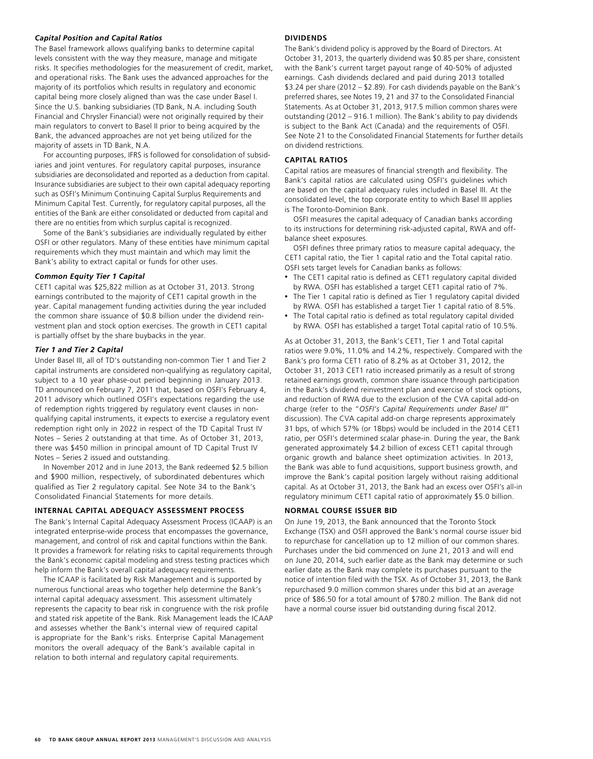### *Capital Position and Capital Ratios*

The Basel framework allows qualifying banks to determine capital levels consistent with the way they measure, manage and mitigate risks. It specifies methodologies for the measurement of credit, market, and operational risks. The Bank uses the advanced approaches for the majority of its portfolios which results in regulatory and economic capital being more closely aligned than was the case under Basel I. Since the U.S. banking subsidiaries (TD Bank, N.A. including South Financial and Chrysler Financial) were not originally required by their main regulators to convert to Basel II prior to being acquired by the Bank, the advanced approaches are not yet being utilized for the majority of assets in TD Bank, N.A.

For accounting purposes, IFRS is followed for consolidation of subsidiaries and joint ventures. For regulatory capital purposes, insurance subsidiaries are deconsolidated and reported as a deduction from capital. Insurance subsidiaries are subject to their own capital adequacy reporting such as OSFI's Minimum Continuing Capital Surplus Requirements and Minimum Capital Test. Currently, for regulatory capital purposes, all the entities of the Bank are either consolidated or deducted from capital and there are no entities from which surplus capital is recognized.

Some of the Bank's subsidiaries are individually regulated by either OSFI or other regulators. Many of these entities have minimum capital requirements which they must maintain and which may limit the Bank's ability to extract capital or funds for other uses.

### *Common Equity Tier 1 Capital*

CET1 capital was $25,822 million as at October 31, 2013. Strong earnings contributed to the majority of CET1 capital growth in the year. Capital management funding activities during the year included the common share issuance of $0.8 billion under the dividend reinvestment plan and stock option exercises. The growth in CET1 capital is partially offset by the share buybacks in the year.

### *Tier 1 and Tier 2 Capital*

Under Basel III, all of TD's outstanding non-common Tier 1 and Tier 2 capital instruments are considered non-qualifying as regulatory capital, subject to a 10 year phase-out period beginning in January 2013. TD announced on February 7, 2011 that, based on OSFI's February 4, 2011 advisory which outlined OSFI's expectations regarding the use of redemption rights triggered by regulatory event clauses in non-qualifying capital instruments, it expects to exercise a regulatory event redemption right only in 2022 in respect of the TD Capital Trust IV Notes – Series 2 outstanding at that time. As of October 31, 2013, there was $450 million in principal amount of TD Capital Trust IV Notes – Series 2 issued and outstanding.

In November 2012 and in June 2013, the Bank redeemed $2.5 billion and $900 million, respectively, of subordinated debentures which qualified as Tier 2 regulatory capital. See Note 34 to the Bank's Consolidated Financial Statements for more details.

## INTERNAL CAPITAL ADEQUACY ASSESSMENT PROCESS

The Bank's Internal Capital Adequacy Assessment Process (ICAAP) is an integrated enterprise-wide process that encompasses the governance, management, and control of risk and capital functions within the Bank. It provides a framework for relating risks to capital requirements through the Bank's economic capital modeling and stress testing practices which help inform the Bank's overall capital adequacy requirements.

The ICAAP is facilitated by Risk Management and is supported by numerous functional areas who together help determine the Bank's internal capital adequacy assessment. This assessment ultimately represents the capacity to bear risk in congruence with the risk profile and stated risk appetite of the Bank. Risk Management leads the ICAAP and assesses whether the Bank's internal view of required capital is appropriate for the Bank's risks. Enterprise Capital Management monitors the overall adequacy of the Bank's available capital in relation to both internal and regulatory capital requirements.

## DIVIDENDS

The Bank's dividend policy is approved by the Board of Directors. At October 31, 2013, the quarterly dividend was $0.85 per share, consistent with the Bank's current target payout range of 40-50% of adjusted earnings. Cash dividends declared and paid during 2013 totalled $3.24 per share (2012 – $2.89). For cash dividends payable on the Bank's preferred shares, see Notes 19, 21 and 37 to the Consolidated Financial Statements. As at October 31, 2013, 917.5 million common shares were outstanding (2012 – 916.1 million). The Bank's ability to pay dividends is subject to the Bank Act (Canada) and the requirements of OSFI. See Note 21 to the Consolidated Financial Statements for further details on dividend restrictions.

## CAPITAL RATIOS

Capital ratios are measures of financial strength and flexibility. The Bank's capital ratios are calculated using OSFI's guidelines which are based on the capital adequacy rules included in Basel III. At the consolidated level, the top corporate entity to which Basel III applies is The Toronto-Dominion Bank.

OSFI measures the capital adequacy of Canadian banks according to its instructions for determining risk-adjusted capital, RWA and off-balance sheet exposures.

OSFI defines three primary ratios to measure capital adequacy, the CET1 capital ratio, the Tier 1 capital ratio and the Total capital ratio. OSFI sets target levels for Canadian banks as follows:

- The CET1 capital ratio is defined as CET1 regulatory capital divided by RWA. OSFI has established a target CET1 capital ratio of 7%.
- The Tier 1 capital ratio is defined as Tier 1 regulatory capital divided by RWA. OSFI has established a target Tier 1 capital ratio of 8.5%.
- The Total capital ratio is defined as total regulatory capital divided by RWA. OSFI has established a target Total capital ratio of 10.5%.

As at October 31, 2013, the Bank's CET1, Tier 1 and Total capital ratios were 9.0%, 11.0% and 14.2%, respectively. Compared with the Bank's pro forma CET1 ratio of 8.2% as at October 31, 2012, the October 31, 2013 CET1 ratio increased primarily as a result of strong retained earnings growth, common share issuance through participation in the Bank's dividend reinvestment plan and exercise of stock options, and reduction of RWA due to the exclusion of the CVA capital add-on charge (refer to the "*OSFI's Capital Requirements under Basel III*" discussion). The CVA capital add-on charge represents approximately 31 bps, of which 57% (or 18bps) would be included in the 2014 CET1 ratio, per OSFI's determined scalar phase-in. During the year, the Bank generated approximately $4.2 billion of excess CET1 capital through organic growth and balance sheet optimization activities. In 2013, the Bank was able to fund acquisitions, support business growth, and improve the Bank's capital position largely without raising additional capital. As at October 31, 2013, the Bank had an excess over OSFI's all-in regulatory minimum CET1 capital ratio of approximately $5.0 billion.

## NORMAL COURSE ISSUER BID

On June 19, 2013, the Bank announced that the Toronto Stock Exchange (TSX) and OSFI approved the Bank's normal course issuer bid to repurchase for cancellation up to 12 million of our common shares. Purchases under the bid commenced on June 21, 2013 and will end on June 20, 2014, such earlier date as the Bank may determine or such earlier date as the Bank may complete its purchases pursuant to the notice of intention filed with the TSX. As of October 31, 2013, the Bank repurchased 9.0 million common shares under this bid at an average price of $86.50 for a total amount of $780.2 million. The Bank did not have a normal course issuer bid outstanding during fiscal 2012.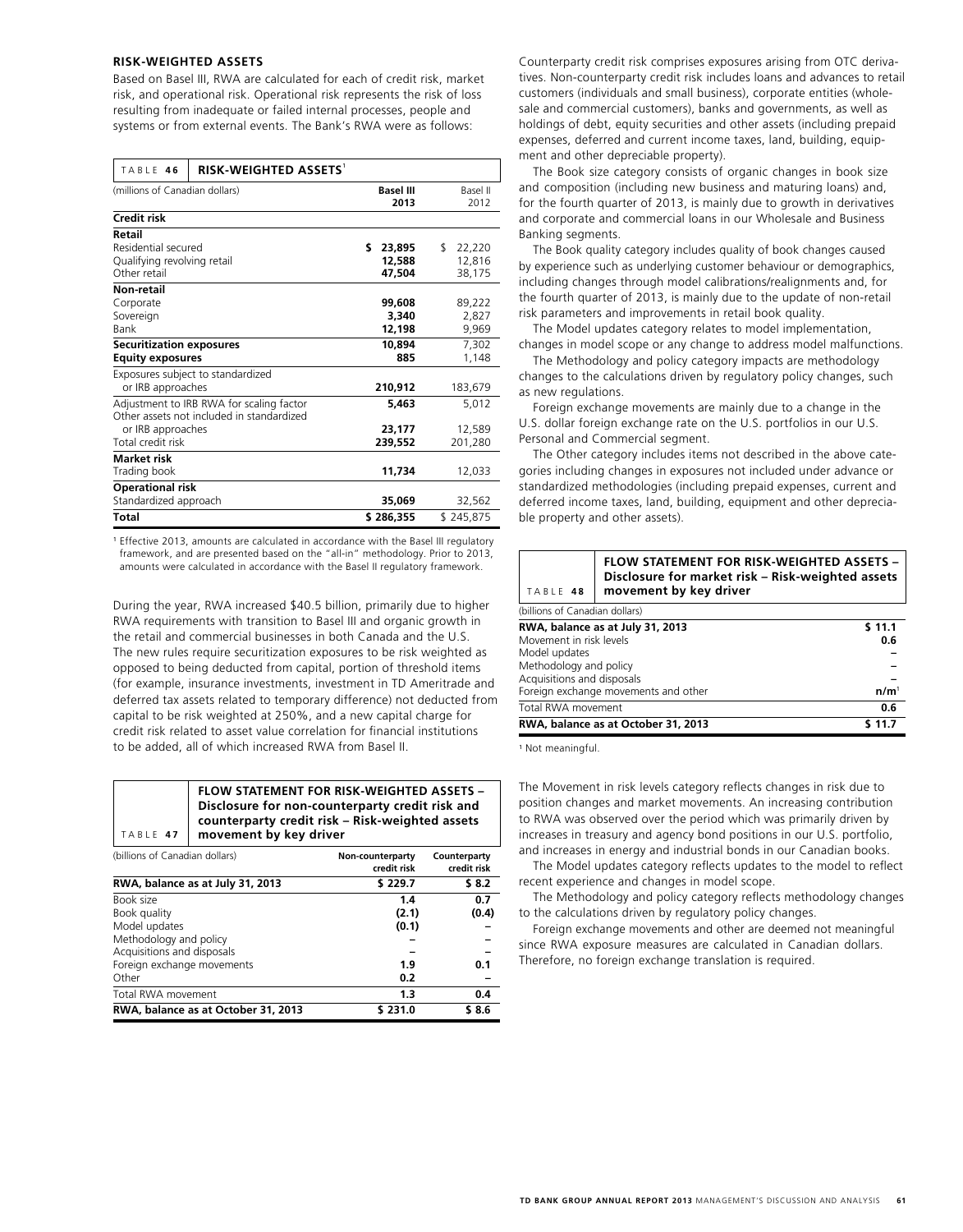## RISK-WEIGHTED ASSETS

Based on Basel III, RWA are calculated for each of credit risk, market risk, and operational risk. Operational risk represents the risk of loss resulting from inadequate or failed internal processes, people and systems or from external events. The Bank's RWA were as follows:

**TABLE 46 RISK-WEIGHTED ASSETS**[1]

| (millions of Canadian dollars) | Basel III 2013 | Basel II 2012 |
|---|---|---|
| **Credit risk** | | |
| **Retail** | | |
| Residential secured | $ 23,895 | $ 22,220 |
| Qualifying revolving retail | 12,588 | 12,816 |
| Other retail | 47,504 | 38,175 |
| **Non-retail** | | |
| Corporate | 99,608 | 89,222 |
| Sovereign | 3,340 | 2,827 |
| Bank | 12,198 | 9,969 |
| **Securitization exposures** | 10,894 | 7,302 |
| **Equity exposures** | 885 | 1,148 |
| Exposures subject to standardized or IRB approaches | 210,912 | 183,679 |
| Adjustment to IRB RWA for scaling factor | 5,463 | 5,012 |
| Other assets not included in standardized or IRB approaches | 23,177 | 12,589 |
| Total credit risk | 239,552 | 201,280 |
| **Market risk** | | |
| Trading book | 11,734 | 12,033 |
| **Operational risk** | | |
| Standardized approach | 35,069 | 32,562 |
| **Total** | $ 286,355 | $ 245,875 |

[1] Effective 2013, amounts are calculated in accordance with the Basel III regulatory framework, and are presented based on the "all-in" methodology. Prior to 2013, amounts were calculated in accordance with the Basel II regulatory framework.

During the year, RWA increased $40.5 billion, primarily due to higher RWA requirements with transition to Basel III and organic growth in the retail and commercial businesses in both Canada and the U.S. The new rules require securitization exposures to be risk weighted as opposed to being deducted from capital, portion of threshold items (for example, insurance investments, investment in TD Ameritrade and deferred tax assets related to temporary difference) not deducted from capital to be risk weighted at 250%, and a new capital charge for credit risk related to asset value correlation for financial institutions to be added, all of which increased RWA from Basel II.

**TABLE 47 FLOW STATEMENT FOR RISK-WEIGHTED ASSETS – Disclosure for non-counterparty credit risk and counterparty credit risk – Risk-weighted assets movement by key driver**

| (billions of Canadian dollars) | Non-counterparty credit risk | Counterparty credit risk |
|---|---|---|
| **RWA, balance as at July 31, 2013** | $ 229.7 | $ 8.2 |
| Book size | 1.4 | 0.7 |
| Book quality | (2.1) | (0.4) |
| Model updates | (0.1) | – |
| Methodology and policy | – | – |
| Acquisitions and disposals | – | – |
| Foreign exchange movements | 1.9 | 0.1 |
| Other | 0.2 | – |
| Total RWA movement | 1.3 | 0.4 |
| **RWA, balance as at October 31, 2013** | $ 231.0 | $ 8.6 |

Counterparty credit risk comprises exposures arising from OTC derivatives. Non-counterparty credit risk includes loans and advances to retail customers (individuals and small business), corporate entities (wholesale and commercial customers), banks and governments, as well as holdings of debt, equity securities and other assets (including prepaid expenses, deferred and current income taxes, land, building, equipment and other depreciable property).

The Book size category consists of organic changes in book size and composition (including new business and maturing loans) and, for the fourth quarter of 2013, is mainly due to growth in derivatives and corporate and commercial loans in our Wholesale and Business Banking segments.

The Book quality category includes quality of book changes caused by experience such as underlying customer behaviour or demographics, including changes through model calibrations/realignments and, for the fourth quarter of 2013, is mainly due to the update of non-retail risk parameters and improvements in retail book quality.

The Model updates category relates to model implementation, changes in model scope or any change to address model malfunctions.

The Methodology and policy category impacts are methodology changes to the calculations driven by regulatory policy changes, such as new regulations.

Foreign exchange movements are mainly due to a change in the U.S. dollar foreign exchange rate on the U.S. portfolios in our U.S. Personal and Commercial segment.

The Other category includes items not described in the above categories including changes in exposures not included under advance or standardized methodologies (including prepaid expenses, current and deferred income taxes, land, building, equipment and other depreciable property and other assets).

**TABLE 48 FLOW STATEMENT FOR RISK-WEIGHTED ASSETS – Disclosure for market risk – Risk-weighted assets movement by key driver**

| (billions of Canadian dollars) | |
|---|---|
| **RWA, balance as at July 31, 2013** | $ 11.1 |
| Movement in risk levels | 0.6 |
| Model updates | – |
| Methodology and policy | – |
| Acquisitions and disposals | – |
| Foreign exchange movements and other | n/m[1] |
| Total RWA movement | 0.6 |
| **RWA, balance as at October 31, 2013** | $ 11.7 |

[1] Not meaningful.

The Movement in risk levels category reflects changes in risk due to position changes and market movements. An increasing contribution to RWA was observed over the period which was primarily driven by increases in treasury and agency bond positions in our U.S. portfolio, and increases in energy and industrial bonds in our Canadian books.

The Model updates category reflects updates to the model to reflect recent experience and changes in model scope.

The Methodology and policy category reflects methodology changes to the calculations driven by regulatory policy changes.

Foreign exchange movements and other are deemed not meaningful since RWA exposure measures are calculated in Canadian dollars. Therefore, no foreign exchange translation is required.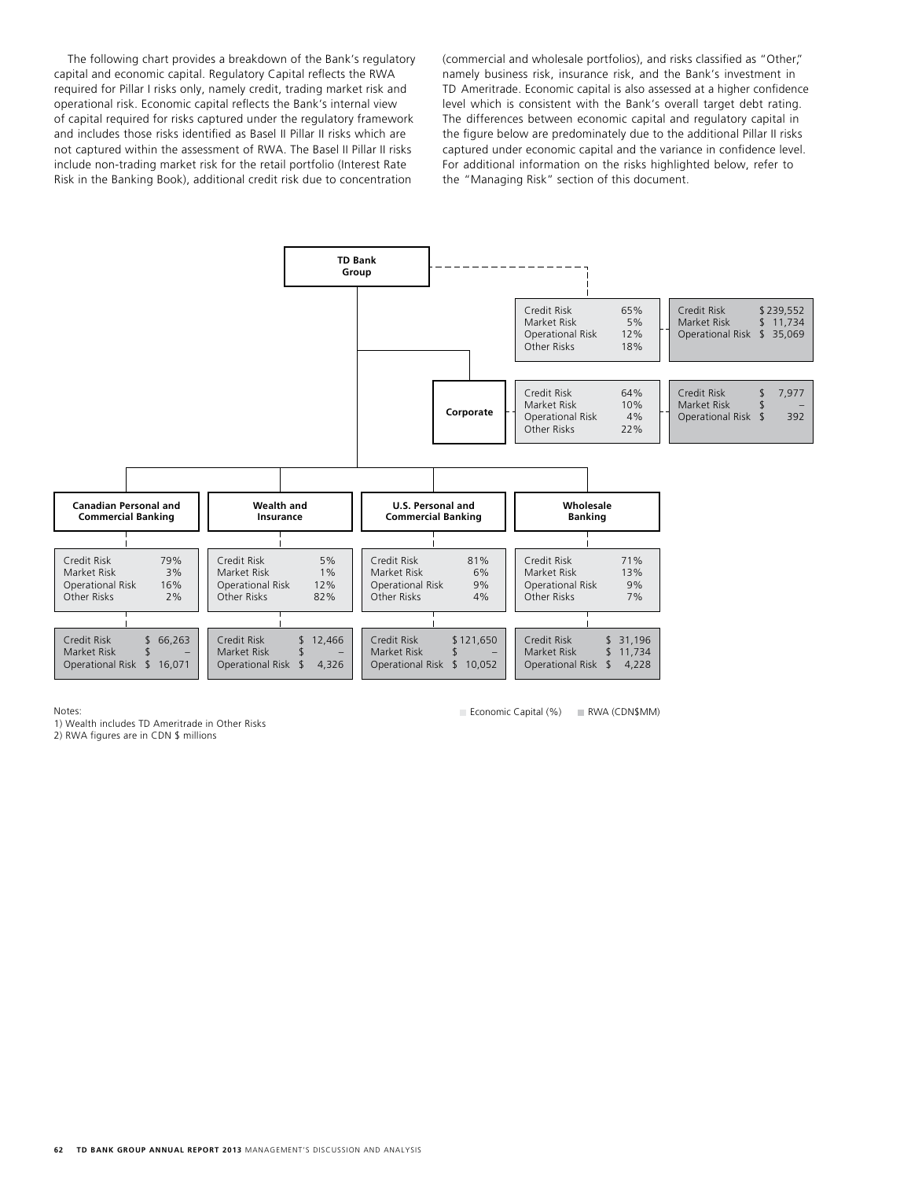The following chart provides a breakdown of the Bank's regulatory capital and economic capital. Regulatory Capital reflects the RWA required for Pillar I risks only, namely credit, trading market risk and operational risk. Economic capital reflects the Bank's internal view of capital required for risks captured under the regulatory framework and includes those risks identified as Basel II Pillar II risks which are not captured within the assessment of RWA. The Basel II Pillar II risks include non-trading market risk for the retail portfolio (Interest Rate Risk in the Banking Book), additional credit risk due to concentration (commercial and wholesale portfolios), and risks classified as "Other," namely business risk, insurance risk, and the Bank's investment in TD Ameritrade. Economic capital is also assessed at a higher confidence level which is consistent with the Bank's overall target debt rating. The differences between economic capital and regulatory capital in the figure below are predominately due to the additional Pillar II risks captured under economic capital and the variance in confidence level. For additional information on the risks highlighted below, refer to the "Managing Risk" section of this document.

**TD Bank Group**

| | Economic Capital (%) | RWA (CDN$MM) |
|---|---|---|
| Credit Risk | 65% | $ 239,552 |
| Market Risk | 5% | $ 11,734 |
| Operational Risk | 12% | $ 35,069 |
| Other Risks | 18% | |

**Corporate**

| | Economic Capital (%) | RWA (CDN$MM) |
|---|---|---|
| Credit Risk | 64% | $ 7,977 |
| Market Risk | 10% | $ – |
| Operational Risk | 4% | $ 392 |
| Other Risks | 22% | |

**Canadian Personal and Commercial Banking**

| | Economic Capital (%) | RWA (CDN$MM) |
|---|---|---|
| Credit Risk | 79% | $ 66,263 |
| Market Risk | 3% | $ – |
| Operational Risk | 16% | $ 16,071 |
| Other Risks | 2% | |

**Wealth and Insurance**

| | Economic Capital (%) | RWA (CDN$MM) |
|---|---|---|
| Credit Risk | 5% | $ 12,466 |
| Market Risk | 1% | $ – |
| Operational Risk | 12% | $ 4,326 |
| Other Risks | 82% | |

**U.S. Personal and Commercial Banking**

| | Economic Capital (%) | RWA (CDN$MM) |
|---|---|---|
| Credit Risk | 81% | $ 121,650 |
| Market Risk | 6% | $ – |
| Operational Risk | 9% | $ 10,052 |
| Other Risks | 4% | |

**Wholesale Banking**

| | Economic Capital (%) | RWA (CDN$MM) |
|---|---|---|
| Credit Risk | 71% | $ 31,196 |
| Market Risk | 13% | $ 11,734 |
| Operational Risk | 9% | $ 4,228 |
| Other Risks | 7% | |

Notes:
1) Wealth includes TD Ameritrade in Other Risks
2) RWA figures are in CDN $ millions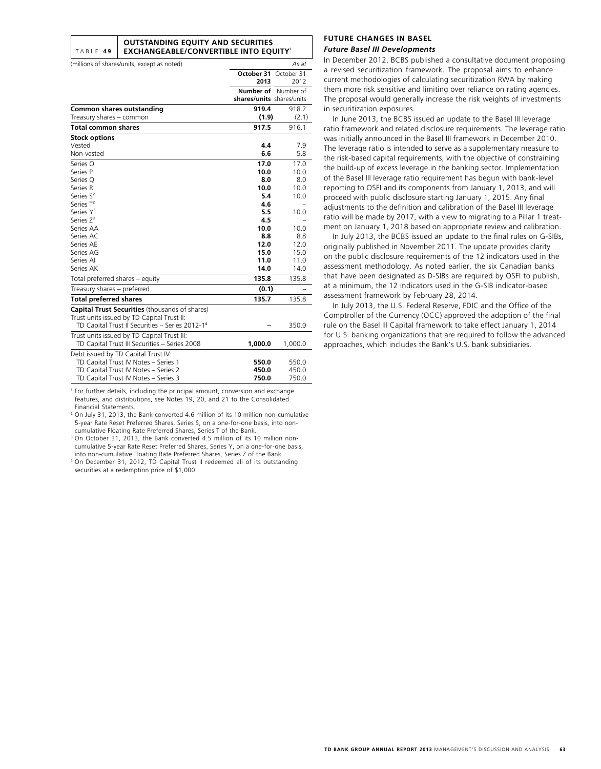**TABLE 49 OUTSTANDING EQUITY AND SECURITIES EXCHANGEABLE/CONVERTIBLE INTO EQUITY**[1]

| (millions of shares/units, except as noted) | | *As at* |
|---|---|---|
| | **October 31 2013** | October 31 2012 |
| | **Number of shares/units** | Number of shares/units |
| **Common shares outstanding** | **919.4** | 918.2 |
| Treasury shares – common | **(1.9)** | (2.1) |
| **Total common shares** | **917.5** | 916.1 |
| **Stock options** | | |
| Vested | **4.4** | 7.9 |
| Non-vested | **6.6** | 5.8 |
| Series O | **17.0** | 17.0 |
| Series P | **10.0** | 10.0 |
| Series Q | **8.0** | 8.0 |
| Series R | **10.0** | 10.0 |
| Series S[2] | **5.4** | 10.0 |
| Series T[2] | **4.6** | – |
| Series Y[3] | **5.5** | 10.0 |
| Series Z[3] | **4.5** | – |
| Series AA | **10.0** | 10.0 |
| Series AC | **8.8** | 8.8 |
| Series AE | **12.0** | 12.0 |
| Series AG | **15.0** | 15.0 |
| Series AI | **11.0** | 11.0 |
| Series AK | **14.0** | 14.0 |
| Total preferred shares – equity | **135.8** | 135.8 |
| Treasury shares – preferred | **(0.1)** | – |
| **Total preferred shares** | **135.7** | 135.8 |
| **Capital Trust Securities** (thousands of shares) | | |
| Trust units issued by TD Capital Trust II: | | |
| TD Capital Trust II Securities – Series 2012-1[4] | **–** | 350.0 |
| Trust units issued by TD Capital Trust III: | | |
| TD Capital Trust III Securities – Series 2008 | **1,000.0** | 1,000.0 |
| Debt issued by TD Capital Trust IV: | | |
| TD Capital Trust IV Notes – Series 1 | **550.0** | 550.0 |
| TD Capital Trust IV Notes – Series 2 | **450.0** | 450.0 |
| TD Capital Trust IV Notes – Series 3 | **750.0** | 750.0 |

[1] For further details, including the principal amount, conversion and exchange features, and distributions, see Notes 19, 20, and 21 to the Consolidated Financial Statements.

[2] On July 31, 2013, the Bank converted 4.6 million of its 10 million non-cumulative 5-year Rate Reset Preferred Shares, Series S, on a one-for-one basis, into non-cumulative Floating Rate Preferred Shares, Series T of the Bank.

[3] On October 31, 2013, the Bank converted 4.5 million of its 10 million non-cumulative 5-year Rate Reset Preferred Shares, Series Y, on a one-for-one basis, into non-cumulative Floating Rate Preferred Shares, Series Z of the Bank.

[4] On December 31, 2012, TD Capital Trust II redeemed all of its outstanding securities at a redemption price of $1,000.

## FUTURE CHANGES IN BASEL

### *Future Basel III Developments*

In December 2012, BCBS published a consultative document proposing a revised securitization framework. The proposal aims to enhance current methodologies of calculating securitization RWA by making them more risk sensitive and limiting over reliance on rating agencies. The proposal would generally increase the risk weights of investments in securitization exposures.

In June 2013, the BCBS issued an update to the Basel III leverage ratio framework and related disclosure requirements. The leverage ratio was initially announced in the Basel III framework in December 2010. The leverage ratio is intended to serve as a supplementary measure to the risk-based capital requirements, with the objective of constraining the build-up of excess leverage in the banking sector. Implementation of the Basel III leverage ratio requirement has begun with bank-level reporting to OSFI and its components from January 1, 2013, and will proceed with public disclosure starting January 1, 2015. Any final adjustments to the definition and calibration of the Basel III leverage ratio will be made by 2017, with a view to migrating to a Pillar 1 treatment on January 1, 2018 based on appropriate review and calibration.

In July 2013, the BCBS issued an update to the final rules on G-SIBs, originally published in November 2011. The update provides clarity on the public disclosure requirements of the 12 indicators used in the assessment methodology. As noted earlier, the six Canadian banks that have been designated as D-SIBs are required by OSFI to publish, at a minimum, the 12 indicators used in the G-SIB indicator-based assessment framework by February 28, 2014.

In July 2013, the U.S. Federal Reserve, FDIC and the Office of the Comptroller of the Currency (OCC) approved the adoption of the final rule on the Basel III Capital framework to take effect January 1, 2014 for U.S. banking organizations that are required to follow the advanced approaches, which includes the Bank's U.S. bank subsidiaries.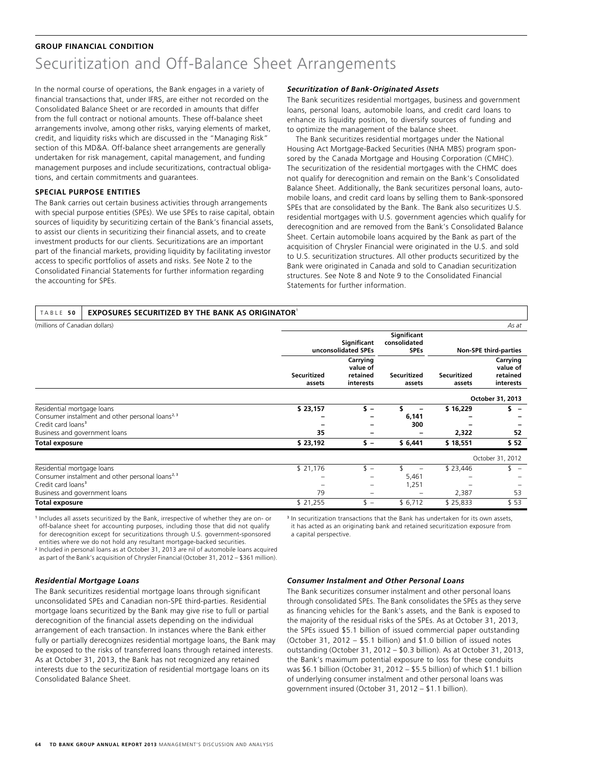**GROUP FINANCIAL CONDITION**

# Securitization and Off-Balance Sheet Arrangements

In the normal course of operations, the Bank engages in a variety of financial transactions that, under IFRS, are either not recorded on the Consolidated Balance Sheet or are recorded in amounts that differ from the full contract or notional amounts. These off-balance sheet arrangements involve, among other risks, varying elements of market, credit, and liquidity risks which are discussed in the "Managing Risk" section of this MD&A. Off-balance sheet arrangements are generally undertaken for risk management, capital management, and funding management purposes and include securitizations, contractual obligations, and certain commitments and guarantees.

## SPECIAL PURPOSE ENTITIES

The Bank carries out certain business activities through arrangements with special purpose entities (SPEs). We use SPEs to raise capital, obtain sources of liquidity by securitizing certain of the Bank's financial assets, to assist our clients in securitizing their financial assets, and to create investment products for our clients. Securitizations are an important part of the financial markets, providing liquidity by facilitating investor access to specific portfolios of assets and risks. See Note 2 to the Consolidated Financial Statements for further information regarding the accounting for SPEs.

### *Securitization of Bank-Originated Assets*

The Bank securitizes residential mortgages, business and government loans, personal loans, automobile loans, and credit card loans to enhance its liquidity position, to diversify sources of funding and to optimize the management of the balance sheet.

The Bank securitizes residential mortgages under the National Housing Act Mortgage-Backed Securities (NHA MBS) program sponsored by the Canada Mortgage and Housing Corporation (CMHC). The securitization of the residential mortgages with the CHMC does not qualify for derecognition and remain on the Bank's Consolidated Balance Sheet. Additionally, the Bank securitizes personal loans, automobile loans, and credit card loans by selling them to Bank-sponsored SPEs that are consolidated by the Bank. The Bank also securitizes U.S. residential mortgages with U.S. government agencies which qualify for derecognition and are removed from the Bank's Consolidated Balance Sheet. Certain automobile loans acquired by the Bank as part of the acquisition of Chrysler Financial were originated in the U.S. and sold to U.S. securitization structures. All other products securitized by the Bank were originated in Canada and sold to Canadian securitization structures. See Note 8 and Note 9 to the Consolidated Financial Statements for further information.

**TABLE 50 EXPOSURES SECURITIZED BY THE BANK AS ORIGINATOR**[1]

(millions of Canadian dollars) *As at*

| | Significant unconsolidated SPEs | | Significant consolidated SPEs | Non-SPE third-parties | |
|---|---|---|---|---|---|
| | Securitized assets | Carrying value of retained interests | Securitized assets | Securitized assets | Carrying value of retained interests |
| | | | | | **October 31, 2013** |
| Residential mortgage loans | **$ 23,157** | **$ –** | **$ –** | **$ 16,229** | **$ –** |
| Consumer instalment and other personal loans[2,3] | **–** | **–** | **6,141** | **–** | **–** |
| Credit card loans[3] | **–** | **–** | **300** | **–** | **–** |
| Business and government loans | **35** | **–** | **–** | **2,322** | **52** |
| **Total exposure** | **$ 23,192** | **$ –** | **$ 6,441** | **$ 18,551** | **$ 52** |
| | | | | | October 31, 2012 |
| Residential mortgage loans | $ 21,176 | $ – | $ – | $ 23,446 | $ – |
| Consumer instalment and other personal loans[2,3] | – | – | 5,461 | – | – |
| Credit card loans[3] | – | – | 1,251 | – | – |
| Business and government loans | 79 | – | – | 2,387 | 53 |
| **Total exposure** | $ 21,255 | $ – | $ 6,712 | $ 25,833 | $ 53 |

[1] Includes all assets securitized by the Bank, irrespective of whether they are on- or off-balance sheet for accounting purposes, including those that did not qualify for derecognition except for securitizations through U.S. government-sponsored entities where we do not hold any resultant mortgage-backed securities.

[2] Included in personal loans as at October 31, 2013 are nil of automobile loans acquired as part of the Bank's acquisition of Chrysler Financial (October 31, 2012 – $361 million).

[3] In securitization transactions that the Bank has undertaken for its own assets, it has acted as an originating bank and retained securitization exposure from a capital perspective.

### *Residential Mortgage Loans*

The Bank securitizes residential mortgage loans through significant unconsolidated SPEs and Canadian non-SPE third-parties. Residential mortgage loans securitized by the Bank may give rise to full or partial derecognition of the financial assets depending on the individual arrangement of each transaction. In instances where the Bank either fully or partially derecognizes residential mortgage loans, the Bank may be exposed to the risks of transferred loans through retained interests. As at October 31, 2013, the Bank has not recognized any retained interests due to the securitization of residential mortgage loans on its Consolidated Balance Sheet.

### *Consumer Instalment and Other Personal Loans*

The Bank securitizes consumer instalment and other personal loans through consolidated SPEs. The Bank consolidates the SPEs as they serve as financing vehicles for the Bank's assets, and the Bank is exposed to the majority of the residual risks of the SPEs. As at October 31, 2013, the SPEs issued $5.1 billion of issued commercial paper outstanding (October 31, 2012 – $5.1 billion) and $1.0 billion of issued notes outstanding (October 31, 2012 – $0.3 billion). As at October 31, 2013, the Bank's maximum potential exposure to loss for these conduits was $6.1 billion (October 31, 2012 – $5.5 billion) of which $1.1 billion of underlying consumer instalment and other personal loans was government insured (October 31, 2012 – $1.1 billion).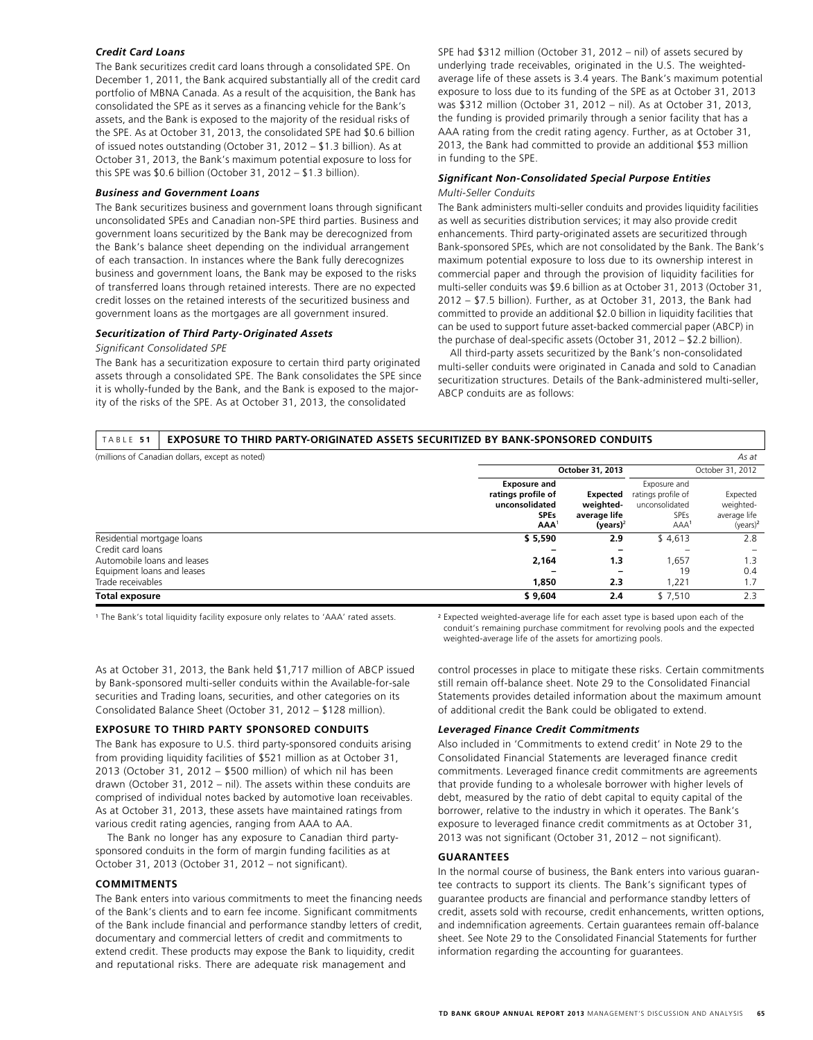### *Credit Card Loans*

The Bank securitizes credit card loans through a consolidated SPE. On December 1, 2011, the Bank acquired substantially all of the credit card portfolio of MBNA Canada. As a result of the acquisition, the Bank has consolidated the SPE as it serves as a financing vehicle for the Bank's assets, and the Bank is exposed to the majority of the residual risks of the SPE. As at October 31, 2013, the consolidated SPE had $0.6 billion of issued notes outstanding (October 31, 2012 – $1.3 billion). As at October 31, 2013, the Bank's maximum potential exposure to loss for this SPE was $0.6 billion (October 31, 2012 – $1.3 billion).

### *Business and Government Loans*

The Bank securitizes business and government loans through significant unconsolidated SPEs and Canadian non-SPE third parties. Business and government loans securitized by the Bank may be derecognized from the Bank's balance sheet depending on the individual arrangement of each transaction. In instances where the Bank fully derecognizes business and government loans, the Bank may be exposed to the risks of transferred loans through retained interests. There are no expected credit losses on the retained interests of the securitized business and government loans as the mortgages are all government insured.

### *Securitization of Third Party-Originated Assets*

*Significant Consolidated SPE*

The Bank has a securitization exposure to certain third party originated assets through a consolidated SPE. The Bank consolidates the SPE since it is wholly-funded by the Bank, and the Bank is exposed to the majority of the risks of the SPE. As at October 31, 2013, the consolidated SPE had $312 million (October 31, 2012 – nil) of assets secured by underlying trade receivables, originated in the U.S. The weighted-average life of these assets is 3.4 years. The Bank's maximum potential exposure to loss due to its funding of the SPE as at October 31, 2013 was $312 million (October 31, 2012 – nil). As at October 31, 2013, the funding is provided primarily through a senior facility that has a AAA rating from the credit rating agency. Further, as at October 31, 2013, the Bank had committed to provide an additional $53 million in funding to the SPE.

### *Significant Non-Consolidated Special Purpose Entities*

*Multi-Seller Conduits*

The Bank administers multi-seller conduits and provides liquidity facilities as well as securities distribution services; it may also provide credit enhancements. Third party-originated assets are securitized through Bank-sponsored SPEs, which are not consolidated by the Bank. The Bank's maximum potential exposure to loss due to its ownership interest in commercial paper and through the provision of liquidity facilities for multi-seller conduits was $9.6 billion as at October 31, 2013 (October 31, 2012 – $7.5 billion). Further, as at October 31, 2013, the Bank had committed to provide an additional $2.0 billion in liquidity facilities that can be used to support future asset-backed commercial paper (ABCP) in the purchase of deal-specific assets (October 31, 2012 – $2.2 billion).

All third-party assets securitized by the Bank's non-consolidated multi-seller conduits were originated in Canada and sold to Canadian securitization structures. Details of the Bank-administered multi-seller, ABCP conduits are as follows:

**TABLE 51 EXPOSURE TO THIRD PARTY-ORIGINATED ASSETS SECURITIZED BY BANK-SPONSORED CONDUITS**

(millions of Canadian dollars, except as noted) *As at*

| | **October 31, 2013** | | October 31, 2012 | |
|---|---|---|---|---|
| | **Exposure and ratings profile of unconsolidated SPEs AAA**[1] | **Expected weighted-average life (years)**[2] | Exposure and ratings profile of unconsolidated SPEs AAA[1] | Expected weighted-average life (years)[2] |
| Residential mortgage loans | **$ 5,590** | **2.9** | $ 4,613 | 2.8 |
| Credit card loans | **–** | **–** | – | – |
| Automobile loans and leases | **2,164** | **1.3** | 1,657 | 1.3 |
| Equipment loans and leases | **–** | **–** | 19 | 0.4 |
| Trade receivables | **1,850** | **2.3** | 1,221 | 1.7 |
| **Total exposure** | **$ 9,604** | **2.4** | $ 7,510 | 2.3 |

[1] The Bank's total liquidity facility exposure only relates to 'AAA' rated assets.

[2] Expected weighted-average life for each asset type is based upon each of the conduit's remaining purchase commitment for revolving pools and the expected weighted-average life of the assets for amortizing pools.

As at October 31, 2013, the Bank held $1,717 million of ABCP issued by Bank-sponsored multi-seller conduits within the Available-for-sale securities and Trading loans, securities, and other categories on its Consolidated Balance Sheet (October 31, 2012 – $128 million).

## EXPOSURE TO THIRD PARTY SPONSORED CONDUITS

The Bank has exposure to U.S. third party-sponsored conduits arising from providing liquidity facilities of $521 million as at October 31, 2013 (October 31, 2012 – $500 million) of which nil has been drawn (October 31, 2012 – nil). The assets within these conduits are comprised of individual notes backed by automotive loan receivables. As at October 31, 2013, these assets have maintained ratings from various credit rating agencies, ranging from AAA to AA.

The Bank no longer has any exposure to Canadian third party-sponsored conduits in the form of margin funding facilities as at October 31, 2013 (October 31, 2012 – not significant).

## COMMITMENTS

The Bank enters into various commitments to meet the financing needs of the Bank's clients and to earn fee income. Significant commitments of the Bank include financial and performance standby letters of credit, documentary and commercial letters of credit and commitments to extend credit. These products may expose the Bank to liquidity, credit and reputational risks. There are adequate risk management and control processes in place to mitigate these risks. Certain commitments still remain off-balance sheet. Note 29 to the Consolidated Financial Statements provides detailed information about the maximum amount of additional credit the Bank could be obligated to extend.

### *Leveraged Finance Credit Commitments*

Also included in 'Commitments to extend credit' in Note 29 to the Consolidated Financial Statements are leveraged finance credit commitments. Leveraged finance credit commitments are agreements that provide funding to a wholesale borrower with higher levels of debt, measured by the ratio of debt capital to equity capital of the borrower, relative to the industry in which it operates. The Bank's exposure to leveraged finance credit commitments as at October 31, 2013 was not significant (October 31, 2012 – not significant).

## GUARANTEES

In the normal course of business, the Bank enters into various guarantee contracts to support its clients. The Bank's significant types of guarantee products are financial and performance standby letters of credit, assets sold with recourse, credit enhancements, written options, and indemnification agreements. Certain guarantees remain off-balance sheet. See Note 29 to the Consolidated Financial Statements for further information regarding the accounting for guarantees.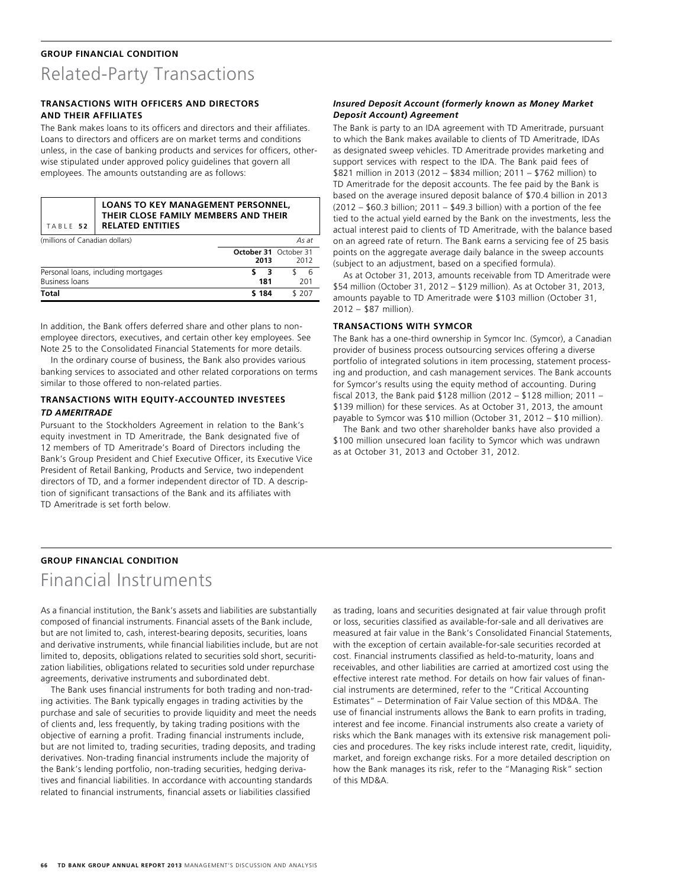GROUP FINANCIAL CONDITION

# Related-Party Transactions

### TRANSACTIONS WITH OFFICERS AND DIRECTORS AND THEIR AFFILIATES

The Bank makes loans to its officers and directors and their affiliates. Loans to directors and officers are on market terms and conditions unless, in the case of banking products and services for officers, otherwise stipulated under approved policy guidelines that govern all employees. The amounts outstanding are as follows:

TABLE 52 **LOANS TO KEY MANAGEMENT PERSONNEL, THEIR CLOSE FAMILY MEMBERS AND THEIR RELATED ENTITIES**

| (millions of Canadian dollars) | | *As at* |
|---|---|---|
| | **October 31 2013** | October 31 2012 |
| Personal loans, including mortgages | **$ 3** | $ 6 |
| Business loans | **181** | 201 |
| **Total** | **$ 184** | $ 207 |

In addition, the Bank offers deferred share and other plans to non-employee directors, executives, and certain other key employees. See Note 25 to the Consolidated Financial Statements for more details.

In the ordinary course of business, the Bank also provides various banking services to associated and other related corporations on terms similar to those offered to non-related parties.

### TRANSACTIONS WITH EQUITY-ACCOUNTED INVESTEES

***TD AMERITRADE***

Pursuant to the Stockholders Agreement in relation to the Bank's equity investment in TD Ameritrade, the Bank designated five of 12 members of TD Ameritrade's Board of Directors including the Bank's Group President and Chief Executive Officer, its Executive Vice President of Retail Banking, Products and Service, two independent directors of TD, and a former independent director of TD. A description of significant transactions of the Bank and its affiliates with TD Ameritrade is set forth below.

***Insured Deposit Account (formerly known as Money Market Deposit Account) Agreement***

The Bank is party to an IDA agreement with TD Ameritrade, pursuant to which the Bank makes available to clients of TD Ameritrade, IDAs as designated sweep vehicles. TD Ameritrade provides marketing and support services with respect to the IDA. The Bank paid fees of $821 million in 2013 (2012 – $834 million; 2011 – $762 million) to TD Ameritrade for the deposit accounts. The fee paid by the Bank is based on the average insured deposit balance of $70.4 billion in 2013 (2012 – $60.3 billion; 2011 – $49.3 billion) with a portion of the fee tied to the actual yield earned by the Bank on the investments, less the actual interest paid to clients of TD Ameritrade, with the balance based on an agreed rate of return. The Bank earns a servicing fee of 25 basis points on the aggregate average daily balance in the sweep accounts (subject to an adjustment, based on a specified formula).

As at October 31, 2013, amounts receivable from TD Ameritrade were $54 million (October 31, 2012 – $129 million). As at October 31, 2013, amounts payable to TD Ameritrade were $103 million (October 31, 2012 – $87 million).

### TRANSACTIONS WITH SYMCOR

The Bank has a one-third ownership in Symcor Inc. (Symcor), a Canadian provider of business process outsourcing services offering a diverse portfolio of integrated solutions in item processing, statement processing and production, and cash management services. The Bank accounts for Symcor's results using the equity method of accounting. During fiscal 2013, the Bank paid $128 million (2012 – $128 million; 2011 – $139 million) for these services. As at October 31, 2013, the amount payable to Symcor was $10 million (October 31, 2012 – $10 million).

The Bank and two other shareholder banks have also provided a $100 million unsecured loan facility to Symcor which was undrawn as at October 31, 2013 and October 31, 2012.

GROUP FINANCIAL CONDITION

# Financial Instruments

As a financial institution, the Bank's assets and liabilities are substantially composed of financial instruments. Financial assets of the Bank include, but are not limited to, cash, interest-bearing deposits, securities, loans and derivative instruments, while financial liabilities include, but are not limited to, deposits, obligations related to securities sold short, securitization liabilities, obligations related to securities sold under repurchase agreements, derivative instruments and subordinated debt.

The Bank uses financial instruments for both trading and non-trading activities. The Bank typically engages in trading activities by the purchase and sale of securities to provide liquidity and meet the needs of clients and, less frequently, by taking trading positions with the objective of earning a profit. Trading financial instruments include, but are not limited to, trading securities, trading deposits, and trading derivatives. Non-trading financial instruments include the majority of the Bank's lending portfolio, non-trading securities, hedging derivatives and financial liabilities. In accordance with accounting standards related to financial instruments, financial assets or liabilities classified as trading, loans and securities designated at fair value through profit or loss, securities classified as available-for-sale and all derivatives are measured at fair value in the Bank's Consolidated Financial Statements, with the exception of certain available-for-sale securities recorded at cost. Financial instruments classified as held-to-maturity, loans and receivables, and other liabilities are carried at amortized cost using the effective interest rate method. For details on how fair values of financial instruments are determined, refer to the "Critical Accounting Estimates" – Determination of Fair Value section of this MD&A. The use of financial instruments allows the Bank to earn profits in trading, interest and fee income. Financial instruments also create a variety of risks which the Bank manages with its extensive risk management policies and procedures. The key risks include interest rate, credit, liquidity, market, and foreign exchange risks. For a more detailed description on how the Bank manages its risk, refer to the "Managing Risk" section of this MD&A.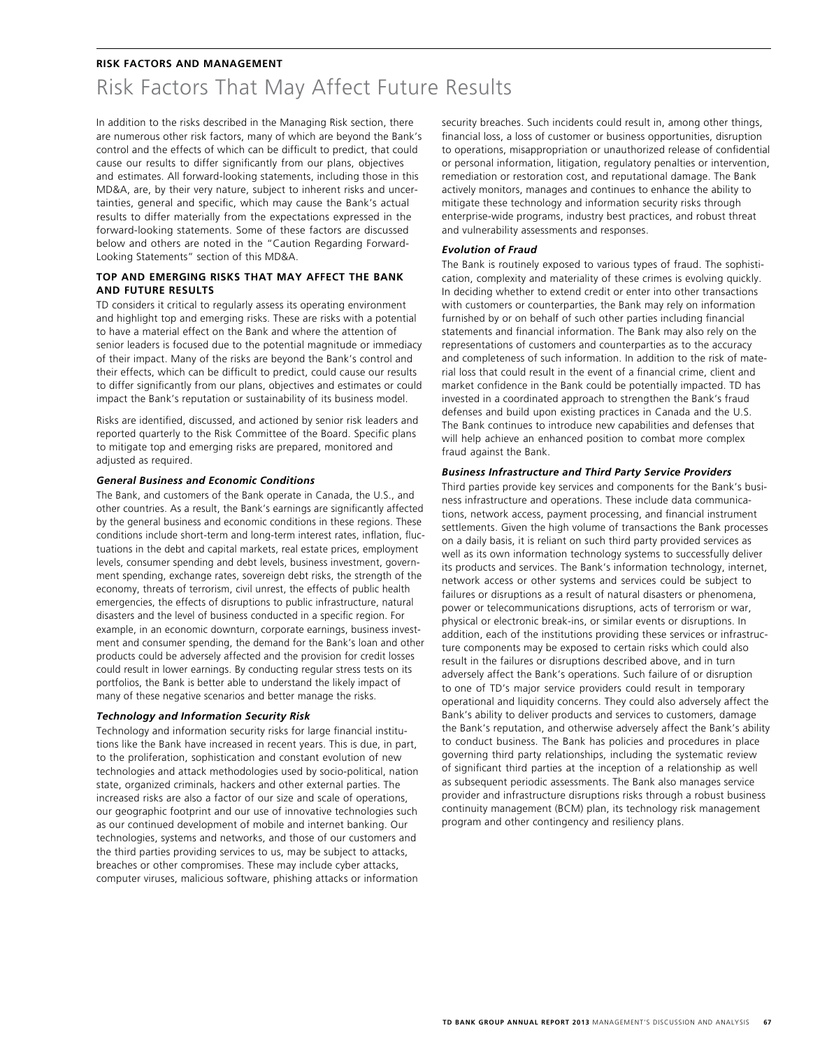## RISK FACTORS AND MANAGEMENT

# Risk Factors That May Affect Future Results

In addition to the risks described in the Managing Risk section, there are numerous other risk factors, many of which are beyond the Bank's control and the effects of which can be difficult to predict, that could cause our results to differ significantly from our plans, objectives and estimates. All forward-looking statements, including those in this MD&A, are, by their very nature, subject to inherent risks and uncertainties, general and specific, which may cause the Bank's actual results to differ materially from the expectations expressed in the forward-looking statements. Some of these factors are discussed below and others are noted in the "Caution Regarding Forward-Looking Statements" section of this MD&A.

### TOP AND EMERGING RISKS THAT MAY AFFECT THE BANK AND FUTURE RESULTS

TD considers it critical to regularly assess its operating environment and highlight top and emerging risks. These are risks with a potential to have a material effect on the Bank and where the attention of senior leaders is focused due to the potential magnitude or immediacy of their impact. Many of the risks are beyond the Bank's control and their effects, which can be difficult to predict, could cause our results to differ significantly from our plans, objectives and estimates or could impact the Bank's reputation or sustainability of its business model.

Risks are identified, discussed, and actioned by senior risk leaders and reported quarterly to the Risk Committee of the Board. Specific plans to mitigate top and emerging risks are prepared, monitored and adjusted as required.

#### *General Business and Economic Conditions*

The Bank, and customers of the Bank operate in Canada, the U.S., and other countries. As a result, the Bank's earnings are significantly affected by the general business and economic conditions in these regions. These conditions include short-term and long-term interest rates, inflation, fluctuations in the debt and capital markets, real estate prices, employment levels, consumer spending and debt levels, business investment, government spending, exchange rates, sovereign debt risks, the strength of the economy, threats of terrorism, civil unrest, the effects of public health emergencies, the effects of disruptions to public infrastructure, natural disasters and the level of business conducted in a specific region. For example, in an economic downturn, corporate earnings, business investment and consumer spending, the demand for the Bank's loan and other products could be adversely affected and the provision for credit losses could result in lower earnings. By conducting regular stress tests on its portfolios, the Bank is better able to understand the likely impact of many of these negative scenarios and better manage the risks.

#### *Technology and Information Security Risk*

Technology and information security risks for large financial institutions like the Bank have increased in recent years. This is due, in part, to the proliferation, sophistication and constant evolution of new technologies and attack methodologies used by socio-political, nation state, organized criminals, hackers and other external parties. The increased risks are also a factor of our size and scale of operations, our geographic footprint and our use of innovative technologies such as our continued development of mobile and internet banking. Our technologies, systems and networks, and those of our customers and the third parties providing services to us, may be subject to attacks, breaches or other compromises. These may include cyber attacks, computer viruses, malicious software, phishing attacks or information security breaches. Such incidents could result in, among other things, financial loss, a loss of customer or business opportunities, disruption to operations, misappropriation or unauthorized release of confidential or personal information, litigation, regulatory penalties or intervention, remediation or restoration cost, and reputational damage. The Bank actively monitors, manages and continues to enhance the ability to mitigate these technology and information security risks through enterprise-wide programs, industry best practices, and robust threat and vulnerability assessments and responses.

#### *Evolution of Fraud*

The Bank is routinely exposed to various types of fraud. The sophistication, complexity and materiality of these crimes is evolving quickly. In deciding whether to extend credit or enter into other transactions with customers or counterparties, the Bank may rely on information furnished by or on behalf of such other parties including financial statements and financial information. The Bank may also rely on the representations of customers and counterparties as to the accuracy and completeness of such information. In addition to the risk of material loss that could result in the event of a financial crime, client and market confidence in the Bank could be potentially impacted. TD has invested in a coordinated approach to strengthen the Bank's fraud defenses and build upon existing practices in Canada and the U.S. The Bank continues to introduce new capabilities and defenses that will help achieve an enhanced position to combat more complex fraud against the Bank.

#### *Business Infrastructure and Third Party Service Providers*

Third parties provide key services and components for the Bank's business infrastructure and operations. These include data communications, network access, payment processing, and financial instrument settlements. Given the high volume of transactions the Bank processes on a daily basis, it is reliant on such third party provided services as well as its own information technology systems to successfully deliver its products and services. The Bank's information technology, internet, network access or other systems and services could be subject to failures or disruptions as a result of natural disasters or phenomena, power or telecommunications disruptions, acts of terrorism or war, physical or electronic break-ins, or similar events or disruptions. In addition, each of the institutions providing these services or infrastructure components may be exposed to certain risks which could also result in the failures or disruptions described above, and in turn adversely affect the Bank's operations. Such failure of or disruption to one of TD's major service providers could result in temporary operational and liquidity concerns. They could also adversely affect the Bank's ability to deliver products and services to customers, damage the Bank's reputation, and otherwise adversely affect the Bank's ability to conduct business. The Bank has policies and procedures in place governing third party relationships, including the systematic review of significant third parties at the inception of a relationship as well as subsequent periodic assessments. The Bank also manages service provider and infrastructure disruptions risks through a robust business continuity management (BCM) plan, its technology risk management program and other contingency and resiliency plans.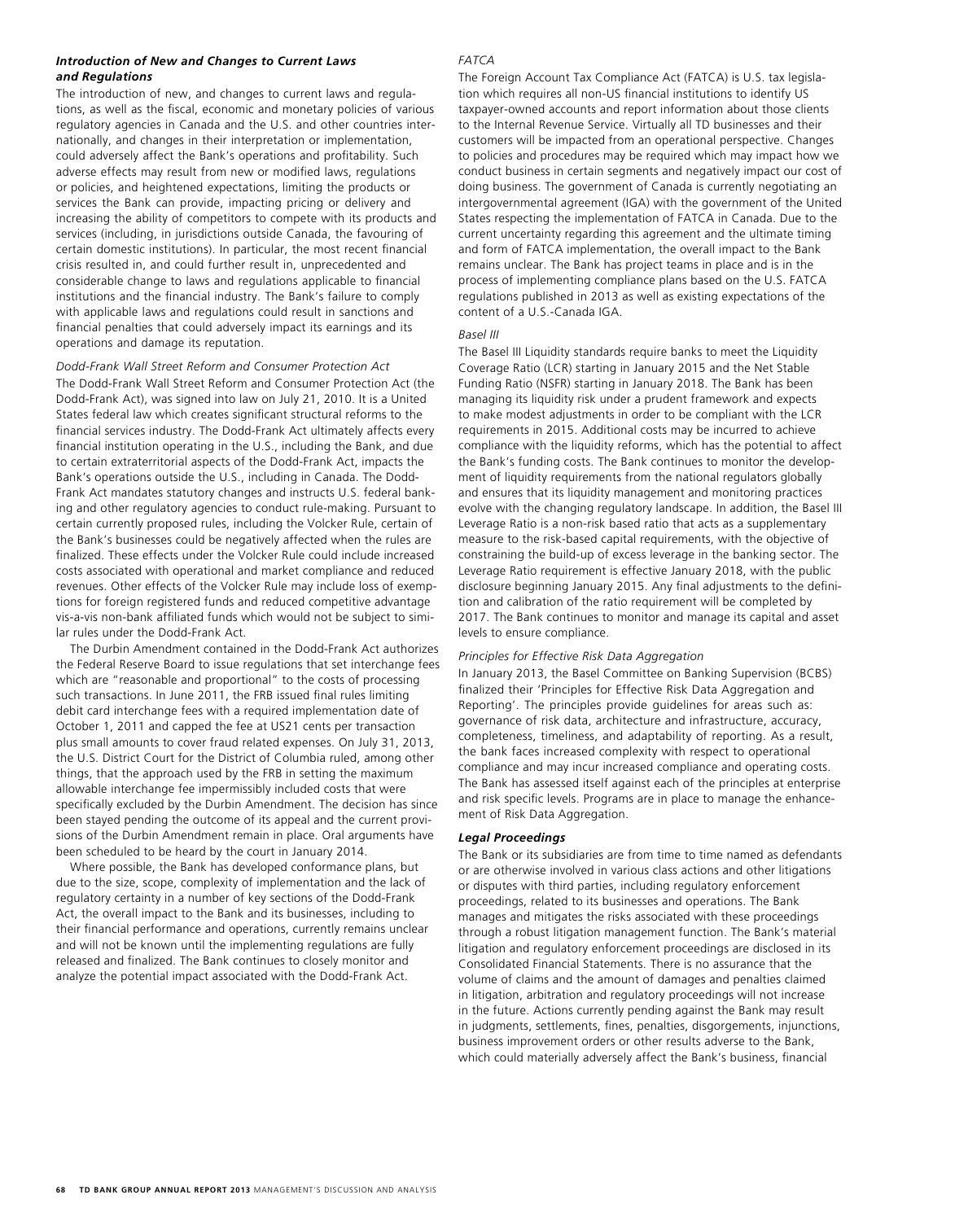### *Introduction of New and Changes to Current Laws and Regulations*

The introduction of new, and changes to current laws and regulations, as well as the fiscal, economic and monetary policies of various regulatory agencies in Canada and the U.S. and other countries internationally, and changes in their interpretation or implementation, could adversely affect the Bank's operations and profitability. Such adverse effects may result from new or modified laws, regulations or policies, and heightened expectations, limiting the products or services the Bank can provide, impacting pricing or delivery and increasing the ability of competitors to compete with its products and services (including, in jurisdictions outside Canada, the favouring of certain domestic institutions). In particular, the most recent financial crisis resulted in, and could further result in, unprecedented and considerable change to laws and regulations applicable to financial institutions and the financial industry. The Bank's failure to comply with applicable laws and regulations could result in sanctions and financial penalties that could adversely impact its earnings and its operations and damage its reputation.

*Dodd-Frank Wall Street Reform and Consumer Protection Act*

The Dodd-Frank Wall Street Reform and Consumer Protection Act (the Dodd-Frank Act), was signed into law on July 21, 2010. It is a United States federal law which creates significant structural reforms to the financial services industry. The Dodd-Frank Act ultimately affects every financial institution operating in the U.S., including the Bank, and due to certain extraterritorial aspects of the Dodd-Frank Act, impacts the Bank's operations outside the U.S., including in Canada. The Dodd-Frank Act mandates statutory changes and instructs U.S. federal banking and other regulatory agencies to conduct rule-making. Pursuant to certain currently proposed rules, including the Volcker Rule, certain of the Bank's businesses could be negatively affected when the rules are finalized. These effects under the Volcker Rule could include increased costs associated with operational and market compliance and reduced revenues. Other effects of the Volcker Rule may include loss of exemptions for foreign registered funds and reduced competitive advantage vis-a-vis non-bank affiliated funds which would not be subject to similar rules under the Dodd-Frank Act.

The Durbin Amendment contained in the Dodd-Frank Act authorizes the Federal Reserve Board to issue regulations that set interchange fees which are "reasonable and proportional" to the costs of processing such transactions. In June 2011, the FRB issued final rules limiting debit card interchange fees with a required implementation date of October 1, 2011 and capped the fee at US21 cents per transaction plus small amounts to cover fraud related expenses. On July 31, 2013, the U.S. District Court for the District of Columbia ruled, among other things, that the approach used by the FRB in setting the maximum allowable interchange fee impermissibly included costs that were specifically excluded by the Durbin Amendment. The decision has since been stayed pending the outcome of its appeal and the current provisions of the Durbin Amendment remain in place. Oral arguments have been scheduled to be heard by the court in January 2014.

Where possible, the Bank has developed conformance plans, but due to the size, scope, complexity of implementation and the lack of regulatory certainty in a number of key sections of the Dodd-Frank Act, the overall impact to the Bank and its businesses, including to their financial performance and operations, currently remains unclear and will not be known until the implementing regulations are fully released and finalized. The Bank continues to closely monitor and analyze the potential impact associated with the Dodd-Frank Act.

*FATCA*

The Foreign Account Tax Compliance Act (FATCA) is U.S. tax legislation which requires all non-US financial institutions to identify US taxpayer-owned accounts and report information about those clients to the Internal Revenue Service. Virtually all TD businesses and their customers will be impacted from an operational perspective. Changes to policies and procedures may be required which may impact how we conduct business in certain segments and negatively impact our cost of doing business. The government of Canada is currently negotiating an intergovernmental agreement (IGA) with the government of the United States respecting the implementation of FATCA in Canada. Due to the current uncertainty regarding this agreement and the ultimate timing and form of FATCA implementation, the overall impact to the Bank remains unclear. The Bank has project teams in place and is in the process of implementing compliance plans based on the U.S. FATCA regulations published in 2013 as well as existing expectations of the content of a U.S.-Canada IGA.

*Basel III*

The Basel III Liquidity standards require banks to meet the Liquidity Coverage Ratio (LCR) starting in January 2015 and the Net Stable Funding Ratio (NSFR) starting in January 2018. The Bank has been managing its liquidity risk under a prudent framework and expects to make modest adjustments in order to be compliant with the LCR requirements in 2015. Additional costs may be incurred to achieve compliance with the liquidity reforms, which has the potential to affect the Bank's funding costs. The Bank continues to monitor the development of liquidity requirements from the national regulators globally and ensures that its liquidity management and monitoring practices evolve with the changing regulatory landscape. In addition, the Basel III Leverage Ratio is a non-risk based ratio that acts as a supplementary measure to the risk-based capital requirements, with the objective of constraining the build-up of excess leverage in the banking sector. The Leverage Ratio requirement is effective January 2018, with the public disclosure beginning January 2015. Any final adjustments to the definition and calibration of the ratio requirement will be completed by 2017. The Bank continues to monitor and manage its capital and asset levels to ensure compliance.

*Principles for Effective Risk Data Aggregation*

In January 2013, the Basel Committee on Banking Supervision (BCBS) finalized their 'Principles for Effective Risk Data Aggregation and Reporting'. The principles provide guidelines for areas such as: governance of risk data, architecture and infrastructure, accuracy, completeness, timeliness, and adaptability of reporting. As a result, the bank faces increased complexity with respect to operational compliance and may incur increased compliance and operating costs. The Bank has assessed itself against each of the principles at enterprise and risk specific levels. Programs are in place to manage the enhancement of Risk Data Aggregation.

### *Legal Proceedings*

The Bank or its subsidiaries are from time to time named as defendants or are otherwise involved in various class actions and other litigations or disputes with third parties, including regulatory enforcement proceedings, related to its businesses and operations. The Bank manages and mitigates the risks associated with these proceedings through a robust litigation management function. The Bank's material litigation and regulatory enforcement proceedings are disclosed in its Consolidated Financial Statements. There is no assurance that the volume of claims and the amount of damages and penalties claimed in litigation, arbitration and regulatory proceedings will not increase in the future. Actions currently pending against the Bank may result in judgments, settlements, fines, penalties, disgorgements, injunctions, business improvement orders or other results adverse to the Bank, which could materially adversely affect the Bank's business, financial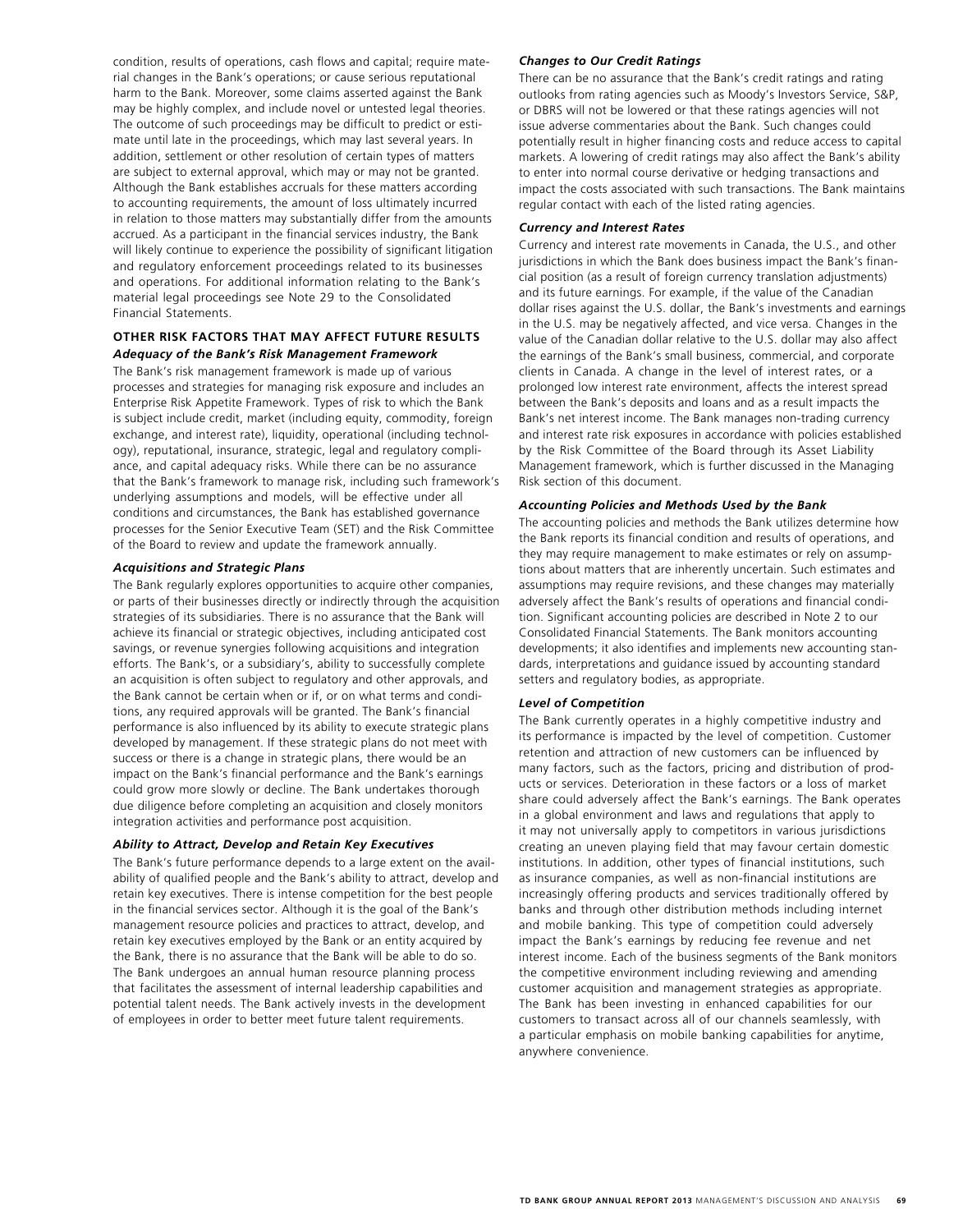condition, results of operations, cash flows and capital; require material changes in the Bank's operations; or cause serious reputational harm to the Bank. Moreover, some claims asserted against the Bank may be highly complex, and include novel or untested legal theories. The outcome of such proceedings may be difficult to predict or estimate until late in the proceedings, which may last several years. In addition, settlement or other resolution of certain types of matters are subject to external approval, which may or may not be granted. Although the Bank establishes accruals for these matters according to accounting requirements, the amount of loss ultimately incurred in relation to those matters may substantially differ from the amounts accrued. As a participant in the financial services industry, the Bank will likely continue to experience the possibility of significant litigation and regulatory enforcement proceedings related to its businesses and operations. For additional information relating to the Bank's material legal proceedings see Note 29 to the Consolidated Financial Statements.

## OTHER RISK FACTORS THAT MAY AFFECT FUTURE RESULTS

### *Adequacy of the Bank's Risk Management Framework*

The Bank's risk management framework is made up of various processes and strategies for managing risk exposure and includes an Enterprise Risk Appetite Framework. Types of risk to which the Bank is subject include credit, market (including equity, commodity, foreign exchange, and interest rate), liquidity, operational (including technology), reputational, insurance, strategic, legal and regulatory compliance, and capital adequacy risks. While there can be no assurance that the Bank's framework to manage risk, including such framework's underlying assumptions and models, will be effective under all conditions and circumstances, the Bank has established governance processes for the Senior Executive Team (SET) and the Risk Committee of the Board to review and update the framework annually.

### *Acquisitions and Strategic Plans*

The Bank regularly explores opportunities to acquire other companies, or parts of their businesses directly or indirectly through the acquisition strategies of its subsidiaries. There is no assurance that the Bank will achieve its financial or strategic objectives, including anticipated cost savings, or revenue synergies following acquisitions and integration efforts. The Bank's, or a subsidiary's, ability to successfully complete an acquisition is often subject to regulatory and other approvals, and the Bank cannot be certain when or if, or on what terms and conditions, any required approvals will be granted. The Bank's financial performance is also influenced by its ability to execute strategic plans developed by management. If these strategic plans do not meet with success or there is a change in strategic plans, there would be an impact on the Bank's financial performance and the Bank's earnings could grow more slowly or decline. The Bank undertakes thorough due diligence before completing an acquisition and closely monitors integration activities and performance post acquisition.

### *Ability to Attract, Develop and Retain Key Executives*

The Bank's future performance depends to a large extent on the availability of qualified people and the Bank's ability to attract, develop and retain key executives. There is intense competition for the best people in the financial services sector. Although it is the goal of the Bank's management resource policies and practices to attract, develop, and retain key executives employed by the Bank or an entity acquired by the Bank, there is no assurance that the Bank will be able to do so. The Bank undergoes an annual human resource planning process that facilitates the assessment of internal leadership capabilities and potential talent needs. The Bank actively invests in the development of employees in order to better meet future talent requirements.

### *Changes to Our Credit Ratings*

There can be no assurance that the Bank's credit ratings and rating outlooks from rating agencies such as Moody's Investors Service, S&P, or DBRS will not be lowered or that these ratings agencies will not issue adverse commentaries about the Bank. Such changes could potentially result in higher financing costs and reduce access to capital markets. A lowering of credit ratings may also affect the Bank's ability to enter into normal course derivative or hedging transactions and impact the costs associated with such transactions. The Bank maintains regular contact with each of the listed rating agencies.

### *Currency and Interest Rates*

Currency and interest rate movements in Canada, the U.S., and other jurisdictions in which the Bank does business impact the Bank's financial position (as a result of foreign currency translation adjustments) and its future earnings. For example, if the value of the Canadian dollar rises against the U.S. dollar, the Bank's investments and earnings in the U.S. may be negatively affected, and vice versa. Changes in the value of the Canadian dollar relative to the U.S. dollar may also affect the earnings of the Bank's small business, commercial, and corporate clients in Canada. A change in the level of interest rates, or a prolonged low interest rate environment, affects the interest spread between the Bank's deposits and loans and as a result impacts the Bank's net interest income. The Bank manages non-trading currency and interest rate risk exposures in accordance with policies established by the Risk Committee of the Board through its Asset Liability Management framework, which is further discussed in the Managing Risk section of this document.

### *Accounting Policies and Methods Used by the Bank*

The accounting policies and methods the Bank utilizes determine how the Bank reports its financial condition and results of operations, and they may require management to make estimates or rely on assumptions about matters that are inherently uncertain. Such estimates and assumptions may require revisions, and these changes may materially adversely affect the Bank's results of operations and financial condition. Significant accounting policies are described in Note 2 to our Consolidated Financial Statements. The Bank monitors accounting developments; it also identifies and implements new accounting standards, interpretations and guidance issued by accounting standard setters and regulatory bodies, as appropriate.

### *Level of Competition*

The Bank currently operates in a highly competitive industry and its performance is impacted by the level of competition. Customer retention and attraction of new customers can be influenced by many factors, such as the factors, pricing and distribution of products or services. Deterioration in these factors or a loss of market share could adversely affect the Bank's earnings. The Bank operates in a global environment and laws and regulations that apply to it may not universally apply to competitors in various jurisdictions creating an uneven playing field that may favour certain domestic institutions. In addition, other types of financial institutions, such as insurance companies, as well as non-financial institutions are increasingly offering products and services traditionally offered by banks and through other distribution methods including internet and mobile banking. This type of competition could adversely impact the Bank's earnings by reducing fee revenue and net interest income. Each of the business segments of the Bank monitors the competitive environment including reviewing and amending customer acquisition and management strategies as appropriate. The Bank has been investing in enhanced capabilities for our customers to transact across all of our channels seamlessly, with a particular emphasis on mobile banking capabilities for anytime, anywhere convenience.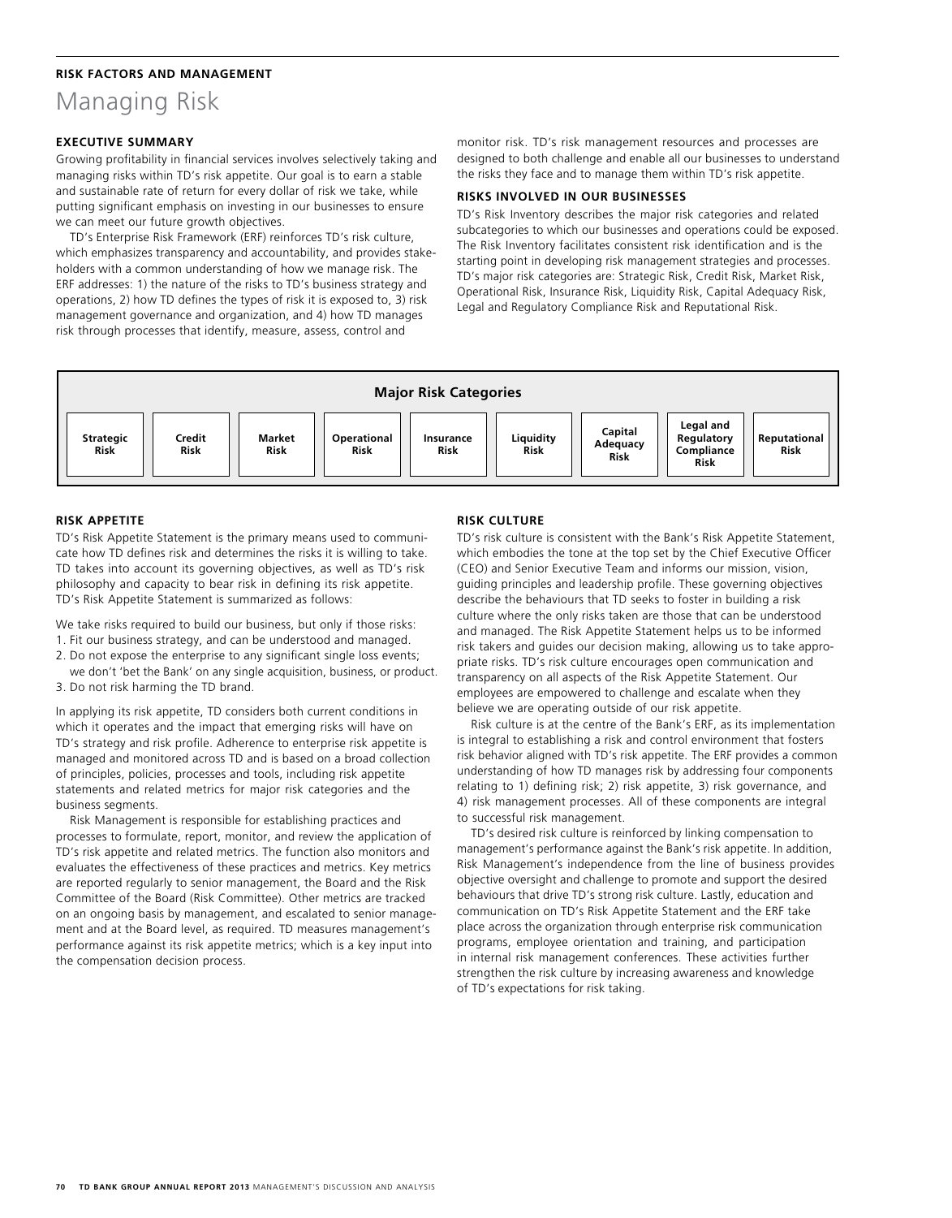**RISK FACTORS AND MANAGEMENT**

# Managing Risk

## EXECUTIVE SUMMARY

Growing profitability in financial services involves selectively taking and managing risks within TD's risk appetite. Our goal is to earn a stable and sustainable rate of return for every dollar of risk we take, while putting significant emphasis on investing in our businesses to ensure we can meet our future growth objectives.

TD's Enterprise Risk Framework (ERF) reinforces TD's risk culture, which emphasizes transparency and accountability, and provides stakeholders with a common understanding of how we manage risk. The ERF addresses: 1) the nature of the risks to TD's business strategy and operations, 2) how TD defines the types of risk it is exposed to, 3) risk management governance and organization, and 4) how TD manages risk through processes that identify, measure, assess, control and monitor risk. TD's risk management resources and processes are designed to both challenge and enable all our businesses to understand the risks they face and to manage them within TD's risk appetite.

## RISKS INVOLVED IN OUR BUSINESSES

TD's Risk Inventory describes the major risk categories and related subcategories to which our businesses and operations could be exposed. The Risk Inventory facilitates consistent risk identification and is the starting point in developing risk management strategies and processes. TD's major risk categories are: Strategic Risk, Credit Risk, Market Risk, Operational Risk, Insurance Risk, Liquidity Risk, Capital Adequacy Risk, Legal and Regulatory Compliance Risk and Reputational Risk.

| Major Risk Categories | | | | | | | | |
|---|---|---|---|---|---|---|---|---|
| Strategic Risk | Credit Risk | Market Risk | Operational Risk | Insurance Risk | Liquidity Risk | Capital Adequacy Risk | Legal and Regulatory Compliance Risk | Reputational Risk |

## RISK APPETITE

TD's Risk Appetite Statement is the primary means used to communicate how TD defines risk and determines the risks it is willing to take. TD takes into account its governing objectives, as well as TD's risk philosophy and capacity to bear risk in defining its risk appetite. TD's Risk Appetite Statement is summarized as follows:

We take risks required to build our business, but only if those risks:

1. Fit our business strategy, and can be understood and managed.
2. Do not expose the enterprise to any significant single loss events; we don't 'bet the Bank' on any single acquisition, business, or product.
3. Do not risk harming the TD brand.

In applying its risk appetite, TD considers both current conditions in which it operates and the impact that emerging risks will have on TD's strategy and risk profile. Adherence to enterprise risk appetite is managed and monitored across TD and is based on a broad collection of principles, policies, processes and tools, including risk appetite statements and related metrics for major risk categories and the business segments.

Risk Management is responsible for establishing practices and processes to formulate, report, monitor, and review the application of TD's risk appetite and related metrics. The function also monitors and evaluates the effectiveness of these practices and metrics. Key metrics are reported regularly to senior management, the Board and the Risk Committee of the Board (Risk Committee). Other metrics are tracked on an ongoing basis by management, and escalated to senior management and at the Board level, as required. TD measures management's performance against its risk appetite metrics; which is a key input into the compensation decision process.

## RISK CULTURE

TD's risk culture is consistent with the Bank's Risk Appetite Statement, which embodies the tone at the top set by the Chief Executive Officer (CEO) and Senior Executive Team and informs our mission, vision, guiding principles and leadership profile. These governing objectives describe the behaviours that TD seeks to foster in building a risk culture where the only risks taken are those that can be understood and managed. The Risk Appetite Statement helps us to be informed risk takers and guides our decision making, allowing us to take appropriate risks. TD's risk culture encourages open communication and transparency on all aspects of the Risk Appetite Statement. Our employees are empowered to challenge and escalate when they believe we are operating outside of our risk appetite.

Risk culture is at the centre of the Bank's ERF, as its implementation is integral to establishing a risk and control environment that fosters risk behavior aligned with TD's risk appetite. The ERF provides a common understanding of how TD manages risk by addressing four components relating to 1) defining risk; 2) risk appetite, 3) risk governance, and 4) risk management processes. All of these components are integral to successful risk management.

TD's desired risk culture is reinforced by linking compensation to management's performance against the Bank's risk appetite. In addition, Risk Management's independence from the line of business provides objective oversight and challenge to promote and support the desired behaviours that drive TD's strong risk culture. Lastly, education and communication on TD's Risk Appetite Statement and the ERF take place across the organization through enterprise risk communication programs, employee orientation and training, and participation in internal risk management conferences. These activities further strengthen the risk culture by increasing awareness and knowledge of TD's expectations for risk taking.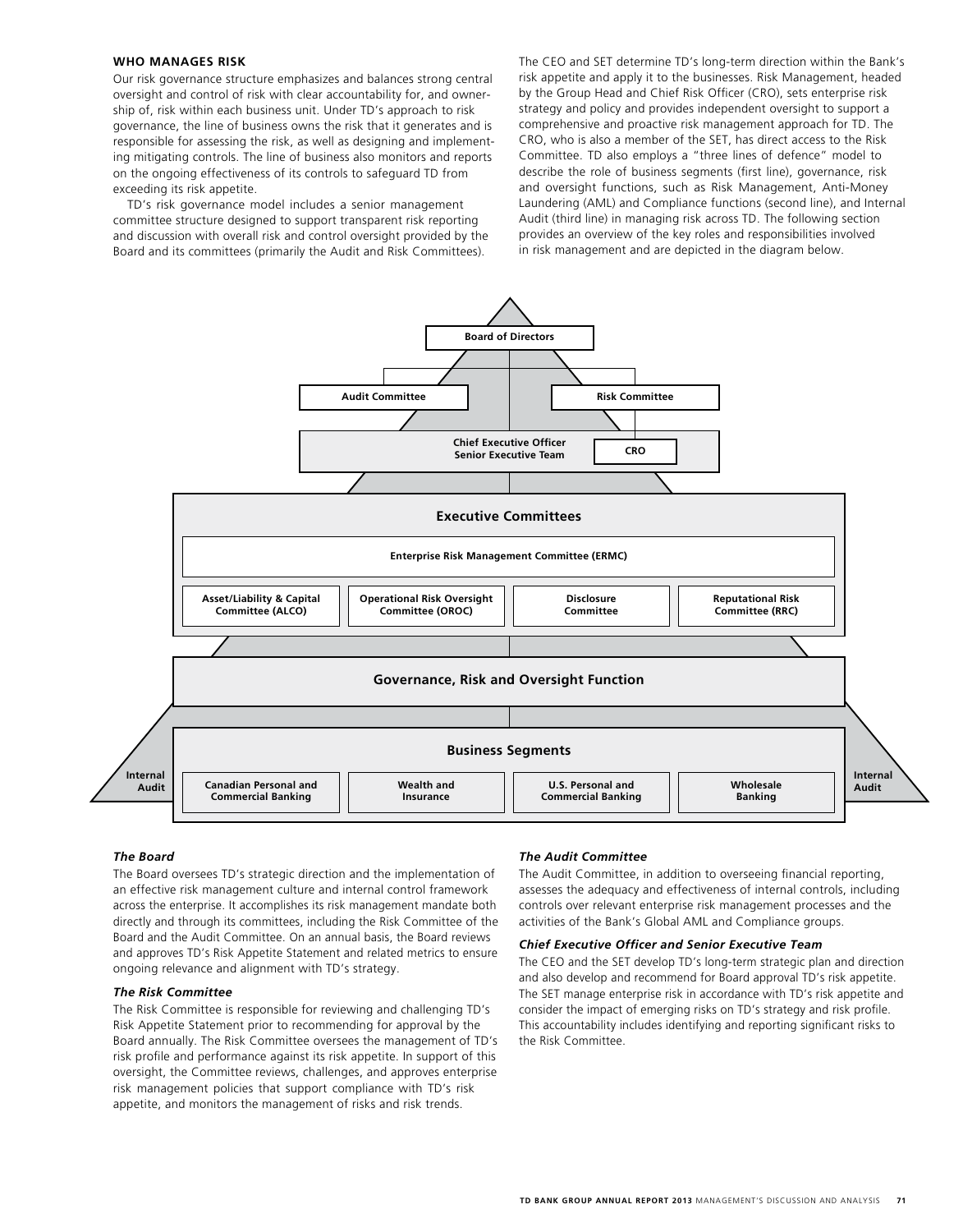## WHO MANAGES RISK

Our risk governance structure emphasizes and balances strong central oversight and control of risk with clear accountability for, and ownership of, risk within each business unit. Under TD's approach to risk governance, the line of business owns the risk that it generates and is responsible for assessing the risk, as well as designing and implementing mitigating controls. The line of business also monitors and reports on the ongoing effectiveness of its controls to safeguard TD from exceeding its risk appetite.

TD's risk governance model includes a senior management committee structure designed to support transparent risk reporting and discussion with overall risk and control oversight provided by the Board and its committees (primarily the Audit and Risk Committees).

The CEO and SET determine TD's long-term direction within the Bank's risk appetite and apply it to the businesses. Risk Management, headed by the Group Head and Chief Risk Officer (CRO), sets enterprise risk strategy and policy and provides independent oversight to support a comprehensive and proactive risk management approach for TD. The CRO, who is also a member of the SET, has direct access to the Risk Committee. TD also employs a "three lines of defence" model to describe the role of business segments (first line), governance, risk and oversight functions, such as Risk Management, Anti-Money Laundering (AML) and Compliance functions (second line), and Internal Audit (third line) in managing risk across TD. The following section provides an overview of the key roles and responsibilities involved in risk management and are depicted in the diagram below.

Board of Directors

Audit Committee | Risk Committee

Chief Executive Officer
Senior Executive Team | CRO

**Executive Committees**

Enterprise Risk Management Committee (ERMC)

Asset/Liability & Capital Committee (ALCO) | Operational Risk Oversight Committee (OROC) | Disclosure Committee | Reputational Risk Committee (RRC)

**Governance, Risk and Oversight Function**

**Business Segments**

Canadian Personal and Commercial Banking | Wealth and Insurance | U.S. Personal and Commercial Banking | Wholesale Banking

Internal Audit | Internal Audit

### *The Board*

The Board oversees TD's strategic direction and the implementation of an effective risk management culture and internal control framework across the enterprise. It accomplishes its risk management mandate both directly and through its committees, including the Risk Committee of the Board and the Audit Committee. On an annual basis, the Board reviews and approves TD's Risk Appetite Statement and related metrics to ensure ongoing relevance and alignment with TD's strategy.

### *The Risk Committee*

The Risk Committee is responsible for reviewing and challenging TD's Risk Appetite Statement prior to recommending for approval by the Board annually. The Risk Committee oversees the management of TD's risk profile and performance against its risk appetite. In support of this oversight, the Committee reviews, challenges, and approves enterprise risk management policies that support compliance with TD's risk appetite, and monitors the management of risks and risk trends.

### *The Audit Committee*

The Audit Committee, in addition to overseeing financial reporting, assesses the adequacy and effectiveness of internal controls, including controls over relevant enterprise risk management processes and the activities of the Bank's Global AML and Compliance groups.

### *Chief Executive Officer and Senior Executive Team*

The CEO and the SET develop TD's long-term strategic plan and direction and also develop and recommend for Board approval TD's risk appetite. The SET manage enterprise risk in accordance with TD's risk appetite and consider the impact of emerging risks on TD's strategy and risk profile. This accountability includes identifying and reporting significant risks to the Risk Committee.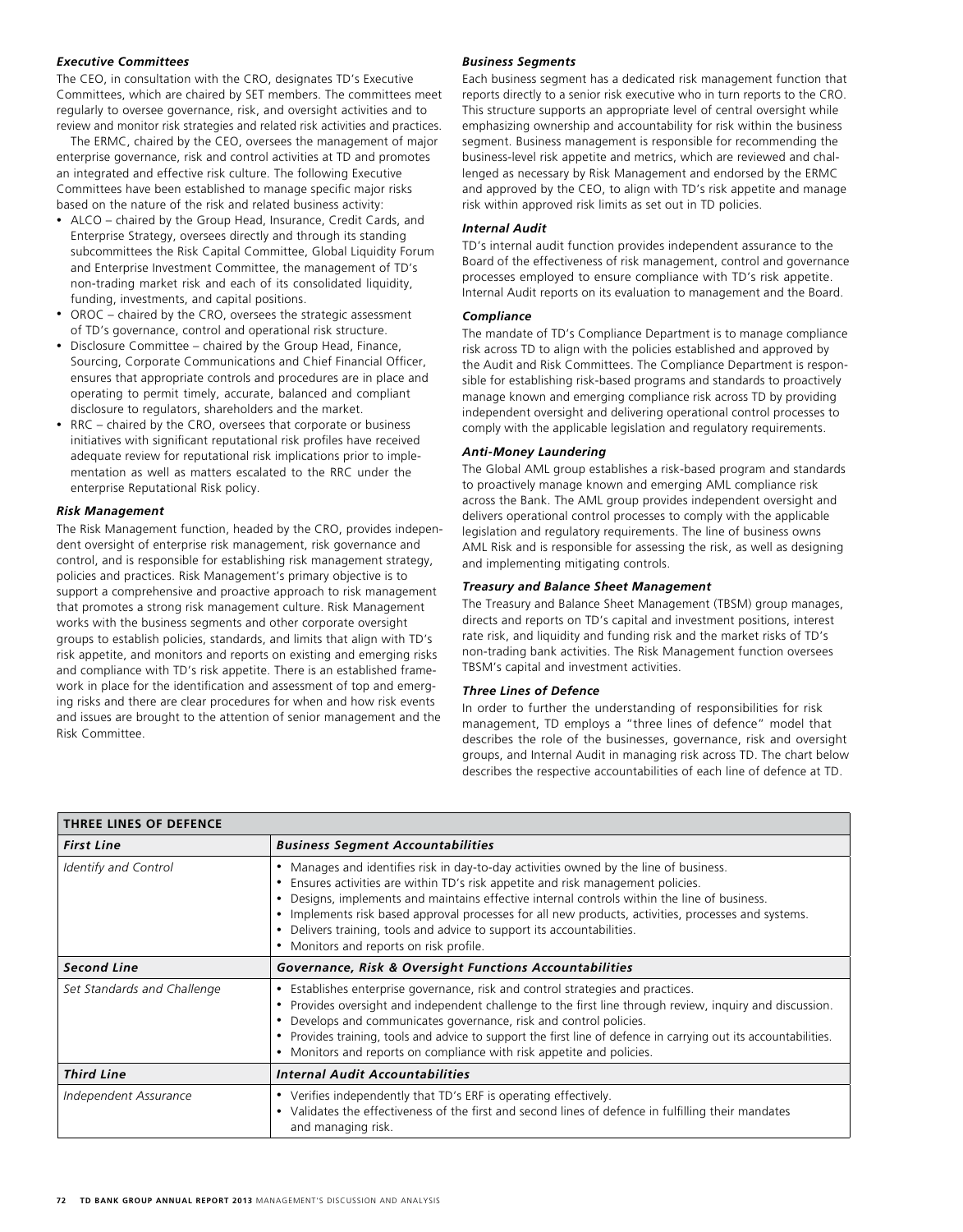### *Executive Committees*

The CEO, in consultation with the CRO, designates TD's Executive Committees, which are chaired by SET members. The committees meet regularly to oversee governance, risk, and oversight activities and to review and monitor risk strategies and related risk activities and practices.

The ERMC, chaired by the CEO, oversees the management of major enterprise governance, risk and control activities at TD and promotes an integrated and effective risk culture. The following Executive Committees have been established to manage specific major risks based on the nature of the risk and related business activity:

- ALCO – chaired by the Group Head, Insurance, Credit Cards, and Enterprise Strategy, oversees directly and through its standing subcommittees the Risk Capital Committee, Global Liquidity Forum and Enterprise Investment Committee, the management of TD's non-trading market risk and each of its consolidated liquidity, funding, investments, and capital positions.
- OROC – chaired by the CRO, oversees the strategic assessment of TD's governance, control and operational risk structure.
- Disclosure Committee – chaired by the Group Head, Finance, Sourcing, Corporate Communications and Chief Financial Officer, ensures that appropriate controls and procedures are in place and operating to permit timely, accurate, balanced and compliant disclosure to regulators, shareholders and the market.
- RRC – chaired by the CRO, oversees that corporate or business initiatives with significant reputational risk profiles have received adequate review for reputational risk implications prior to implementation as well as matters escalated to the RRC under the enterprise Reputational Risk policy.

### *Risk Management*

The Risk Management function, headed by the CRO, provides independent oversight of enterprise risk management, risk governance and control, and is responsible for establishing risk management strategy, policies and practices. Risk Management's primary objective is to support a comprehensive and proactive approach to risk management that promotes a strong risk management culture. Risk Management works with the business segments and other corporate oversight groups to establish policies, standards, and limits that align with TD's risk appetite, and monitors and reports on existing and emerging risks and compliance with TD's risk appetite. There is an established framework in place for the identification and assessment of top and emerging risks and there are clear procedures for when and how risk events and issues are brought to the attention of senior management and the Risk Committee.

### *Business Segments*

Each business segment has a dedicated risk management function that reports directly to a senior risk executive who in turn reports to the CRO. This structure supports an appropriate level of central oversight while emphasizing ownership and accountability for risk within the business segment. Business management is responsible for recommending the business-level risk appetite and metrics, which are reviewed and challenged as necessary by Risk Management and endorsed by the ERMC and approved by the CEO, to align with TD's risk appetite and manage risk within approved risk limits as set out in TD policies.

### *Internal Audit*

TD's internal audit function provides independent assurance to the Board of the effectiveness of risk management, control and governance processes employed to ensure compliance with TD's risk appetite. Internal Audit reports on its evaluation to management and the Board.

### *Compliance*

The mandate of TD's Compliance Department is to manage compliance risk across TD to align with the policies established and approved by the Audit and Risk Committees. The Compliance Department is responsible for establishing risk-based programs and standards to proactively manage known and emerging compliance risk across TD by providing independent oversight and delivering operational control processes to comply with the applicable legislation and regulatory requirements.

### *Anti-Money Laundering*

The Global AML group establishes a risk-based program and standards to proactively manage known and emerging AML compliance risk across the Bank. The AML group provides independent oversight and delivers operational control processes to comply with the applicable legislation and regulatory requirements. The line of business owns AML Risk and is responsible for assessing the risk, as well as designing and implementing mitigating controls.

### *Treasury and Balance Sheet Management*

The Treasury and Balance Sheet Management (TBSM) group manages, directs and reports on TD's capital and investment positions, interest rate risk, and liquidity and funding risk and the market risks of TD's non-trading bank activities. The Risk Management function oversees TBSM's capital and investment activities.

### *Three Lines of Defence*

In order to further the understanding of responsibilities for risk management, TD employs a "three lines of defence" model that describes the role of the businesses, governance, risk and oversight groups, and Internal Audit in managing risk across TD. The chart below describes the respective accountabilities of each line of defence at TD.

| **THREE LINES OF DEFENCE** | |
|---|---|
| ***First Line*** | ***Business Segment Accountabilities*** |
| *Identify and Control* | • Manages and identifies risk in day-to-day activities owned by the line of business.<br>• Ensures activities are within TD's risk appetite and risk management policies.<br>• Designs, implements and maintains effective internal controls within the line of business.<br>• Implements risk based approval processes for all new products, activities, processes and systems.<br>• Delivers training, tools and advice to support its accountabilities.<br>• Monitors and reports on risk profile. |
| ***Second Line*** | ***Governance, Risk & Oversight Functions Accountabilities*** |
| *Set Standards and Challenge* | • Establishes enterprise governance, risk and control strategies and practices.<br>• Provides oversight and independent challenge to the first line through review, inquiry and discussion.<br>• Develops and communicates governance, risk and control policies.<br>• Provides training, tools and advice to support the first line of defence in carrying out its accountabilities.<br>• Monitors and reports on compliance with risk appetite and policies. |
| ***Third Line*** | ***Internal Audit Accountabilities*** |
| *Independent Assurance* | • Verifies independently that TD's ERF is operating effectively.<br>• Validates the effectiveness of the first and second lines of defence in fulfilling their mandates and managing risk. |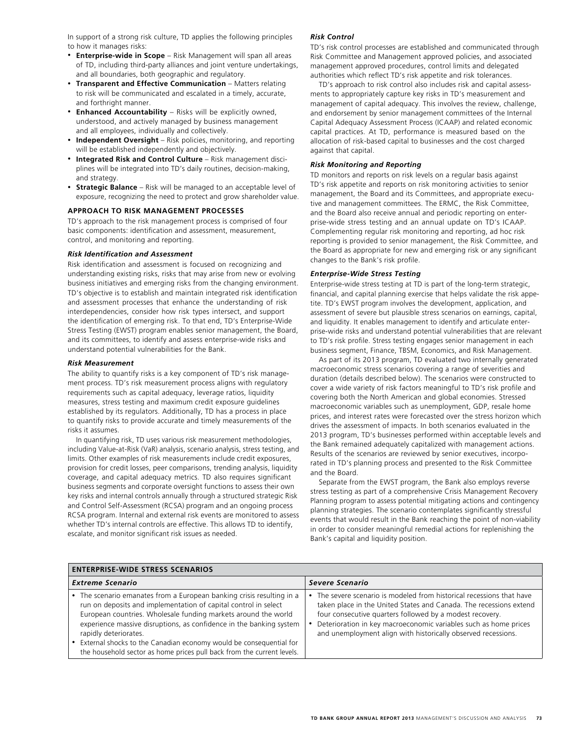In support of a strong risk culture, TD applies the following principles to how it manages risks:

- **Enterprise-wide in Scope** – Risk Management will span all areas of TD, including third-party alliances and joint venture undertakings, and all boundaries, both geographic and regulatory.
- **Transparent and Effective Communication** – Matters relating to risk will be communicated and escalated in a timely, accurate, and forthright manner.
- **Enhanced Accountability** – Risks will be explicitly owned, understood, and actively managed by business management and all employees, individually and collectively.
- **Independent Oversight** – Risk policies, monitoring, and reporting will be established independently and objectively.
- **Integrated Risk and Control Culture** – Risk management disciplines will be integrated into TD's daily routines, decision-making, and strategy.
- **Strategic Balance** – Risk will be managed to an acceptable level of exposure, recognizing the need to protect and grow shareholder value.

## APPROACH TO RISK MANAGEMENT PROCESSES

TD's approach to the risk management process is comprised of four basic components: identification and assessment, measurement, control, and monitoring and reporting.

### *Risk Identification and Assessment*

Risk identification and assessment is focused on recognizing and understanding existing risks, risks that may arise from new or evolving business initiatives and emerging risks from the changing environment. TD's objective is to establish and maintain integrated risk identification and assessment processes that enhance the understanding of risk interdependencies, consider how risk types intersect, and support the identification of emerging risk. To that end, TD's Enterprise-Wide Stress Testing (EWST) program enables senior management, the Board, and its committees, to identify and assess enterprise-wide risks and understand potential vulnerabilities for the Bank.

### *Risk Measurement*

The ability to quantify risks is a key component of TD's risk management process. TD's risk measurement process aligns with regulatory requirements such as capital adequacy, leverage ratios, liquidity measures, stress testing and maximum credit exposure guidelines established by its regulators. Additionally, TD has a process in place to quantify risks to provide accurate and timely measurements of the risks it assumes.

In quantifying risk, TD uses various risk measurement methodologies, including Value-at-Risk (VaR) analysis, scenario analysis, stress testing, and limits. Other examples of risk measurements include credit exposures, provision for credit losses, peer comparisons, trending analysis, liquidity coverage, and capital adequacy metrics. TD also requires significant business segments and corporate oversight functions to assess their own key risks and internal controls annually through a structured strategic Risk and Control Self-Assessment (RCSA) program and an ongoing process RCSA program. Internal and external risk events are monitored to assess whether TD's internal controls are effective. This allows TD to identify, escalate, and monitor significant risk issues as needed.

### *Risk Control*

TD's risk control processes are established and communicated through Risk Committee and Management approved policies, and associated management approved procedures, control limits and delegated authorities which reflect TD's risk appetite and risk tolerances.

TD's approach to risk control also includes risk and capital assessments to appropriately capture key risks in TD's measurement and management of capital adequacy. This involves the review, challenge, and endorsement by senior management committees of the Internal Capital Adequacy Assessment Process (ICAAP) and related economic capital practices. At TD, performance is measured based on the allocation of risk-based capital to businesses and the cost charged against that capital.

### *Risk Monitoring and Reporting*

TD monitors and reports on risk levels on a regular basis against TD's risk appetite and reports on risk monitoring activities to senior management, the Board and its Committees, and appropriate executive and management committees. The ERMC, the Risk Committee, and the Board also receive annual and periodic reporting on enterprise-wide stress testing and an annual update on TD's ICAAP. Complementing regular risk monitoring and reporting, ad hoc risk reporting is provided to senior management, the Risk Committee, and the Board as appropriate for new and emerging risk or any significant changes to the Bank's risk profile.

### *Enterprise-Wide Stress Testing*

Enterprise-wide stress testing at TD is part of the long-term strategic, financial, and capital planning exercise that helps validate the risk appetite. TD's EWST program involves the development, application, and assessment of severe but plausible stress scenarios on earnings, capital, and liquidity. It enables management to identify and articulate enterprise-wide risks and understand potential vulnerabilities that are relevant to TD's risk profile. Stress testing engages senior management in each business segment, Finance, TBSM, Economics, and Risk Management.

As part of its 2013 program, TD evaluated two internally generated macroeconomic stress scenarios covering a range of severities and duration (details described below). The scenarios were constructed to cover a wide variety of risk factors meaningful to TD's risk profile and covering both the North American and global economies. Stressed macroeconomic variables such as unemployment, GDP, resale home prices, and interest rates were forecasted over the stress horizon which drives the assessment of impacts. In both scenarios evaluated in the 2013 program, TD's businesses performed within acceptable levels and the Bank remained adequately capitalized with management actions. Results of the scenarios are reviewed by senior executives, incorporated in TD's planning process and presented to the Risk Committee and the Board.

Separate from the EWST program, the Bank also employs reverse stress testing as part of a comprehensive Crisis Management Recovery Planning program to assess potential mitigating actions and contingency planning strategies. The scenario contemplates significantly stressful events that would result in the Bank reaching the point of non-viability in order to consider meaningful remedial actions for replenishing the Bank's capital and liquidity position.

| ENTERPRISE-WIDE STRESS SCENARIOS | |
|---|---|
| ***Extreme Scenario*** | ***Severe Scenario*** |
| • The scenario emanates from a European banking crisis resulting in a run on deposits and implementation of capital control in select European countries. Wholesale funding markets around the world experience massive disruptions, as confidence in the banking system rapidly deteriorates.<br>• External shocks to the Canadian economy would be consequential for the household sector as home prices pull back from the current levels. | • The severe scenario is modeled from historical recessions that have taken place in the United States and Canada. The recessions extend four consecutive quarters followed by a modest recovery.<br>• Deterioration in key macroeconomic variables such as home prices and unemployment align with historically observed recessions. |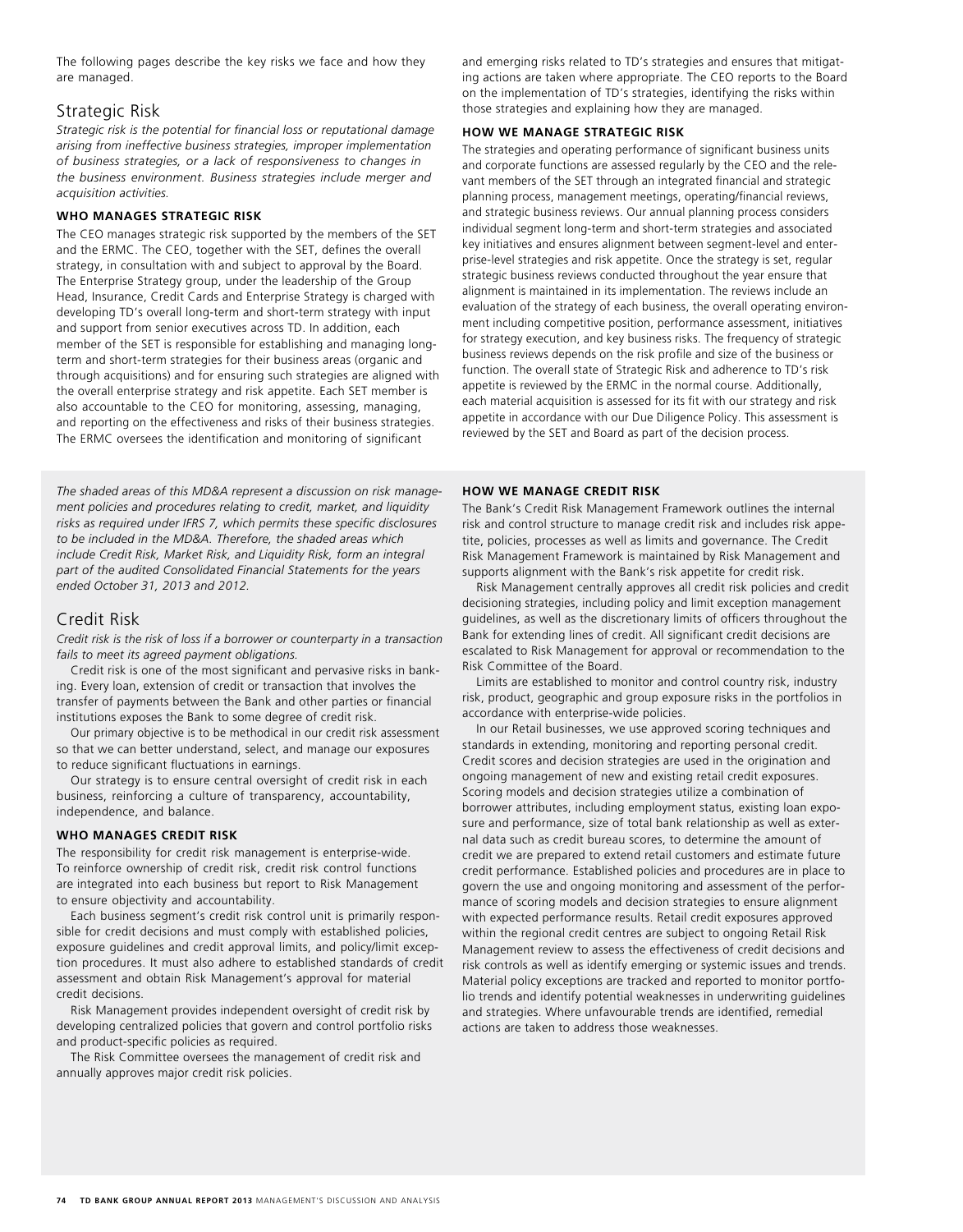The following pages describe the key risks we face and how they are managed.

## Strategic Risk

*Strategic risk is the potential for financial loss or reputational damage arising from ineffective business strategies, improper implementation of business strategies, or a lack of responsiveness to changes in the business environment. Business strategies include merger and acquisition activities.*

### WHO MANAGES STRATEGIC RISK

The CEO manages strategic risk supported by the members of the SET and the ERMC. The CEO, together with the SET, defines the overall strategy, in consultation with and subject to approval by the Board. The Enterprise Strategy group, under the leadership of the Group Head, Insurance, Credit Cards and Enterprise Strategy is charged with developing TD's overall long-term and short-term strategy with input and support from senior executives across TD. In addition, each member of the SET is responsible for establishing and managing long-term and short-term strategies for their business areas (organic and through acquisitions) and for ensuring such strategies are aligned with the overall enterprise strategy and risk appetite. Each SET member is also accountable to the CEO for monitoring, assessing, managing, and reporting on the effectiveness and risks of their business strategies. The ERMC oversees the identification and monitoring of significant and emerging risks related to TD's strategies and ensures that mitigating actions are taken where appropriate. The CEO reports to the Board on the implementation of TD's strategies, identifying the risks within those strategies and explaining how they are managed.

### HOW WE MANAGE STRATEGIC RISK

The strategies and operating performance of significant business units and corporate functions are assessed regularly by the CEO and the relevant members of the SET through an integrated financial and strategic planning process, management meetings, operating/financial reviews, and strategic business reviews. Our annual planning process considers individual segment long-term and short-term strategies and associated key initiatives and ensures alignment between segment-level and enterprise-level strategies and risk appetite. Once the strategy is set, regular strategic business reviews conducted throughout the year ensure that alignment is maintained in its implementation. The reviews include an evaluation of the strategy of each business, the overall operating environment including competitive position, performance assessment, initiatives for strategy execution, and key business risks. The frequency of strategic business reviews depends on the risk profile and size of the business or function. The overall state of Strategic Risk and adherence to TD's risk appetite is reviewed by the ERMC in the normal course. Additionally, each material acquisition is assessed for its fit with our strategy and risk appetite in accordance with our Due Diligence Policy. This assessment is reviewed by the SET and Board as part of the decision process.

*The shaded areas of this MD&A represent a discussion on risk management policies and procedures relating to credit, market, and liquidity risks as required under IFRS 7, which permits these specific disclosures to be included in the MD&A. Therefore, the shaded areas which include Credit Risk, Market Risk, and Liquidity Risk, form an integral part of the audited Consolidated Financial Statements for the years ended October 31, 2013 and 2012.*

## Credit Risk

*Credit risk is the risk of loss if a borrower or counterparty in a transaction fails to meet its agreed payment obligations.*

Credit risk is one of the most significant and pervasive risks in banking. Every loan, extension of credit or transaction that involves the transfer of payments between the Bank and other parties or financial institutions exposes the Bank to some degree of credit risk.

Our primary objective is to be methodical in our credit risk assessment so that we can better understand, select, and manage our exposures to reduce significant fluctuations in earnings.

Our strategy is to ensure central oversight of credit risk in each business, reinforcing a culture of transparency, accountability, independence, and balance.

### WHO MANAGES CREDIT RISK

The responsibility for credit risk management is enterprise-wide. To reinforce ownership of credit risk, credit risk control functions are integrated into each business but report to Risk Management to ensure objectivity and accountability.

Each business segment's credit risk control unit is primarily responsible for credit decisions and must comply with established policies, exposure guidelines and credit approval limits, and policy/limit exception procedures. It must also adhere to established standards of credit assessment and obtain Risk Management's approval for material credit decisions.

Risk Management provides independent oversight of credit risk by developing centralized policies that govern and control portfolio risks and product-specific policies as required.

The Risk Committee oversees the management of credit risk and annually approves major credit risk policies.

### HOW WE MANAGE CREDIT RISK

The Bank's Credit Risk Management Framework outlines the internal risk and control structure to manage credit risk and includes risk appetite, policies, processes as well as limits and governance. The Credit Risk Management Framework is maintained by Risk Management and supports alignment with the Bank's risk appetite for credit risk.

Risk Management centrally approves all credit risk policies and credit decisioning strategies, including policy and limit exception management guidelines, as well as the discretionary limits of officers throughout the Bank for extending lines of credit. All significant credit decisions are escalated to Risk Management for approval or recommendation to the Risk Committee of the Board.

Limits are established to monitor and control country risk, industry risk, product, geographic and group exposure risks in the portfolios in accordance with enterprise-wide policies.

In our Retail businesses, we use approved scoring techniques and standards in extending, monitoring and reporting personal credit. Credit scores and decision strategies are used in the origination and ongoing management of new and existing retail credit exposures. Scoring models and decision strategies utilize a combination of borrower attributes, including employment status, existing loan exposure and performance, size of total bank relationship as well as external data such as credit bureau scores, to determine the amount of credit we are prepared to extend retail customers and estimate future credit performance. Established policies and procedures are in place to govern the use and ongoing monitoring and assessment of the performance of scoring models and decision strategies to ensure alignment with expected performance results. Retail credit exposures approved within the regional credit centres are subject to ongoing Retail Risk Management review to assess the effectiveness of credit decisions and risk controls as well as identify emerging or systemic issues and trends. Material policy exceptions are tracked and reported to monitor portfolio trends and identify potential weaknesses in underwriting guidelines and strategies. Where unfavourable trends are identified, remedial actions are taken to address those weaknesses.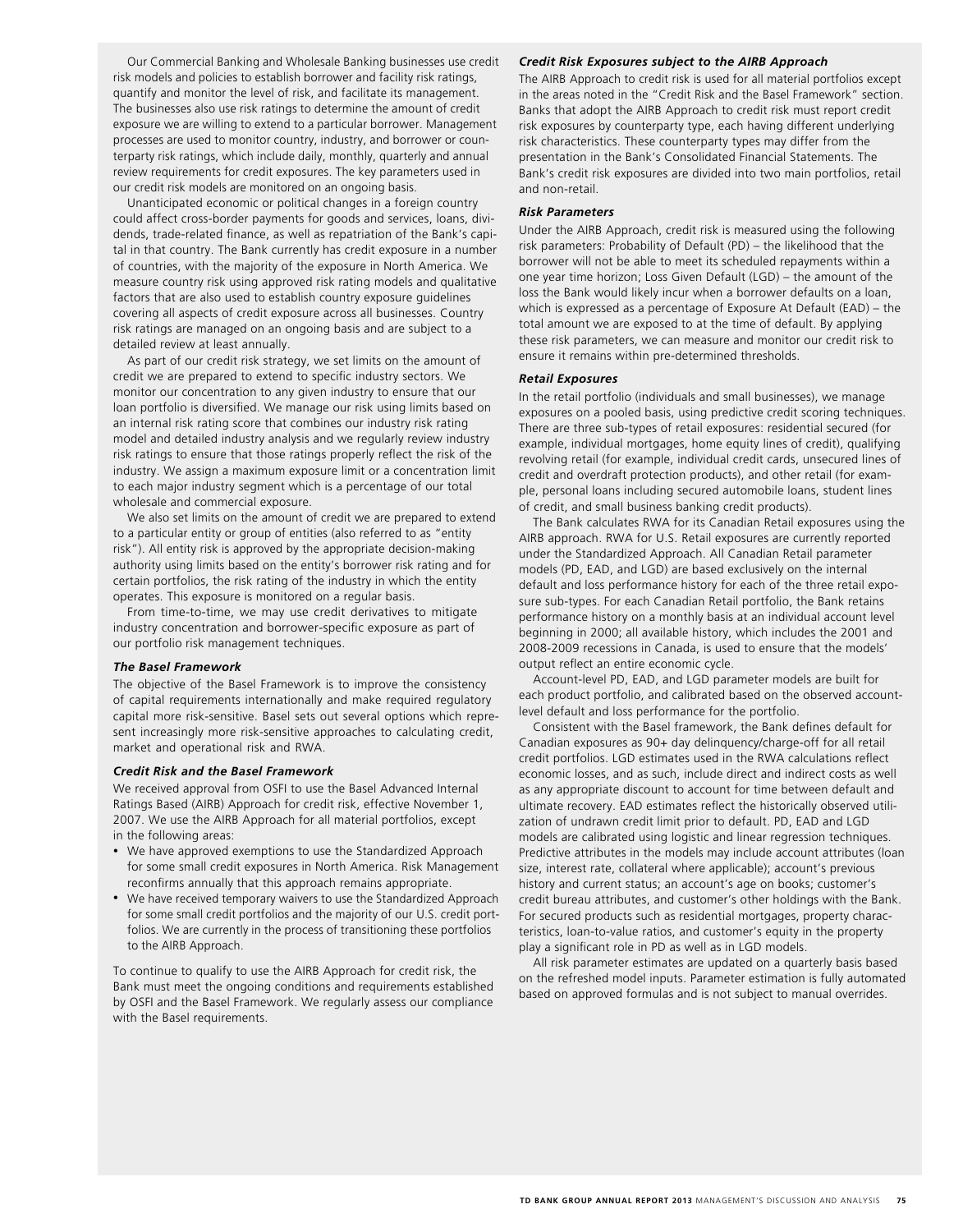Our Commercial Banking and Wholesale Banking businesses use credit risk models and policies to establish borrower and facility risk ratings, quantify and monitor the level of risk, and facilitate its management. The businesses also use risk ratings to determine the amount of credit exposure we are willing to extend to a particular borrower. Management processes are used to monitor country, industry, and borrower or counterparty risk ratings, which include daily, monthly, quarterly and annual review requirements for credit exposures. The key parameters used in our credit risk models are monitored on an ongoing basis.

Unanticipated economic or political changes in a foreign country could affect cross-border payments for goods and services, loans, dividends, trade-related finance, as well as repatriation of the Bank's capital in that country. The Bank currently has credit exposure in a number of countries, with the majority of the exposure in North America. We measure country risk using approved risk rating models and qualitative factors that are also used to establish country exposure guidelines covering all aspects of credit exposure across all businesses. Country risk ratings are managed on an ongoing basis and are subject to a detailed review at least annually.

As part of our credit risk strategy, we set limits on the amount of credit we are prepared to extend to specific industry sectors. We monitor our concentration to any given industry to ensure that our loan portfolio is diversified. We manage our risk using limits based on an internal risk rating score that combines our industry risk rating model and detailed industry analysis and we regularly review industry risk ratings to ensure that those ratings properly reflect the risk of the industry. We assign a maximum exposure limit or a concentration limit to each major industry segment which is a percentage of our total wholesale and commercial exposure.

We also set limits on the amount of credit we are prepared to extend to a particular entity or group of entities (also referred to as "entity risk"). All entity risk is approved by the appropriate decision-making authority using limits based on the entity's borrower risk rating and for certain portfolios, the risk rating of the industry in which the entity operates. This exposure is monitored on a regular basis.

From time-to-time, we may use credit derivatives to mitigate industry concentration and borrower-specific exposure as part of our portfolio risk management techniques.

***The Basel Framework***

The objective of the Basel Framework is to improve the consistency of capital requirements internationally and make required regulatory capital more risk-sensitive. Basel sets out several options which represent increasingly more risk-sensitive approaches to calculating credit, market and operational risk and RWA.

***Credit Risk and the Basel Framework***

We received approval from OSFI to use the Basel Advanced Internal Ratings Based (AIRB) Approach for credit risk, effective November 1, 2007. We use the AIRB Approach for all material portfolios, except in the following areas:

- We have approved exemptions to use the Standardized Approach for some small credit exposures in North America. Risk Management reconfirms annually that this approach remains appropriate.
- We have received temporary waivers to use the Standardized Approach for some small credit portfolios and the majority of our U.S. credit portfolios. We are currently in the process of transitioning these portfolios to the AIRB Approach.

To continue to qualify to use the AIRB Approach for credit risk, the Bank must meet the ongoing conditions and requirements established by OSFI and the Basel Framework. We regularly assess our compliance with the Basel requirements.

***Credit Risk Exposures subject to the AIRB Approach***

The AIRB Approach to credit risk is used for all material portfolios except in the areas noted in the "Credit Risk and the Basel Framework" section. Banks that adopt the AIRB Approach to credit risk must report credit risk exposures by counterparty type, each having different underlying risk characteristics. These counterparty types may differ from the presentation in the Bank's Consolidated Financial Statements. The Bank's credit risk exposures are divided into two main portfolios, retail and non-retail.

***Risk Parameters***

Under the AIRB Approach, credit risk is measured using the following risk parameters: Probability of Default (PD) – the likelihood that the borrower will not be able to meet its scheduled repayments within a one year time horizon; Loss Given Default (LGD) – the amount of the loss the Bank would likely incur when a borrower defaults on a loan, which is expressed as a percentage of Exposure At Default (EAD) – the total amount we are exposed to at the time of default. By applying these risk parameters, we can measure and monitor our credit risk to ensure it remains within pre-determined thresholds.

***Retail Exposures***

In the retail portfolio (individuals and small businesses), we manage exposures on a pooled basis, using predictive credit scoring techniques. There are three sub-types of retail exposures: residential secured (for example, individual mortgages, home equity lines of credit), qualifying revolving retail (for example, individual credit cards, unsecured lines of credit and overdraft protection products), and other retail (for example, personal loans including secured automobile loans, student lines of credit, and small business banking credit products).

The Bank calculates RWA for its Canadian Retail exposures using the AIRB approach. RWA for U.S. Retail exposures are currently reported under the Standardized Approach. All Canadian Retail parameter models (PD, EAD, and LGD) are based exclusively on the internal default and loss performance history for each of the three retail exposure sub-types. For each Canadian Retail portfolio, the Bank retains performance history on a monthly basis at an individual account level beginning in 2000; all available history, which includes the 2001 and 2008-2009 recessions in Canada, is used to ensure that the models' output reflect an entire economic cycle.

Account-level PD, EAD, and LGD parameter models are built for each product portfolio, and calibrated based on the observed account-level default and loss performance for the portfolio.

Consistent with the Basel framework, the Bank defines default for Canadian exposures as 90+ day delinquency/charge-off for all retail credit portfolios. LGD estimates used in the RWA calculations reflect economic losses, and as such, include direct and indirect costs as well as any appropriate discount to account for time between default and ultimate recovery. EAD estimates reflect the historically observed utilization of undrawn credit limit prior to default. PD, EAD and LGD models are calibrated using logistic and linear regression techniques. Predictive attributes in the models may include account attributes (loan size, interest rate, collateral where applicable); account's previous history and current status; an account's age on books; customer's credit bureau attributes, and customer's other holdings with the Bank. For secured products such as residential mortgages, property characteristics, loan-to-value ratios, and customer's equity in the property play a significant role in PD as well as in LGD models.

All risk parameter estimates are updated on a quarterly basis based on the refreshed model inputs. Parameter estimation is fully automated based on approved formulas and is not subject to manual overrides.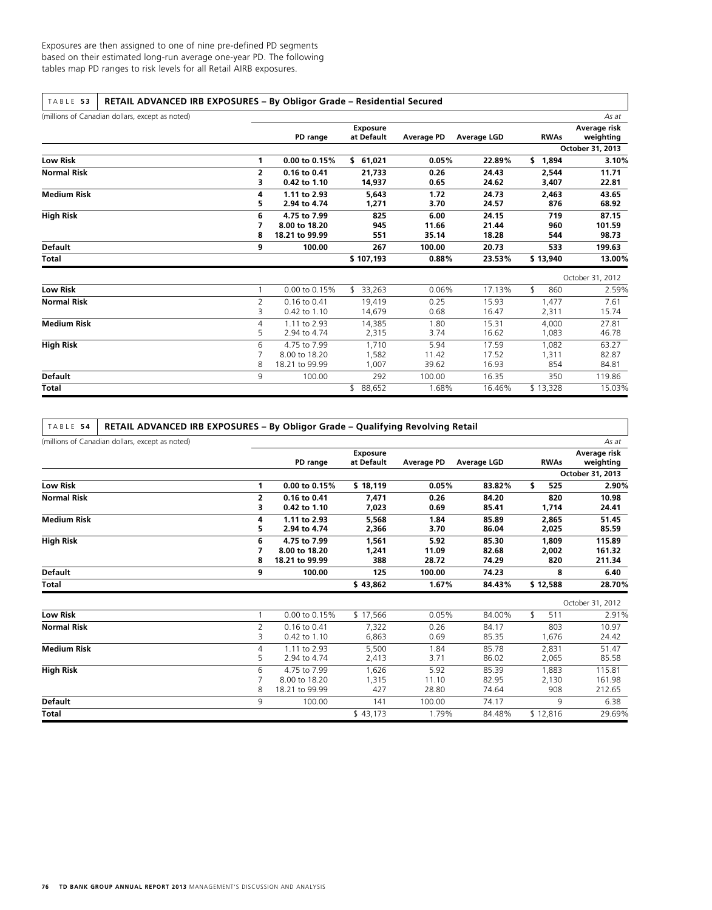Exposures are then assigned to one of nine pre-defined PD segments based on their estimated long-run average one-year PD. The following tables map PD ranges to risk levels for all Retail AIRB exposures.

**TABLE 53 RETAIL ADVANCED IRB EXPOSURES – By Obligor Grade – Residential Secured**

(millions of Canadian dollars, except as noted) *As at*

| | | PD range | Exposure at Default | Average PD | Average LGD | RWAs | Average risk weighting |
|---|---|---|---|---|---|---|---|
| | | | | | | | **October 31, 2013** |
| **Low Risk** | **1** | **0.00 to 0.15%** | **$ 61,021** | **0.05%** | **22.89%** | **$ 1,894** | **3.10%** |
| **Normal Risk** | **2** | **0.16 to 0.41** | **21,733** | **0.26** | **24.43** | **2,544** | **11.71** |
| | **3** | **0.42 to 1.10** | **14,937** | **0.65** | **24.62** | **3,407** | **22.81** |
| **Medium Risk** | **4** | **1.11 to 2.93** | **5,643** | **1.72** | **24.73** | **2,463** | **43.65** |
| | **5** | **2.94 to 4.74** | **1,271** | **3.70** | **24.57** | **876** | **68.92** |
| **High Risk** | **6** | **4.75 to 7.99** | **825** | **6.00** | **24.15** | **719** | **87.15** |
| | **7** | **8.00 to 18.20** | **945** | **11.66** | **21.44** | **960** | **101.59** |
| | **8** | **18.21 to 99.99** | **551** | **35.14** | **18.28** | **544** | **98.73** |
| **Default** | **9** | **100.00** | **267** | **100.00** | **20.73** | **533** | **199.63** |
| **Total** | | | **$ 107,193** | **0.88%** | **23.53%** | **$ 13,940** | **13.00%** |
| | | | | | | | October 31, 2012 |
| **Low Risk** | 1 | 0.00 to 0.15% | $ 33,263 | 0.06% | 17.13% | $ 860 | 2.59% |
| **Normal Risk** | 2 | 0.16 to 0.41 | 19,419 | 0.25 | 15.93 | 1,477 | 7.61 |
| | 3 | 0.42 to 1.10 | 14,679 | 0.68 | 16.47 | 2,311 | 15.74 |
| **Medium Risk** | 4 | 1.11 to 2.93 | 14,385 | 1.80 | 15.31 | 4,000 | 27.81 |
| | 5 | 2.94 to 4.74 | 2,315 | 3.74 | 16.62 | 1,083 | 46.78 |
| **High Risk** | 6 | 4.75 to 7.99 | 1,710 | 5.94 | 17.59 | 1,082 | 63.27 |
| | 7 | 8.00 to 18.20 | 1,582 | 11.42 | 17.52 | 1,311 | 82.87 |
| | 8 | 18.21 to 99.99 | 1,007 | 39.62 | 16.93 | 854 | 84.81 |
| **Default** | 9 | 100.00 | 292 | 100.00 | 16.35 | 350 | 119.86 |
| **Total** | | | $ 88,652 | 1.68% | 16.46% | $ 13,328 | 15.03% |

**TABLE 54 RETAIL ADVANCED IRB EXPOSURES – By Obligor Grade – Qualifying Revolving Retail**

(millions of Canadian dollars, except as noted) *As at*

| | | PD range | Exposure at Default | Average PD | Average LGD | RWAs | Average risk weighting |
|---|---|---|---|---|---|---|---|
| | | | | | | | **October 31, 2013** |
| **Low Risk** | **1** | **0.00 to 0.15%** | **$ 18,119** | **0.05%** | **83.82%** | **$ 525** | **2.90%** |
| **Normal Risk** | **2** | **0.16 to 0.41** | **7,471** | **0.26** | **84.20** | **820** | **10.98** |
| | **3** | **0.42 to 1.10** | **7,023** | **0.69** | **85.41** | **1,714** | **24.41** |
| **Medium Risk** | **4** | **1.11 to 2.93** | **5,568** | **1.84** | **85.89** | **2,865** | **51.45** |
| | **5** | **2.94 to 4.74** | **2,366** | **3.70** | **86.04** | **2,025** | **85.59** |
| **High Risk** | **6** | **4.75 to 7.99** | **1,561** | **5.92** | **85.30** | **1,809** | **115.89** |
| | **7** | **8.00 to 18.20** | **1,241** | **11.09** | **82.68** | **2,002** | **161.32** |
| | **8** | **18.21 to 99.99** | **388** | **28.72** | **74.29** | **820** | **211.34** |
| **Default** | **9** | **100.00** | **125** | **100.00** | **74.23** | **8** | **6.40** |
| **Total** | | | **$ 43,862** | **1.67%** | **84.43%** | **$ 12,588** | **28.70%** |
| | | | | | | | October 31, 2012 |
| **Low Risk** | 1 | 0.00 to 0.15% | $ 17,566 | 0.05% | 84.00% | $ 511 | 2.91% |
| **Normal Risk** | 2 | 0.16 to 0.41 | 7,322 | 0.26 | 84.17 | 803 | 10.97 |
| | 3 | 0.42 to 1.10 | 6,863 | 0.69 | 85.35 | 1,676 | 24.42 |
| **Medium Risk** | 4 | 1.11 to 2.93 | 5,500 | 1.84 | 85.78 | 2,831 | 51.47 |
| | 5 | 2.94 to 4.74 | 2,413 | 3.71 | 86.02 | 2,065 | 85.58 |
| **High Risk** | 6 | 4.75 to 7.99 | 1,626 | 5.92 | 85.39 | 1,883 | 115.81 |
| | 7 | 8.00 to 18.20 | 1,315 | 11.10 | 82.95 | 2,130 | 161.98 |
| | 8 | 18.21 to 99.99 | 427 | 28.80 | 74.64 | 908 | 212.65 |
| **Default** | 9 | 100.00 | 141 | 100.00 | 74.17 | 9 | 6.38 |
| **Total** | | | $ 43,173 | 1.79% | 84.48% | $ 12,816 | 29.69% |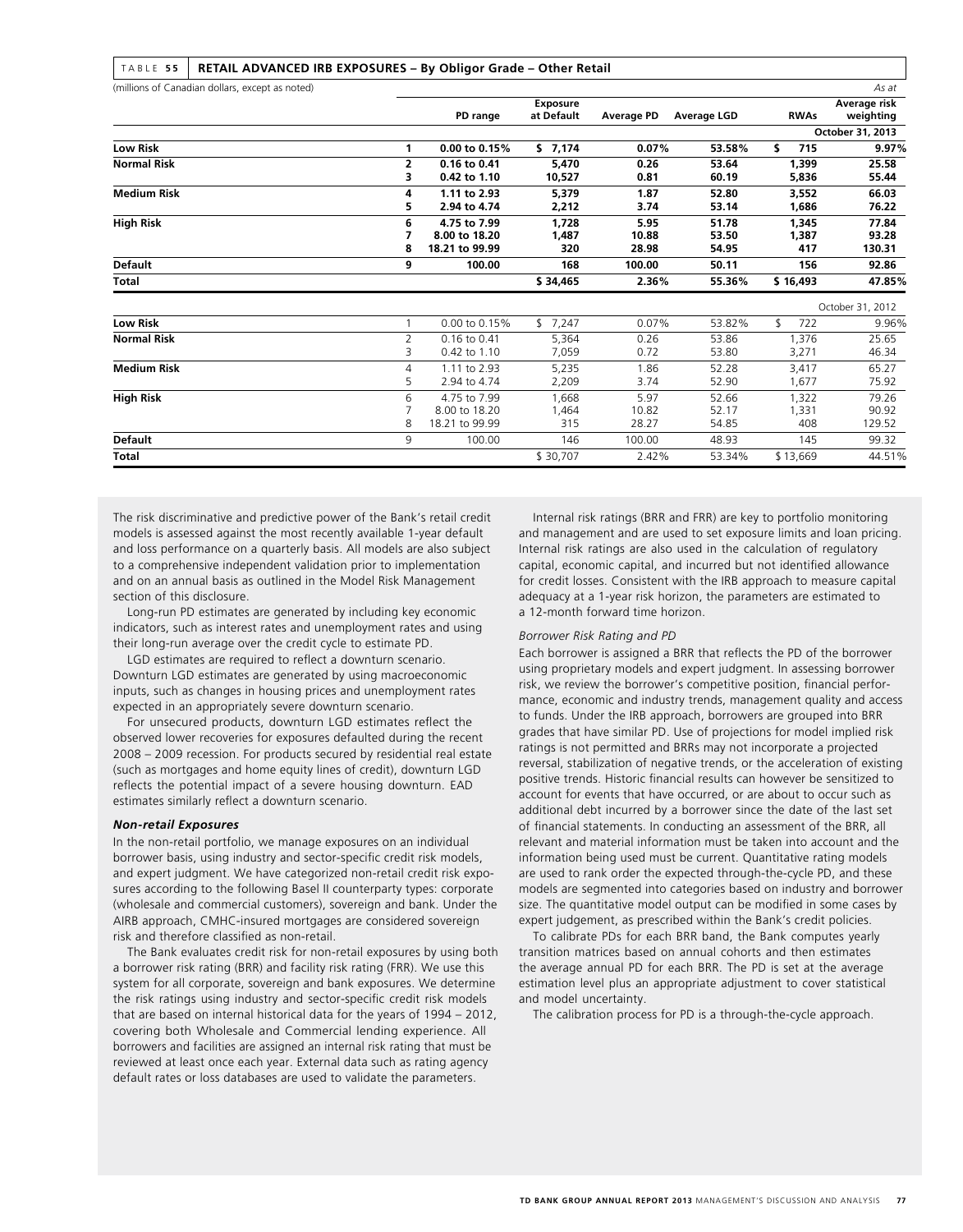**TABLE 55 RETAIL ADVANCED IRB EXPOSURES – By Obligor Grade – Other Retail**

(millions of Canadian dollars, except as noted) *As at*

| | | PD range | Exposure at Default | Average PD | Average LGD | RWAs | Average risk weighting |
|---|---|---|---|---|---|---|---|
| | | | | | | | **October 31, 2013** |
| **Low Risk** | **1** | **0.00 to 0.15%** | **$ 7,174** | **0.07%** | **53.58%** | **$ 715** | **9.97%** |
| **Normal Risk** | **2** | **0.16 to 0.41** | **5,470** | **0.26** | **53.64** | **1,399** | **25.58** |
| | **3** | **0.42 to 1.10** | **10,527** | **0.81** | **60.19** | **5,836** | **55.44** |
| **Medium Risk** | **4** | **1.11 to 2.93** | **5,379** | **1.87** | **52.80** | **3,552** | **66.03** |
| | **5** | **2.94 to 4.74** | **2,212** | **3.74** | **53.14** | **1,686** | **76.22** |
| **High Risk** | **6** | **4.75 to 7.99** | **1,728** | **5.95** | **51.78** | **1,345** | **77.84** |
| | **7** | **8.00 to 18.20** | **1,487** | **10.88** | **53.50** | **1,387** | **93.28** |
| | **8** | **18.21 to 99.99** | **320** | **28.98** | **54.95** | **417** | **130.31** |
| **Default** | **9** | **100.00** | **168** | **100.00** | **50.11** | **156** | **92.86** |
| **Total** | | | **$ 34,465** | **2.36%** | **55.36%** | **$ 16,493** | **47.85%** |
| | | | | | | | October 31, 2012 |
| **Low Risk** | 1 | 0.00 to 0.15% | $ 7,247 | 0.07% | 53.82% | $ 722 | 9.96% |
| **Normal Risk** | 2 | 0.16 to 0.41 | 5,364 | 0.26 | 53.86 | 1,376 | 25.65 |
| | 3 | 0.42 to 1.10 | 7,059 | 0.72 | 53.80 | 3,271 | 46.34 |
| **Medium Risk** | 4 | 1.11 to 2.93 | 5,235 | 1.86 | 52.28 | 3,417 | 65.27 |
| | 5 | 2.94 to 4.74 | 2,209 | 3.74 | 52.90 | 1,677 | 75.92 |
| **High Risk** | 6 | 4.75 to 7.99 | 1,668 | 5.97 | 52.66 | 1,322 | 79.26 |
| | 7 | 8.00 to 18.20 | 1,464 | 10.82 | 52.17 | 1,331 | 90.92 |
| | 8 | 18.21 to 99.99 | 315 | 28.27 | 54.85 | 408 | 129.52 |
| **Default** | 9 | 100.00 | 146 | 100.00 | 48.93 | 145 | 99.32 |
| **Total** | | | $ 30,707 | 2.42% | 53.34% | $ 13,669 | 44.51% |

The risk discriminative and predictive power of the Bank's retail credit models is assessed against the most recently available 1-year default and loss performance on a quarterly basis. All models are also subject to a comprehensive independent validation prior to implementation and on an annual basis as outlined in the Model Risk Management section of this disclosure.

Long-run PD estimates are generated by including key economic indicators, such as interest rates and unemployment rates and using their long-run average over the credit cycle to estimate PD.

LGD estimates are required to reflect a downturn scenario. Downturn LGD estimates are generated by using macroeconomic inputs, such as changes in housing prices and unemployment rates expected in an appropriately severe downturn scenario.

For unsecured products, downturn LGD estimates reflect the observed lower recoveries for exposures defaulted during the recent 2008 – 2009 recession. For products secured by residential real estate (such as mortgages and home equity lines of credit), downturn LGD reflects the potential impact of a severe housing downturn. EAD estimates similarly reflect a downturn scenario.

***Non-retail Exposures***

In the non-retail portfolio, we manage exposures on an individual borrower basis, using industry and sector-specific credit risk models, and expert judgment. We have categorized non-retail credit risk exposures according to the following Basel II counterparty types: corporate (wholesale and commercial customers), sovereign and bank. Under the AIRB approach, CMHC-insured mortgages are considered sovereign risk and therefore classified as non-retail.

The Bank evaluates credit risk for non-retail exposures by using both a borrower risk rating (BRR) and facility risk rating (FRR). We use this system for all corporate, sovereign and bank exposures. We determine the risk ratings using industry and sector-specific credit risk models that are based on internal historical data for the years of 1994 – 2012, covering both Wholesale and Commercial lending experience. All borrowers and facilities are assigned an internal risk rating that must be reviewed at least once each year. External data such as rating agency default rates or loss databases are used to validate the parameters.

Internal risk ratings (BRR and FRR) are key to portfolio monitoring and management and are used to set exposure limits and loan pricing. Internal risk ratings are also used in the calculation of regulatory capital, economic capital, and incurred but not identified allowance for credit losses. Consistent with the IRB approach to measure capital adequacy at a 1-year risk horizon, the parameters are estimated to a 12-month forward time horizon.

*Borrower Risk Rating and PD*

Each borrower is assigned a BRR that reflects the PD of the borrower using proprietary models and expert judgment. In assessing borrower risk, we review the borrower's competitive position, financial performance, economic and industry trends, management quality and access to funds. Under the IRB approach, borrowers are grouped into BRR grades that have similar PD. Use of projections for model implied risk ratings is not permitted and BRRs may not incorporate a projected reversal, stabilization of negative trends, or the acceleration of existing positive trends. Historic financial results can however be sensitized to account for events that have occurred, or are about to occur such as additional debt incurred by a borrower since the date of the last set of financial statements. In conducting an assessment of the BRR, all relevant and material information must be taken into account and the information being used must be current. Quantitative rating models are used to rank order the expected through-the-cycle PD, and these models are segmented into categories based on industry and borrower size. The quantitative model output can be modified in some cases by expert judgement, as prescribed within the Bank's credit policies.

To calibrate PDs for each BRR band, the Bank computes yearly transition matrices based on annual cohorts and then estimates the average annual PD for each BRR. The PD is set at the average estimation level plus an appropriate adjustment to cover statistical and model uncertainty.

The calibration process for PD is a through-the-cycle approach.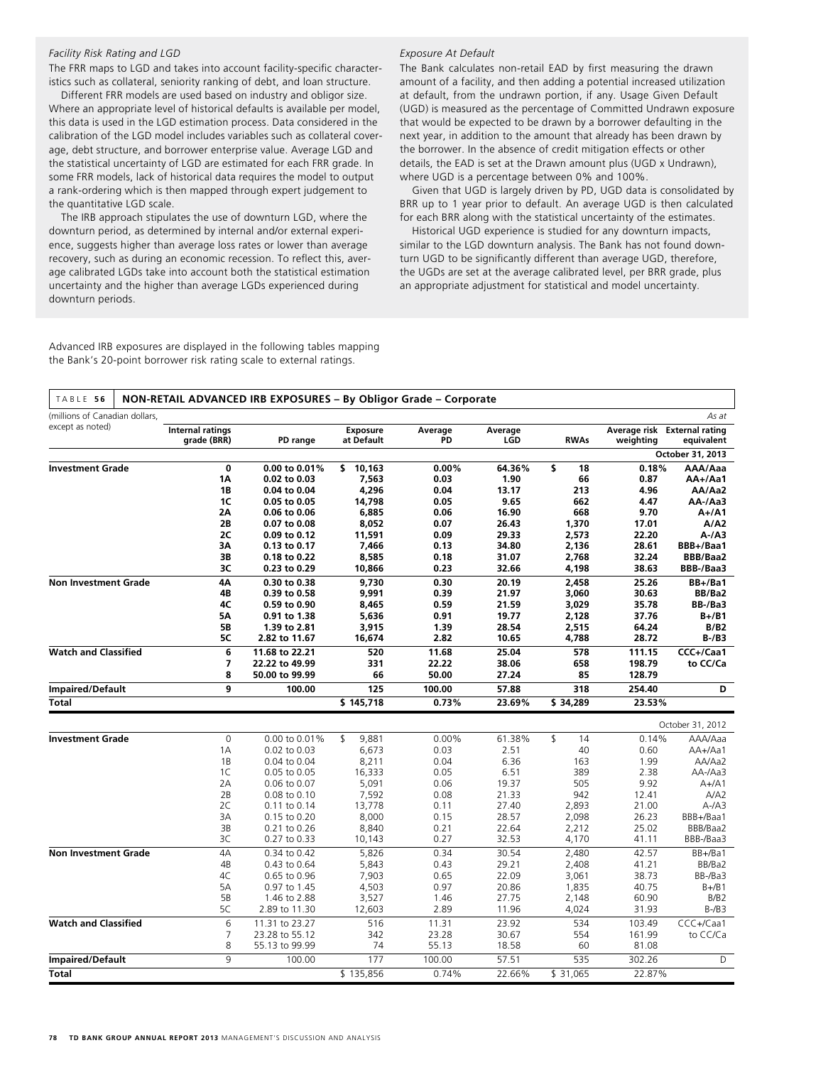*Facility Risk Rating and LGD*

The FRR maps to LGD and takes into account facility-specific characteristics such as collateral, seniority ranking of debt, and loan structure.

Different FRR models are used based on industry and obligor size. Where an appropriate level of historical defaults is available per model, this data is used in the LGD estimation process. Data considered in the calibration of the LGD model includes variables such as collateral coverage, debt structure, and borrower enterprise value. Average LGD and the statistical uncertainty of LGD are estimated for each FRR grade. In some FRR models, lack of historical data requires the model to output a rank-ordering which is then mapped through expert judgement to the quantitative LGD scale.

The IRB approach stipulates the use of downturn LGD, where the downturn period, as determined by internal and/or external experience, suggests higher than average loss rates or lower than average recovery, such as during an economic recession. To reflect this, average calibrated LGDs take into account both the statistical estimation uncertainty and the higher than average LGDs experienced during downturn periods.

*Exposure At Default*

The Bank calculates non-retail EAD by first measuring the drawn amount of a facility, and then adding a potential increased utilization at default, from the undrawn portion, if any. Usage Given Default (UGD) is measured as the percentage of Committed Undrawn exposure that would be expected to be drawn by a borrower defaulting in the next year, in addition to the amount that already has been drawn by the borrower. In the absence of credit mitigation effects or other details, the EAD is set at the Drawn amount plus (UGD x Undrawn), where UGD is a percentage between 0% and 100%.

Given that UGD is largely driven by PD, UGD data is consolidated by BRR up to 1 year prior to default. An average UGD is then calculated for each BRR along with the statistical uncertainty of the estimates.

Historical UGD experience is studied for any downturn impacts, similar to the LGD downturn analysis. The Bank has not found downturn UGD to be significantly different than average UGD, therefore, the UGDs are set at the average calibrated level, per BRR grade, plus an appropriate adjustment for statistical and model uncertainty.

Advanced IRB exposures are displayed in the following tables mapping the Bank's 20-point borrower risk rating scale to external ratings.

**TABLE 56 NON-RETAIL ADVANCED IRB EXPOSURES – By Obligor Grade – Corporate**

(millions of Canadian dollars, except as noted) — As at

| | Internal ratings grade (BRR) | PD range | Exposure at Default | Average PD | Average LGD | RWAs | Average risk weighting | External rating equivalent |
|---|---|---|---|---|---|---|---|---|
| | | | | | | | | **October 31, 2013** |
| **Investment Grade** | **0** | **0.00 to 0.01%** | **$ 10,163** | **0.00%** | **64.36%** | **$ 18** | **0.18%** | **AAA/Aaa** |
| | **1A** | **0.02 to 0.03** | **7,563** | **0.03** | **1.90** | **66** | **0.87** | **AA+/Aa1** |
| | **1B** | **0.04 to 0.04** | **4,296** | **0.04** | **13.17** | **213** | **4.96** | **AA/Aa2** |
| | **1C** | **0.05 to 0.05** | **14,798** | **0.05** | **9.65** | **662** | **4.47** | **AA-/Aa3** |
| | **2A** | **0.06 to 0.06** | **6,885** | **0.06** | **16.90** | **668** | **9.70** | **A+/A1** |
| | **2B** | **0.07 to 0.08** | **8,052** | **0.07** | **26.43** | **1,370** | **17.01** | **A/A2** |
| | **2C** | **0.09 to 0.12** | **11,591** | **0.09** | **29.33** | **2,573** | **22.20** | **A-/A3** |
| | **3A** | **0.13 to 0.17** | **7,466** | **0.13** | **34.80** | **2,136** | **28.61** | **BBB+/Baa1** |
| | **3B** | **0.18 to 0.22** | **8,585** | **0.18** | **31.07** | **2,768** | **32.24** | **BBB/Baa2** |
| | **3C** | **0.23 to 0.29** | **10,866** | **0.23** | **32.66** | **4,198** | **38.63** | **BBB-/Baa3** |
| **Non Investment Grade** | **4A** | **0.30 to 0.38** | **9,730** | **0.30** | **20.19** | **2,458** | **25.26** | **BB+/Ba1** |
| | **4B** | **0.39 to 0.58** | **9,991** | **0.39** | **21.97** | **3,060** | **30.63** | **BB/Ba2** |
| | **4C** | **0.59 to 0.90** | **8,465** | **0.59** | **21.59** | **3,029** | **35.78** | **BB-/Ba3** |
| | **5A** | **0.91 to 1.38** | **5,636** | **0.91** | **19.77** | **2,128** | **37.76** | **B+/B1** |
| | **5B** | **1.39 to 2.81** | **3,915** | **1.39** | **28.54** | **2,515** | **64.24** | **B/B2** |
| | **5C** | **2.82 to 11.67** | **16,674** | **2.82** | **10.65** | **4,788** | **28.72** | **B-/B3** |
| **Watch and Classified** | **6** | **11.68 to 22.21** | **520** | **11.68** | **25.04** | **578** | **111.15** | **CCC+/Caa1** |
| | **7** | **22.22 to 49.99** | **331** | **22.22** | **38.06** | **658** | **198.79** | **to CC/Ca** |
| | **8** | **50.00 to 99.99** | **66** | **50.00** | **27.24** | **85** | **128.79** | |
| **Impaired/Default** | **9** | **100.00** | **125** | **100.00** | **57.88** | **318** | **254.40** | **D** |
| **Total** | | | **$ 145,718** | **0.73%** | **23.69%** | **$ 34,289** | **23.53%** | |
| | | | | | | | | October 31, 2012 |
| **Investment Grade** | 0 | 0.00 to 0.01% | $ 9,881 | 0.00% | 61.38% | $ 14 | 0.14% | AAA/Aaa |
| | 1A | 0.02 to 0.03 | 6,673 | 0.03 | 2.51 | 40 | 0.60 | AA+/Aa1 |
| | 1B | 0.04 to 0.04 | 8,211 | 0.04 | 6.36 | 163 | 1.99 | AA/Aa2 |
| | 1C | 0.05 to 0.05 | 16,333 | 0.05 | 6.51 | 389 | 2.38 | AA-/Aa3 |
| | 2A | 0.06 to 0.07 | 5,091 | 0.06 | 19.37 | 505 | 9.92 | A+/A1 |
| | 2B | 0.08 to 0.10 | 7,592 | 0.08 | 21.33 | 942 | 12.41 | A/A2 |
| | 2C | 0.11 to 0.14 | 13,778 | 0.11 | 27.40 | 2,893 | 21.00 | A-/A3 |
| | 3A | 0.15 to 0.20 | 8,000 | 0.15 | 28.57 | 2,098 | 26.23 | BBB+/Baa1 |
| | 3B | 0.21 to 0.26 | 8,840 | 0.21 | 22.64 | 2,212 | 25.02 | BBB/Baa2 |
| | 3C | 0.27 to 0.33 | 10,143 | 0.27 | 32.53 | 4,170 | 41.11 | BBB-/Baa3 |
| **Non Investment Grade** | 4A | 0.34 to 0.42 | 5,826 | 0.34 | 30.54 | 2,480 | 42.57 | BB+/Ba1 |
| | 4B | 0.43 to 0.64 | 5,843 | 0.43 | 29.21 | 2,408 | 41.21 | BB/Ba2 |
| | 4C | 0.65 to 0.96 | 7,903 | 0.65 | 22.09 | 3,061 | 38.73 | BB-/Ba3 |
| | 5A | 0.97 to 1.45 | 4,503 | 0.97 | 20.86 | 1,835 | 40.75 | B+/B1 |
| | 5B | 1.46 to 2.88 | 3,527 | 1.46 | 27.75 | 2,148 | 60.90 | B/B2 |
| | 5C | 2.89 to 11.30 | 12,603 | 2.89 | 11.96 | 4,024 | 31.93 | B-/B3 |
| **Watch and Classified** | 6 | 11.31 to 23.27 | 516 | 11.31 | 23.92 | 534 | 103.49 | CCC+/Caa1 |
| | 7 | 23.28 to 55.12 | 342 | 23.28 | 30.67 | 554 | 161.99 | to CC/Ca |
| | 8 | 55.13 to 99.99 | 74 | 55.13 | 18.58 | 60 | 81.08 | |
| **Impaired/Default** | 9 | 100.00 | 177 | 100.00 | 57.51 | 535 | 302.26 | D |
| **Total** | | | $ 135,856 | 0.74% | 22.66% | $ 31,065 | 22.87% | |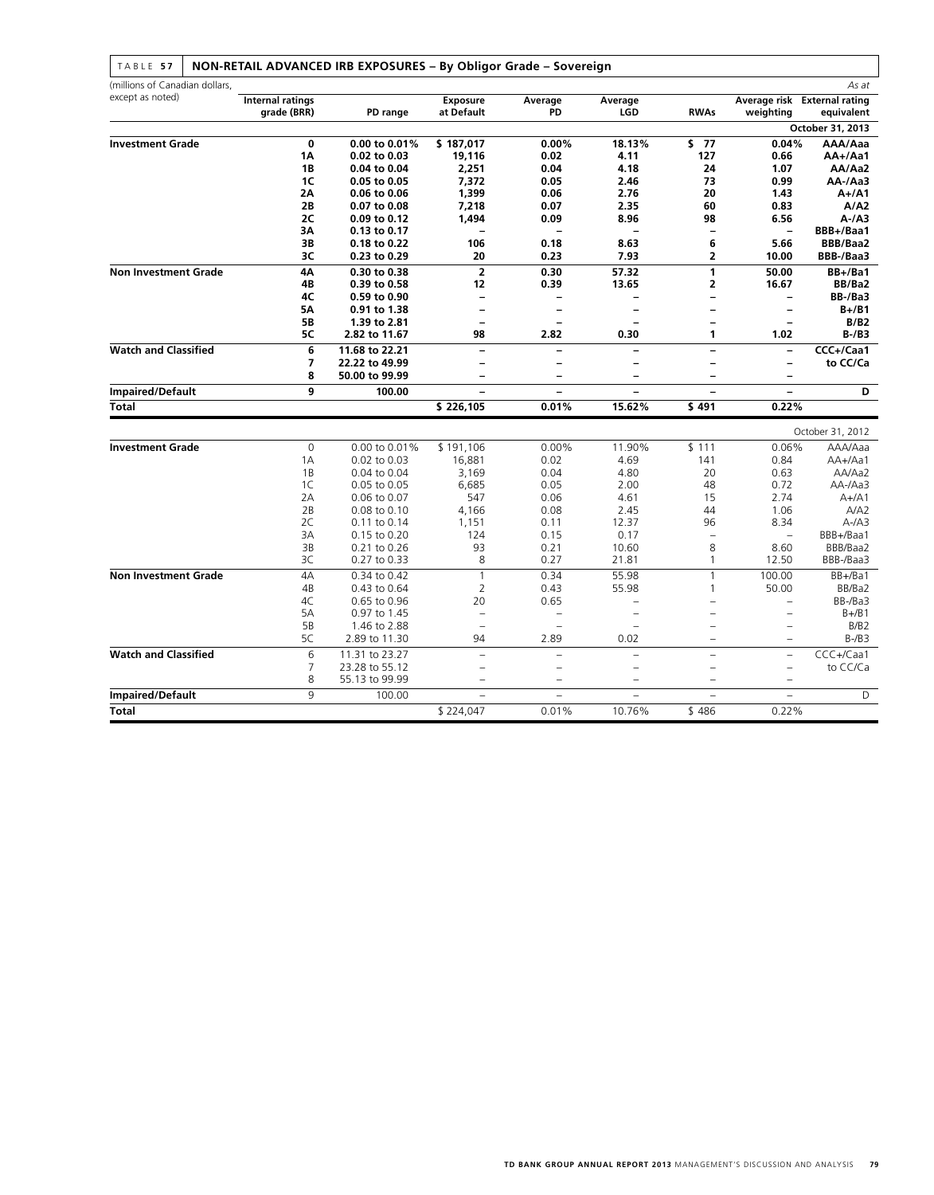TABLE 57 NON-RETAIL ADVANCED IRB EXPOSURES – By Obligor Grade – Sovereign

| (millions of Canadian dollars, except as noted) | Internal ratings grade (BRR) | PD range | Exposure at Default | Average PD | Average LGD | RWAs | Average risk weighting | External rating equivalent |
|---|---|---|---|---|---|---|---|---|
| | | | | | | | | As at |
| | | | | | | | | **October 31, 2013** |
| **Investment Grade** | **0** | **0.00 to 0.01%** | **$ 187,017** | **0.00%** | **18.13%** | **$ 77** | **0.04%** | **AAA/Aaa** |
| | **1A** | **0.02 to 0.03** | **19,116** | **0.02** | **4.11** | **127** | **0.66** | **AA+/Aa1** |
| | **1B** | **0.04 to 0.04** | **2,251** | **0.04** | **4.18** | **24** | **1.07** | **AA/Aa2** |
| | **1C** | **0.05 to 0.05** | **7,372** | **0.05** | **2.46** | **73** | **0.99** | **AA-/Aa3** |
| | **2A** | **0.06 to 0.06** | **1,399** | **0.06** | **2.76** | **20** | **1.43** | **A+/A1** |
| | **2B** | **0.07 to 0.08** | **7,218** | **0.07** | **2.35** | **60** | **0.83** | **A/A2** |
| | **2C** | **0.09 to 0.12** | **1,494** | **0.09** | **8.96** | **98** | **6.56** | **A-/A3** |
| | **3A** | **0.13 to 0.17** | **–** | **–** | **–** | **–** | **–** | **BBB+/Baa1** |
| | **3B** | **0.18 to 0.22** | **106** | **0.18** | **8.63** | **6** | **5.66** | **BBB/Baa2** |
| | **3C** | **0.23 to 0.29** | **20** | **0.23** | **7.93** | **2** | **10.00** | **BBB-/Baa3** |
| **Non Investment Grade** | **4A** | **0.30 to 0.38** | **2** | **0.30** | **57.32** | **1** | **50.00** | **BB+/Ba1** |
| | **4B** | **0.39 to 0.58** | **12** | **0.39** | **13.65** | **2** | **16.67** | **BB/Ba2** |
| | **4C** | **0.59 to 0.90** | **–** | **–** | **–** | **–** | **–** | **BB-/Ba3** |
| | **5A** | **0.91 to 1.38** | **–** | **–** | **–** | **–** | **–** | **B+/B1** |
| | **5B** | **1.39 to 2.81** | **–** | **–** | **–** | **–** | **–** | **B/B2** |
| | **5C** | **2.82 to 11.67** | **98** | **2.82** | **0.30** | **1** | **1.02** | **B-/B3** |
| **Watch and Classified** | **6** | **11.68 to 22.21** | **–** | **–** | **–** | **–** | **–** | **CCC+/Caa1** |
| | **7** | **22.22 to 49.99** | **–** | **–** | **–** | **–** | **–** | **to CC/Ca** |
| | **8** | **50.00 to 99.99** | **–** | **–** | **–** | **–** | **–** | |
| **Impaired/Default** | **9** | **100.00** | **–** | **–** | **–** | **–** | **–** | **D** |
| **Total** | | | **$ 226,105** | **0.01%** | **15.62%** | **$ 491** | **0.22%** | |
| | | | | | | | | October 31, 2012 |
| **Investment Grade** | 0 | 0.00 to 0.01% | $ 191,106 | 0.00% | 11.90% | $ 111 | 0.06% | AAA/Aaa |
| | 1A | 0.02 to 0.03 | 16,881 | 0.02 | 4.69 | 141 | 0.84 | AA+/Aa1 |
| | 1B | 0.04 to 0.04 | 3,169 | 0.04 | 4.80 | 20 | 0.63 | AA/Aa2 |
| | 1C | 0.05 to 0.05 | 6,685 | 0.05 | 2.00 | 48 | 0.72 | AA-/Aa3 |
| | 2A | 0.06 to 0.07 | 547 | 0.06 | 4.61 | 15 | 2.74 | A+/A1 |
| | 2B | 0.08 to 0.10 | 4,166 | 0.08 | 2.45 | 44 | 1.06 | A/A2 |
| | 2C | 0.11 to 0.14 | 1,151 | 0.11 | 12.37 | 96 | 8.34 | A-/A3 |
| | 3A | 0.15 to 0.20 | 124 | 0.15 | 0.17 | – | – | BBB+/Baa1 |
| | 3B | 0.21 to 0.26 | 93 | 0.21 | 10.60 | 8 | 8.60 | BBB/Baa2 |
| | 3C | 0.27 to 0.33 | 8 | 0.27 | 21.81 | 1 | 12.50 | BBB-/Baa3 |
| **Non Investment Grade** | 4A | 0.34 to 0.42 | 1 | 0.34 | 55.98 | 1 | 100.00 | BB+/Ba1 |
| | 4B | 0.43 to 0.64 | 2 | 0.43 | 55.98 | 1 | 50.00 | BB/Ba2 |
| | 4C | 0.65 to 0.96 | 20 | 0.65 | – | – | – | BB-/Ba3 |
| | 5A | 0.97 to 1.45 | – | – | – | – | – | B+/B1 |
| | 5B | 1.46 to 2.88 | – | – | – | – | – | B/B2 |
| | 5C | 2.89 to 11.30 | 94 | 2.89 | 0.02 | – | – | B-/B3 |
| **Watch and Classified** | 6 | 11.31 to 23.27 | – | – | – | – | – | CCC+/Caa1 |
| | 7 | 23.28 to 55.12 | – | – | – | – | – | to CC/Ca |
| | 8 | 55.13 to 99.99 | – | – | – | – | – | |
| **Impaired/Default** | 9 | 100.00 | – | – | – | – | – | D |
| **Total** | | | $ 224,047 | 0.01% | 10.76% | $ 486 | 0.22% | |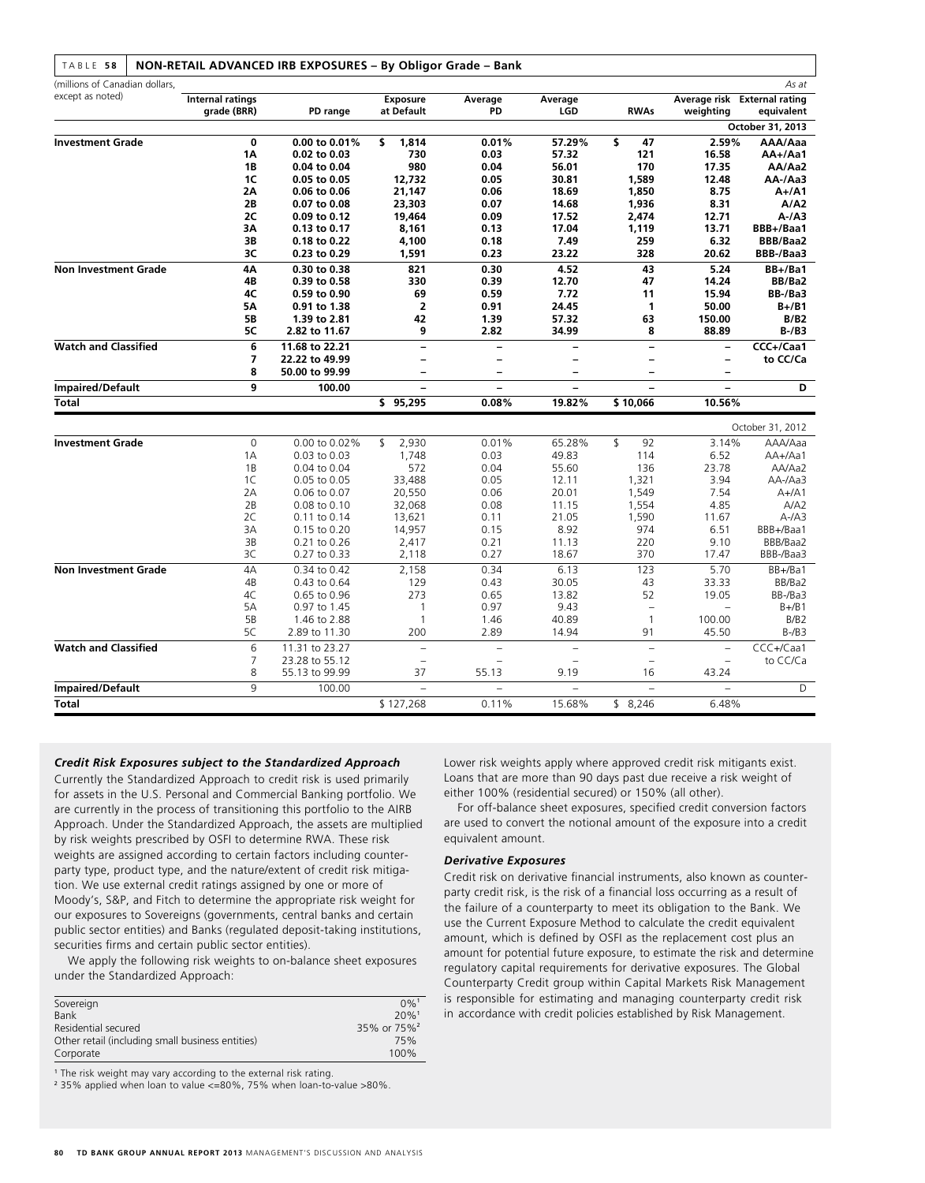TABLE 58 **NON-RETAIL ADVANCED IRB EXPOSURES – By Obligor Grade – Bank**

| (millions of Canadian dollars, except as noted) | Internal ratings grade (BRR) | PD range | Exposure at Default | Average PD | Average LGD | RWAs | Average risk weighting | External rating equivalent |
|---|---|---|---|---|---|---|---|---|
| | | | | | | | | **As at October 31, 2013** |
| **Investment Grade** | 0 | 0.00 to 0.01% | $ 1,814 | 0.01% | 57.29% | $ 47 | 2.59% | AAA/Aaa |
| | 1A | 0.02 to 0.03 | 730 | 0.03 | 57.32 | 121 | 16.58 | AA+/Aa1 |
| | 1B | 0.04 to 0.04 | 980 | 0.04 | 56.01 | 170 | 17.35 | AA/Aa2 |
| | 1C | 0.05 to 0.05 | 12,732 | 0.05 | 30.81 | 1,589 | 12.48 | AA-/Aa3 |
| | 2A | 0.06 to 0.06 | 21,147 | 0.06 | 18.69 | 1,850 | 8.75 | A+/A1 |
| | 2B | 0.07 to 0.08 | 23,303 | 0.07 | 14.68 | 1,936 | 8.31 | A/A2 |
| | 2C | 0.09 to 0.12 | 19,464 | 0.09 | 17.52 | 2,474 | 12.71 | A-/A3 |
| | 3A | 0.13 to 0.17 | 8,161 | 0.13 | 17.04 | 1,119 | 13.71 | BBB+/Baa1 |
| | 3B | 0.18 to 0.22 | 4,100 | 0.18 | 7.49 | 259 | 6.32 | BBB/Baa2 |
| | 3C | 0.23 to 0.29 | 1,591 | 0.23 | 23.22 | 328 | 20.62 | BBB-/Baa3 |
| **Non Investment Grade** | 4A | 0.30 to 0.38 | 821 | 0.30 | 4.52 | 43 | 5.24 | BB+/Ba1 |
| | 4B | 0.39 to 0.58 | 330 | 0.39 | 12.70 | 47 | 14.24 | BB/Ba2 |
| | 4C | 0.59 to 0.90 | 69 | 0.59 | 7.72 | 11 | 15.94 | BB-/Ba3 |
| | 5A | 0.91 to 1.38 | 2 | 0.91 | 24.45 | 1 | 50.00 | B+/B1 |
| | 5B | 1.39 to 2.81 | 42 | 1.39 | 57.32 | 63 | 150.00 | B/B2 |
| | 5C | 2.82 to 11.67 | 9 | 2.82 | 34.99 | 8 | 88.89 | B-/B3 |
| **Watch and Classified** | 6 | 11.68 to 22.21 | – | – | – | – | – | CCC+/Caa1 |
| | 7 | 22.22 to 49.99 | – | – | – | – | – | to CC/Ca |
| | 8 | 50.00 to 99.99 | – | – | – | – | – | |
| **Impaired/Default** | 9 | 100.00 | – | – | – | – | – | D |
| **Total** | | | $ 95,295 | 0.08% | 19.82% | $ 10,066 | 10.56% | |
| | | | | | | | | October 31, 2012 |
| **Investment Grade** | 0 | 0.00 to 0.02% | $ 2,930 | 0.01% | 65.28% | $ 92 | 3.14% | AAA/Aaa |
| | 1A | 0.03 to 0.03 | 1,748 | 0.03 | 49.83 | 114 | 6.52 | AA+/Aa1 |
| | 1B | 0.04 to 0.04 | 572 | 0.04 | 55.60 | 136 | 23.78 | AA/Aa2 |
| | 1C | 0.05 to 0.05 | 33,488 | 0.05 | 12.11 | 1,321 | 3.94 | AA-/Aa3 |
| | 2A | 0.06 to 0.07 | 20,550 | 0.06 | 20.01 | 1,549 | 7.54 | A+/A1 |
| | 2B | 0.08 to 0.10 | 32,068 | 0.08 | 11.15 | 1,554 | 4.85 | A/A2 |
| | 2C | 0.11 to 0.14 | 13,621 | 0.11 | 21.05 | 1,590 | 11.67 | A-/A3 |
| | 3A | 0.15 to 0.20 | 14,957 | 0.15 | 8.92 | 974 | 6.51 | BBB+/Baa1 |
| | 3B | 0.21 to 0.26 | 2,417 | 0.21 | 11.13 | 220 | 9.10 | BBB/Baa2 |
| | 3C | 0.27 to 0.33 | 2,118 | 0.27 | 18.67 | 370 | 17.47 | BBB-/Baa3 |
| **Non Investment Grade** | 4A | 0.34 to 0.42 | 2,158 | 0.34 | 6.13 | 123 | 5.70 | BB+/Ba1 |
| | 4B | 0.43 to 0.64 | 129 | 0.43 | 30.05 | 43 | 33.33 | BB/Ba2 |
| | 4C | 0.65 to 0.96 | 273 | 0.65 | 13.82 | 52 | 19.05 | BB-/Ba3 |
| | 5A | 0.97 to 1.45 | 1 | 0.97 | 9.43 | – | – | B+/B1 |
| | 5B | 1.46 to 2.88 | 1 | 1.46 | 40.89 | 1 | 100.00 | B/B2 |
| | 5C | 2.89 to 11.30 | 200 | 2.89 | 14.94 | 91 | 45.50 | B-/B3 |
| **Watch and Classified** | 6 | 11.31 to 23.27 | – | – | – | – | – | CCC+/Caa1 |
| | 7 | 23.28 to 55.12 | – | – | – | – | – | to CC/Ca |
| | 8 | 55.13 to 99.99 | 37 | 55.13 | 9.19 | 16 | 43.24 | |
| **Impaired/Default** | 9 | 100.00 | – | – | – | – | – | D |
| **Total** | | | $ 127,268 | 0.11% | 15.68% | $ 8,246 | 6.48% | |

### *Credit Risk Exposures subject to the Standardized Approach*

Currently the Standardized Approach to credit risk is used primarily for assets in the U.S. Personal and Commercial Banking portfolio. We are currently in the process of transitioning this portfolio to the AIRB Approach. Under the Standardized Approach, the assets are multiplied by risk weights prescribed by OSFI to determine RWA. These risk weights are assigned according to certain factors including counterparty type, product type, and the nature/extent of credit risk mitigation. We use external credit ratings assigned by one or more of Moody's, S&P, and Fitch to determine the appropriate risk weight for our exposures to Sovereigns (governments, central banks and certain public sector entities) and Banks (regulated deposit-taking institutions, securities firms and certain public sector entities).

We apply the following risk weights to on-balance sheet exposures under the Standardized Approach:

| | |
|---|---|
| Sovereign | 0%[1] |
| Bank | 20%[1] |
| Residential secured | 35% or 75%[2] |
| Other retail (including small business entities) | 75% |
| Corporate | 100% |

[1] The risk weight may vary according to the external risk rating.

[2] 35% applied when loan to value <=80%, 75% when loan-to-value >80%.

Lower risk weights apply where approved credit risk mitigants exist. Loans that are more than 90 days past due receive a risk weight of either 100% (residential secured) or 150% (all other).

For off-balance sheet exposures, specified credit conversion factors are used to convert the notional amount of the exposure into a credit equivalent amount.

### *Derivative Exposures*

Credit risk on derivative financial instruments, also known as counterparty credit risk, is the risk of a financial loss occurring as a result of the failure of a counterparty to meet its obligation to the Bank. We use the Current Exposure Method to calculate the credit equivalent amount, which is defined by OSFI as the replacement cost plus an amount for potential future exposure, to estimate the risk and determine regulatory capital requirements for derivative exposures. The Global Counterparty Credit group within Capital Markets Risk Management is responsible for estimating and managing counterparty credit risk in accordance with credit policies established by Risk Management.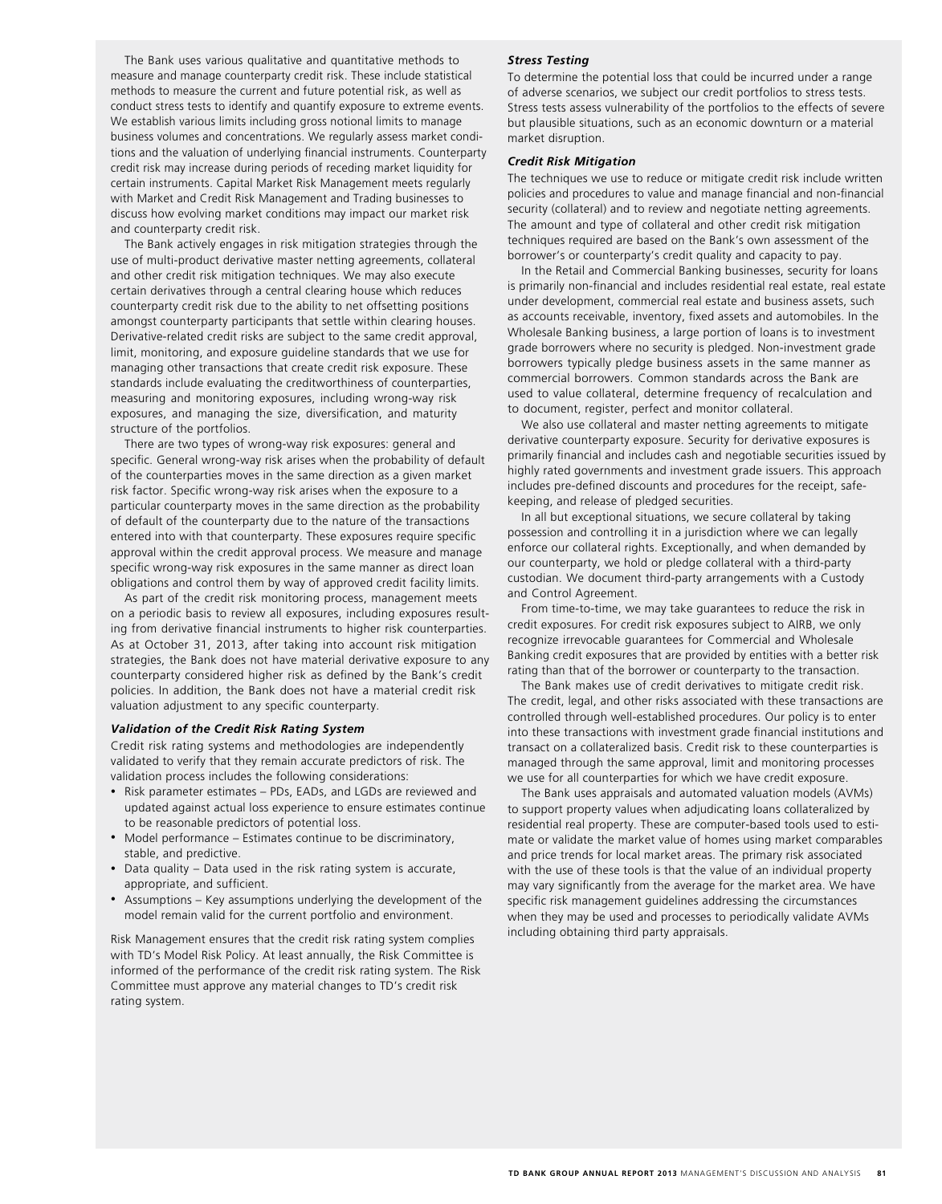The Bank uses various qualitative and quantitative methods to measure and manage counterparty credit risk. These include statistical methods to measure the current and future potential risk, as well as conduct stress tests to identify and quantify exposure to extreme events. We establish various limits including gross notional limits to manage business volumes and concentrations. We regularly assess market conditions and the valuation of underlying financial instruments. Counterparty credit risk may increase during periods of receding market liquidity for certain instruments. Capital Market Risk Management meets regularly with Market and Credit Risk Management and Trading businesses to discuss how evolving market conditions may impact our market risk and counterparty credit risk.

The Bank actively engages in risk mitigation strategies through the use of multi-product derivative master netting agreements, collateral and other credit risk mitigation techniques. We may also execute certain derivatives through a central clearing house which reduces counterparty credit risk due to the ability to net offsetting positions amongst counterparty participants that settle within clearing houses. Derivative-related credit risks are subject to the same credit approval, limit, monitoring, and exposure guideline standards that we use for managing other transactions that create credit risk exposure. These standards include evaluating the creditworthiness of counterparties, measuring and monitoring exposures, including wrong-way risk exposures, and managing the size, diversification, and maturity structure of the portfolios.

There are two types of wrong-way risk exposures: general and specific. General wrong-way risk arises when the probability of default of the counterparties moves in the same direction as a given market risk factor. Specific wrong-way risk arises when the exposure to a particular counterparty moves in the same direction as the probability of default of the counterparty due to the nature of the transactions entered into with that counterparty. These exposures require specific approval within the credit approval process. We measure and manage specific wrong-way risk exposures in the same manner as direct loan obligations and control them by way of approved credit facility limits.

As part of the credit risk monitoring process, management meets on a periodic basis to review all exposures, including exposures resulting from derivative financial instruments to higher risk counterparties. As at October 31, 2013, after taking into account risk mitigation strategies, the Bank does not have material derivative exposure to any counterparty considered higher risk as defined by the Bank's credit policies. In addition, the Bank does not have a material credit risk valuation adjustment to any specific counterparty.

### *Validation of the Credit Risk Rating System*

Credit risk rating systems and methodologies are independently validated to verify that they remain accurate predictors of risk. The validation process includes the following considerations:

- Risk parameter estimates – PDs, EADs, and LGDs are reviewed and updated against actual loss experience to ensure estimates continue to be reasonable predictors of potential loss.
- Model performance – Estimates continue to be discriminatory, stable, and predictive.
- Data quality – Data used in the risk rating system is accurate, appropriate, and sufficient.
- Assumptions – Key assumptions underlying the development of the model remain valid for the current portfolio and environment.

Risk Management ensures that the credit risk rating system complies with TD's Model Risk Policy. At least annually, the Risk Committee is informed of the performance of the credit risk rating system. The Risk Committee must approve any material changes to TD's credit risk rating system.

### *Stress Testing*

To determine the potential loss that could be incurred under a range of adverse scenarios, we subject our credit portfolios to stress tests. Stress tests assess vulnerability of the portfolios to the effects of severe but plausible situations, such as an economic downturn or a material market disruption.

### *Credit Risk Mitigation*

The techniques we use to reduce or mitigate credit risk include written policies and procedures to value and manage financial and non-financial security (collateral) and to review and negotiate netting agreements. The amount and type of collateral and other credit risk mitigation techniques required are based on the Bank's own assessment of the borrower's or counterparty's credit quality and capacity to pay.

In the Retail and Commercial Banking businesses, security for loans is primarily non-financial and includes residential real estate, real estate under development, commercial real estate and business assets, such as accounts receivable, inventory, fixed assets and automobiles. In the Wholesale Banking business, a large portion of loans is to investment grade borrowers where no security is pledged. Non-investment grade borrowers typically pledge business assets in the same manner as commercial borrowers. Common standards across the Bank are used to value collateral, determine frequency of recalculation and to document, register, perfect and monitor collateral.

We also use collateral and master netting agreements to mitigate derivative counterparty exposure. Security for derivative exposures is primarily financial and includes cash and negotiable securities issued by highly rated governments and investment grade issuers. This approach includes pre-defined discounts and procedures for the receipt, safekeeping, and release of pledged securities.

In all but exceptional situations, we secure collateral by taking possession and controlling it in a jurisdiction where we can legally enforce our collateral rights. Exceptionally, and when demanded by our counterparty, we hold or pledge collateral with a third-party custodian. We document third-party arrangements with a Custody and Control Agreement.

From time-to-time, we may take guarantees to reduce the risk in credit exposures. For credit risk exposures subject to AIRB, we only recognize irrevocable guarantees for Commercial and Wholesale Banking credit exposures that are provided by entities with a better risk rating than that of the borrower or counterparty to the transaction.

The Bank makes use of credit derivatives to mitigate credit risk. The credit, legal, and other risks associated with these transactions are controlled through well-established procedures. Our policy is to enter into these transactions with investment grade financial institutions and transact on a collateralized basis. Credit risk to these counterparties is managed through the same approval, limit and monitoring processes we use for all counterparties for which we have credit exposure.

The Bank uses appraisals and automated valuation models (AVMs) to support property values when adjudicating loans collateralized by residential real property. These are computer-based tools used to estimate or validate the market value of homes using market comparables and price trends for local market areas. The primary risk associated with the use of these tools is that the value of an individual property may vary significantly from the average for the market area. We have specific risk management guidelines addressing the circumstances when they may be used and processes to periodically validate AVMs including obtaining third party appraisals.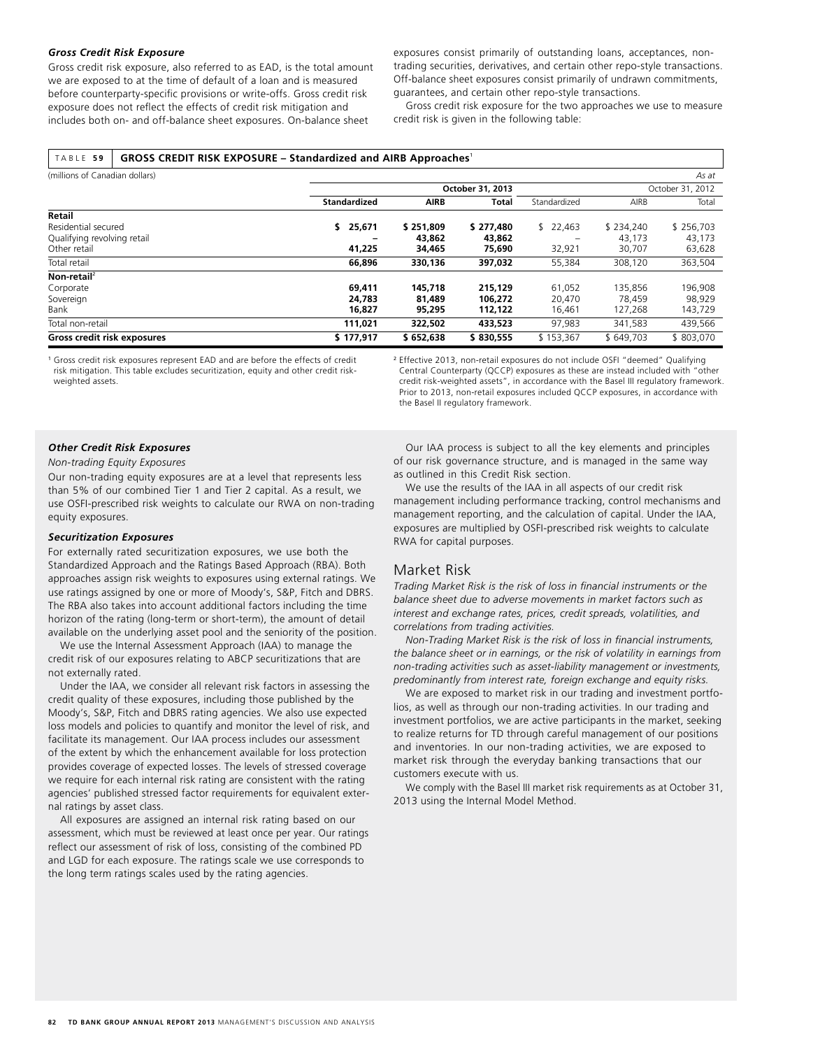### Gross Credit Risk Exposure

Gross credit risk exposure, also referred to as EAD, is the total amount we are exposed to at the time of default of a loan and is measured before counterparty-specific provisions or write-offs. Gross credit risk exposure does not reflect the effects of credit risk mitigation and includes both on- and off-balance sheet exposures. On-balance sheet exposures consist primarily of outstanding loans, acceptances, non-trading securities, derivatives, and certain other repo-style transactions. Off-balance sheet exposures consist primarily of undrawn commitments, guarantees, and certain other repo-style transactions.

Gross credit risk exposure for the two approaches we use to measure credit risk is given in the following table:

**TABLE 59 GROSS CREDIT RISK EXPOSURE – Standardized and AIRB Approaches[1]**

| (millions of Canadian dollars) | | | | | | *As at* |
|---|---|---|---|---|---|---|
| | **October 31, 2013** | | | October 31, 2012 | | |
| | **Standardized** | **AIRB** | **Total** | Standardized | AIRB | Total |
| **Retail** | | | | | | |
| Residential secured | **$ 25,671** | **$ 251,809** | **$ 277,480** | $ 22,463 | $ 234,240 | $ 256,703 |
| Qualifying revolving retail | **–** | **43,862** | **43,862** | – | 43,173 | 43,173 |
| Other retail | **41,225** | **34,465** | **75,690** | 32,921 | 30,707 | 63,628 |
| Total retail | **66,896** | **330,136** | **397,032** | 55,384 | 308,120 | 363,504 |
| **Non-retail[2]** | | | | | | |
| Corporate | **69,411** | **145,718** | **215,129** | 61,052 | 135,856 | 196,908 |
| Sovereign | **24,783** | **81,489** | **106,272** | 20,470 | 78,459 | 98,929 |
| Bank | **16,827** | **95,295** | **112,122** | 16,461 | 127,268 | 143,729 |
| Total non-retail | **111,021** | **322,502** | **433,523** | 97,983 | 341,583 | 439,566 |
| **Gross credit risk exposures** | **$ 177,917** | **$ 652,638** | **$ 830,555** | $ 153,367 | $ 649,703 | $ 803,070 |

[1] Gross credit risk exposures represent EAD and are before the effects of credit risk mitigation. This table excludes securitization, equity and other credit risk-weighted assets.

[2] Effective 2013, non-retail exposures do not include OSFI "deemed" Qualifying Central Counterparty (QCCP) exposures as these are instead included with "other credit risk-weighted assets", in accordance with the Basel III regulatory framework. Prior to 2013, non-retail exposures included QCCP exposures, in accordance with the Basel II regulatory framework.

### Other Credit Risk Exposures

*Non-trading Equity Exposures*

Our non-trading equity exposures are at a level that represents less than 5% of our combined Tier 1 and Tier 2 capital. As a result, we use OSFI-prescribed risk weights to calculate our RWA on non-trading equity exposures.

### Securitization Exposures

For externally rated securitization exposures, we use both the Standardized Approach and the Ratings Based Approach (RBA). Both approaches assign risk weights to exposures using external ratings. We use ratings assigned by one or more of Moody's, S&P, Fitch and DBRS. The RBA also takes into account additional factors including the time horizon of the rating (long-term or short-term), the amount of detail available on the underlying asset pool and the seniority of the position.

We use the Internal Assessment Approach (IAA) to manage the credit risk of our exposures relating to ABCP securitizations that are not externally rated.

Under the IAA, we consider all relevant risk factors in assessing the credit quality of these exposures, including those published by the Moody's, S&P, Fitch and DBRS rating agencies. We also use expected loss models and policies to quantify and monitor the level of risk, and facilitate its management. Our IAA process includes our assessment of the extent by which the enhancement available for loss protection provides coverage of expected losses. The levels of stressed coverage we require for each internal risk rating are consistent with the rating agencies' published stressed factor requirements for equivalent external ratings by asset class.

All exposures are assigned an internal risk rating based on our assessment, which must be reviewed at least once per year. Our ratings reflect our assessment of risk of loss, consisting of the combined PD and LGD for each exposure. The ratings scale we use corresponds to the long term ratings scales used by the rating agencies.

Our IAA process is subject to all the key elements and principles of our risk governance structure, and is managed in the same way as outlined in this Credit Risk section.

We use the results of the IAA in all aspects of our credit risk management including performance tracking, control mechanisms and management reporting, and the calculation of capital. Under the IAA, exposures are multiplied by OSFI-prescribed risk weights to calculate RWA for capital purposes.

## Market Risk

*Trading Market Risk is the risk of loss in financial instruments or the balance sheet due to adverse movements in market factors such as interest and exchange rates, prices, credit spreads, volatilities, and correlations from trading activities.*

*Non-Trading Market Risk is the risk of loss in financial instruments, the balance sheet or in earnings, or the risk of volatility in earnings from non-trading activities such as asset-liability management or investments, predominantly from interest rate, foreign exchange and equity risks.*

We are exposed to market risk in our trading and investment portfolios, as well as through our non-trading activities. In our trading and investment portfolios, we are active participants in the market, seeking to realize returns for TD through careful management of our positions and inventories. In our non-trading activities, we are exposed to market risk through the everyday banking transactions that our customers execute with us.

We comply with the Basel III market risk requirements as at October 31, 2013 using the Internal Model Method.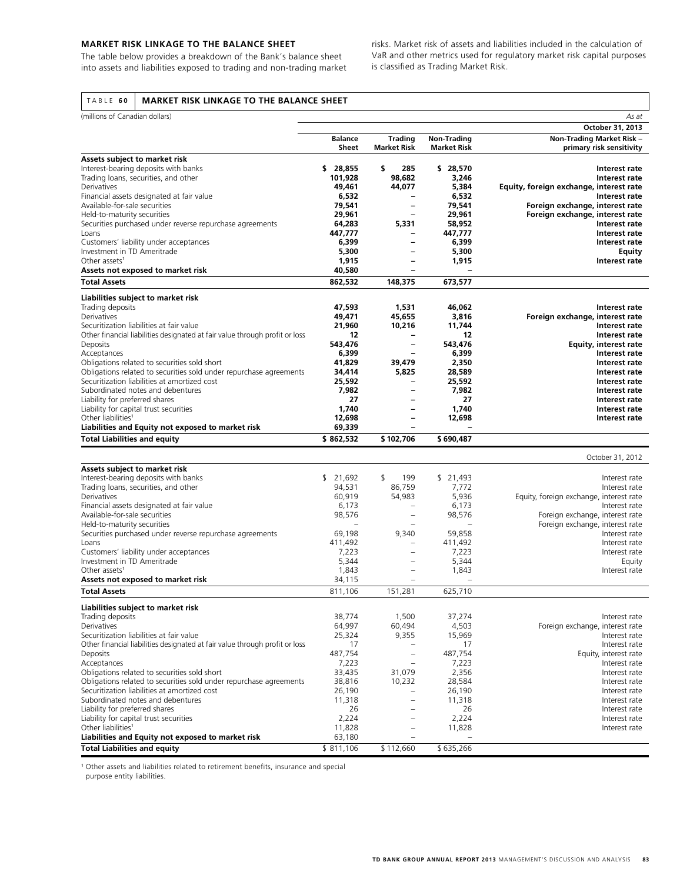## MARKET RISK LINKAGE TO THE BALANCE SHEET

The table below provides a breakdown of the Bank's balance sheet into assets and liabilities exposed to trading and non-trading market risks. Market risk of assets and liabilities included in the calculation of VaR and other metrics used for regulatory market risk capital purposes is classified as Trading Market Risk.

### TABLE 60 MARKET RISK LINKAGE TO THE BALANCE SHEET

(millions of Canadian dollars) *As at*

| | | | | **October 31, 2013** |
|---|---|---|---|---|
| | **Balance Sheet** | **Trading Market Risk** | **Non-Trading Market Risk** | **Non-Trading Market Risk – primary risk sensitivity** |
| **Assets subject to market risk** | | | | |
| Interest-bearing deposits with banks | **$ 28,855** | **$ 285** | **$ 28,570** | **Interest rate** |
| Trading loans, securities, and other | **101,928** | **98,682** | **3,246** | **Interest rate** |
| Derivatives | **49,461** | **44,077** | **5,384** | **Equity, foreign exchange, interest rate** |
| Financial assets designated at fair value | **6,532** | **–** | **6,532** | **Interest rate** |
| Available-for-sale securities | **79,541** | **–** | **79,541** | **Foreign exchange, interest rate** |
| Held-to-maturity securities | **29,961** | **–** | **29,961** | **Foreign exchange, interest rate** |
| Securities purchased under reverse repurchase agreements | **64,283** | **5,331** | **58,952** | **Interest rate** |
| Loans | **447,777** | **–** | **447,777** | **Interest rate** |
| Customers' liability under acceptances | **6,399** | **–** | **6,399** | **Interest rate** |
| Investment in TD Ameritrade | **5,300** | **–** | **5,300** | **Equity** |
| Other assets[1] | **1,915** | **–** | **1,915** | **Interest rate** |
| **Assets not exposed to market risk** | **40,580** | **–** | **–** | |
| **Total Assets** | **862,532** | **148,375** | **673,577** | |
| **Liabilities subject to market risk** | | | | |
| Trading deposits | **47,593** | **1,531** | **46,062** | **Interest rate** |
| Derivatives | **49,471** | **45,655** | **3,816** | **Foreign exchange, interest rate** |
| Securitization liabilities at fair value | **21,960** | **10,216** | **11,744** | **Interest rate** |
| Other financial liabilities designated at fair value through profit or loss | **12** | **–** | **12** | **Interest rate** |
| Deposits | **543,476** | **–** | **543,476** | **Equity, interest rate** |
| Acceptances | **6,399** | **–** | **6,399** | **Interest rate** |
| Obligations related to securities sold short | **41,829** | **39,479** | **2,350** | **Interest rate** |
| Obligations related to securities sold under repurchase agreements | **34,414** | **5,825** | **28,589** | **Interest rate** |
| Securitization liabilities at amortized cost | **25,592** | **–** | **25,592** | **Interest rate** |
| Subordinated notes and debentures | **7,982** | **–** | **7,982** | **Interest rate** |
| Liability for preferred shares | **27** | **–** | **27** | **Interest rate** |
| Liability for capital trust securities | **1,740** | **–** | **1,740** | **Interest rate** |
| Other liabilities[1] | **12,698** | **–** | **12,698** | **Interest rate** |
| **Liabilities and Equity not exposed to market risk** | **69,339** | **–** | **–** | |
| **Total Liabilities and equity** | **$ 862,532** | **$ 102,706** | **$ 690,487** | |

| | | | | October 31, 2012 |
|---|---|---|---|---|
| **Assets subject to market risk** | | | | |
| Interest-bearing deposits with banks | $ 21,692 | $ 199 | $ 21,493 | Interest rate |
| Trading loans, securities, and other | 94,531 | 86,759 | 7,772 | Interest rate |
| Derivatives | 60,919 | 54,983 | 5,936 | Equity, foreign exchange, interest rate |
| Financial assets designated at fair value | 6,173 | – | 6,173 | Interest rate |
| Available-for-sale securities | 98,576 | – | 98,576 | Foreign exchange, interest rate |
| Held-to-maturity securities | – | – | – | Foreign exchange, interest rate |
| Securities purchased under reverse repurchase agreements | 69,198 | 9,340 | 59,858 | Interest rate |
| Loans | 411,492 | – | 411,492 | Interest rate |
| Customers' liability under acceptances | 7,223 | – | 7,223 | Interest rate |
| Investment in TD Ameritrade | 5,344 | – | 5,344 | Equity |
| Other assets[1] | 1,843 | – | 1,843 | Interest rate |
| **Assets not exposed to market risk** | 34,115 | – | – | |
| **Total Assets** | 811,106 | 151,281 | 625,710 | |
| **Liabilities subject to market risk** | | | | |
| Trading deposits | 38,774 | 1,500 | 37,274 | Interest rate |
| Derivatives | 64,997 | 60,494 | 4,503 | Foreign exchange, interest rate |
| Securitization liabilities at fair value | 25,324 | 9,355 | 15,969 | Interest rate |
| Other financial liabilities designated at fair value through profit or loss | 17 | – | 17 | Interest rate |
| Deposits | 487,754 | – | 487,754 | Equity, interest rate |
| Acceptances | 7,223 | – | 7,223 | Interest rate |
| Obligations related to securities sold short | 33,435 | 31,079 | 2,356 | Interest rate |
| Obligations related to securities sold under repurchase agreements | 38,816 | 10,232 | 28,584 | Interest rate |
| Securitization liabilities at amortized cost | 26,190 | – | 26,190 | Interest rate |
| Subordinated notes and debentures | 11,318 | – | 11,318 | Interest rate |
| Liability for preferred shares | 26 | – | 26 | Interest rate |
| Liability for capital trust securities | 2,224 | – | 2,224 | Interest rate |
| Other liabilities[1] | 11,828 | – | 11,828 | Interest rate |
| **Liabilities and Equity not exposed to market risk** | 63,180 | – | – | |
| **Total Liabilities and equity** | $ 811,106 | $ 112,660 | $ 635,266 | |

[1] Other assets and liabilities related to retirement benefits, insurance and special purpose entity liabilities.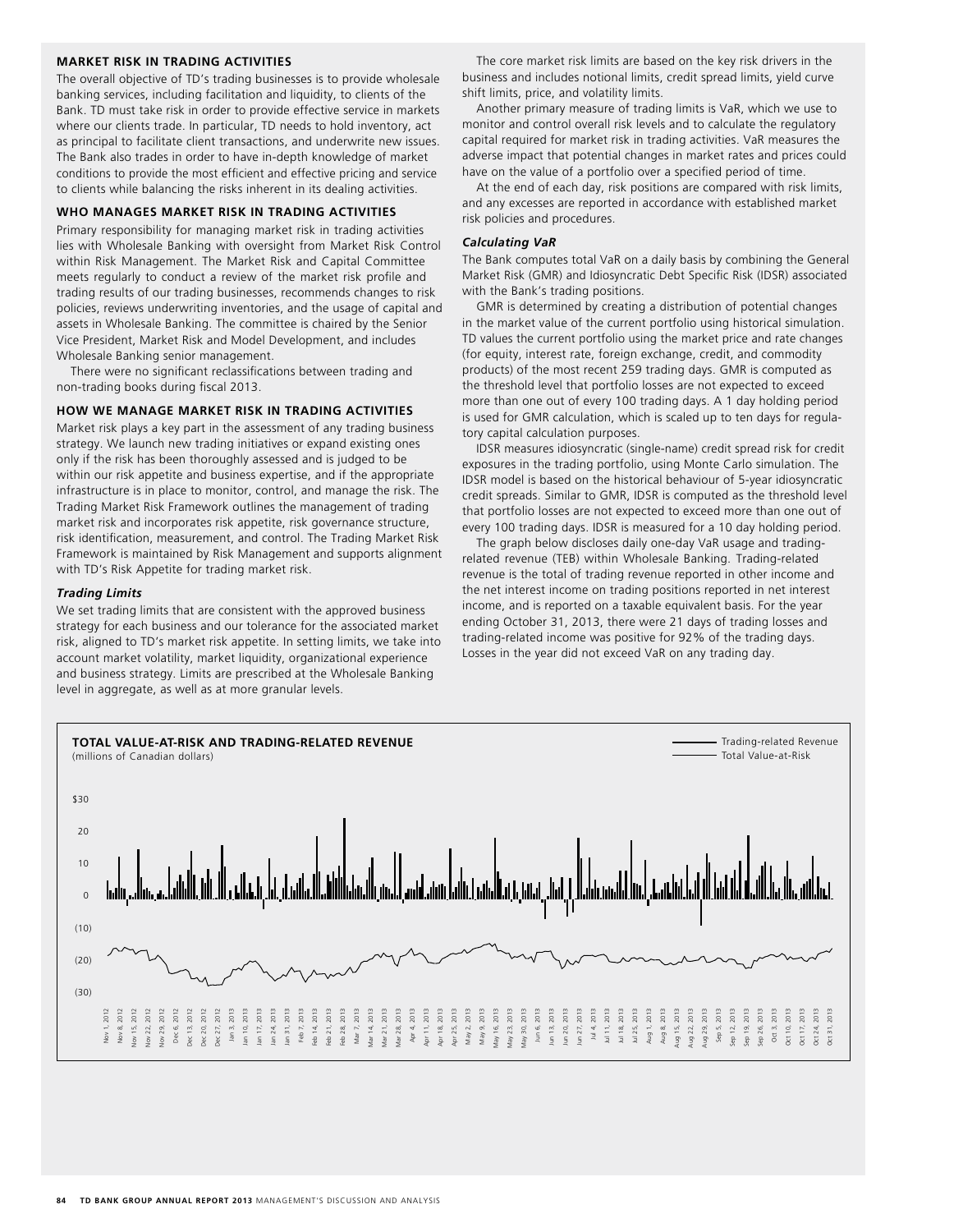## MARKET RISK IN TRADING ACTIVITIES

The overall objective of TD's trading businesses is to provide wholesale banking services, including facilitation and liquidity, to clients of the Bank. TD must take risk in order to provide effective service in markets where our clients trade. In particular, TD needs to hold inventory, act as principal to facilitate client transactions, and underwrite new issues. The Bank also trades in order to have in-depth knowledge of market conditions to provide the most efficient and effective pricing and service to clients while balancing the risks inherent in its dealing activities.

## WHO MANAGES MARKET RISK IN TRADING ACTIVITIES

Primary responsibility for managing market risk in trading activities lies with Wholesale Banking with oversight from Market Risk Control within Risk Management. The Market Risk and Capital Committee meets regularly to conduct a review of the market risk profile and trading results of our trading businesses, recommends changes to risk policies, reviews underwriting inventories, and the usage of capital and assets in Wholesale Banking. The committee is chaired by the Senior Vice President, Market Risk and Model Development, and includes Wholesale Banking senior management.

There were no significant reclassifications between trading and non-trading books during fiscal 2013.

## HOW WE MANAGE MARKET RISK IN TRADING ACTIVITIES

Market risk plays a key part in the assessment of any trading business strategy. We launch new trading initiatives or expand existing ones only if the risk has been thoroughly assessed and is judged to be within our risk appetite and business expertise, and if the appropriate infrastructure is in place to monitor, control, and manage the risk. The Trading Market Risk Framework outlines the management of trading market risk and incorporates risk appetite, risk governance structure, risk identification, measurement, and control. The Trading Market Risk Framework is maintained by Risk Management and supports alignment with TD's Risk Appetite for trading market risk.

### *Trading Limits*

We set trading limits that are consistent with the approved business strategy for each business and our tolerance for the associated market risk, aligned to TD's market risk appetite. In setting limits, we take into account market volatility, market liquidity, organizational experience and business strategy. Limits are prescribed at the Wholesale Banking level in aggregate, as well as at more granular levels.

The core market risk limits are based on the key risk drivers in the business and includes notional limits, credit spread limits, yield curve shift limits, price, and volatility limits.

Another primary measure of trading limits is VaR, which we use to monitor and control overall risk levels and to calculate the regulatory capital required for market risk in trading activities. VaR measures the adverse impact that potential changes in market rates and prices could have on the value of a portfolio over a specified period of time.

At the end of each day, risk positions are compared with risk limits, and any excesses are reported in accordance with established market risk policies and procedures.

### *Calculating VaR*

The Bank computes total VaR on a daily basis by combining the General Market Risk (GMR) and Idiosyncratic Debt Specific Risk (IDSR) associated with the Bank's trading positions.

GMR is determined by creating a distribution of potential changes in the market value of the current portfolio using historical simulation. TD values the current portfolio using the market price and rate changes (for equity, interest rate, foreign exchange, credit, and commodity products) of the most recent 259 trading days. GMR is computed as the threshold level that portfolio losses are not expected to exceed more than one out of every 100 trading days. A 1 day holding period is used for GMR calculation, which is scaled up to ten days for regulatory capital calculation purposes.

IDSR measures idiosyncratic (single-name) credit spread risk for credit exposures in the trading portfolio, using Monte Carlo simulation. The IDSR model is based on the historical behaviour of 5-year idiosyncratic credit spreads. Similar to GMR, IDSR is computed as the threshold level that portfolio losses are not expected to exceed more than one out of every 100 trading days. IDSR is measured for a 10 day holding period.

The graph below discloses daily one-day VaR usage and trading-related revenue (TEB) within Wholesale Banking. Trading-related revenue is the total of trading revenue reported in other income and the net interest income on trading positions reported in net interest income, and is reported on a taxable equivalent basis. For the year ending October 31, 2013, there were 21 days of trading losses and trading-related income was positive for 92% of the trading days. Losses in the year did not exceed VaR on any trading day.

**TOTAL VALUE-AT-RISK AND TRADING-RELATED REVENUE**
(millions of Canadian dollars)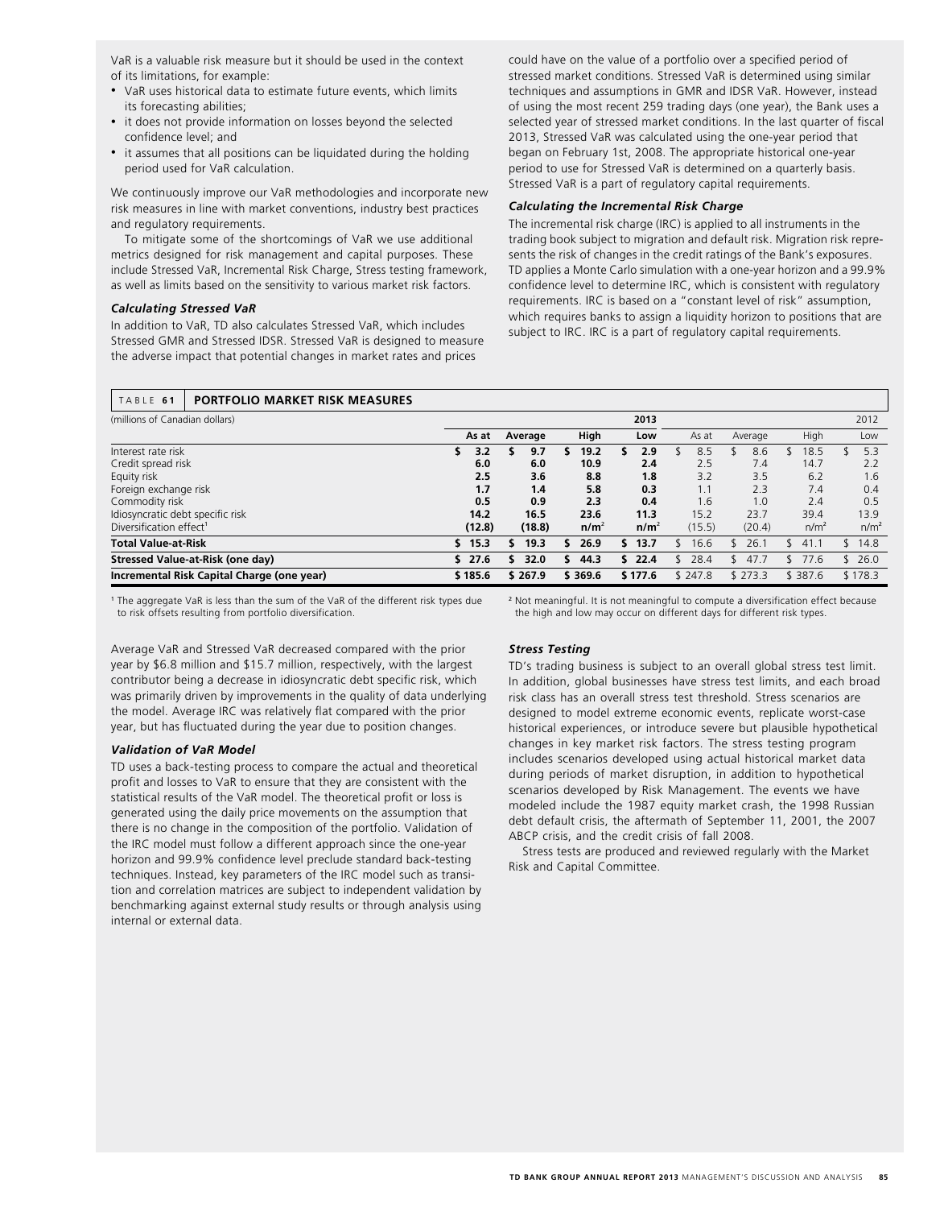VaR is a valuable risk measure but it should be used in the context of its limitations, for example:

- VaR uses historical data to estimate future events, which limits its forecasting abilities;
- it does not provide information on losses beyond the selected confidence level; and
- it assumes that all positions can be liquidated during the holding period used for VaR calculation.

We continuously improve our VaR methodologies and incorporate new risk measures in line with market conventions, industry best practices and regulatory requirements.

To mitigate some of the shortcomings of VaR we use additional metrics designed for risk management and capital purposes. These include Stressed VaR, Incremental Risk Charge, Stress testing framework, as well as limits based on the sensitivity to various market risk factors.

*Calculating Stressed VaR*

In addition to VaR, TD also calculates Stressed VaR, which includes Stressed GMR and Stressed IDSR. Stressed VaR is designed to measure the adverse impact that potential changes in market rates and prices could have on the value of a portfolio over a specified period of stressed market conditions. Stressed VaR is determined using similar techniques and assumptions in GMR and IDSR VaR. However, instead of using the most recent 259 trading days (one year), the Bank uses a selected year of stressed market conditions. In the last quarter of fiscal 2013, Stressed VaR was calculated using the one-year period that began on February 1st, 2008. The appropriate historical one-year period to use for Stressed VaR is determined on a quarterly basis. Stressed VaR is a part of regulatory capital requirements.

*Calculating the Incremental Risk Charge*

The incremental risk charge (IRC) is applied to all instruments in the trading book subject to migration and default risk. Migration risk represents the risk of changes in the credit ratings of the Bank's exposures. TD applies a Monte Carlo simulation with a one-year horizon and a 99.9% confidence level to determine IRC, which is consistent with regulatory requirements. IRC is based on a "constant level of risk" assumption, which requires banks to assign a liquidity horizon to positions that are subject to IRC. IRC is a part of regulatory capital requirements.

**TABLE 61 PORTFOLIO MARKET RISK MEASURES**

| (millions of Canadian dollars) | | | | 2013 | | | | 2012 |
|---|---|---|---|---|---|---|---|---|
| | **As at** | **Average** | **High** | **Low** | As at | Average | High | Low |
| Interest rate risk | **$ 3.2** | **$ 9.7** | **$ 19.2** | **$ 2.9** | $ 8.5 | $ 8.6 | $ 18.5 | $ 5.3 |
| Credit spread risk | **6.0** | **6.0** | **10.9** | **2.4** | 2.5 | 7.4 | 14.7 | 2.2 |
| Equity risk | **2.5** | **3.6** | **8.8** | **1.8** | 3.2 | 3.5 | 6.2 | 1.6 |
| Foreign exchange risk | **1.7** | **1.4** | **5.8** | **0.3** | 1.1 | 2.3 | 7.4 | 0.4 |
| Commodity risk | **0.5** | **0.9** | **2.3** | **0.4** | 1.6 | 1.0 | 2.4 | 0.5 |
| Idiosyncratic debt specific risk | **14.2** | **16.5** | **23.6** | **11.3** | 15.2 | 23.7 | 39.4 | 13.9 |
| Diversification effect[1] | **(12.8)** | **(18.8)** | **n/m[2]** | **n/m[2]** | (15.5) | (20.4) | n/m[2] | n/m[2] |
| **Total Value-at-Risk** | **$ 15.3** | **$ 19.3** | **$ 26.9** | **$ 13.7** | $ 16.6 | $ 26.1 | $ 41.1 | $ 14.8 |
| **Stressed Value-at-Risk (one day)** | **$ 27.6** | **$ 32.0** | **$ 44.3** | **$ 22.4** | $ 28.4 | $ 47.7 | $ 77.6 | $ 26.0 |
| **Incremental Risk Capital Charge (one year)** | **$ 185.6** | **$ 267.9** | **$ 369.6** | **$ 177.6** | $ 247.8 | $ 273.3 | $ 387.6 | $ 178.3 |

[1] The aggregate VaR is less than the sum of the VaR of the different risk types due to risk offsets resulting from portfolio diversification.

[2] Not meaningful. It is not meaningful to compute a diversification effect because the high and low may occur on different days for different risk types.

Average VaR and Stressed VaR decreased compared with the prior year by $6.8 million and $15.7 million, respectively, with the largest contributor being a decrease in idiosyncratic debt specific risk, which was primarily driven by improvements in the quality of data underlying the model. Average IRC was relatively flat compared with the prior year, but has fluctuated during the year due to position changes.

*Validation of VaR Model*

TD uses a back-testing process to compare the actual and theoretical profit and losses to VaR to ensure that they are consistent with the statistical results of the VaR model. The theoretical profit or loss is generated using the daily price movements on the assumption that there is no change in the composition of the portfolio. Validation of the IRC model must follow a different approach since the one-year horizon and 99.9% confidence level preclude standard back-testing techniques. Instead, key parameters of the IRC model such as transition and correlation matrices are subject to independent validation by benchmarking against external study results or through analysis using internal or external data.

*Stress Testing*

TD's trading business is subject to an overall global stress test limit. In addition, global businesses have stress test limits, and each broad risk class has an overall stress test threshold. Stress scenarios are designed to model extreme economic events, replicate worst-case historical experiences, or introduce severe but plausible hypothetical changes in key market risk factors. The stress testing program includes scenarios developed using actual historical market data during periods of market disruption, in addition to hypothetical scenarios developed by Risk Management. The events we have modeled include the 1987 equity market crash, the 1998 Russian debt default crisis, the aftermath of September 11, 2001, the 2007 ABCP crisis, and the credit crisis of fall 2008.

Stress tests are produced and reviewed regularly with the Market Risk and Capital Committee.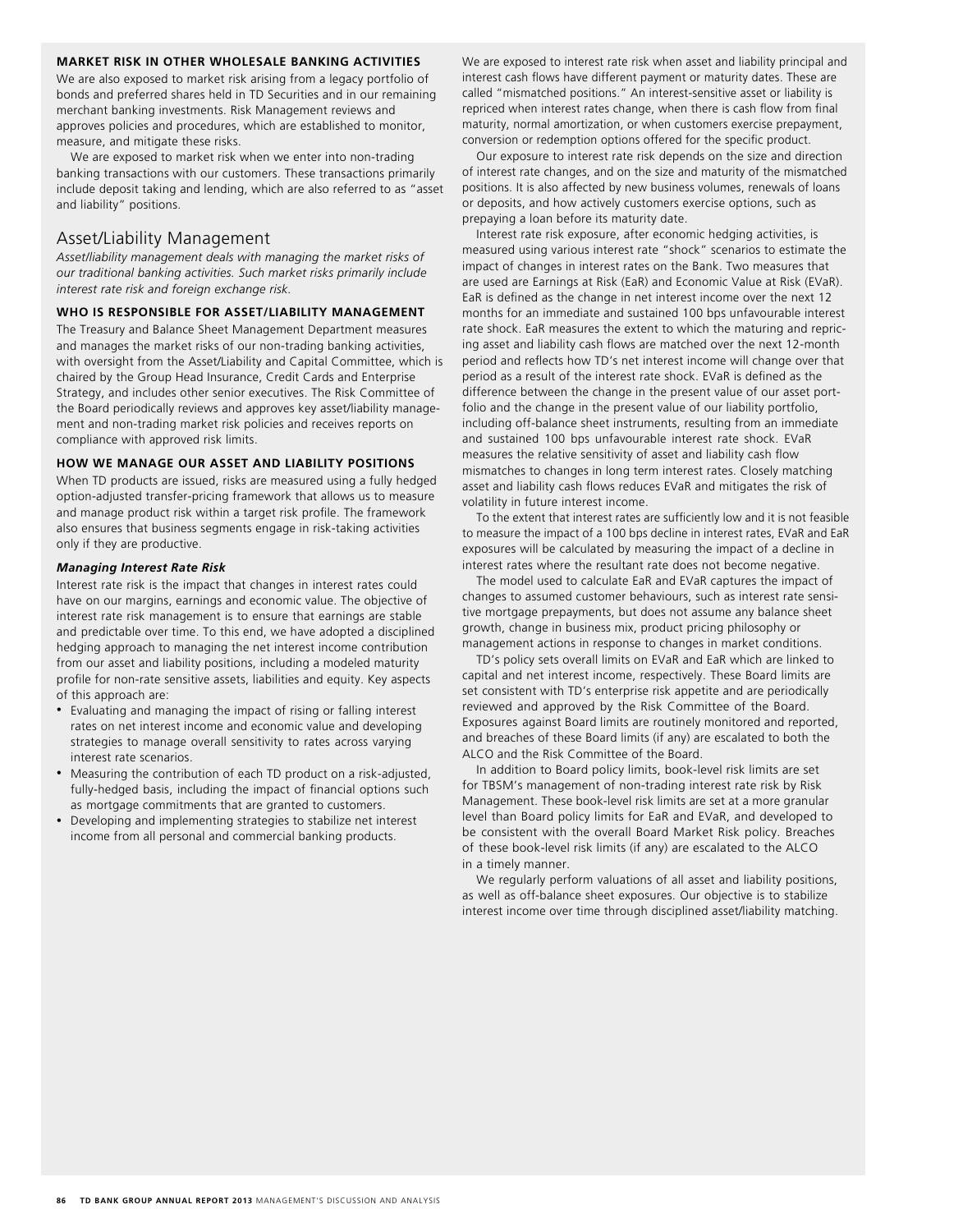#### MARKET RISK IN OTHER WHOLESALE BANKING ACTIVITIES

We are also exposed to market risk arising from a legacy portfolio of bonds and preferred shares held in TD Securities and in our remaining merchant banking investments. Risk Management reviews and approves policies and procedures, which are established to monitor, measure, and mitigate these risks.

We are exposed to market risk when we enter into non-trading banking transactions with our customers. These transactions primarily include deposit taking and lending, which are also referred to as "asset and liability" positions.

## Asset/Liability Management

*Asset/liability management deals with managing the market risks of our traditional banking activities. Such market risks primarily include interest rate risk and foreign exchange risk.*

#### WHO IS RESPONSIBLE FOR ASSET/LIABILITY MANAGEMENT

The Treasury and Balance Sheet Management Department measures and manages the market risks of our non-trading banking activities, with oversight from the Asset/Liability and Capital Committee, which is chaired by the Group Head Insurance, Credit Cards and Enterprise Strategy, and includes other senior executives. The Risk Committee of the Board periodically reviews and approves key asset/liability management and non-trading market risk policies and receives reports on compliance with approved risk limits.

#### HOW WE MANAGE OUR ASSET AND LIABILITY POSITIONS

When TD products are issued, risks are measured using a fully hedged option-adjusted transfer-pricing framework that allows us to measure and manage product risk within a target risk profile. The framework also ensures that business segments engage in risk-taking activities only if they are productive.

***Managing Interest Rate Risk***

Interest rate risk is the impact that changes in interest rates could have on our margins, earnings and economic value. The objective of interest rate risk management is to ensure that earnings are stable and predictable over time. To this end, we have adopted a disciplined hedging approach to managing the net interest income contribution from our asset and liability positions, including a modeled maturity profile for non-rate sensitive assets, liabilities and equity. Key aspects of this approach are:

- Evaluating and managing the impact of rising or falling interest rates on net interest income and economic value and developing strategies to manage overall sensitivity to rates across varying interest rate scenarios.
- Measuring the contribution of each TD product on a risk-adjusted, fully-hedged basis, including the impact of financial options such as mortgage commitments that are granted to customers.
- Developing and implementing strategies to stabilize net interest income from all personal and commercial banking products.

We are exposed to interest rate risk when asset and liability principal and interest cash flows have different payment or maturity dates. These are called "mismatched positions." An interest-sensitive asset or liability is repriced when interest rates change, when there is cash flow from final maturity, normal amortization, or when customers exercise prepayment, conversion or redemption options offered for the specific product.

Our exposure to interest rate risk depends on the size and direction of interest rate changes, and on the size and maturity of the mismatched positions. It is also affected by new business volumes, renewals of loans or deposits, and how actively customers exercise options, such as prepaying a loan before its maturity date.

Interest rate risk exposure, after economic hedging activities, is measured using various interest rate "shock" scenarios to estimate the impact of changes in interest rates on the Bank. Two measures that are used are Earnings at Risk (EaR) and Economic Value at Risk (EVaR). EaR is defined as the change in net interest income over the next 12 months for an immediate and sustained 100 bps unfavourable interest rate shock. EaR measures the extent to which the maturing and repricing asset and liability cash flows are matched over the next 12-month period and reflects how TD's net interest income will change over that period as a result of the interest rate shock. EVaR is defined as the difference between the change in the present value of our asset portfolio and the change in the present value of our liability portfolio, including off-balance sheet instruments, resulting from an immediate and sustained 100 bps unfavourable interest rate shock. EVaR measures the relative sensitivity of asset and liability cash flow mismatches to changes in long term interest rates. Closely matching asset and liability cash flows reduces EVaR and mitigates the risk of volatility in future interest income.

To the extent that interest rates are sufficiently low and it is not feasible to measure the impact of a 100 bps decline in interest rates, EVaR and EaR exposures will be calculated by measuring the impact of a decline in interest rates where the resultant rate does not become negative.

The model used to calculate EaR and EVaR captures the impact of changes to assumed customer behaviours, such as interest rate sensitive mortgage prepayments, but does not assume any balance sheet growth, change in business mix, product pricing philosophy or management actions in response to changes in market conditions.

TD's policy sets overall limits on EVaR and EaR which are linked to capital and net interest income, respectively. These Board limits are set consistent with TD's enterprise risk appetite and are periodically reviewed and approved by the Risk Committee of the Board. Exposures against Board limits are routinely monitored and reported, and breaches of these Board limits (if any) are escalated to both the ALCO and the Risk Committee of the Board.

In addition to Board policy limits, book-level risk limits are set for TBSM's management of non-trading interest rate risk by Risk Management. These book-level risk limits are set at a more granular level than Board policy limits for EaR and EVaR, and developed to be consistent with the overall Board Market Risk policy. Breaches of these book-level risk limits (if any) are escalated to the ALCO in a timely manner.

We regularly perform valuations of all asset and liability positions, as well as off-balance sheet exposures. Our objective is to stabilize interest income over time through disciplined asset/liability matching.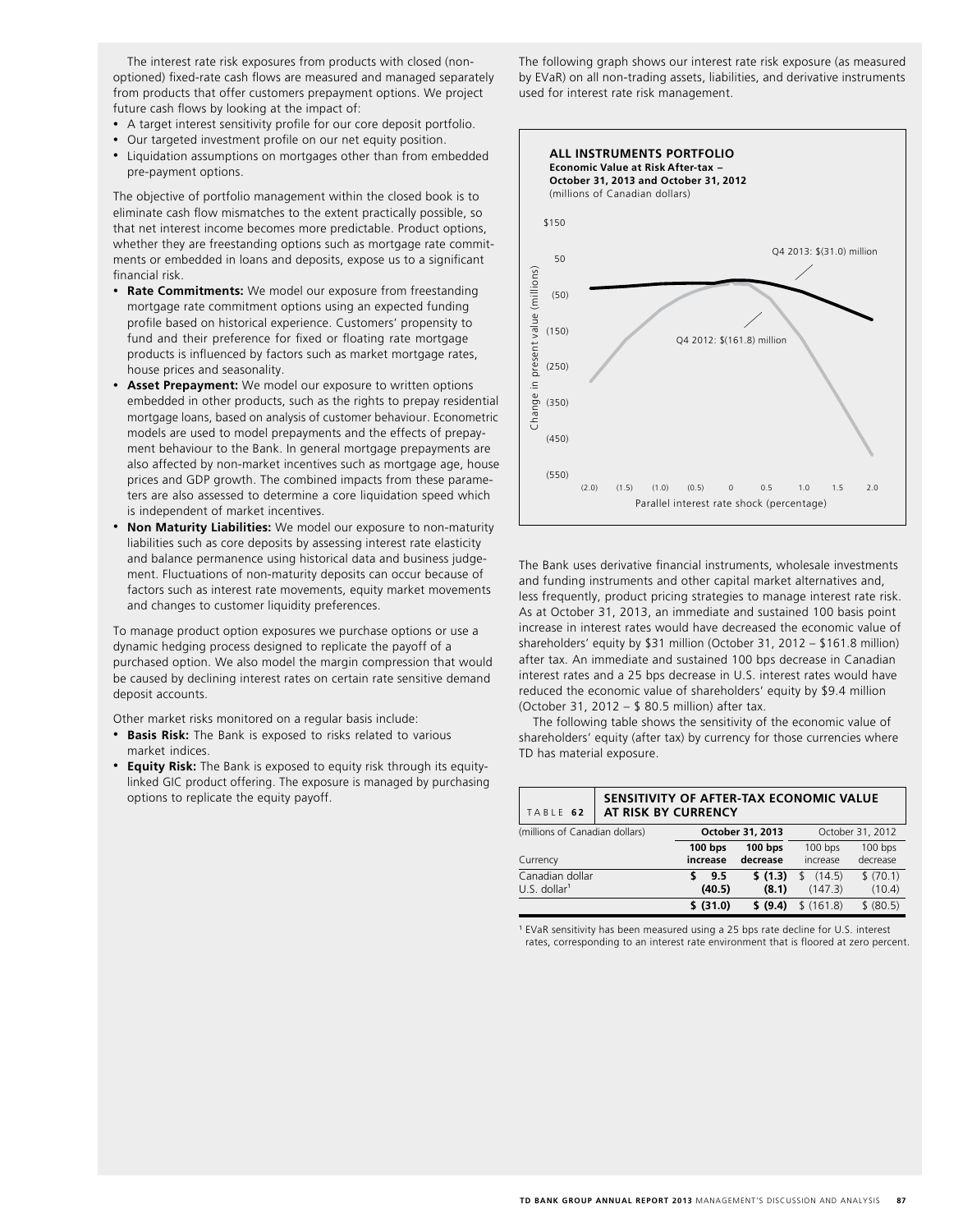The interest rate risk exposures from products with closed (non-optioned) fixed-rate cash flows are measured and managed separately from products that offer customers prepayment options. We project future cash flows by looking at the impact of:

- A target interest sensitivity profile for our core deposit portfolio.
- Our targeted investment profile on our net equity position.
- Liquidation assumptions on mortgages other than from embedded pre-payment options.

The objective of portfolio management within the closed book is to eliminate cash flow mismatches to the extent practically possible, so that net interest income becomes more predictable. Product options, whether they are freestanding options such as mortgage rate commitments or embedded in loans and deposits, expose us to a significant financial risk.

- **Rate Commitments:** We model our exposure from freestanding mortgage rate commitment options using an expected funding profile based on historical experience. Customers' propensity to fund and their preference for fixed or floating rate mortgage products is influenced by factors such as market mortgage rates, house prices and seasonality.
- **Asset Prepayment:** We model our exposure to written options embedded in other products, such as the rights to prepay residential mortgage loans, based on analysis of customer behaviour. Econometric models are used to model prepayments and the effects of prepayment behaviour to the Bank. In general mortgage prepayments are also affected by non-market incentives such as mortgage age, house prices and GDP growth. The combined impacts from these parameters are also assessed to determine a core liquidation speed which is independent of market incentives.
- **Non Maturity Liabilities:** We model our exposure to non-maturity liabilities such as core deposits by assessing interest rate elasticity and balance permanence using historical data and business judgement. Fluctuations of non-maturity deposits can occur because of factors such as interest rate movements, equity market movements and changes to customer liquidity preferences.

To manage product option exposures we purchase options or use a dynamic hedging process designed to replicate the payoff of a purchased option. We also model the margin compression that would be caused by declining interest rates on certain rate sensitive demand deposit accounts.

Other market risks monitored on a regular basis include:

- **Basis Risk:** The Bank is exposed to risks related to various market indices.
- **Equity Risk:** The Bank is exposed to equity risk through its equity-linked GIC product offering. The exposure is managed by purchasing options to replicate the equity payoff.

The following graph shows our interest rate risk exposure (as measured by EVaR) on all non-trading assets, liabilities, and derivative instruments used for interest rate risk management.

**ALL INSTRUMENTS PORTFOLIO**
**Economic Value at Risk After-tax – October 31, 2013 and October 31, 2012**
(millions of Canadian dollars)

Q4 2013: $(31.0) million
Q4 2012: $(161.8) million

Change in present value (millions) — Parallel interest rate shock (percentage)

The Bank uses derivative financial instruments, wholesale investments and funding instruments and other capital market alternatives and, less frequently, product pricing strategies to manage interest rate risk. As at October 31, 2013, an immediate and sustained 100 basis point increase in interest rates would have decreased the economic value of shareholders' equity by $31 million (October 31, 2012 – $161.8 million) after tax. An immediate and sustained 100 bps decrease in Canadian interest rates and a 25 bps decrease in U.S. interest rates would have reduced the economic value of shareholders' equity by $9.4 million (October 31, 2012 – $ 80.5 million) after tax.

The following table shows the sensitivity of the economic value of shareholders' equity (after tax) by currency for those currencies where TD has material exposure.

**TABLE 62 SENSITIVITY OF AFTER-TAX ECONOMIC VALUE AT RISK BY CURRENCY**

| (millions of Canadian dollars) | **October 31, 2013** | | October 31, 2012 | |
|---|---|---|---|---|
| Currency | **100 bps increase** | **100 bps decrease** | 100 bps increase | 100 bps decrease |
| Canadian dollar | **$ 9.5** | **$ (1.3)** | $ (14.5) | $ (70.1) |
| U.S. dollar[1] | **(40.5)** | **(8.1)** | (147.3) | (10.4) |
| | **$ (31.0)** | **$ (9.4)** | $ (161.8) | $ (80.5) |

[1] EVaR sensitivity has been measured using a 25 bps rate decline for U.S. interest rates, corresponding to an interest rate environment that is floored at zero percent.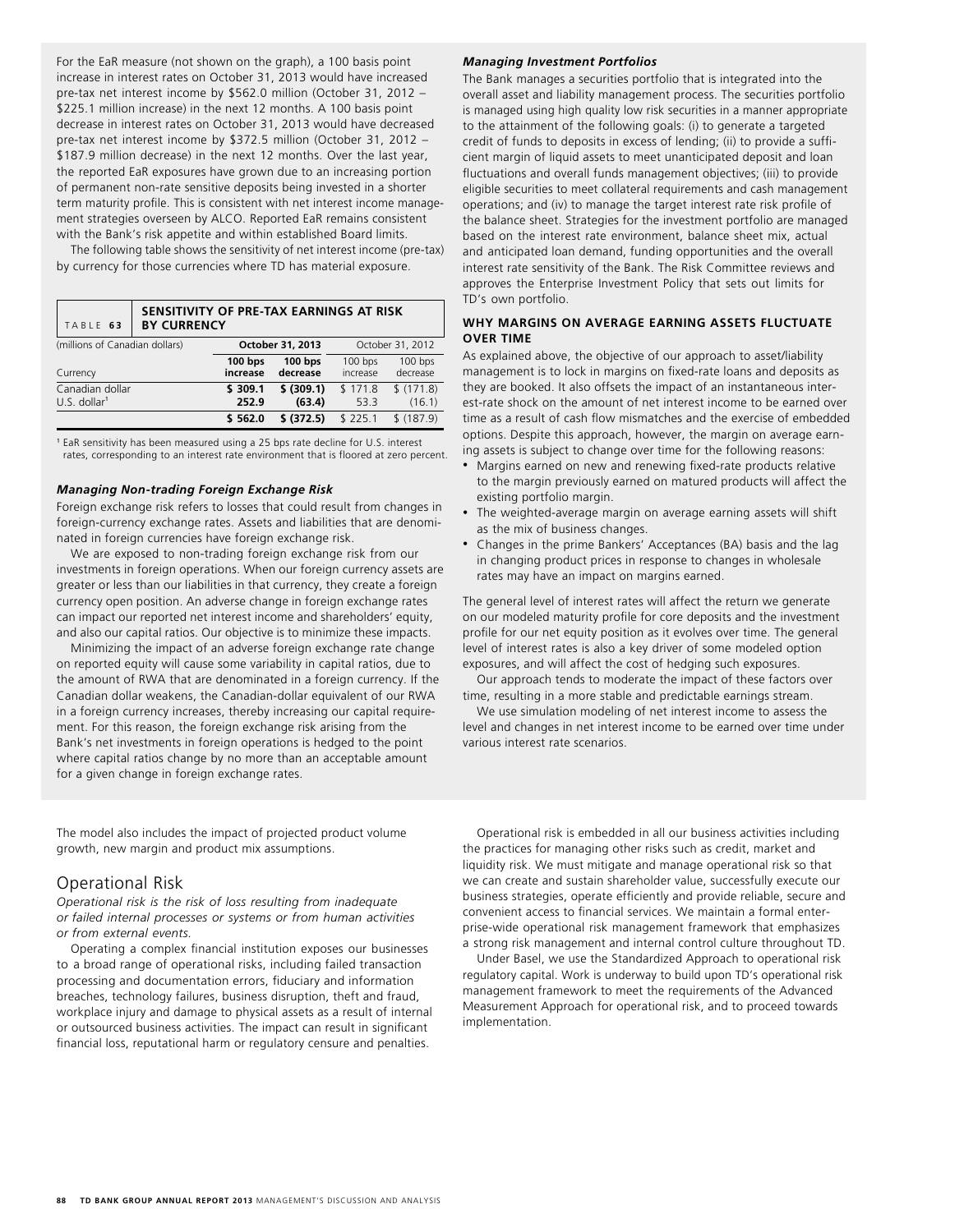For the EaR measure (not shown on the graph), a 100 basis point increase in interest rates on October 31, 2013 would have increased pre-tax net interest income by $562.0 million (October 31, 2012 – $225.1 million increase) in the next 12 months. A 100 basis point decrease in interest rates on October 31, 2013 would have decreased pre-tax net interest income by $372.5 million (October 31, 2012 – $187.9 million decrease) in the next 12 months. Over the last year, the reported EaR exposures have grown due to an increasing portion of permanent non-rate sensitive deposits being invested in a shorter term maturity profile. This is consistent with net interest income management strategies overseen by ALCO. Reported EaR remains consistent with the Bank's risk appetite and within established Board limits.

The following table shows the sensitivity of net interest income (pre-tax) by currency for those currencies where TD has material exposure.

**TABLE 63 SENSITIVITY OF PRE-TAX EARNINGS AT RISK BY CURRENCY**

| (millions of Canadian dollars) | October 31, 2013 | | October 31, 2012 | |
|---|---|---|---|---|
| Currency | **100 bps increase** | **100 bps decrease** | 100 bps increase | 100 bps decrease |
| Canadian dollar | **$ 309.1** | **$ (309.1)** | $ 171.8 | $ (171.8) |
| U.S. dollar[1] | **252.9** | **(63.4)** | 53.3 | (16.1) |
| | **$ 562.0** | **$ (372.5)** | $ 225.1 | $ (187.9) |

[1] EaR sensitivity has been measured using a 25 bps rate decline for U.S. interest rates, corresponding to an interest rate environment that is floored at zero percent.

### *Managing Non-trading Foreign Exchange Risk*

Foreign exchange risk refers to losses that could result from changes in foreign-currency exchange rates. Assets and liabilities that are denominated in foreign currencies have foreign exchange risk.

We are exposed to non-trading foreign exchange risk from our investments in foreign operations. When our foreign currency assets are greater or less than our liabilities in that currency, they create a foreign currency open position. An adverse change in foreign exchange rates can impact our reported net interest income and shareholders' equity, and also our capital ratios. Our objective is to minimize these impacts.

Minimizing the impact of an adverse foreign exchange rate change on reported equity will cause some variability in capital ratios, due to the amount of RWA that are denominated in a foreign currency. If the Canadian dollar weakens, the Canadian-dollar equivalent of our RWA in a foreign currency increases, thereby increasing our capital requirement. For this reason, the foreign exchange risk arising from the Bank's net investments in foreign operations is hedged to the point where capital ratios change by no more than an acceptable amount for a given change in foreign exchange rates.

### *Managing Investment Portfolios*

The Bank manages a securities portfolio that is integrated into the overall asset and liability management process. The securities portfolio is managed using high quality low risk securities in a manner appropriate to the attainment of the following goals: (i) to generate a targeted credit of funds to deposits in excess of lending; (ii) to provide a sufficient margin of liquid assets to meet unanticipated deposit and loan fluctuations and overall funds management objectives; (iii) to provide eligible securities to meet collateral requirements and cash management operations; and (iv) to manage the target interest rate risk profile of the balance sheet. Strategies for the investment portfolio are managed based on the interest rate environment, balance sheet mix, actual and anticipated loan demand, funding opportunities and the overall interest rate sensitivity of the Bank. The Risk Committee reviews and approves the Enterprise Investment Policy that sets out limits for TD's own portfolio.

### WHY MARGINS ON AVERAGE EARNING ASSETS FLUCTUATE OVER TIME

As explained above, the objective of our approach to asset/liability management is to lock in margins on fixed-rate loans and deposits as they are booked. It also offsets the impact of an instantaneous interest-rate shock on the amount of net interest income to be earned over time as a result of cash flow mismatches and the exercise of embedded options. Despite this approach, however, the margin on average earning assets is subject to change over time for the following reasons:

- Margins earned on new and renewing fixed-rate products relative to the margin previously earned on matured products will affect the existing portfolio margin.
- The weighted-average margin on average earning assets will shift as the mix of business changes.
- Changes in the prime Bankers' Acceptances (BA) basis and the lag in changing product prices in response to changes in wholesale rates may have an impact on margins earned.

The general level of interest rates will affect the return we generate on our modeled maturity profile for core deposits and the investment profile for our net equity position as it evolves over time. The general level of interest rates is also a key driver of some modeled option exposures, and will affect the cost of hedging such exposures.

Our approach tends to moderate the impact of these factors over time, resulting in a more stable and predictable earnings stream.

We use simulation modeling of net interest income to assess the level and changes in net interest income to be earned over time under various interest rate scenarios.

The model also includes the impact of projected product volume growth, new margin and product mix assumptions.

## Operational Risk

*Operational risk is the risk of loss resulting from inadequate or failed internal processes or systems or from human activities or from external events.*

Operating a complex financial institution exposes our businesses to a broad range of operational risks, including failed transaction processing and documentation errors, fiduciary and information breaches, technology failures, business disruption, theft and fraud, workplace injury and damage to physical assets as a result of internal or outsourced business activities. The impact can result in significant financial loss, reputational harm or regulatory censure and penalties.

Operational risk is embedded in all our business activities including the practices for managing other risks such as credit, market and liquidity risk. We must mitigate and manage operational risk so that we can create and sustain shareholder value, successfully execute our business strategies, operate efficiently and provide reliable, secure and convenient access to financial services. We maintain a formal enterprise-wide operational risk management framework that emphasizes a strong risk management and internal control culture throughout TD.

Under Basel, we use the Standardized Approach to operational risk regulatory capital. Work is underway to build upon TD's operational risk management framework to meet the requirements of the Advanced Measurement Approach for operational risk, and to proceed towards implementation.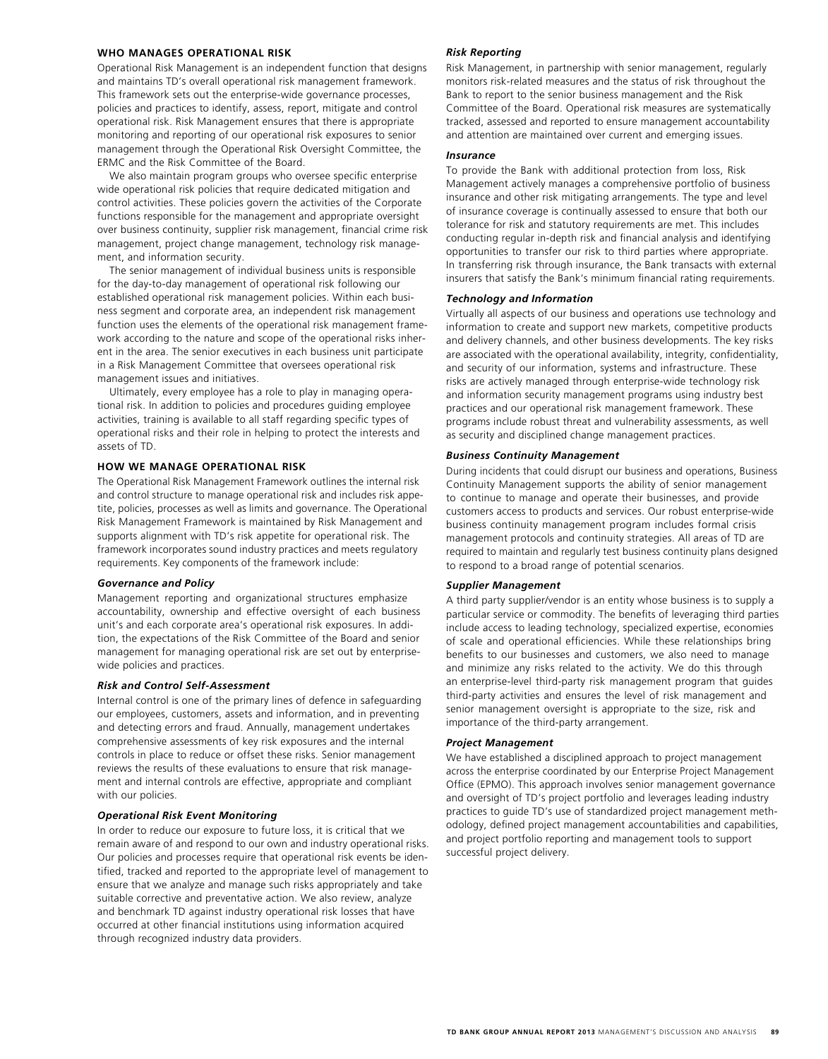## WHO MANAGES OPERATIONAL RISK

Operational Risk Management is an independent function that designs and maintains TD's overall operational risk management framework. This framework sets out the enterprise-wide governance processes, policies and practices to identify, assess, report, mitigate and control operational risk. Risk Management ensures that there is appropriate monitoring and reporting of our operational risk exposures to senior management through the Operational Risk Oversight Committee, the ERMC and the Risk Committee of the Board.

We also maintain program groups who oversee specific enterprise wide operational risk policies that require dedicated mitigation and control activities. These policies govern the activities of the Corporate functions responsible for the management and appropriate oversight over business continuity, supplier risk management, financial crime risk management, project change management, technology risk management, and information security.

The senior management of individual business units is responsible for the day-to-day management of operational risk following our established operational risk management policies. Within each business segment and corporate area, an independent risk management function uses the elements of the operational risk management framework according to the nature and scope of the operational risks inherent in the area. The senior executives in each business unit participate in a Risk Management Committee that oversees operational risk management issues and initiatives.

Ultimately, every employee has a role to play in managing operational risk. In addition to policies and procedures guiding employee activities, training is available to all staff regarding specific types of operational risks and their role in helping to protect the interests and assets of TD.

## HOW WE MANAGE OPERATIONAL RISK

The Operational Risk Management Framework outlines the internal risk and control structure to manage operational risk and includes risk appetite, policies, processes as well as limits and governance. The Operational Risk Management Framework is maintained by Risk Management and supports alignment with TD's risk appetite for operational risk. The framework incorporates sound industry practices and meets regulatory requirements. Key components of the framework include:

### *Governance and Policy*

Management reporting and organizational structures emphasize accountability, ownership and effective oversight of each business unit's and each corporate area's operational risk exposures. In addition, the expectations of the Risk Committee of the Board and senior management for managing operational risk are set out by enterprise-wide policies and practices.

### *Risk and Control Self-Assessment*

Internal control is one of the primary lines of defence in safeguarding our employees, customers, assets and information, and in preventing and detecting errors and fraud. Annually, management undertakes comprehensive assessments of key risk exposures and the internal controls in place to reduce or offset these risks. Senior management reviews the results of these evaluations to ensure that risk management and internal controls are effective, appropriate and compliant with our policies.

### *Operational Risk Event Monitoring*

In order to reduce our exposure to future loss, it is critical that we remain aware of and respond to our own and industry operational risks. Our policies and processes require that operational risk events be identified, tracked and reported to the appropriate level of management to ensure that we analyze and manage such risks appropriately and take suitable corrective and preventative action. We also review, analyze and benchmark TD against industry operational risk losses that have occurred at other financial institutions using information acquired through recognized industry data providers.

### *Risk Reporting*

Risk Management, in partnership with senior management, regularly monitors risk-related measures and the status of risk throughout the Bank to report to the senior business management and the Risk Committee of the Board. Operational risk measures are systematically tracked, assessed and reported to ensure management accountability and attention are maintained over current and emerging issues.

### *Insurance*

To provide the Bank with additional protection from loss, Risk Management actively manages a comprehensive portfolio of business insurance and other risk mitigating arrangements. The type and level of insurance coverage is continually assessed to ensure that both our tolerance for risk and statutory requirements are met. This includes conducting regular in-depth risk and financial analysis and identifying opportunities to transfer our risk to third parties where appropriate. In transferring risk through insurance, the Bank transacts with external insurers that satisfy the Bank's minimum financial rating requirements.

### *Technology and Information*

Virtually all aspects of our business and operations use technology and information to create and support new markets, competitive products and delivery channels, and other business developments. The key risks are associated with the operational availability, integrity, confidentiality, and security of our information, systems and infrastructure. These risks are actively managed through enterprise-wide technology risk and information security management programs using industry best practices and our operational risk management framework. These programs include robust threat and vulnerability assessments, as well as security and disciplined change management practices.

### *Business Continuity Management*

During incidents that could disrupt our business and operations, Business Continuity Management supports the ability of senior management to continue to manage and operate their businesses, and provide customers access to products and services. Our robust enterprise-wide business continuity management program includes formal crisis management protocols and continuity strategies. All areas of TD are required to maintain and regularly test business continuity plans designed to respond to a broad range of potential scenarios.

### *Supplier Management*

A third party supplier/vendor is an entity whose business is to supply a particular service or commodity. The benefits of leveraging third parties include access to leading technology, specialized expertise, economies of scale and operational efficiencies. While these relationships bring benefits to our businesses and customers, we also need to manage and minimize any risks related to the activity. We do this through an enterprise-level third-party risk management program that guides third-party activities and ensures the level of risk management and senior management oversight is appropriate to the size, risk and importance of the third-party arrangement.

### *Project Management*

We have established a disciplined approach to project management across the enterprise coordinated by our Enterprise Project Management Office (EPMO). This approach involves senior management governance and oversight of TD's project portfolio and leverages leading industry practices to guide TD's use of standardized project management methodology, defined project management accountabilities and capabilities, and project portfolio reporting and management tools to support successful project delivery.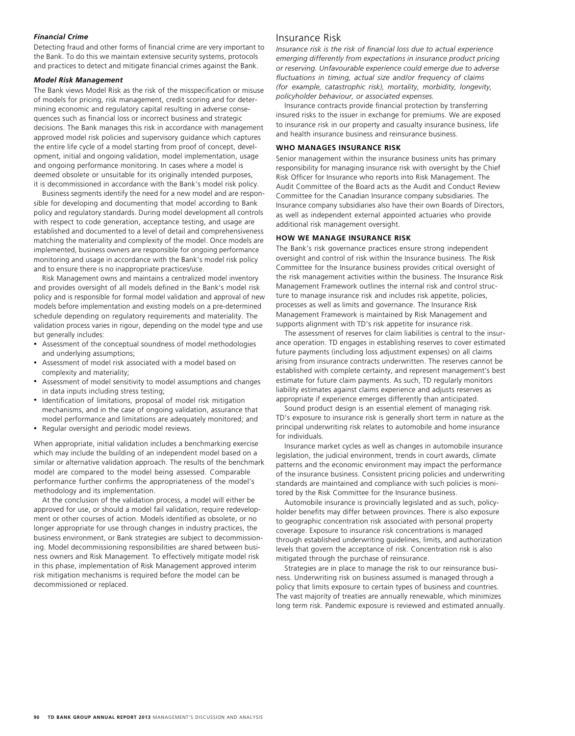***Financial Crime***

Detecting fraud and other forms of financial crime are very important to the Bank. To do this we maintain extensive security systems, protocols and practices to detect and mitigate financial crimes against the Bank.

***Model Risk Management***

The Bank views Model Risk as the risk of the misspecification or misuse of models for pricing, risk management, credit scoring and for determining economic and regulatory capital resulting in adverse consequences such as financial loss or incorrect business and strategic decisions. The Bank manages this risk in accordance with management approved model risk policies and supervisory guidance which captures the entire life cycle of a model starting from proof of concept, development, initial and ongoing validation, model implementation, usage and ongoing performance monitoring. In cases where a model is deemed obsolete or unsuitable for its originally intended purposes, it is decommissioned in accordance with the Bank's model risk policy.

Business segments identify the need for a new model and are responsible for developing and documenting that model according to Bank policy and regulatory standards. During model development all controls with respect to code generation, acceptance testing, and usage are established and documented to a level of detail and comprehensiveness matching the materiality and complexity of the model. Once models are implemented, business owners are responsible for ongoing performance monitoring and usage in accordance with the Bank's model risk policy and to ensure there is no inappropriate practices/use.

Risk Management owns and maintains a centralized model inventory and provides oversight of all models defined in the Bank's model risk policy and is responsible for formal model validation and approval of new models before implementation and existing models on a pre-determined schedule depending on regulatory requirements and materiality. The validation process varies in rigour, depending on the model type and use but generally includes:

- Assessment of the conceptual soundness of model methodologies and underlying assumptions;
- Assessment of model risk associated with a model based on complexity and materiality;
- Assessment of model sensitivity to model assumptions and changes in data inputs including stress testing;
- Identification of limitations, proposal of model risk mitigation mechanisms, and in the case of ongoing validation, assurance that model performance and limitations are adequately monitored; and
- Regular oversight and periodic model reviews.

When appropriate, initial validation includes a benchmarking exercise which may include the building of an independent model based on a similar or alternative validation approach. The results of the benchmark model are compared to the model being assessed. Comparable performance further confirms the appropriateness of the model's methodology and its implementation.

At the conclusion of the validation process, a model will either be approved for use, or should a model fail validation, require redevelopment or other courses of action. Models identified as obsolete, or no longer appropriate for use through changes in industry practices, the business environment, or Bank strategies are subject to decommissioning. Model decommissioning responsibilities are shared between business owners and Risk Management. To effectively mitigate model risk in this phase, implementation of Risk Management approved interim risk mitigation mechanisms is required before the model can be decommissioned or replaced.

## Insurance Risk

*Insurance risk is the risk of financial loss due to actual experience emerging differently from expectations in insurance product pricing or reserving. Unfavourable experience could emerge due to adverse fluctuations in timing, actual size and/or frequency of claims (for example, catastrophic risk), mortality, morbidity, longevity, policyholder behaviour, or associated expenses.*

Insurance contracts provide financial protection by transferring insured risks to the issuer in exchange for premiums. We are exposed to insurance risk in our property and casualty insurance business, life and health insurance business and reinsurance business.

### WHO MANAGES INSURANCE RISK

Senior management within the insurance business units has primary responsibility for managing insurance risk with oversight by the Chief Risk Officer for Insurance who reports into Risk Management. The Audit Committee of the Board acts as the Audit and Conduct Review Committee for the Canadian Insurance company subsidiaries. The Insurance company subsidiaries also have their own Boards of Directors, as well as independent external appointed actuaries who provide additional risk management oversight.

### HOW WE MANAGE INSURANCE RISK

The Bank's risk governance practices ensure strong independent oversight and control of risk within the Insurance business. The Risk Committee for the Insurance business provides critical oversight of the risk management activities within the business. The Insurance Risk Management Framework outlines the internal risk and control structure to manage insurance risk and includes risk appetite, policies, processes as well as limits and governance. The Insurance Risk Management Framework is maintained by Risk Management and supports alignment with TD's risk appetite for insurance risk.

The assessment of reserves for claim liabilities is central to the insurance operation. TD engages in establishing reserves to cover estimated future payments (including loss adjustment expenses) on all claims arising from insurance contracts underwritten. The reserves cannot be established with complete certainty, and represent management's best estimate for future claim payments. As such, TD regularly monitors liability estimates against claims experience and adjusts reserves as appropriate if experience emerges differently than anticipated.

Sound product design is an essential element of managing risk. TD's exposure to insurance risk is generally short term in nature as the principal underwriting risk relates to automobile and home insurance for individuals.

Insurance market cycles as well as changes in automobile insurance legislation, the judicial environment, trends in court awards, climate patterns and the economic environment may impact the performance of the insurance business. Consistent pricing policies and underwriting standards are maintained and compliance with such policies is monitored by the Risk Committee for the Insurance business.

Automobile insurance is provincially legislated and as such, policyholder benefits may differ between provinces. There is also exposure to geographic concentration risk associated with personal property coverage. Exposure to insurance risk concentrations is managed through established underwriting guidelines, limits, and authorization levels that govern the acceptance of risk. Concentration risk is also mitigated through the purchase of reinsurance.

Strategies are in place to manage the risk to our reinsurance business. Underwriting risk on business assumed is managed through a policy that limits exposure to certain types of business and countries. The vast majority of treaties are annually renewable, which minimizes long term risk. Pandemic exposure is reviewed and estimated annually.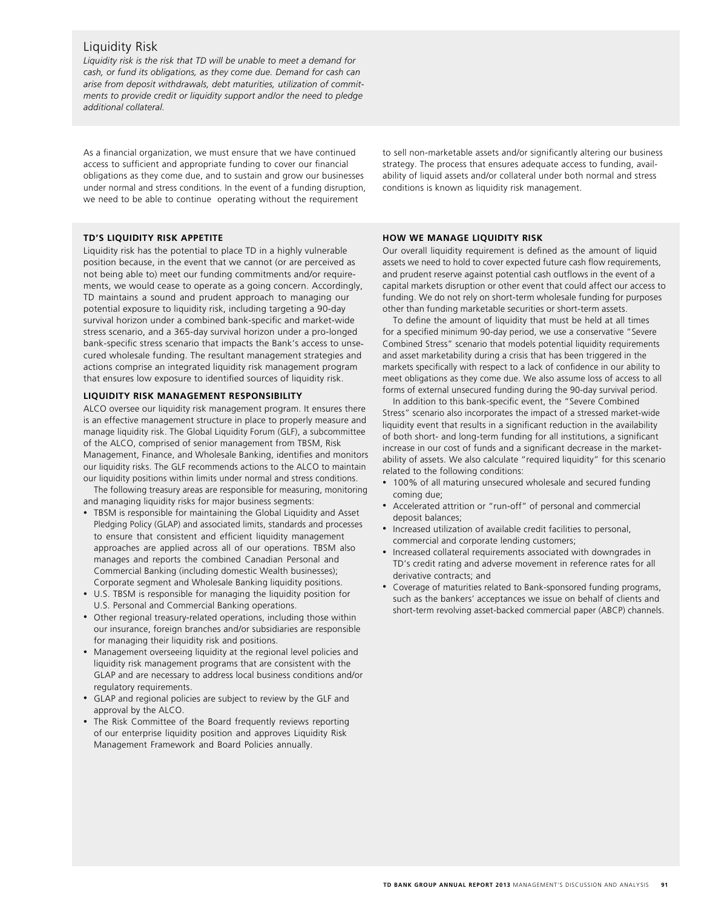## Liquidity Risk

*Liquidity risk is the risk that TD will be unable to meet a demand for cash, or fund its obligations, as they come due. Demand for cash can arise from deposit withdrawals, debt maturities, utilization of commitments to provide credit or liquidity support and/or the need to pledge additional collateral.*

As a financial organization, we must ensure that we have continued access to sufficient and appropriate funding to cover our financial obligations as they come due, and to sustain and grow our businesses under normal and stress conditions. In the event of a funding disruption, we need to be able to continue operating without the requirement to sell non-marketable assets and/or significantly altering our business strategy. The process that ensures adequate access to funding, availability of liquid assets and/or collateral under both normal and stress conditions is known as liquidity risk management.

### TD'S LIQUIDITY RISK APPETITE

Liquidity risk has the potential to place TD in a highly vulnerable position because, in the event that we cannot (or are perceived as not being able to) meet our funding commitments and/or requirements, we would cease to operate as a going concern. Accordingly, TD maintains a sound and prudent approach to managing our potential exposure to liquidity risk, including targeting a 90-day survival horizon under a combined bank-specific and market-wide stress scenario, and a 365-day survival horizon under a pro-longed bank-specific stress scenario that impacts the Bank's access to unsecured wholesale funding. The resultant management strategies and actions comprise an integrated liquidity risk management program that ensures low exposure to identified sources of liquidity risk.

### LIQUIDITY RISK MANAGEMENT RESPONSIBILITY

ALCO oversee our liquidity risk management program. It ensures there is an effective management structure in place to properly measure and manage liquidity risk. The Global Liquidity Forum (GLF), a subcommittee of the ALCO, comprised of senior management from TBSM, Risk Management, Finance, and Wholesale Banking, identifies and monitors our liquidity risks. The GLF recommends actions to the ALCO to maintain our liquidity positions within limits under normal and stress conditions.

The following treasury areas are responsible for measuring, monitoring and managing liquidity risks for major business segments:

- TBSM is responsible for maintaining the Global Liquidity and Asset Pledging Policy (GLAP) and associated limits, standards and processes to ensure that consistent and efficient liquidity management approaches are applied across all of our operations. TBSM also manages and reports the combined Canadian Personal and Commercial Banking (including domestic Wealth businesses); Corporate segment and Wholesale Banking liquidity positions.
- U.S. TBSM is responsible for managing the liquidity position for U.S. Personal and Commercial Banking operations.
- Other regional treasury-related operations, including those within our insurance, foreign branches and/or subsidiaries are responsible for managing their liquidity risk and positions.
- Management overseeing liquidity at the regional level policies and liquidity risk management programs that are consistent with the GLAP and are necessary to address local business conditions and/or regulatory requirements.
- GLAP and regional policies are subject to review by the GLF and approval by the ALCO.
- The Risk Committee of the Board frequently reviews reporting of our enterprise liquidity position and approves Liquidity Risk Management Framework and Board Policies annually.

### HOW WE MANAGE LIQUIDITY RISK

Our overall liquidity requirement is defined as the amount of liquid assets we need to hold to cover expected future cash flow requirements, and prudent reserve against potential cash outflows in the event of a capital markets disruption or other event that could affect our access to funding. We do not rely on short-term wholesale funding for purposes other than funding marketable securities or short-term assets.

To define the amount of liquidity that must be held at all times for a specified minimum 90-day period, we use a conservative "Severe Combined Stress" scenario that models potential liquidity requirements and asset marketability during a crisis that has been triggered in the markets specifically with respect to a lack of confidence in our ability to meet obligations as they come due. We also assume loss of access to all forms of external unsecured funding during the 90-day survival period.

In addition to this bank-specific event, the "Severe Combined Stress" scenario also incorporates the impact of a stressed market-wide liquidity event that results in a significant reduction in the availability of both short- and long-term funding for all institutions, a significant increase in our cost of funds and a significant decrease in the marketability of assets. We also calculate "required liquidity" for this scenario related to the following conditions:

- 100% of all maturing unsecured wholesale and secured funding coming due;
- Accelerated attrition or "run-off" of personal and commercial deposit balances;
- Increased utilization of available credit facilities to personal, commercial and corporate lending customers;
- Increased collateral requirements associated with downgrades in TD's credit rating and adverse movement in reference rates for all derivative contracts; and
- Coverage of maturities related to Bank-sponsored funding programs, such as the bankers' acceptances we issue on behalf of clients and short-term revolving asset-backed commercial paper (ABCP) channels.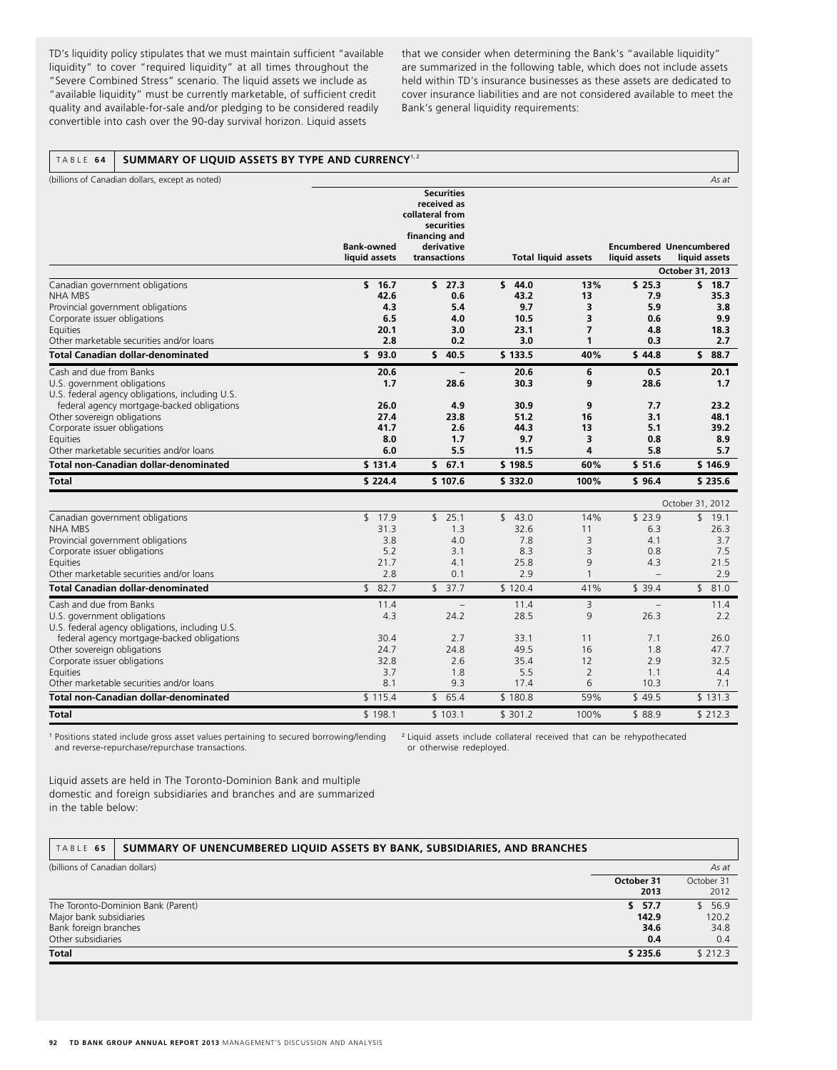TD's liquidity policy stipulates that we must maintain sufficient "available liquidity" to cover "required liquidity" at all times throughout the "Severe Combined Stress" scenario. The liquid assets we include as "available liquidity" must be currently marketable, of sufficient credit quality and available-for-sale and/or pledging to be considered readily convertible into cash over the 90-day survival horizon. Liquid assets that we consider when determining the Bank's "available liquidity" are summarized in the following table, which does not include assets held within TD's insurance businesses as these assets are dedicated to cover insurance liabilities and are not considered available to meet the Bank's general liquidity requirements:

**TABLE 64 SUMMARY OF LIQUID ASSETS BY TYPE AND CURRENCY[1,2]**

(billions of Canadian dollars, except as noted) — As at

| | Bank-owned liquid assets | Securities received as collateral from securities financing and derivative transactions | Total liquid assets | | Encumbered liquid assets | Unencumbered liquid assets |
|---|---|---|---|---|---|---|
| | | | | | | **October 31, 2013** |
| Canadian government obligations | **$ 16.7** | **$ 27.3** | **$ 44.0** | **13%** | **$ 25.3** | **$ 18.7** |
| NHA MBS | **42.6** | **0.6** | **43.2** | **13** | **7.9** | **35.3** |
| Provincial government obligations | **4.3** | **5.4** | **9.7** | **3** | **5.9** | **3.8** |
| Corporate issuer obligations | **6.5** | **4.0** | **10.5** | **3** | **0.6** | **9.9** |
| Equities | **20.1** | **3.0** | **23.1** | **7** | **4.8** | **18.3** |
| Other marketable securities and/or loans | **2.8** | **0.2** | **3.0** | **1** | **0.3** | **2.7** |
| **Total Canadian dollar-denominated** | **$ 93.0** | **$ 40.5** | **$ 133.5** | **40%** | **$ 44.8** | **$ 88.7** |
| Cash and due from Banks | **20.6** | **–** | **20.6** | **6** | **0.5** | **20.1** |
| U.S. government obligations | **1.7** | **28.6** | **30.3** | **9** | **28.6** | **1.7** |
| U.S. federal agency obligations, including U.S. federal agency mortgage-backed obligations | **26.0** | **4.9** | **30.9** | **9** | **7.7** | **23.2** |
| Other sovereign obligations | **27.4** | **23.8** | **51.2** | **16** | **3.1** | **48.1** |
| Corporate issuer obligations | **41.7** | **2.6** | **44.3** | **13** | **5.1** | **39.2** |
| Equities | **8.0** | **1.7** | **9.7** | **3** | **0.8** | **8.9** |
| Other marketable securities and/or loans | **6.0** | **5.5** | **11.5** | **4** | **5.8** | **5.7** |
| **Total non-Canadian dollar-denominated** | **$ 131.4** | **$ 67.1** | **$ 198.5** | **60%** | **$ 51.6** | **$ 146.9** |
| **Total** | **$ 224.4** | **$ 107.6** | **$ 332.0** | **100%** | **$ 96.4** | **$ 235.6** |
| | | | | | | October 31, 2012 |
| Canadian government obligations | $ 17.9 | $ 25.1 | $ 43.0 | 14% | $ 23.9 | $ 19.1 |
| NHA MBS | 31.3 | 1.3 | 32.6 | 11 | 6.3 | 26.3 |
| Provincial government obligations | 3.8 | 4.0 | 7.8 | 3 | 4.1 | 3.7 |
| Corporate issuer obligations | 5.2 | 3.1 | 8.3 | 3 | 0.8 | 7.5 |
| Equities | 21.7 | 4.1 | 25.8 | 9 | 4.3 | 21.5 |
| Other marketable securities and/or loans | 2.8 | 0.1 | 2.9 | 1 | – | 2.9 |
| **Total Canadian dollar-denominated** | $ 82.7 | $ 37.7 | $ 120.4 | 41% | $ 39.4 | $ 81.0 |
| Cash and due from Banks | 11.4 | – | 11.4 | 3 | – | 11.4 |
| U.S. government obligations | 4.3 | 24.2 | 28.5 | 9 | 26.3 | 2.2 |
| U.S. federal agency obligations, including U.S. federal agency mortgage-backed obligations | 30.4 | 2.7 | 33.1 | 11 | 7.1 | 26.0 |
| Other sovereign obligations | 24.7 | 24.8 | 49.5 | 16 | 1.8 | 47.7 |
| Corporate issuer obligations | 32.8 | 2.6 | 35.4 | 12 | 2.9 | 32.5 |
| Equities | 3.7 | 1.8 | 5.5 | 2 | 1.1 | 4.4 |
| Other marketable securities and/or loans | 8.1 | 9.3 | 17.4 | 6 | 10.3 | 7.1 |
| **Total non-Canadian dollar-denominated** | $ 115.4 | $ 65.4 | $ 180.8 | 59% | $ 49.5 | $ 131.3 |
| **Total** | $ 198.1 | $ 103.1 | $ 301.2 | 100% | $ 88.9 | $ 212.3 |

[1] Positions stated include gross asset values pertaining to secured borrowing/lending and reverse-repurchase/repurchase transactions.

[2] Liquid assets include collateral received that can be rehypothecated or otherwise redeployed.

Liquid assets are held in The Toronto-Dominion Bank and multiple domestic and foreign subsidiaries and branches and are summarized in the table below:

**TABLE 65 SUMMARY OF UNENCUMBERED LIQUID ASSETS BY BANK, SUBSIDIARIES, AND BRANCHES**

| (billions of Canadian dollars) | **October 31 2013** | October 31 2012 |
|---|---|---|
| The Toronto-Dominion Bank (Parent) | **$ 57.7** | $ 56.9 |
| Major bank subsidiaries | **142.9** | 120.2 |
| Bank foreign branches | **34.6** | 34.8 |
| Other subsidiaries | **0.4** | 0.4 |
| **Total** | **$ 235.6** | $ 212.3 |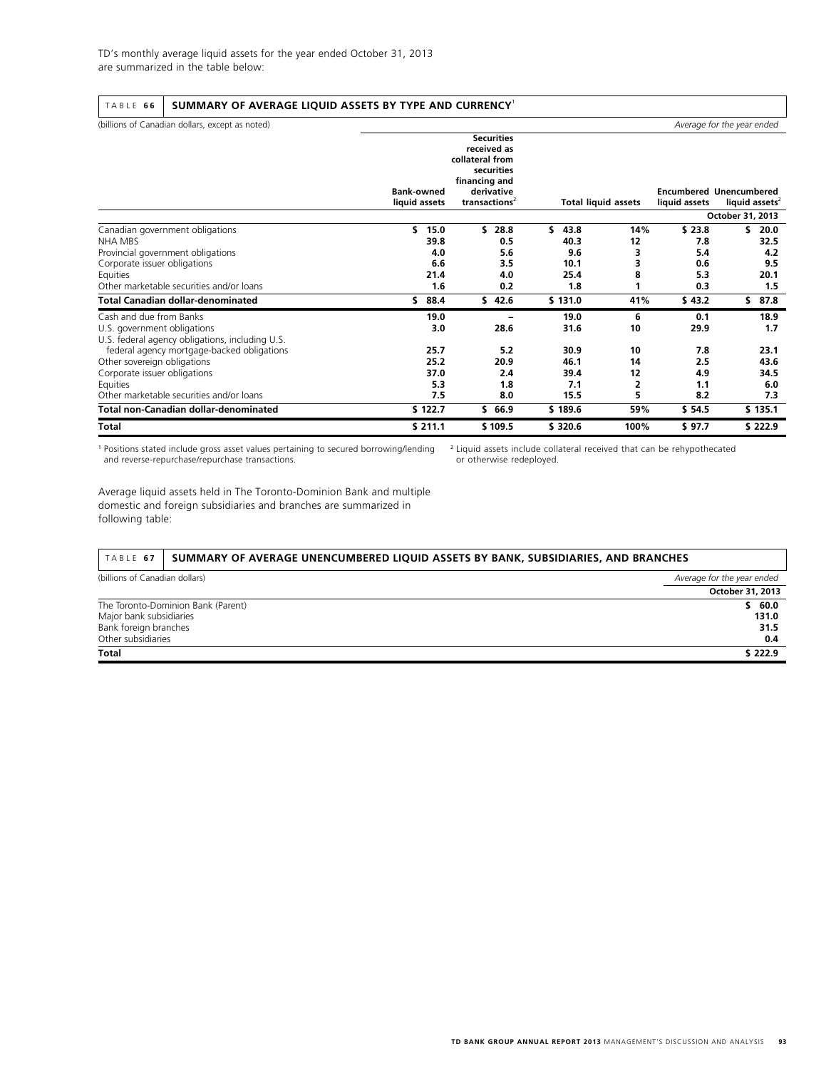TD's monthly average liquid assets for the year ended October 31, 2013 are summarized in the table below:

**TABLE 66 SUMMARY OF AVERAGE LIQUID ASSETS BY TYPE AND CURRENCY**[1]

| (billions of Canadian dollars, except as noted) | | | | | | *Average for the year ended* |
|---|---|---|---|---|---|---|
| | Bank-owned liquid assets | Securities received as collateral from securities financing and derivative transactions[2] | Total liquid assets | | Encumbered liquid assets | Unencumbered liquid assets[2] |
| | | | | | | **October 31, 2013** |
| Canadian government obligations | $ 15.0 | $ 28.8 | $ 43.8 | 14% | $ 23.8 | $ 20.0 |
| NHA MBS | 39.8 | 0.5 | 40.3 | 12 | 7.8 | 32.5 |
| Provincial government obligations | 4.0 | 5.6 | 9.6 | 3 | 5.4 | 4.2 |
| Corporate issuer obligations | 6.6 | 3.5 | 10.1 | 3 | 0.6 | 9.5 |
| Equities | 21.4 | 4.0 | 25.4 | 8 | 5.3 | 20.1 |
| Other marketable securities and/or loans | 1.6 | 0.2 | 1.8 | 1 | 0.3 | 1.5 |
| **Total Canadian dollar-denominated** | **$ 88.4** | **$ 42.6** | **$ 131.0** | **41%** | **$ 43.2** | **$ 87.8** |
| Cash and due from Banks | 19.0 | – | 19.0 | 6 | 0.1 | 18.9 |
| U.S. government obligations | 3.0 | 28.6 | 31.6 | 10 | 29.9 | 1.7 |
| U.S. federal agency obligations, including U.S. federal agency mortgage-backed obligations | 25.7 | 5.2 | 30.9 | 10 | 7.8 | 23.1 |
| Other sovereign obligations | 25.2 | 20.9 | 46.1 | 14 | 2.5 | 43.6 |
| Corporate issuer obligations | 37.0 | 2.4 | 39.4 | 12 | 4.9 | 34.5 |
| Equities | 5.3 | 1.8 | 7.1 | 2 | 1.1 | 6.0 |
| Other marketable securities and/or loans | 7.5 | 8.0 | 15.5 | 5 | 8.2 | 7.3 |
| **Total non-Canadian dollar-denominated** | **$ 122.7** | **$ 66.9** | **$ 189.6** | **59%** | **$ 54.5** | **$ 135.1** |
| **Total** | **$ 211.1** | **$ 109.5** | **$ 320.6** | **100%** | **$ 97.7** | **$ 222.9** |

[1] Positions stated include gross asset values pertaining to secured borrowing/lending and reverse-repurchase/repurchase transactions.

[2] Liquid assets include collateral received that can be rehypothecated or otherwise redeployed.

Average liquid assets held in The Toronto-Dominion Bank and multiple domestic and foreign subsidiaries and branches are summarized in following table:

**TABLE 67 SUMMARY OF AVERAGE UNENCUMBERED LIQUID ASSETS BY BANK, SUBSIDIARIES, AND BRANCHES**

| (billions of Canadian dollars) | *Average for the year ended* |
|---|---|
| | **October 31, 2013** |
| The Toronto-Dominion Bank (Parent) | $ 60.0 |
| Major bank subsidiaries | 131.0 |
| Bank foreign branches | 31.5 |
| Other subsidiaries | 0.4 |
| **Total** | **$ 222.9** |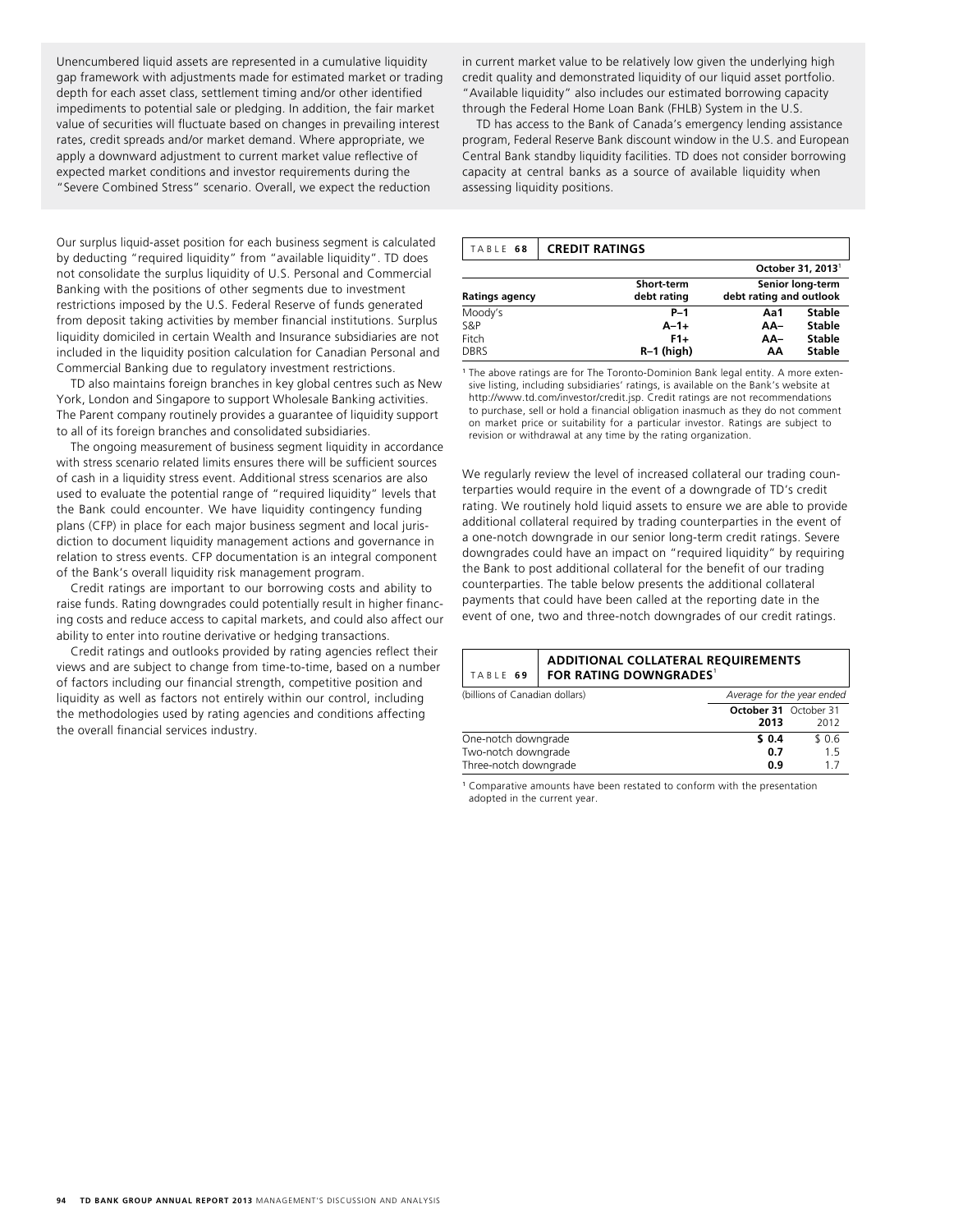Unencumbered liquid assets are represented in a cumulative liquidity gap framework with adjustments made for estimated market or trading depth for each asset class, settlement timing and/or other identified impediments to potential sale or pledging. In addition, the fair market value of securities will fluctuate based on changes in prevailing interest rates, credit spreads and/or market demand. Where appropriate, we apply a downward adjustment to current market value reflective of expected market conditions and investor requirements during the "Severe Combined Stress" scenario. Overall, we expect the reduction in current market value to be relatively low given the underlying high credit quality and demonstrated liquidity of our liquid asset portfolio. "Available liquidity" also includes our estimated borrowing capacity through the Federal Home Loan Bank (FHLB) System in the U.S.

TD has access to the Bank of Canada's emergency lending assistance program, Federal Reserve Bank discount window in the U.S. and European Central Bank standby liquidity facilities. TD does not consider borrowing capacity at central banks as a source of available liquidity when assessing liquidity positions.

Our surplus liquid-asset position for each business segment is calculated by deducting "required liquidity" from "available liquidity". TD does not consolidate the surplus liquidity of U.S. Personal and Commercial Banking with the positions of other segments due to investment restrictions imposed by the U.S. Federal Reserve of funds generated from deposit taking activities by member financial institutions. Surplus liquidity domiciled in certain Wealth and Insurance subsidiaries are not included in the liquidity position calculation for Canadian Personal and Commercial Banking due to regulatory investment restrictions.

TD also maintains foreign branches in key global centres such as New York, London and Singapore to support Wholesale Banking activities. The Parent company routinely provides a guarantee of liquidity support to all of its foreign branches and consolidated subsidiaries.

The ongoing measurement of business segment liquidity in accordance with stress scenario related limits ensures there will be sufficient sources of cash in a liquidity stress event. Additional stress scenarios are also used to evaluate the potential range of "required liquidity" levels that the Bank could encounter. We have liquidity contingency funding plans (CFP) in place for each major business segment and local jurisdiction to document liquidity management actions and governance in relation to stress events. CFP documentation is an integral component of the Bank's overall liquidity risk management program.

Credit ratings are important to our borrowing costs and ability to raise funds. Rating downgrades could potentially result in higher financing costs and reduce access to capital markets, and could also affect our ability to enter into routine derivative or hedging transactions.

Credit ratings and outlooks provided by rating agencies reflect their views and are subject to change from time-to-time, based on a number of factors including our financial strength, competitive position and liquidity as well as factors not entirely within our control, including the methodologies used by rating agencies and conditions affecting the overall financial services industry.

**TABLE 68 CREDIT RATINGS**

| | | October 31, 2013[1] | |
|---|---|---|---|
| Ratings agency | Short-term debt rating | Senior long-term debt rating and outlook | |
| Moody's | P–1 | Aa1 | Stable |
| S&P | A–1+ | AA– | Stable |
| Fitch | F1+ | AA– | Stable |
| DBRS | R–1 (high) | AA | Stable |

[1] The above ratings are for The Toronto-Dominion Bank legal entity. A more extensive listing, including subsidiaries' ratings, is available on the Bank's website at http://www.td.com/investor/credit.jsp. Credit ratings are not recommendations to purchase, sell or hold a financial obligation inasmuch as they do not comment on market price or suitability for a particular investor. Ratings are subject to revision or withdrawal at any time by the rating organization.

We regularly review the level of increased collateral our trading counterparties would require in the event of a downgrade of TD's credit rating. We routinely hold liquid assets to ensure we are able to provide additional collateral required by trading counterparties in the event of a one-notch downgrade in our senior long-term credit ratings. Severe downgrades could have an impact on "required liquidity" by requiring the Bank to post additional collateral for the benefit of our trading counterparties. The table below presents the additional collateral payments that could have been called at the reporting date in the event of one, two and three-notch downgrades of our credit ratings.

**TABLE 69 ADDITIONAL COLLATERAL REQUIREMENTS FOR RATING DOWNGRADES[1]**

| (billions of Canadian dollars) | *Average for the year ended* | |
|---|---|---|
| | **October 31 2013** | October 31 2012 |
| One-notch downgrade | **$ 0.4** | $ 0.6 |
| Two-notch downgrade | **0.7** | 1.5 |
| Three-notch downgrade | **0.9** | 1.7 |

[1] Comparative amounts have been restated to conform with the presentation adopted in the current year.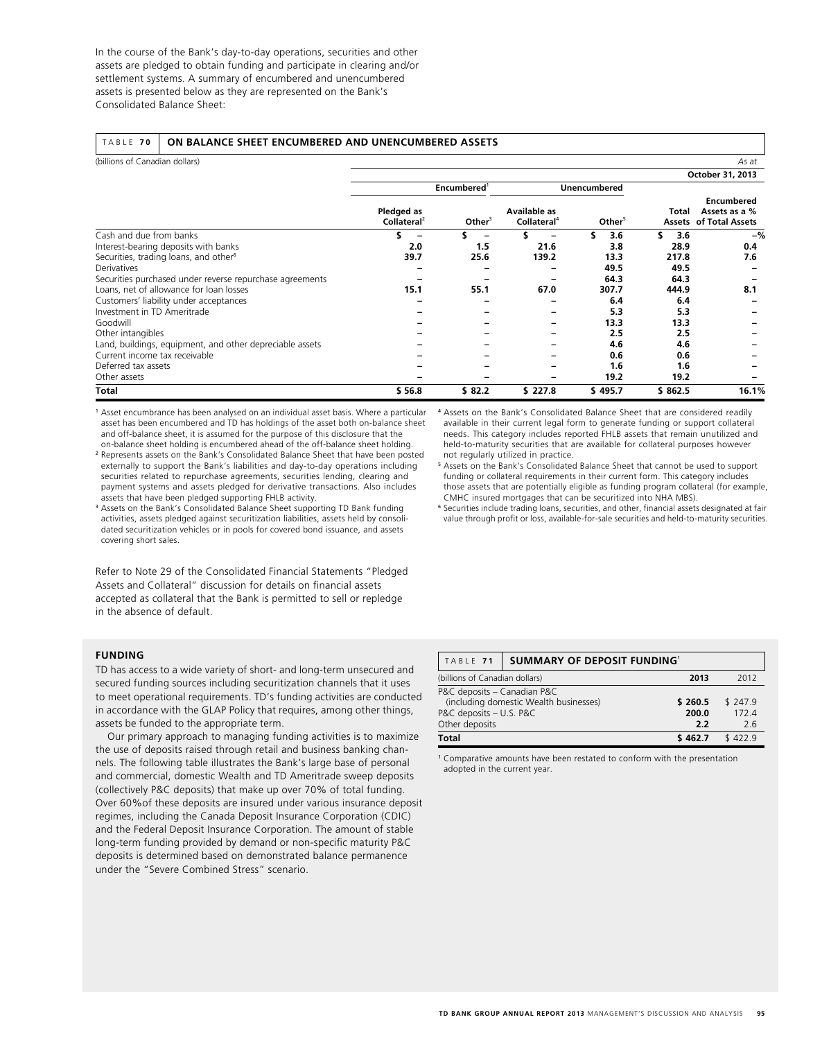In the course of the Bank's day-to-day operations, securities and other assets are pledged to obtain funding and participate in clearing and/or settlement systems. A summary of encumbered and unencumbered assets is presented below as they are represented on the Bank's Consolidated Balance Sheet:

**TABLE 70 ON BALANCE SHEET ENCUMBERED AND UNENCUMBERED ASSETS**

(billions of Canadian dollars) *As at*

| | **October 31, 2013** | | | | | |
|---|---|---|---|---|---|---|
| | **Encumbered**[1] | | **Unencumbered** | | | |
| | **Pledged as Collateral**[2] | **Other**[3] | **Available as Collateral**[4] | **Other**[5] | **Total Assets** | **Encumbered Assets as a % of Total Assets** |
| Cash and due from banks | **$ –** | **$ –** | **$ –** | **$ 3.6** | **$ 3.6** | **–%** |
| Interest-bearing deposits with banks | **2.0** | **1.5** | **21.6** | **3.8** | **28.9** | **0.4** |
| Securities, trading loans, and other[6] | **39.7** | **25.6** | **139.2** | **13.3** | **217.8** | **7.6** |
| Derivatives | **–** | **–** | **–** | **49.5** | **49.5** | **–** |
| Securities purchased under reverse repurchase agreements | **–** | **–** | **–** | **64.3** | **64.3** | **–** |
| Loans, net of allowance for loan losses | **15.1** | **55.1** | **67.0** | **307.7** | **444.9** | **8.1** |
| Customers' liability under acceptances | **–** | **–** | **–** | **6.4** | **6.4** | **–** |
| Investment in TD Ameritrade | **–** | **–** | **–** | **5.3** | **5.3** | **–** |
| Goodwill | **–** | **–** | **–** | **13.3** | **13.3** | **–** |
| Other intangibles | **–** | **–** | **–** | **2.5** | **2.5** | **–** |
| Land, buildings, equipment, and other depreciable assets | **–** | **–** | **–** | **4.6** | **4.6** | **–** |
| Current income tax receivable | **–** | **–** | **–** | **0.6** | **0.6** | **–** |
| Deferred tax assets | **–** | **–** | **–** | **1.6** | **1.6** | **–** |
| Other assets | **–** | **–** | **–** | **19.2** | **19.2** | **–** |
| **Total** | **$ 56.8** | **$ 82.2** | **$ 227.8** | **$ 495.7** | **$ 862.5** | **16.1%** |

[1] Asset encumbrance has been analysed on an individual asset basis. Where a particular asset has been encumbered and TD has holdings of the asset both on-balance sheet and off-balance sheet, it is assumed for the purpose of this disclosure that the on-balance sheet holding is encumbered ahead of the off-balance sheet holding.

[2] Represents assets on the Bank's Consolidated Balance Sheet that have been posted externally to support the Bank's liabilities and day-to-day operations including securities related to repurchase agreements, securities lending, clearing and payment systems and assets pledged for derivative transactions. Also includes assets that have been pledged supporting FHLB activity.

[3] Assets on the Bank's Consolidated Balance Sheet supporting TD Bank funding activities, assets pledged against securitization liabilities, assets held by consolidated securitization vehicles or in pools for covered bond issuance, and assets covering short sales.

[4] Assets on the Bank's Consolidated Balance Sheet that are considered readily available in their current legal form to generate funding or support collateral needs. This category includes reported FHLB assets that remain unutilized and held-to-maturity securities that are available for collateral purposes however not regularly utilized in practice.

[5] Assets on the Bank's Consolidated Balance Sheet that cannot be used to support funding or collateral requirements in their current form. This category includes those assets that are potentially eligible as funding program collateral (for example, CMHC insured mortgages that can be securitized into NHA MBS).

[6] Securities include trading loans, securities, and other, financial assets designated at fair value through profit or loss, available-for-sale securities and held-to-maturity securities.

Refer to Note 29 of the Consolidated Financial Statements "Pledged Assets and Collateral" discussion for details on financial assets accepted as collateral that the Bank is permitted to sell or repledge in the absence of default.

### FUNDING

TD has access to a wide variety of short- and long-term unsecured and secured funding sources including securitization channels that it uses to meet operational requirements. TD's funding activities are conducted in accordance with the GLAP Policy that requires, among other things, assets be funded to the appropriate term.

Our primary approach to managing funding activities is to maximize the use of deposits raised through retail and business banking channels. The following table illustrates the Bank's large base of personal and commercial, domestic Wealth and TD Ameritrade sweep deposits (collectively P&C deposits) that make up over 70% of total funding. Over 60%of these deposits are insured under various insurance deposit regimes, including the Canada Deposit Insurance Corporation (CDIC) and the Federal Deposit Insurance Corporation. The amount of stable long-term funding provided by demand or non-specific maturity P&C deposits is determined based on demonstrated balance permanence under the "Severe Combined Stress" scenario.

**TABLE 71 SUMMARY OF DEPOSIT FUNDING**[1]

| (billions of Canadian dollars) | **2013** | 2012 |
|---|---|---|
| P&C deposits – Canadian P&C (including domestic Wealth businesses) | **$ 260.5** | $ 247.9 |
| P&C deposits – U.S. P&C | **200.0** | 172.4 |
| Other deposits | **2.2** | 2.6 |
| **Total** | **$ 462.7** | $ 422.9 |

[1] Comparative amounts have been restated to conform with the presentation adopted in the current year.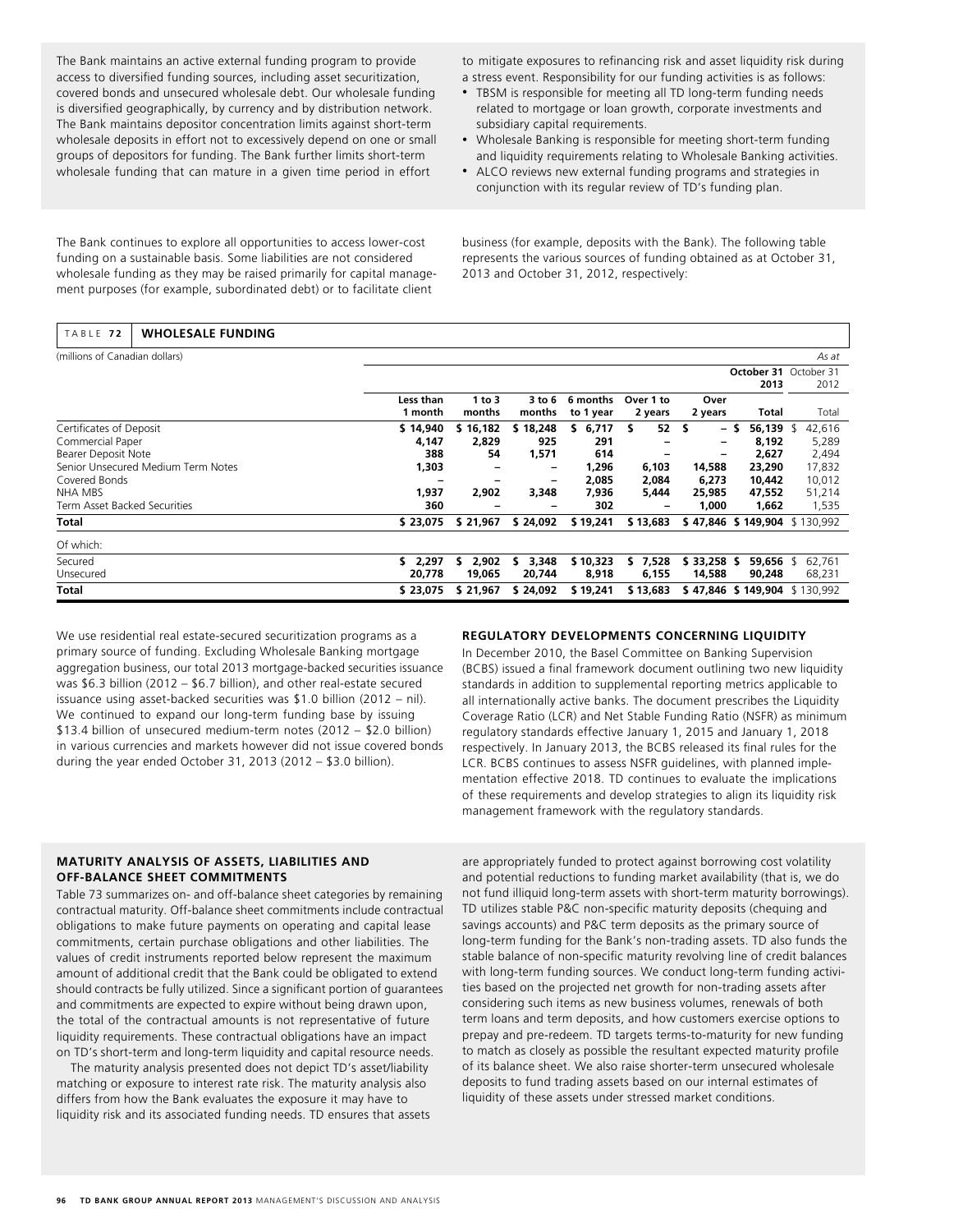The Bank maintains an active external funding program to provide access to diversified funding sources, including asset securitization, covered bonds and unsecured wholesale debt. Our wholesale funding is diversified geographically, by currency and by distribution network. The Bank maintains depositor concentration limits against short-term wholesale deposits in effort not to excessively depend on one or small groups of depositors for funding. The Bank further limits short-term wholesale funding that can mature in a given time period in effort to mitigate exposures to refinancing risk and asset liquidity risk during a stress event. Responsibility for our funding activities is as follows:

- TBSM is responsible for meeting all TD long-term funding needs related to mortgage or loan growth, corporate investments and subsidiary capital requirements.
- Wholesale Banking is responsible for meeting short-term funding and liquidity requirements relating to Wholesale Banking activities.
- ALCO reviews new external funding programs and strategies in conjunction with its regular review of TD's funding plan.

The Bank continues to explore all opportunities to access lower-cost funding on a sustainable basis. Some liabilities are not considered wholesale funding as they may be raised primarily for capital management purposes (for example, subordinated debt) or to facilitate client business (for example, deposits with the Bank). The following table represents the various sources of funding obtained as at October 31, 2013 and October 31, 2012, respectively:

**TABLE 72 WHOLESALE FUNDING**

(millions of Canadian dollars) *As at*

| | | | | | | | October 31 2013 | October 31 2012 |
|---|---|---|---|---|---|---|---|---|
| | Less than 1 month | 1 to 3 months | 3 to 6 months | 6 months to 1 year | Over 1 to 2 years | Over 2 years | Total | Total |
| Certificates of Deposit | $ 14,940 | $ 16,182 | $ 18,248 | $ 6,717 | $ 52 | $ – | $ 56,139 | $ 42,616 |
| Commercial Paper | 4,147 | 2,829 | 925 | 291 | – | – | 8,192 | 5,289 |
| Bearer Deposit Note | 388 | 54 | 1,571 | 614 | – | – | 2,627 | 2,494 |
| Senior Unsecured Medium Term Notes | 1,303 | – | – | 1,296 | 6,103 | 14,588 | 23,290 | 17,832 |
| Covered Bonds | – | – | – | 2,085 | 2,084 | 6,273 | 10,442 | 10,012 |
| NHA MBS | 1,937 | 2,902 | 3,348 | 7,936 | 5,444 | 25,985 | 47,552 | 51,214 |
| Term Asset Backed Securities | 360 | – | – | 302 | – | 1,000 | 1,662 | 1,535 |
| **Total** | **$ 23,075** | **$ 21,967** | **$ 24,092** | **$ 19,241** | **$ 13,683** | **$ 47,846** | **$ 149,904** | $ 130,992 |
| Of which: | | | | | | | | |
| Secured | $ 2,297 | $ 2,902 | $ 3,348 | $ 10,323 | $ 7,528 | $ 33,258 | $ 59,656 | $ 62,761 |
| Unsecured | 20,778 | 19,065 | 20,744 | 8,918 | 6,155 | 14,588 | 90,248 | 68,231 |
| **Total** | **$ 23,075** | **$ 21,967** | **$ 24,092** | **$ 19,241** | **$ 13,683** | **$ 47,846** | **$ 149,904** | $ 130,992 |

We use residential real estate-secured securitization programs as a primary source of funding. Excluding Wholesale Banking mortgage aggregation business, our total 2013 mortgage-backed securities issuance was \$6.3 billion (2012 – \$6.7 billion), and other real-estate secured issuance using asset-backed securities was \$1.0 billion (2012 – nil). We continued to expand our long-term funding base by issuing \$13.4 billion of unsecured medium-term notes (2012 – \$2.0 billion) in various currencies and markets however did not issue covered bonds during the year ended October 31, 2013 (2012 – \$3.0 billion).

### REGULATORY DEVELOPMENTS CONCERNING LIQUIDITY

In December 2010, the Basel Committee on Banking Supervision (BCBS) issued a final framework document outlining two new liquidity standards in addition to supplemental reporting metrics applicable to all internationally active banks. The document prescribes the Liquidity Coverage Ratio (LCR) and Net Stable Funding Ratio (NSFR) as minimum regulatory standards effective January 1, 2015 and January 1, 2018 respectively. In January 2013, the BCBS released its final rules for the LCR. BCBS continues to assess NSFR guidelines, with planned implementation effective 2018. TD continues to evaluate the implications of these requirements and develop strategies to align its liquidity risk management framework with the regulatory standards.

### MATURITY ANALYSIS OF ASSETS, LIABILITIES AND OFF-BALANCE SHEET COMMITMENTS

Table 73 summarizes on- and off-balance sheet categories by remaining contractual maturity. Off-balance sheet commitments include contractual obligations to make future payments on operating and capital lease commitments, certain purchase obligations and other liabilities. The values of credit instruments reported below represent the maximum amount of additional credit that the Bank could be obligated to extend should contracts be fully utilized. Since a significant portion of guarantees and commitments are expected to expire without being drawn upon, the total of the contractual amounts is not representative of future liquidity requirements. These contractual obligations have an impact on TD's short-term and long-term liquidity and capital resource needs.

The maturity analysis presented does not depict TD's asset/liability matching or exposure to interest rate risk. The maturity analysis also differs from how the Bank evaluates the exposure it may have to liquidity risk and its associated funding needs. TD ensures that assets are appropriately funded to protect against borrowing cost volatility and potential reductions to funding market availability (that is, we do not fund illiquid long-term assets with short-term maturity borrowings). TD utilizes stable P&C non-specific maturity deposits (chequing and savings accounts) and P&C term deposits as the primary source of long-term funding for the Bank's non-trading assets. TD also funds the stable balance of non-specific maturity revolving line of credit balances with long-term funding sources. We conduct long-term funding activities based on the projected net growth for non-trading assets after considering such items as new business volumes, renewals of both term loans and term deposits, and how customers exercise options to prepay and pre-redeem. TD targets terms-to-maturity for new funding to match as closely as possible the resultant expected maturity profile of its balance sheet. We also raise shorter-term unsecured wholesale deposits to fund trading assets based on our internal estimates of liquidity of these assets under stressed market conditions.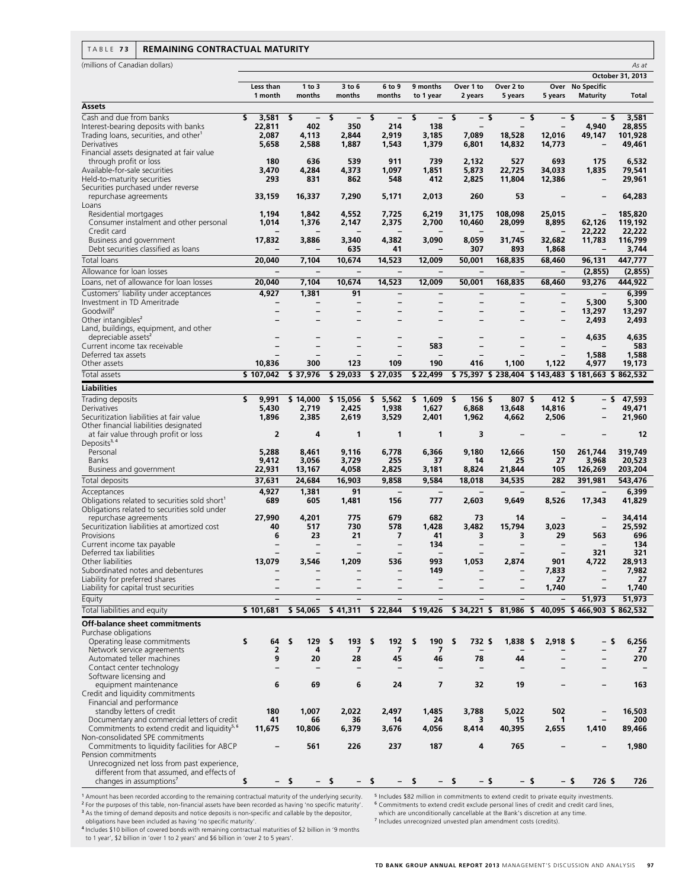**TABLE 73 REMAINING CONTRACTUAL MATURITY**

(millions of Canadian dollars) *As at*

| | | | | | | | | | | **October 31, 2013** |
|---|---|---|---|---|---|---|---|---|---|---|
| | **Less than 1 month** | **1 to 3 months** | **3 to 6 months** | **6 to 9 months** | **9 months to 1 year** | **Over 1 to 2 years** | **Over 2 to 5 years** | **Over 5 years** | **No Specific Maturity** | **Total** |
| **Assets** | | | | | | | | | | |
| Cash and due from banks | **$ 3,581** | **$ –** | **$ –** | **$ –** | **$ –** | **$ –** | **$ –** | **$ –** | **$ –** | **$ 3,581** |
| Interest-bearing deposits with banks | **22,811** | **402** | **350** | **214** | **138** | **–** | **–** | **–** | **4,940** | **28,855** |
| Trading loans, securities, and other[1] | **2,087** | **4,113** | **2,844** | **2,919** | **3,185** | **7,089** | **18,528** | **12,016** | **49,147** | **101,928** |
| Derivatives | **5,658** | **2,588** | **1,887** | **1,543** | **1,379** | **6,801** | **14,832** | **14,773** | **–** | **49,461** |
| Financial assets designated at fair value through profit or loss | **180** | **636** | **539** | **911** | **739** | **2,132** | **527** | **693** | **175** | **6,532** |
| Available-for-sale securities | **3,470** | **4,284** | **4,373** | **1,097** | **1,851** | **5,873** | **22,725** | **34,033** | **1,835** | **79,541** |
| Held-to-maturity securities | **293** | **831** | **862** | **548** | **412** | **2,825** | **11,804** | **12,386** | **–** | **29,961** |
| Securities purchased under reverse repurchase agreements | **33,159** | **16,337** | **7,290** | **5,171** | **2,013** | **260** | **53** | **–** | **–** | **64,283** |
| Loans | | | | | | | | | | |
| Residential mortgages | **1,194** | **1,842** | **4,552** | **7,725** | **6,219** | **31,175** | **108,098** | **25,015** | **–** | **185,820** |
| Consumer instalment and other personal | **1,014** | **1,376** | **2,147** | **2,375** | **2,700** | **10,460** | **28,099** | **8,895** | **62,126** | **119,192** |
| Credit card | **–** | **–** | **–** | **–** | **–** | **–** | **–** | **–** | **22,222** | **22,222** |
| Business and government | **17,832** | **3,886** | **3,340** | **4,382** | **3,090** | **8,059** | **31,745** | **32,682** | **11,783** | **116,799** |
| Debt securities classified as loans | **–** | **–** | **635** | **41** | **–** | **307** | **893** | **1,868** | **–** | **3,744** |
| Total loans | **20,040** | **7,104** | **10,674** | **14,523** | **12,009** | **50,001** | **168,835** | **68,460** | **96,131** | **447,777** |
| Allowance for loan losses | **–** | **–** | **–** | **–** | **–** | **–** | **–** | **–** | **(2,855)** | **(2,855)** |
| Loans, net of allowance for loan losses | **20,040** | **7,104** | **10,674** | **14,523** | **12,009** | **50,001** | **168,835** | **68,460** | **93,276** | **444,922** |
| Customers' liability under acceptances | **4,927** | **1,381** | **91** | **–** | **–** | **–** | **–** | **–** | **–** | **6,399** |
| Investment in TD Ameritrade | **–** | **–** | **–** | **–** | **–** | **–** | **–** | **–** | **5,300** | **5,300** |
| Goodwill[2] | **–** | **–** | **–** | **–** | **–** | **–** | **–** | **–** | **13,297** | **13,297** |
| Other intangibles[2] | **–** | **–** | **–** | **–** | **–** | **–** | **–** | **–** | **2,493** | **2,493** |
| Land, buildings, equipment, and other depreciable assets[2] | **–** | **–** | **–** | **–** | **–** | **–** | **–** | **–** | **4,635** | **4,635** |
| Current income tax receivable | **–** | **–** | **–** | **–** | **583** | **–** | **–** | **–** | **–** | **583** |
| Deferred tax assets | **–** | **–** | **–** | **–** | **–** | **–** | **–** | **–** | **1,588** | **1,588** |
| Other assets | **10,836** | **300** | **123** | **109** | **190** | **416** | **1,100** | **1,122** | **4,977** | **19,173** |
| Total assets | **$ 107,042** | **$ 37,976** | **$ 29,033** | **$ 27,035** | **$ 22,499** | **$ 75,397** | **$ 238,404** | **$ 143,483** | **$ 181,663** | **$ 862,532** |
| **Liabilities** | | | | | | | | | | |
| Trading deposits | **$ 9,991** | **$ 14,000** | **$ 15,056** | **$ 5,562** | **$ 1,609** | **$ 156** | **$ 807** | **$ 412** | **$ –** | **$ 47,593** |
| Derivatives | **5,430** | **2,719** | **2,425** | **1,938** | **1,627** | **6,868** | **13,648** | **14,816** | **–** | **49,471** |
| Securitization liabilities at fair value | **1,896** | **2,385** | **2,619** | **3,529** | **2,401** | **1,962** | **4,662** | **2,506** | **–** | **21,960** |
| Other financial liabilities designated at fair value through profit or loss | **2** | **4** | **1** | **1** | **1** | **3** | **–** | **–** | **–** | **12** |
| Deposits[3, 4] | | | | | | | | | | |
| Personal | **5,288** | **8,461** | **9,116** | **6,778** | **6,366** | **9,180** | **12,666** | **150** | **261,744** | **319,749** |
| Banks | **9,412** | **3,056** | **3,729** | **255** | **37** | **14** | **25** | **27** | **3,968** | **20,523** |
| Business and government | **22,931** | **13,167** | **4,058** | **2,825** | **3,181** | **8,824** | **21,844** | **105** | **126,269** | **203,204** |
| Total deposits | **37,631** | **24,684** | **16,903** | **9,858** | **9,584** | **18,018** | **34,535** | **282** | **391,981** | **543,476** |
| Acceptances | **4,927** | **1,381** | **91** | **–** | **–** | **–** | **–** | **–** | **–** | **6,399** |
| Obligations related to securities sold short[1] | **689** | **605** | **1,481** | **156** | **777** | **2,603** | **9,649** | **8,526** | **17,343** | **41,829** |
| Obligations related to securities sold under repurchase agreements | **27,990** | **4,201** | **775** | **679** | **682** | **73** | **14** | **–** | **–** | **34,414** |
| Securitization liabilities at amortized cost | **40** | **517** | **730** | **578** | **1,428** | **3,482** | **15,794** | **3,023** | **–** | **25,592** |
| Provisions | **6** | **23** | **21** | **7** | **41** | **3** | **3** | **29** | **563** | **696** |
| Current income tax payable | **–** | **–** | **–** | **–** | **134** | **–** | **–** | **–** | **–** | **134** |
| Deferred tax liabilities | **–** | **–** | **–** | **–** | **–** | **–** | **–** | **–** | **321** | **321** |
| Other liabilities | **13,079** | **3,546** | **1,209** | **536** | **993** | **1,053** | **2,874** | **901** | **4,722** | **28,913** |
| Subordinated notes and debentures | **–** | **–** | **–** | **–** | **149** | **–** | **–** | **7,833** | **–** | **7,982** |
| Liability for preferred shares | **–** | **–** | **–** | **–** | **–** | **–** | **–** | **27** | **–** | **27** |
| Liability for capital trust securities | **–** | **–** | **–** | **–** | **–** | **–** | **–** | **1,740** | **–** | **1,740** |
| Equity | **–** | **–** | **–** | **–** | **–** | **–** | **–** | **–** | **51,973** | **51,973** |
| Total liabilities and equity | **$ 101,681** | **$ 54,065** | **$ 41,311** | **$ 22,844** | **$ 19,426** | **$ 34,221** | **$ 81,986** | **$ 40,095** | **$ 466,903** | **$ 862,532** |
| **Off-balance sheet commitments** | | | | | | | | | | |
| Purchase obligations | | | | | | | | | | |
| Operating lease commitments | **$ 64** | **$ 129** | **$ 193** | **$ 192** | **$ 190** | **$ 732** | **$ 1,838** | **$ 2,918** | **$ –** | **$ 6,256** |
| Network service agreements | **2** | **4** | **7** | **7** | **7** | **–** | **–** | **–** | **–** | **27** |
| Automated teller machines | **9** | **20** | **28** | **45** | **46** | **78** | **44** | **–** | **–** | **270** |
| Contact center technology | **–** | **–** | **–** | **–** | **–** | **–** | **–** | **–** | **–** | **–** |
| Software licensing and equipment maintenance | **6** | **69** | **6** | **24** | **7** | **32** | **19** | **–** | **–** | **163** |
| Credit and liquidity commitments | | | | | | | | | | |
| Financial and performance standby letters of credit | **180** | **1,007** | **2,022** | **2,497** | **1,485** | **3,788** | **5,022** | **502** | **–** | **16,503** |
| Documentary and commercial letters of credit | **41** | **66** | **36** | **14** | **24** | **3** | **15** | **1** | **–** | **200** |
| Commitments to extend credit and liquidity[5, 6] | **11,675** | **10,806** | **6,379** | **3,676** | **4,056** | **8,414** | **40,395** | **2,655** | **1,410** | **89,466** |
| Non-consolidated SPE commitments | | | | | | | | | | |
| Commitments to liquidity facilities for ABCP | **–** | **561** | **226** | **237** | **187** | **4** | **765** | **–** | **–** | **1,980** |
| Pension commitments | | | | | | | | | | |
| Unrecognized net loss from past experience, different from that assumed, and effects of changes in assumptions[7] | **$ –** | **$ –** | **$ –** | **$ –** | **$ –** | **$ –** | **$ –** | **$ –** | **$ 726** | **$ 726** |

[1] Amount has been recorded according to the remaining contractual maturity of the underlying security.
[2] For the purposes of this table, non-financial assets have been recorded as having 'no specific maturity'.
[3] As the timing of demand deposits and notice deposits is non-specific and callable by the depositor, obligations have been included as having 'no specific maturity'.
[4] Includes $10 billion of covered bonds with remaining contractual maturities of $2 billion in '9 months to 1 year', $2 billion in 'over 1 to 2 years' and $6 billion in 'over 2 to 5 years'.
[5] Includes $82 million in commitments to extend credit to private equity investments.
[6] Commitments to extend credit exclude personal lines of credit and credit card lines, which are unconditionally cancellable at the Bank's discretion at any time.
[7] Includes unrecognized unvested plan amendment costs (credits).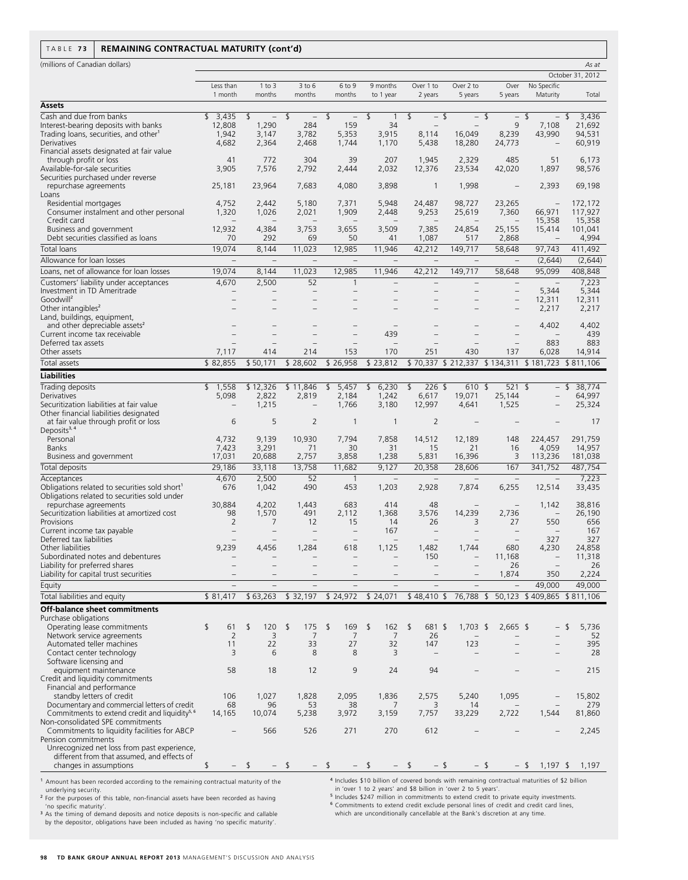**TABLE 73 REMAINING CONTRACTUAL MATURITY (cont'd)**

(millions of Canadian dollars) — As at October 31, 2012

| | Less than 1 month | 1 to 3 months | 3 to 6 months | 6 to 9 months | 9 months to 1 year | Over 1 to 2 years | Over 2 to 5 years | Over 5 years | No Specific Maturity | Total |
|---|---|---|---|---|---|---|---|---|---|---|
| **Assets** | | | | | | | | | | |
| Cash and due from banks | $ 3,435 | $ – | $ – | $ – | $ 1 | $ – | $ – | $ – | $ – | $ 3,436 |
| Interest-bearing deposits with banks | 12,808 | 1,290 | 284 | 159 | 34 | – | – | 9 | 7,108 | 21,692 |
| Trading loans, securities, and other[1] | 1,942 | 3,147 | 3,782 | 5,353 | 3,915 | 8,114 | 16,049 | 8,239 | 43,990 | 94,531 |
| Derivatives | 4,682 | 2,364 | 2,468 | 1,744 | 1,170 | 5,438 | 18,280 | 24,773 | – | 60,919 |
| Financial assets designated at fair value through profit or loss | 41 | 772 | 304 | 39 | 207 | 1,945 | 2,329 | 485 | 51 | 6,173 |
| Available-for-sale securities | 3,905 | 7,576 | 2,792 | 2,444 | 2,032 | 12,376 | 23,534 | 42,020 | 1,897 | 98,576 |
| Securities purchased under reverse repurchase agreements | 25,181 | 23,964 | 7,683 | 4,080 | 3,898 | 1 | 1,998 | – | 2,393 | 69,198 |
| Loans | | | | | | | | | | |
| Residential mortgages | 4,752 | 2,442 | 5,180 | 7,371 | 5,948 | 24,487 | 98,727 | 23,265 | – | 172,172 |
| Consumer instalment and other personal | 1,320 | 1,026 | 2,021 | 1,909 | 2,448 | 9,253 | 25,619 | 7,360 | 66,971 | 117,927 |
| Credit card | – | – | – | – | – | – | – | – | 15,358 | 15,358 |
| Business and government | 12,932 | 4,384 | 3,753 | 3,655 | 3,509 | 7,385 | 24,854 | 25,155 | 15,414 | 101,041 |
| Debt securities classified as loans | 70 | 292 | 69 | 50 | 41 | 1,087 | 517 | 2,868 | – | 4,994 |
| Total loans | 19,074 | 8,144 | 11,023 | 12,985 | 11,946 | 42,212 | 149,717 | 58,648 | 97,743 | 411,492 |
| Allowance for loan losses | – | – | – | – | – | – | – | – | (2,644) | (2,644) |
| Loans, net of allowance for loan losses | 19,074 | 8,144 | 11,023 | 12,985 | 11,946 | 42,212 | 149,717 | 58,648 | 95,099 | 408,848 |
| Customers' liability under acceptances | 4,670 | 2,500 | 52 | 1 | – | – | – | – | – | 7,223 |
| Investment in TD Ameritrade | – | – | – | – | – | – | – | – | 5,344 | 5,344 |
| Goodwill[2] | – | – | – | – | – | – | – | – | 12,311 | 12,311 |
| Other intangibles[2] | – | – | – | – | – | – | – | – | 2,217 | 2,217 |
| Land, buildings, equipment, and other depreciable assets[2] | – | – | – | – | – | – | – | – | 4,402 | 4,402 |
| Current income tax receivable | – | – | – | – | 439 | – | – | – | – | 439 |
| Deferred tax assets | – | – | – | – | – | – | – | – | 883 | 883 |
| Other assets | 7,117 | 414 | 214 | 153 | 170 | 251 | 430 | 137 | 6,028 | 14,914 |
| Total assets | $ 82,855 | $ 50,171 | $ 28,602 | $ 26,958 | $ 23,812 | $ 70,337 | $ 212,337 | $ 134,311 | $ 181,723 | $ 811,106 |
| **Liabilities** | | | | | | | | | | |
| Trading deposits | $ 1,558 | $ 12,326 | $ 11,846 | $ 5,457 | $ 6,230 | $ 226 | $ 610 | $ 521 | $ – | $ 38,774 |
| Derivatives | 5,098 | 2,822 | 2,819 | 2,184 | 1,242 | 6,617 | 19,071 | 25,144 | – | 64,997 |
| Securitization liabilities at fair value | – | 1,215 | – | 1,766 | 3,180 | 12,997 | 4,641 | 1,525 | – | 25,324 |
| Other financial liabilities designated at fair value through profit or loss | 6 | 5 | 2 | 1 | 1 | 2 | – | – | – | 17 |
| Deposits[3,4] | | | | | | | | | | |
| Personal | 4,732 | 9,139 | 10,930 | 7,794 | 7,858 | 14,512 | 12,189 | 148 | 224,457 | 291,759 |
| Banks | 7,423 | 3,291 | 71 | 30 | 31 | 15 | 21 | 16 | 4,059 | 14,957 |
| Business and government | 17,031 | 20,688 | 2,757 | 3,858 | 1,238 | 5,831 | 16,396 | 3 | 113,236 | 181,038 |
| Total deposits | 29,186 | 33,118 | 13,758 | 11,682 | 9,127 | 20,358 | 28,606 | 167 | 341,752 | 487,754 |
| Acceptances | 4,670 | 2,500 | 52 | 1 | – | – | – | – | – | 7,223 |
| Obligations related to securities sold short[1] | 676 | 1,042 | 490 | 453 | 1,203 | 2,928 | 7,874 | 6,255 | 12,514 | 33,435 |
| Obligations related to securities sold under repurchase agreements | 30,884 | 4,202 | 1,443 | 683 | 414 | 48 | – | – | 1,142 | 38,816 |
| Securitization liabilities at amortized cost | 98 | 1,570 | 491 | 2,112 | 1,368 | 3,576 | 14,239 | 2,736 | – | 26,190 |
| Provisions | 2 | 7 | 12 | 15 | 14 | 26 | 3 | 27 | 550 | 656 |
| Current income tax payable | – | – | – | – | 167 | – | – | – | – | 167 |
| Deferred tax liabilities | – | – | – | – | – | – | – | – | 327 | 327 |
| Other liabilities | 9,239 | 4,456 | 1,284 | 618 | 1,125 | 1,482 | 1,744 | 680 | 4,230 | 24,858 |
| Subordinated notes and debentures | – | – | – | – | – | 150 | – | 11,168 | – | 11,318 |
| Liability for preferred shares | – | – | – | – | – | – | – | 26 | – | 26 |
| Liability for capital trust securities | – | – | – | – | – | – | – | 1,874 | 350 | 2,224 |
| Equity | – | – | – | – | – | – | – | – | 49,000 | 49,000 |
| Total liabilities and equity | $ 81,417 | $ 63,263 | $ 32,197 | $ 24,972 | $ 24,071 | $ 48,410 | $ 76,788 | $ 50,123 | $ 409,865 | $ 811,106 |
| **Off-balance sheet commitments** | | | | | | | | | | |
| Purchase obligations | | | | | | | | | | |
| Operating lease commitments | $ 61 | $ 120 | $ 175 | $ 169 | $ 162 | $ 681 | $ 1,703 | $ 2,665 | $ – | $ 5,736 |
| Network service agreements | 2 | 3 | 7 | 7 | 7 | 26 | – | – | – | 52 |
| Automated teller machines | 11 | 22 | 33 | 27 | 32 | 147 | 123 | – | – | 395 |
| Contact center technology | 3 | 6 | 8 | 8 | 3 | – | – | – | – | 28 |
| Software licensing and equipment maintenance | 58 | 18 | 12 | 9 | 24 | 94 | – | – | – | 215 |
| Credit and liquidity commitments | | | | | | | | | | |
| Financial and performance standby letters of credit | 106 | 1,027 | 1,828 | 2,095 | 1,836 | 2,575 | 5,240 | 1,095 | – | 15,802 |
| Documentary and commercial letters of credit | 68 | 96 | 53 | 38 | 7 | 3 | 14 | – | – | 279 |
| Commitments to extend credit and liquidity[5,6] | 14,165 | 10,074 | 5,238 | 3,972 | 3,159 | 7,757 | 33,229 | 2,722 | 1,544 | 81,860 |
| Non-consolidated SPE commitments | | | | | | | | | | |
| Commitments to liquidity facilities for ABCP | – | 566 | 526 | 271 | 270 | 612 | – | – | – | 2,245 |
| Pension commitments | | | | | | | | | | |
| Unrecognized net loss from past experience, different from that assumed, and effects of changes in assumptions | $ – | $ – | $ – | $ – | $ – | $ – | $ – | $ – | $ 1,197 | $ 1,197 |

[1] Amount has been recorded according to the remaining contractual maturity of the underlying security.

[2] For the purposes of this table, non-financial assets have been recorded as having 'no specific maturity'.

[3] As the timing of demand deposits and notice deposits is non-specific and callable by the depositor, obligations have been included as having 'no specific maturity'.

[4] Includes $10 billion of covered bonds with remaining contractual maturities of $2 billion in 'over 1 to 2 years' and $8 billion in 'over 2 to 5 years'.

[5] Includes $247 million in commitments to extend credit to private equity investments.

[6] Commitments to extend credit exclude personal lines of credit and credit card lines, which are unconditionally cancellable at the Bank's discretion at any time.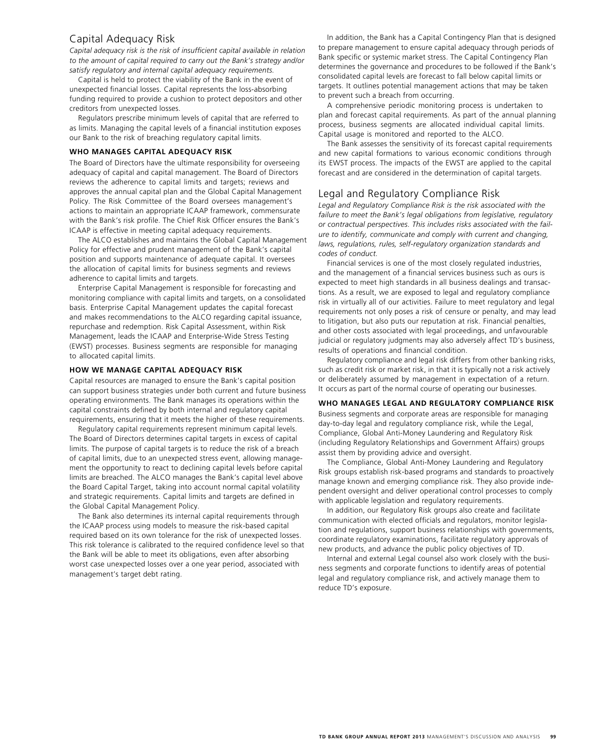## Capital Adequacy Risk

*Capital adequacy risk is the risk of insufficient capital available in relation to the amount of capital required to carry out the Bank's strategy and/or satisfy regulatory and internal capital adequacy requirements.*

Capital is held to protect the viability of the Bank in the event of unexpected financial losses. Capital represents the loss-absorbing funding required to provide a cushion to protect depositors and other creditors from unexpected losses.

Regulators prescribe minimum levels of capital that are referred to as limits. Managing the capital levels of a financial institution exposes our Bank to the risk of breaching regulatory capital limits.

### WHO MANAGES CAPITAL ADEQUACY RISK

The Board of Directors have the ultimate responsibility for overseeing adequacy of capital and capital management. The Board of Directors reviews the adherence to capital limits and targets; reviews and approves the annual capital plan and the Global Capital Management Policy. The Risk Committee of the Board oversees management's actions to maintain an appropriate ICAAP framework, commensurate with the Bank's risk profile. The Chief Risk Officer ensures the Bank's ICAAP is effective in meeting capital adequacy requirements.

The ALCO establishes and maintains the Global Capital Management Policy for effective and prudent management of the Bank's capital position and supports maintenance of adequate capital. It oversees the allocation of capital limits for business segments and reviews adherence to capital limits and targets.

Enterprise Capital Management is responsible for forecasting and monitoring compliance with capital limits and targets, on a consolidated basis. Enterprise Capital Management updates the capital forecast and makes recommendations to the ALCO regarding capital issuance, repurchase and redemption. Risk Capital Assessment, within Risk Management, leads the ICAAP and Enterprise-Wide Stress Testing (EWST) processes. Business segments are responsible for managing to allocated capital limits.

### HOW WE MANAGE CAPITAL ADEQUACY RISK

Capital resources are managed to ensure the Bank's capital position can support business strategies under both current and future business operating environments. The Bank manages its operations within the capital constraints defined by both internal and regulatory capital requirements, ensuring that it meets the higher of these requirements.

Regulatory capital requirements represent minimum capital levels. The Board of Directors determines capital targets in excess of capital limits. The purpose of capital targets is to reduce the risk of a breach of capital limits, due to an unexpected stress event, allowing management the opportunity to react to declining capital levels before capital limits are breached. The ALCO manages the Bank's capital level above the Board Capital Target, taking into account normal capital volatility and strategic requirements. Capital limits and targets are defined in the Global Capital Management Policy.

The Bank also determines its internal capital requirements through the ICAAP process using models to measure the risk-based capital required based on its own tolerance for the risk of unexpected losses. This risk tolerance is calibrated to the required confidence level so that the Bank will be able to meet its obligations, even after absorbing worst case unexpected losses over a one year period, associated with management's target debt rating.

In addition, the Bank has a Capital Contingency Plan that is designed to prepare management to ensure capital adequacy through periods of Bank specific or systemic market stress. The Capital Contingency Plan determines the governance and procedures to be followed if the Bank's consolidated capital levels are forecast to fall below capital limits or targets. It outlines potential management actions that may be taken to prevent such a breach from occurring.

A comprehensive periodic monitoring process is undertaken to plan and forecast capital requirements. As part of the annual planning process, business segments are allocated individual capital limits. Capital usage is monitored and reported to the ALCO.

The Bank assesses the sensitivity of its forecast capital requirements and new capital formations to various economic conditions through its EWST process. The impacts of the EWST are applied to the capital forecast and are considered in the determination of capital targets.

## Legal and Regulatory Compliance Risk

*Legal and Regulatory Compliance Risk is the risk associated with the failure to meet the Bank's legal obligations from legislative, regulatory or contractual perspectives. This includes risks associated with the failure to identify, communicate and comply with current and changing, laws, regulations, rules, self-regulatory organization standards and codes of conduct.*

Financial services is one of the most closely regulated industries, and the management of a financial services business such as ours is expected to meet high standards in all business dealings and transactions. As a result, we are exposed to legal and regulatory compliance risk in virtually all of our activities. Failure to meet regulatory and legal requirements not only poses a risk of censure or penalty, and may lead to litigation, but also puts our reputation at risk. Financial penalties, and other costs associated with legal proceedings, and unfavourable judicial or regulatory judgments may also adversely affect TD's business, results of operations and financial condition.

Regulatory compliance and legal risk differs from other banking risks, such as credit risk or market risk, in that it is typically not a risk actively or deliberately assumed by management in expectation of a return. It occurs as part of the normal course of operating our businesses.

### WHO MANAGES LEGAL AND REGULATORY COMPLIANCE RISK

Business segments and corporate areas are responsible for managing day-to-day legal and regulatory compliance risk, while the Legal, Compliance, Global Anti-Money Laundering and Regulatory Risk (including Regulatory Relationships and Government Affairs) groups assist them by providing advice and oversight.

The Compliance, Global Anti-Money Laundering and Regulatory Risk groups establish risk-based programs and standards to proactively manage known and emerging compliance risk. They also provide independent oversight and deliver operational control processes to comply with applicable legislation and regulatory requirements.

In addition, our Regulatory Risk groups also create and facilitate communication with elected officials and regulators, monitor legislation and regulations, support business relationships with governments, coordinate regulatory examinations, facilitate regulatory approvals of new products, and advance the public policy objectives of TD.

Internal and external Legal counsel also work closely with the business segments and corporate functions to identify areas of potential legal and regulatory compliance risk, and actively manage them to reduce TD's exposure.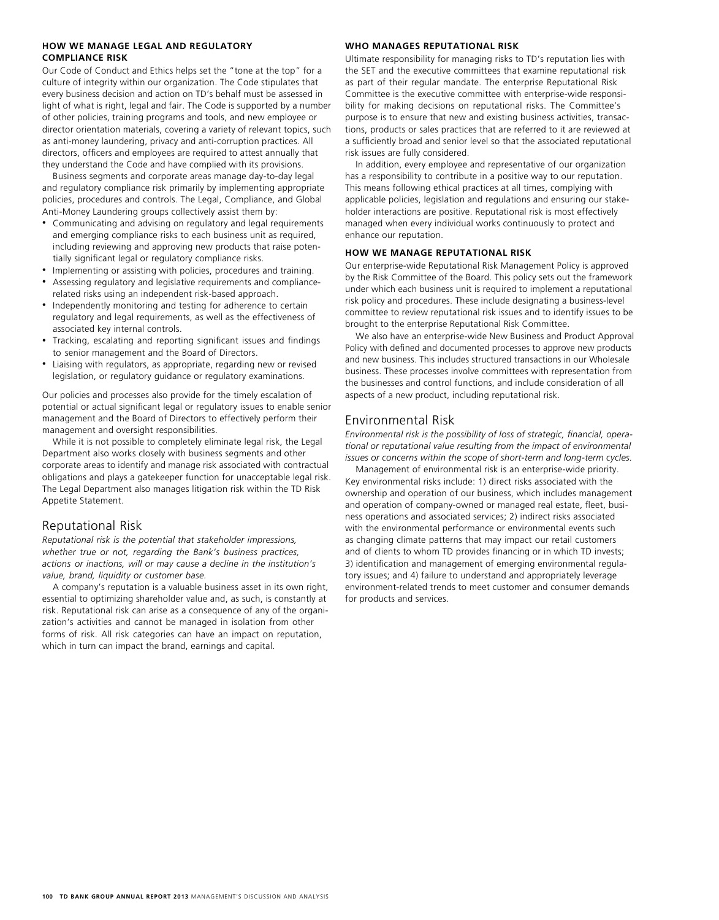### HOW WE MANAGE LEGAL AND REGULATORY COMPLIANCE RISK

Our Code of Conduct and Ethics helps set the "tone at the top" for a culture of integrity within our organization. The Code stipulates that every business decision and action on TD's behalf must be assessed in light of what is right, legal and fair. The Code is supported by a number of other policies, training programs and tools, and new employee or director orientation materials, covering a variety of relevant topics, such as anti-money laundering, privacy and anti-corruption practices. All directors, officers and employees are required to attest annually that they understand the Code and have complied with its provisions.

Business segments and corporate areas manage day-to-day legal and regulatory compliance risk primarily by implementing appropriate policies, procedures and controls. The Legal, Compliance, and Global Anti-Money Laundering groups collectively assist them by:

- Communicating and advising on regulatory and legal requirements and emerging compliance risks to each business unit as required, including reviewing and approving new products that raise potentially significant legal or regulatory compliance risks.
- Implementing or assisting with policies, procedures and training.
- Assessing regulatory and legislative requirements and compliance-related risks using an independent risk-based approach.
- Independently monitoring and testing for adherence to certain regulatory and legal requirements, as well as the effectiveness of associated key internal controls.
- Tracking, escalating and reporting significant issues and findings to senior management and the Board of Directors.
- Liaising with regulators, as appropriate, regarding new or revised legislation, or regulatory guidance or regulatory examinations.

Our policies and processes also provide for the timely escalation of potential or actual significant legal or regulatory issues to enable senior management and the Board of Directors to effectively perform their management and oversight responsibilities.

While it is not possible to completely eliminate legal risk, the Legal Department also works closely with business segments and other corporate areas to identify and manage risk associated with contractual obligations and plays a gatekeeper function for unacceptable legal risk. The Legal Department also manages litigation risk within the TD Risk Appetite Statement.

## Reputational Risk

*Reputational risk is the potential that stakeholder impressions, whether true or not, regarding the Bank's business practices, actions or inactions, will or may cause a decline in the institution's value, brand, liquidity or customer base.*

A company's reputation is a valuable business asset in its own right, essential to optimizing shareholder value and, as such, is constantly at risk. Reputational risk can arise as a consequence of any of the organization's activities and cannot be managed in isolation from other forms of risk. All risk categories can have an impact on reputation, which in turn can impact the brand, earnings and capital.

### WHO MANAGES REPUTATIONAL RISK

Ultimate responsibility for managing risks to TD's reputation lies with the SET and the executive committees that examine reputational risk as part of their regular mandate. The enterprise Reputational Risk Committee is the executive committee with enterprise-wide responsibility for making decisions on reputational risks. The Committee's purpose is to ensure that new and existing business activities, transactions, products or sales practices that are referred to it are reviewed at a sufficiently broad and senior level so that the associated reputational risk issues are fully considered.

In addition, every employee and representative of our organization has a responsibility to contribute in a positive way to our reputation. This means following ethical practices at all times, complying with applicable policies, legislation and regulations and ensuring our stakeholder interactions are positive. Reputational risk is most effectively managed when every individual works continuously to protect and enhance our reputation.

### HOW WE MANAGE REPUTATIONAL RISK

Our enterprise-wide Reputational Risk Management Policy is approved by the Risk Committee of the Board. This policy sets out the framework under which each business unit is required to implement a reputational risk policy and procedures. These include designating a business-level committee to review reputational risk issues and to identify issues to be brought to the enterprise Reputational Risk Committee.

We also have an enterprise-wide New Business and Product Approval Policy with defined and documented processes to approve new products and new business. This includes structured transactions in our Wholesale business. These processes involve committees with representation from the businesses and control functions, and include consideration of all aspects of a new product, including reputational risk.

## Environmental Risk

*Environmental risk is the possibility of loss of strategic, financial, operational or reputational value resulting from the impact of environmental issues or concerns within the scope of short-term and long-term cycles.*

Management of environmental risk is an enterprise-wide priority. Key environmental risks include: 1) direct risks associated with the ownership and operation of our business, which includes management and operation of company-owned or managed real estate, fleet, business operations and associated services; 2) indirect risks associated with the environmental performance or environmental events such as changing climate patterns that may impact our retail customers and of clients to whom TD provides financing or in which TD invests; 3) identification and management of emerging environmental regulatory issues; and 4) failure to understand and appropriately leverage environment-related trends to meet customer and consumer demands for products and services.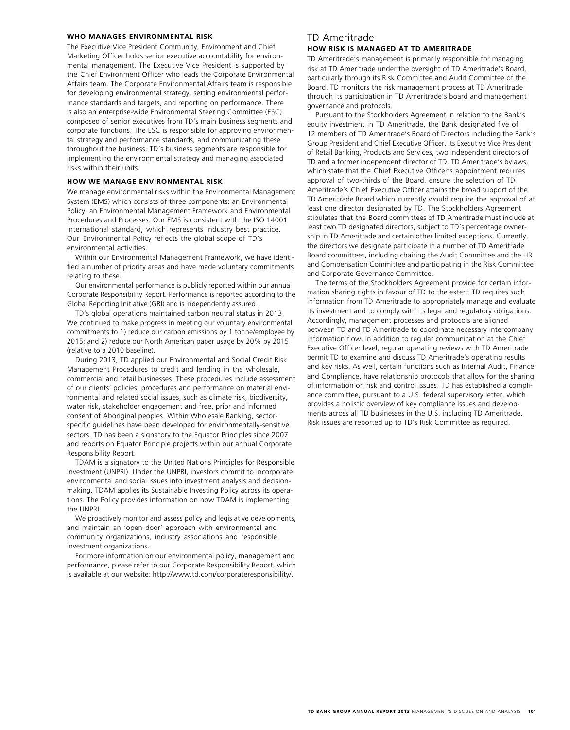#### WHO MANAGES ENVIRONMENTAL RISK

The Executive Vice President Community, Environment and Chief Marketing Officer holds senior executive accountability for environmental management. The Executive Vice President is supported by the Chief Environment Officer who leads the Corporate Environmental Affairs team. The Corporate Environmental Affairs team is responsible for developing environmental strategy, setting environmental performance standards and targets, and reporting on performance. There is also an enterprise-wide Environmental Steering Committee (ESC) composed of senior executives from TD's main business segments and corporate functions. The ESC is responsible for approving environmental strategy and performance standards, and communicating these throughout the business. TD's business segments are responsible for implementing the environmental strategy and managing associated risks within their units.

#### HOW WE MANAGE ENVIRONMENTAL RISK

We manage environmental risks within the Environmental Management System (EMS) which consists of three components: an Environmental Policy, an Environmental Management Framework and Environmental Procedures and Processes. Our EMS is consistent with the ISO 14001 international standard, which represents industry best practice. Our Environmental Policy reflects the global scope of TD's environmental activities.

Within our Environmental Management Framework, we have identified a number of priority areas and have made voluntary commitments relating to these.

Our environmental performance is publicly reported within our annual Corporate Responsibility Report. Performance is reported according to the Global Reporting Initiative (GRI) and is independently assured.

TD's global operations maintained carbon neutral status in 2013. We continued to make progress in meeting our voluntary environmental commitments to 1) reduce our carbon emissions by 1 tonne/employee by 2015; and 2) reduce our North American paper usage by 20% by 2015 (relative to a 2010 baseline).

During 2013, TD applied our Environmental and Social Credit Risk Management Procedures to credit and lending in the wholesale, commercial and retail businesses. These procedures include assessment of our clients' policies, procedures and performance on material environmental and related social issues, such as climate risk, biodiversity, water risk, stakeholder engagement and free, prior and informed consent of Aboriginal peoples. Within Wholesale Banking, sector-specific guidelines have been developed for environmentally-sensitive sectors. TD has been a signatory to the Equator Principles since 2007 and reports on Equator Principle projects within our annual Corporate Responsibility Report.

TDAM is a signatory to the United Nations Principles for Responsible Investment (UNPRI). Under the UNPRI, investors commit to incorporate environmental and social issues into investment analysis and decision-making. TDAM applies its Sustainable Investing Policy across its operations. The Policy provides information on how TDAM is implementing the UNPRI.

We proactively monitor and assess policy and legislative developments, and maintain an 'open door' approach with environmental and community organizations, industry associations and responsible investment organizations.

For more information on our environmental policy, management and performance, please refer to our Corporate Responsibility Report, which is available at our website: http://www.td.com/corporateresponsibility/.

## TD Ameritrade

#### HOW RISK IS MANAGED AT TD AMERITRADE

TD Ameritrade's management is primarily responsible for managing risk at TD Ameritrade under the oversight of TD Ameritrade's Board, particularly through its Risk Committee and Audit Committee of the Board. TD monitors the risk management process at TD Ameritrade through its participation in TD Ameritrade's board and management governance and protocols.

Pursuant to the Stockholders Agreement in relation to the Bank's equity investment in TD Ameritrade, the Bank designated five of 12 members of TD Ameritrade's Board of Directors including the Bank's Group President and Chief Executive Officer, its Executive Vice President of Retail Banking, Products and Services, two independent directors of TD and a former independent director of TD. TD Ameritrade's bylaws, which state that the Chief Executive Officer's appointment requires approval of two-thirds of the Board, ensure the selection of TD Ameritrade's Chief Executive Officer attains the broad support of the TD Ameritrade Board which currently would require the approval of at least one director designated by TD. The Stockholders Agreement stipulates that the Board committees of TD Ameritrade must include at least two TD designated directors, subject to TD's percentage ownership in TD Ameritrade and certain other limited exceptions. Currently, the directors we designate participate in a number of TD Ameritrade Board committees, including chairing the Audit Committee and the HR and Compensation Committee and participating in the Risk Committee and Corporate Governance Committee.

The terms of the Stockholders Agreement provide for certain information sharing rights in favour of TD to the extent TD requires such information from TD Ameritrade to appropriately manage and evaluate its investment and to comply with its legal and regulatory obligations. Accordingly, management processes and protocols are aligned between TD and TD Ameritrade to coordinate necessary intercompany information flow. In addition to regular communication at the Chief Executive Officer level, regular operating reviews with TD Ameritrade permit TD to examine and discuss TD Ameritrade's operating results and key risks. As well, certain functions such as Internal Audit, Finance and Compliance, have relationship protocols that allow for the sharing of information on risk and control issues. TD has established a compliance committee, pursuant to a U.S. federal supervisory letter, which provides a holistic overview of key compliance issues and developments across all TD businesses in the U.S. including TD Ameritrade. Risk issues are reported up to TD's Risk Committee as required.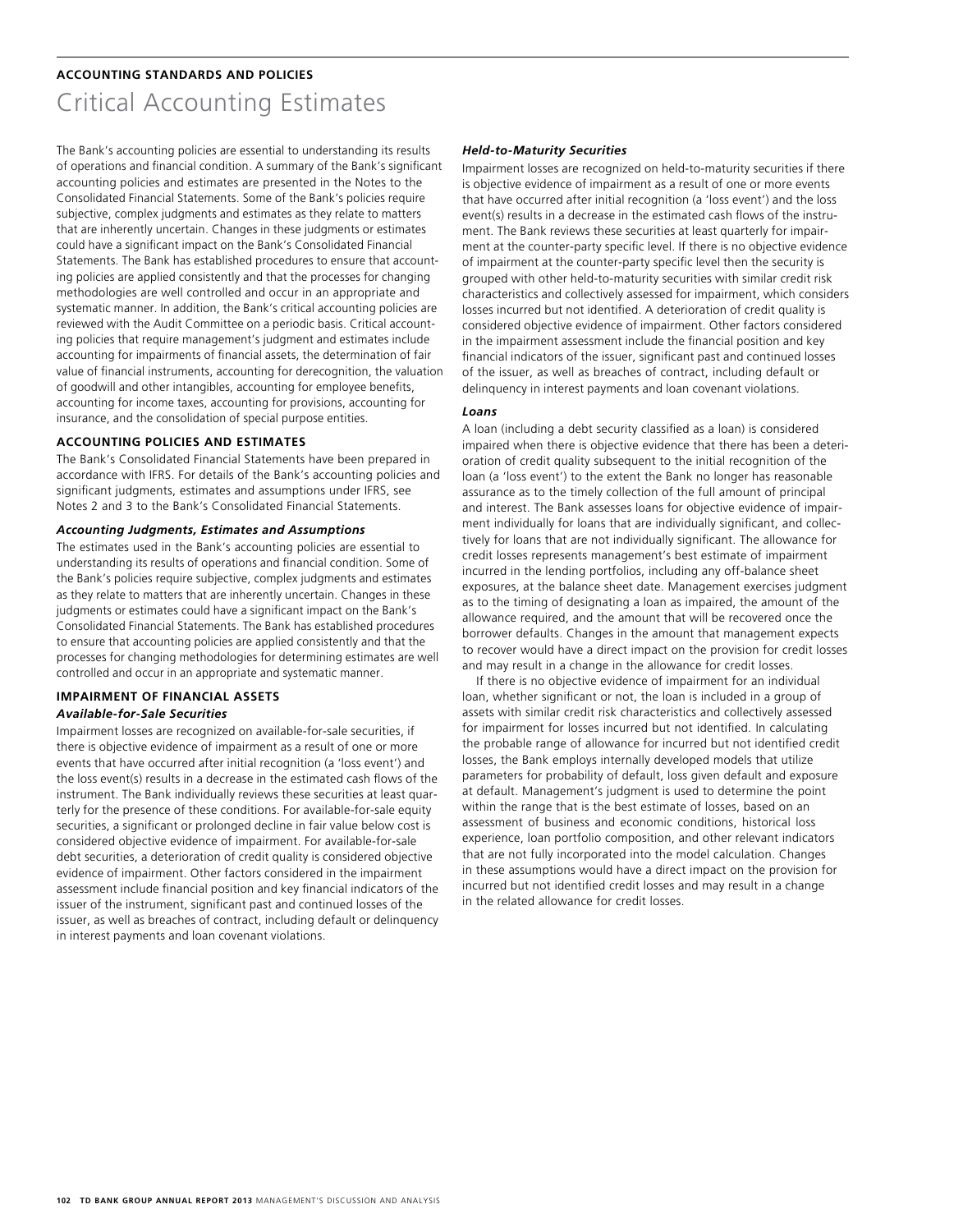## ACCOUNTING STANDARDS AND POLICIES

# Critical Accounting Estimates

The Bank's accounting policies are essential to understanding its results of operations and financial condition. A summary of the Bank's significant accounting policies and estimates are presented in the Notes to the Consolidated Financial Statements. Some of the Bank's policies require subjective, complex judgments and estimates as they relate to matters that are inherently uncertain. Changes in these judgments or estimates could have a significant impact on the Bank's Consolidated Financial Statements. The Bank has established procedures to ensure that accounting policies are applied consistently and that the processes for changing methodologies are well controlled and occur in an appropriate and systematic manner. In addition, the Bank's critical accounting policies are reviewed with the Audit Committee on a periodic basis. Critical accounting policies that require management's judgment and estimates include accounting for impairments of financial assets, the determination of fair value of financial instruments, accounting for derecognition, the valuation of goodwill and other intangibles, accounting for employee benefits, accounting for income taxes, accounting for provisions, accounting for insurance, and the consolidation of special purpose entities.

### ACCOUNTING POLICIES AND ESTIMATES

The Bank's Consolidated Financial Statements have been prepared in accordance with IFRS. For details of the Bank's accounting policies and significant judgments, estimates and assumptions under IFRS, see Notes 2 and 3 to the Bank's Consolidated Financial Statements.

#### *Accounting Judgments, Estimates and Assumptions*

The estimates used in the Bank's accounting policies are essential to understanding its results of operations and financial condition. Some of the Bank's policies require subjective, complex judgments and estimates as they relate to matters that are inherently uncertain. Changes in these judgments or estimates could have a significant impact on the Bank's Consolidated Financial Statements. The Bank has established procedures to ensure that accounting policies are applied consistently and that the processes for changing methodologies for determining estimates are well controlled and occur in an appropriate and systematic manner.

### IMPAIRMENT OF FINANCIAL ASSETS

#### *Available-for-Sale Securities*

Impairment losses are recognized on available-for-sale securities, if there is objective evidence of impairment as a result of one or more events that have occurred after initial recognition (a 'loss event') and the loss event(s) results in a decrease in the estimated cash flows of the instrument. The Bank individually reviews these securities at least quarterly for the presence of these conditions. For available-for-sale equity securities, a significant or prolonged decline in fair value below cost is considered objective evidence of impairment. For available-for-sale debt securities, a deterioration of credit quality is considered objective evidence of impairment. Other factors considered in the impairment assessment include financial position and key financial indicators of the issuer of the instrument, significant past and continued losses of the issuer, as well as breaches of contract, including default or delinquency in interest payments and loan covenant violations.

#### *Held-to-Maturity Securities*

Impairment losses are recognized on held-to-maturity securities if there is objective evidence of impairment as a result of one or more events that have occurred after initial recognition (a 'loss event') and the loss event(s) results in a decrease in the estimated cash flows of the instrument. The Bank reviews these securities at least quarterly for impairment at the counter-party specific level. If there is no objective evidence of impairment at the counter-party specific level then the security is grouped with other held-to-maturity securities with similar credit risk characteristics and collectively assessed for impairment, which considers losses incurred but not identified. A deterioration of credit quality is considered objective evidence of impairment. Other factors considered in the impairment assessment include the financial position and key financial indicators of the issuer, significant past and continued losses of the issuer, as well as breaches of contract, including default or delinquency in interest payments and loan covenant violations.

#### *Loans*

A loan (including a debt security classified as a loan) is considered impaired when there is objective evidence that there has been a deterioration of credit quality subsequent to the initial recognition of the loan (a 'loss event') to the extent the Bank no longer has reasonable assurance as to the timely collection of the full amount of principal and interest. The Bank assesses loans for objective evidence of impairment individually for loans that are individually significant, and collectively for loans that are not individually significant. The allowance for credit losses represents management's best estimate of impairment incurred in the lending portfolios, including any off-balance sheet exposures, at the balance sheet date. Management exercises judgment as to the timing of designating a loan as impaired, the amount of the allowance required, and the amount that will be recovered once the borrower defaults. Changes in the amount that management expects to recover would have a direct impact on the provision for credit losses and may result in a change in the allowance for credit losses.

If there is no objective evidence of impairment for an individual loan, whether significant or not, the loan is included in a group of assets with similar credit risk characteristics and collectively assessed for impairment for losses incurred but not identified. In calculating the probable range of allowance for incurred but not identified credit losses, the Bank employs internally developed models that utilize parameters for probability of default, loss given default and exposure at default. Management's judgment is used to determine the point within the range that is the best estimate of losses, based on an assessment of business and economic conditions, historical loss experience, loan portfolio composition, and other relevant indicators that are not fully incorporated into the model calculation. Changes in these assumptions would have a direct impact on the provision for incurred but not identified credit losses and may result in a change in the related allowance for credit losses.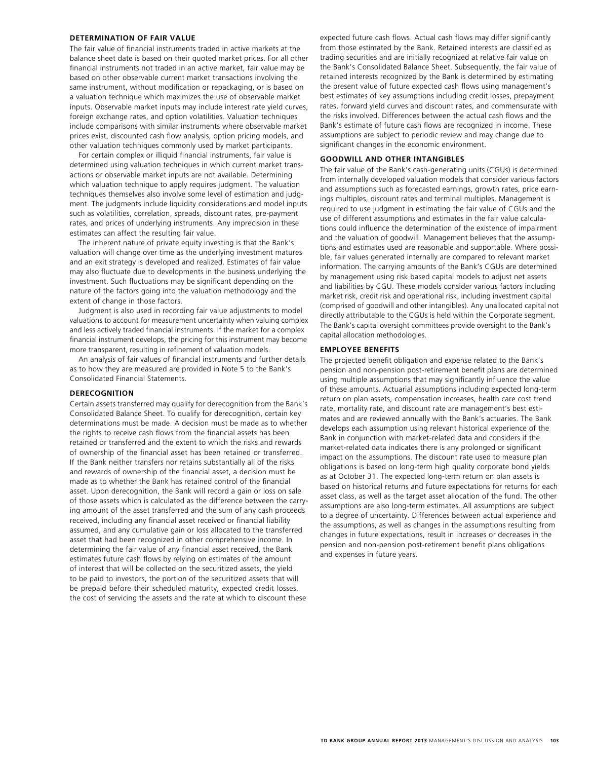### DETERMINATION OF FAIR VALUE

The fair value of financial instruments traded in active markets at the balance sheet date is based on their quoted market prices. For all other financial instruments not traded in an active market, fair value may be based on other observable current market transactions involving the same instrument, without modification or repackaging, or is based on a valuation technique which maximizes the use of observable market inputs. Observable market inputs may include interest rate yield curves, foreign exchange rates, and option volatilities. Valuation techniques include comparisons with similar instruments where observable market prices exist, discounted cash flow analysis, option pricing models, and other valuation techniques commonly used by market participants.

For certain complex or illiquid financial instruments, fair value is determined using valuation techniques in which current market transactions or observable market inputs are not available. Determining which valuation technique to apply requires judgment. The valuation techniques themselves also involve some level of estimation and judgment. The judgments include liquidity considerations and model inputs such as volatilities, correlation, spreads, discount rates, pre-payment rates, and prices of underlying instruments. Any imprecision in these estimates can affect the resulting fair value.

The inherent nature of private equity investing is that the Bank's valuation will change over time as the underlying investment matures and an exit strategy is developed and realized. Estimates of fair value may also fluctuate due to developments in the business underlying the investment. Such fluctuations may be significant depending on the nature of the factors going into the valuation methodology and the extent of change in those factors.

Judgment is also used in recording fair value adjustments to model valuations to account for measurement uncertainty when valuing complex and less actively traded financial instruments. If the market for a complex financial instrument develops, the pricing for this instrument may become more transparent, resulting in refinement of valuation models.

An analysis of fair values of financial instruments and further details as to how they are measured are provided in Note 5 to the Bank's Consolidated Financial Statements.

### DERECOGNITION

Certain assets transferred may qualify for derecognition from the Bank's Consolidated Balance Sheet. To qualify for derecognition, certain key determinations must be made. A decision must be made as to whether the rights to receive cash flows from the financial assets has been retained or transferred and the extent to which the risks and rewards of ownership of the financial asset has been retained or transferred. If the Bank neither transfers nor retains substantially all of the risks and rewards of ownership of the financial asset, a decision must be made as to whether the Bank has retained control of the financial asset. Upon derecognition, the Bank will record a gain or loss on sale of those assets which is calculated as the difference between the carrying amount of the asset transferred and the sum of any cash proceeds received, including any financial asset received or financial liability assumed, and any cumulative gain or loss allocated to the transferred asset that had been recognized in other comprehensive income. In determining the fair value of any financial asset received, the Bank estimates future cash flows by relying on estimates of the amount of interest that will be collected on the securitized assets, the yield to be paid to investors, the portion of the securitized assets that will be prepaid before their scheduled maturity, expected credit losses, the cost of servicing the assets and the rate at which to discount these expected future cash flows. Actual cash flows may differ significantly from those estimated by the Bank. Retained interests are classified as trading securities and are initially recognized at relative fair value on the Bank's Consolidated Balance Sheet. Subsequently, the fair value of retained interests recognized by the Bank is determined by estimating the present value of future expected cash flows using management's best estimates of key assumptions including credit losses, prepayment rates, forward yield curves and discount rates, and commensurate with the risks involved. Differences between the actual cash flows and the Bank's estimate of future cash flows are recognized in income. These assumptions are subject to periodic review and may change due to significant changes in the economic environment.

### GOODWILL AND OTHER INTANGIBLES

The fair value of the Bank's cash-generating units (CGUs) is determined from internally developed valuation models that consider various factors and assumptions such as forecasted earnings, growth rates, price earnings multiples, discount rates and terminal multiples. Management is required to use judgment in estimating the fair value of CGUs and the use of different assumptions and estimates in the fair value calculations could influence the determination of the existence of impairment and the valuation of goodwill. Management believes that the assumptions and estimates used are reasonable and supportable. Where possible, fair values generated internally are compared to relevant market information. The carrying amounts of the Bank's CGUs are determined by management using risk based capital models to adjust net assets and liabilities by CGU. These models consider various factors including market risk, credit risk and operational risk, including investment capital (comprised of goodwill and other intangibles). Any unallocated capital not directly attributable to the CGUs is held within the Corporate segment. The Bank's capital oversight committees provide oversight to the Bank's capital allocation methodologies.

### EMPLOYEE BENEFITS

The projected benefit obligation and expense related to the Bank's pension and non-pension post-retirement benefit plans are determined using multiple assumptions that may significantly influence the value of these amounts. Actuarial assumptions including expected long-term return on plan assets, compensation increases, health care cost trend rate, mortality rate, and discount rate are management's best estimates and are reviewed annually with the Bank's actuaries. The Bank develops each assumption using relevant historical experience of the Bank in conjunction with market-related data and considers if the market-related data indicates there is any prolonged or significant impact on the assumptions. The discount rate used to measure plan obligations is based on long-term high quality corporate bond yields as at October 31. The expected long-term return on plan assets is based on historical returns and future expectations for returns for each asset class, as well as the target asset allocation of the fund. The other assumptions are also long-term estimates. All assumptions are subject to a degree of uncertainty. Differences between actual experience and the assumptions, as well as changes in the assumptions resulting from changes in future expectations, result in increases or decreases in the pension and non-pension post-retirement benefit plans obligations and expenses in future years.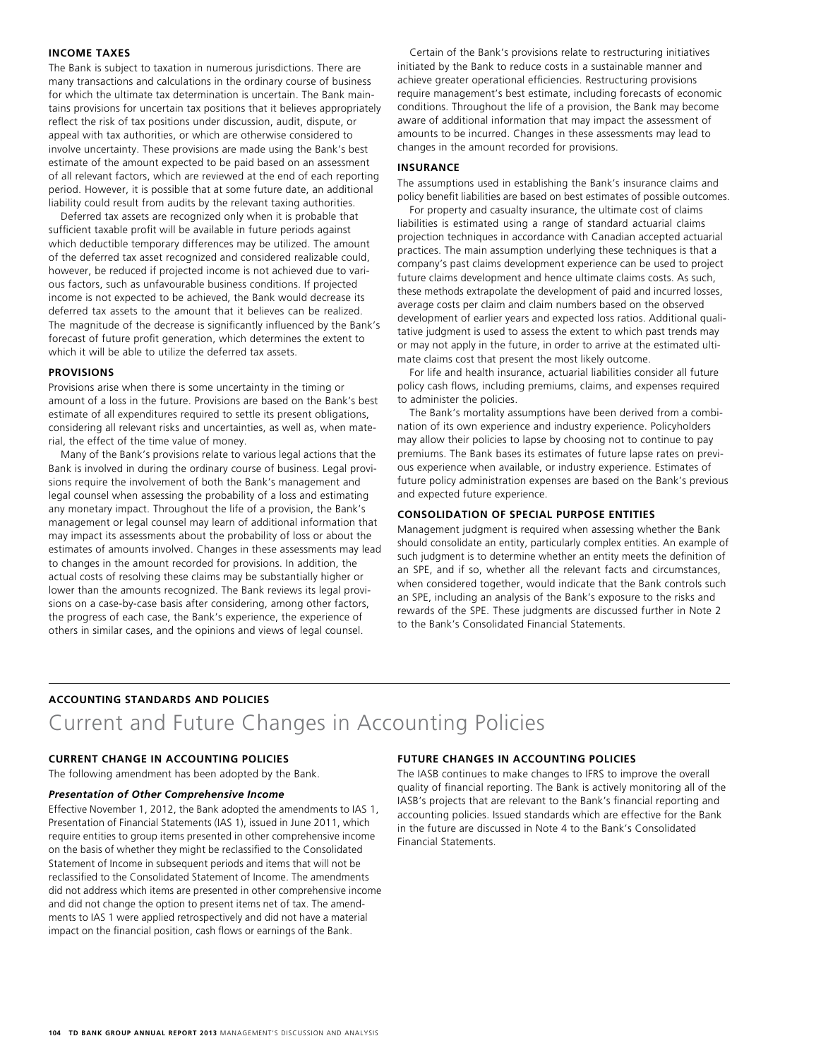### INCOME TAXES

The Bank is subject to taxation in numerous jurisdictions. There are many transactions and calculations in the ordinary course of business for which the ultimate tax determination is uncertain. The Bank maintains provisions for uncertain tax positions that it believes appropriately reflect the risk of tax positions under discussion, audit, dispute, or appeal with tax authorities, or which are otherwise considered to involve uncertainty. These provisions are made using the Bank's best estimate of the amount expected to be paid based on an assessment of all relevant factors, which are reviewed at the end of each reporting period. However, it is possible that at some future date, an additional liability could result from audits by the relevant taxing authorities.

Deferred tax assets are recognized only when it is probable that sufficient taxable profit will be available in future periods against which deductible temporary differences may be utilized. The amount of the deferred tax asset recognized and considered realizable could, however, be reduced if projected income is not achieved due to various factors, such as unfavourable business conditions. If projected income is not expected to be achieved, the Bank would decrease its deferred tax assets to the amount that it believes can be realized. The magnitude of the decrease is significantly influenced by the Bank's forecast of future profit generation, which determines the extent to which it will be able to utilize the deferred tax assets.

### PROVISIONS

Provisions arise when there is some uncertainty in the timing or amount of a loss in the future. Provisions are based on the Bank's best estimate of all expenditures required to settle its present obligations, considering all relevant risks and uncertainties, as well as, when material, the effect of the time value of money.

Many of the Bank's provisions relate to various legal actions that the Bank is involved in during the ordinary course of business. Legal provisions require the involvement of both the Bank's management and legal counsel when assessing the probability of a loss and estimating any monetary impact. Throughout the life of a provision, the Bank's management or legal counsel may learn of additional information that may impact its assessments about the probability of loss or about the estimates of amounts involved. Changes in these assessments may lead to changes in the amount recorded for provisions. In addition, the actual costs of resolving these claims may be substantially higher or lower than the amounts recognized. The Bank reviews its legal provisions on a case-by-case basis after considering, among other factors, the progress of each case, the Bank's experience, the experience of others in similar cases, and the opinions and views of legal counsel.

Certain of the Bank's provisions relate to restructuring initiatives initiated by the Bank to reduce costs in a sustainable manner and achieve greater operational efficiencies. Restructuring provisions require management's best estimate, including forecasts of economic conditions. Throughout the life of a provision, the Bank may become aware of additional information that may impact the assessment of amounts to be incurred. Changes in these assessments may lead to changes in the amount recorded for provisions.

### INSURANCE

The assumptions used in establishing the Bank's insurance claims and policy benefit liabilities are based on best estimates of possible outcomes.

For property and casualty insurance, the ultimate cost of claims liabilities is estimated using a range of standard actuarial claims projection techniques in accordance with Canadian accepted actuarial practices. The main assumption underlying these techniques is that a company's past claims development experience can be used to project future claims development and hence ultimate claims costs. As such, these methods extrapolate the development of paid and incurred losses, average costs per claim and claim numbers based on the observed development of earlier years and expected loss ratios. Additional qualitative judgment is used to assess the extent to which past trends may or may not apply in the future, in order to arrive at the estimated ultimate claims cost that present the most likely outcome.

For life and health insurance, actuarial liabilities consider all future policy cash flows, including premiums, claims, and expenses required to administer the policies.

The Bank's mortality assumptions have been derived from a combination of its own experience and industry experience. Policyholders may allow their policies to lapse by choosing not to continue to pay premiums. The Bank bases its estimates of future lapse rates on previous experience when available, or industry experience. Estimates of future policy administration expenses are based on the Bank's previous and expected future experience.

### CONSOLIDATION OF SPECIAL PURPOSE ENTITIES

Management judgment is required when assessing whether the Bank should consolidate an entity, particularly complex entities. An example of such judgment is to determine whether an entity meets the definition of an SPE, and if so, whether all the relevant facts and circumstances, when considered together, would indicate that the Bank controls such an SPE, including an analysis of the Bank's exposure to the risks and rewards of the SPE. These judgments are discussed further in Note 2 to the Bank's Consolidated Financial Statements.

## ACCOUNTING STANDARDS AND POLICIES

# Current and Future Changes in Accounting Policies

### CURRENT CHANGE IN ACCOUNTING POLICIES

The following amendment has been adopted by the Bank.

***Presentation of Other Comprehensive Income***

Effective November 1, 2012, the Bank adopted the amendments to IAS 1, Presentation of Financial Statements (IAS 1), issued in June 2011, which require entities to group items presented in other comprehensive income on the basis of whether they might be reclassified to the Consolidated Statement of Income in subsequent periods and items that will not be reclassified to the Consolidated Statement of Income. The amendments did not address which items are presented in other comprehensive income and did not change the option to present items net of tax. The amendments to IAS 1 were applied retrospectively and did not have a material impact on the financial position, cash flows or earnings of the Bank.

### FUTURE CHANGES IN ACCOUNTING POLICIES

The IASB continues to make changes to IFRS to improve the overall quality of financial reporting. The Bank is actively monitoring all of the IASB's projects that are relevant to the Bank's financial reporting and accounting policies. Issued standards which are effective for the Bank in the future are discussed in Note 4 to the Bank's Consolidated Financial Statements.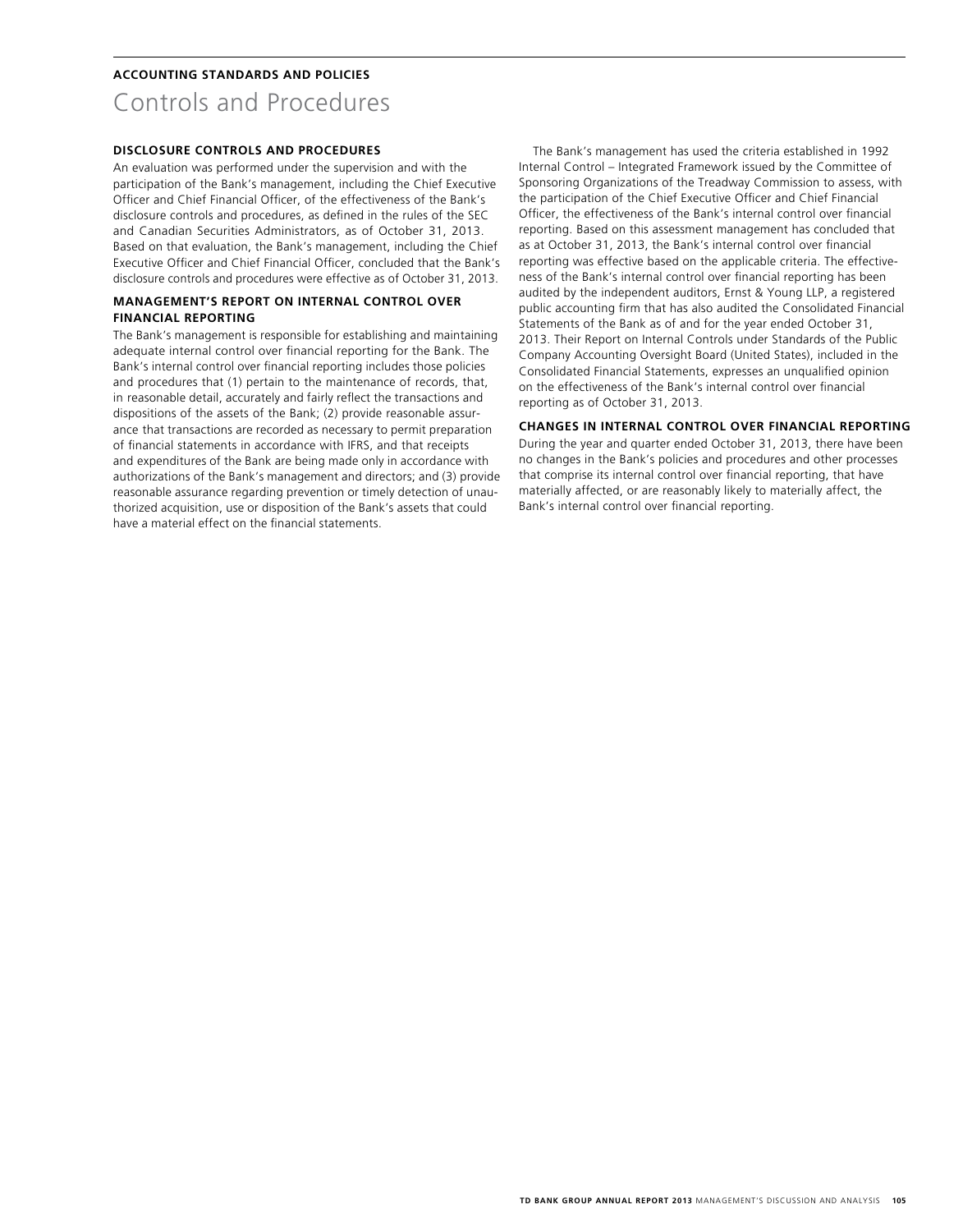**ACCOUNTING STANDARDS AND POLICIES**

# Controls and Procedures

### DISCLOSURE CONTROLS AND PROCEDURES

An evaluation was performed under the supervision and with the participation of the Bank's management, including the Chief Executive Officer and Chief Financial Officer, of the effectiveness of the Bank's disclosure controls and procedures, as defined in the rules of the SEC and Canadian Securities Administrators, as of October 31, 2013. Based on that evaluation, the Bank's management, including the Chief Executive Officer and Chief Financial Officer, concluded that the Bank's disclosure controls and procedures were effective as of October 31, 2013.

### MANAGEMENT'S REPORT ON INTERNAL CONTROL OVER FINANCIAL REPORTING

The Bank's management is responsible for establishing and maintaining adequate internal control over financial reporting for the Bank. The Bank's internal control over financial reporting includes those policies and procedures that (1) pertain to the maintenance of records, that, in reasonable detail, accurately and fairly reflect the transactions and dispositions of the assets of the Bank; (2) provide reasonable assurance that transactions are recorded as necessary to permit preparation of financial statements in accordance with IFRS, and that receipts and expenditures of the Bank are being made only in accordance with authorizations of the Bank's management and directors; and (3) provide reasonable assurance regarding prevention or timely detection of unauthorized acquisition, use or disposition of the Bank's assets that could have a material effect on the financial statements.

The Bank's management has used the criteria established in 1992 Internal Control – Integrated Framework issued by the Committee of Sponsoring Organizations of the Treadway Commission to assess, with the participation of the Chief Executive Officer and Chief Financial Officer, the effectiveness of the Bank's internal control over financial reporting. Based on this assessment management has concluded that as at October 31, 2013, the Bank's internal control over financial reporting was effective based on the applicable criteria. The effectiveness of the Bank's internal control over financial reporting has been audited by the independent auditors, Ernst & Young LLP, a registered public accounting firm that has also audited the Consolidated Financial Statements of the Bank as of and for the year ended October 31, 2013. Their Report on Internal Controls under Standards of the Public Company Accounting Oversight Board (United States), included in the Consolidated Financial Statements, expresses an unqualified opinion on the effectiveness of the Bank's internal control over financial reporting as of October 31, 2013.

### CHANGES IN INTERNAL CONTROL OVER FINANCIAL REPORTING

During the year and quarter ended October 31, 2013, there have been no changes in the Bank's policies and procedures and other processes that comprise its internal control over financial reporting, that have materially affected, or are reasonably likely to materially affect, the Bank's internal control over financial reporting.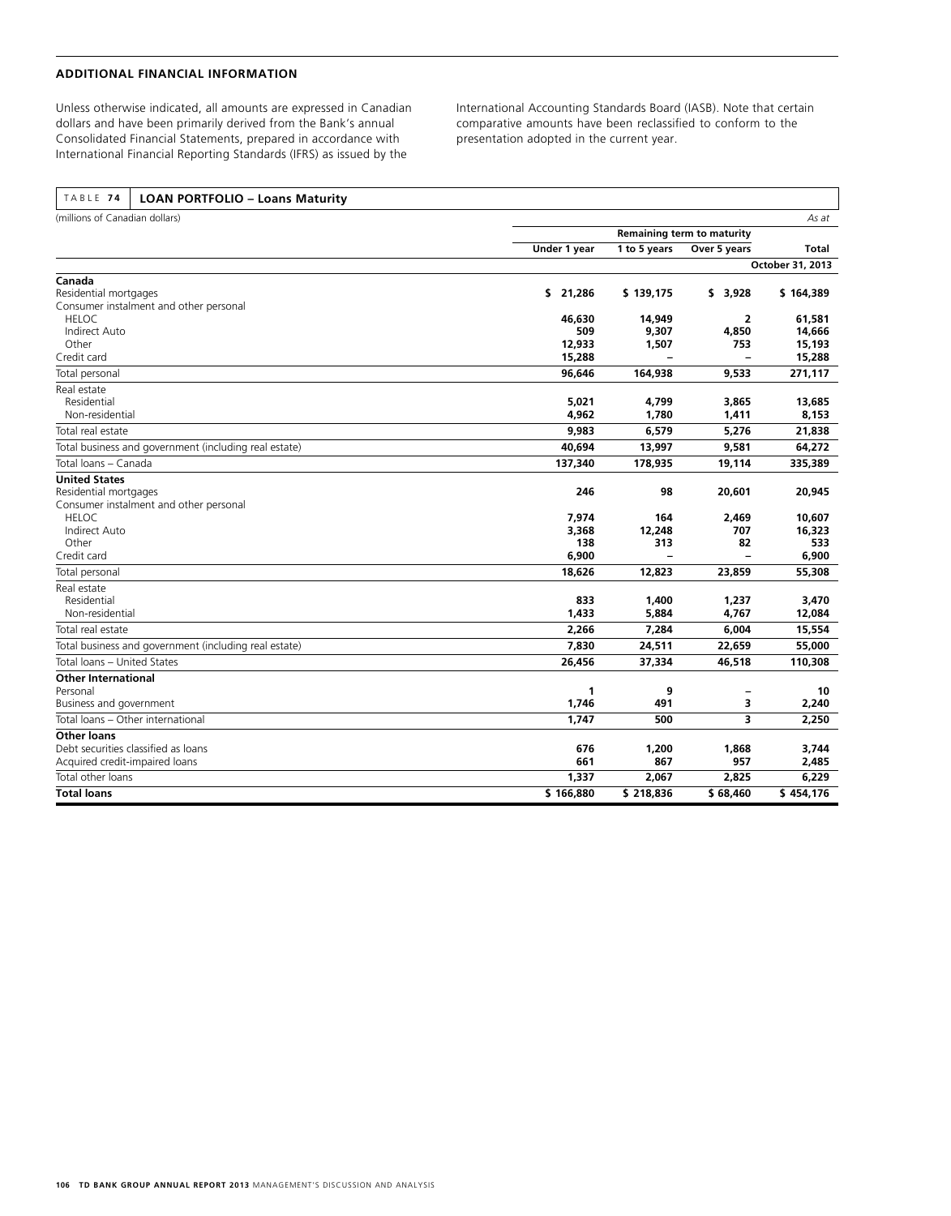## ADDITIONAL FINANCIAL INFORMATION

Unless otherwise indicated, all amounts are expressed in Canadian dollars and have been primarily derived from the Bank's annual Consolidated Financial Statements, prepared in accordance with International Financial Reporting Standards (IFRS) as issued by the International Accounting Standards Board (IASB). Note that certain comparative amounts have been reclassified to conform to the presentation adopted in the current year.

TABLE 74 **LOAN PORTFOLIO – Loans Maturity**

| (millions of Canadian dollars) | | | | *As at* |
|---|---|---|---|---|
| | **Remaining term to maturity** | | | |
| | **Under 1 year** | **1 to 5 years** | **Over 5 years** | **Total** |
| | | | | **October 31, 2013** |
| **Canada** | | | | |
| Residential mortgages | **$ 21,286** | **$ 139,175** | **$ 3,928** | **$ 164,389** |
| Consumer instalment and other personal | | | | |
| HELOC | **46,630** | **14,949** | **2** | **61,581** |
| Indirect Auto | **509** | **9,307** | **4,850** | **14,666** |
| Other | **12,933** | **1,507** | **753** | **15,193** |
| Credit card | **15,288** | **–** | **–** | **15,288** |
| Total personal | **96,646** | **164,938** | **9,533** | **271,117** |
| Real estate | | | | |
| Residential | **5,021** | **4,799** | **3,865** | **13,685** |
| Non-residential | **4,962** | **1,780** | **1,411** | **8,153** |
| Total real estate | **9,983** | **6,579** | **5,276** | **21,838** |
| Total business and government (including real estate) | **40,694** | **13,997** | **9,581** | **64,272** |
| Total loans – Canada | **137,340** | **178,935** | **19,114** | **335,389** |
| **United States** | | | | |
| Residential mortgages | **246** | **98** | **20,601** | **20,945** |
| Consumer instalment and other personal | | | | |
| HELOC | **7,974** | **164** | **2,469** | **10,607** |
| Indirect Auto | **3,368** | **12,248** | **707** | **16,323** |
| Other | **138** | **313** | **82** | **533** |
| Credit card | **6,900** | **–** | **–** | **6,900** |
| Total personal | **18,626** | **12,823** | **23,859** | **55,308** |
| Real estate | | | | |
| Residential | **833** | **1,400** | **1,237** | **3,470** |
| Non-residential | **1,433** | **5,884** | **4,767** | **12,084** |
| Total real estate | **2,266** | **7,284** | **6,004** | **15,554** |
| Total business and government (including real estate) | **7,830** | **24,511** | **22,659** | **55,000** |
| Total loans – United States | **26,456** | **37,334** | **46,518** | **110,308** |
| **Other International** | | | | |
| Personal | **1** | **9** | **–** | **10** |
| Business and government | **1,746** | **491** | **3** | **2,240** |
| Total loans – Other international | **1,747** | **500** | **3** | **2,250** |
| **Other loans** | | | | |
| Debt securities classified as loans | **676** | **1,200** | **1,868** | **3,744** |
| Acquired credit-impaired loans | **661** | **867** | **957** | **2,485** |
| Total other loans | **1,337** | **2,067** | **2,825** | **6,229** |
| **Total loans** | **$ 166,880** | **$ 218,836** | **$ 68,460** | **$ 454,176** |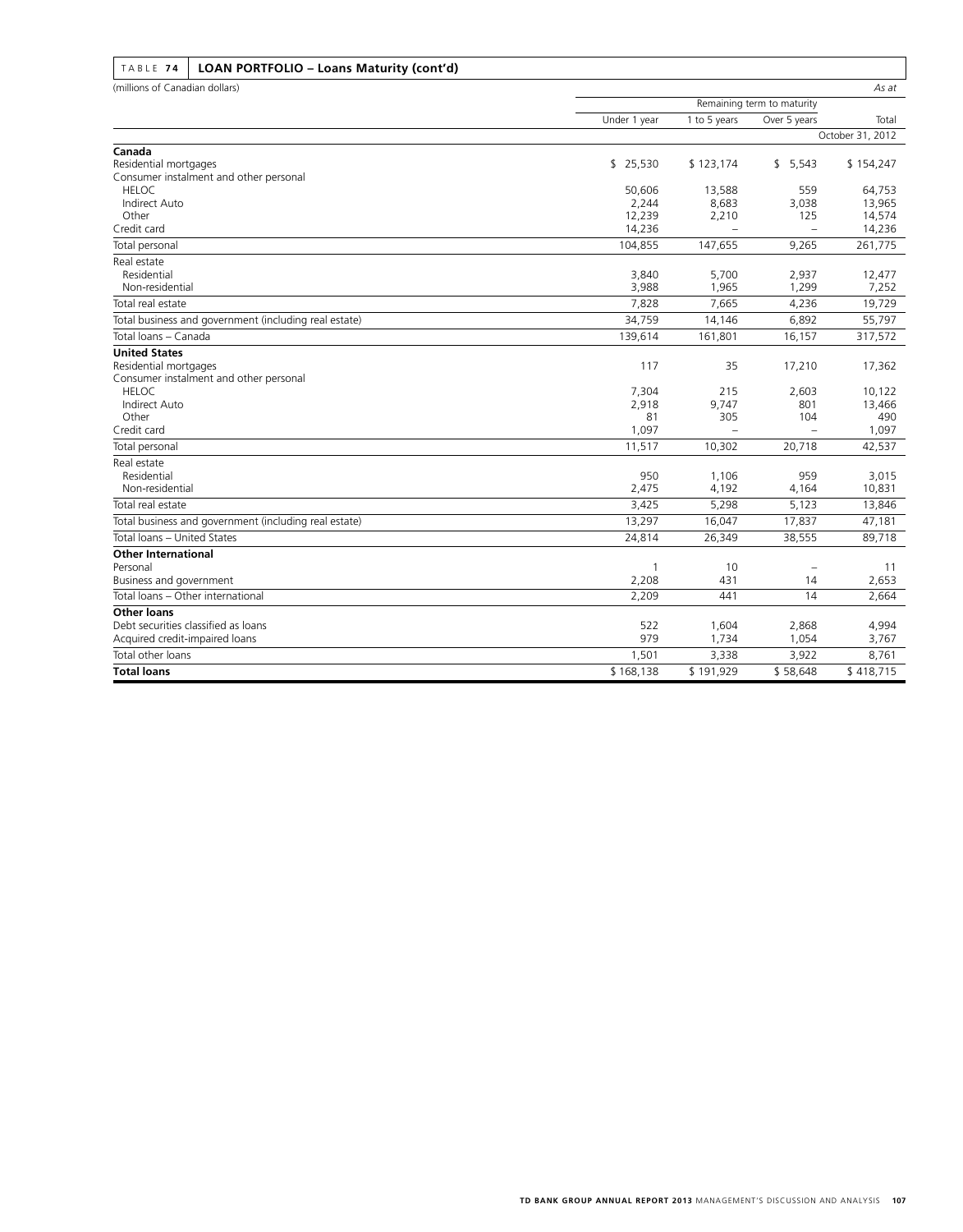## TABLE 74 LOAN PORTFOLIO – Loans Maturity (cont'd)

| (millions of Canadian dollars) | | | | *As at* |
|---|---|---|---|---|
| | Remaining term to maturity | | | |
| | Under 1 year | 1 to 5 years | Over 5 years | Total |
| | | | | October 31, 2012 |
| **Canada** | | | | |
| Residential mortgages | $ 25,530 | $ 123,174 | $ 5,543 | $ 154,247 |
| Consumer instalment and other personal | | | | |
| HELOC | 50,606 | 13,588 | 559 | 64,753 |
| Indirect Auto | 2,244 | 8,683 | 3,038 | 13,965 |
| Other | 12,239 | 2,210 | 125 | 14,574 |
| Credit card | 14,236 | – | – | 14,236 |
| Total personal | 104,855 | 147,655 | 9,265 | 261,775 |
| Real estate | | | | |
| Residential | 3,840 | 5,700 | 2,937 | 12,477 |
| Non-residential | 3,988 | 1,965 | 1,299 | 7,252 |
| Total real estate | 7,828 | 7,665 | 4,236 | 19,729 |
| Total business and government (including real estate) | 34,759 | 14,146 | 6,892 | 55,797 |
| Total loans – Canada | 139,614 | 161,801 | 16,157 | 317,572 |
| **United States** | | | | |
| Residential mortgages | 117 | 35 | 17,210 | 17,362 |
| Consumer instalment and other personal | | | | |
| HELOC | 7,304 | 215 | 2,603 | 10,122 |
| Indirect Auto | 2,918 | 9,747 | 801 | 13,466 |
| Other | 81 | 305 | 104 | 490 |
| Credit card | 1,097 | – | – | 1,097 |
| Total personal | 11,517 | 10,302 | 20,718 | 42,537 |
| Real estate | | | | |
| Residential | 950 | 1,106 | 959 | 3,015 |
| Non-residential | 2,475 | 4,192 | 4,164 | 10,831 |
| Total real estate | 3,425 | 5,298 | 5,123 | 13,846 |
| Total business and government (including real estate) | 13,297 | 16,047 | 17,837 | 47,181 |
| Total loans – United States | 24,814 | 26,349 | 38,555 | 89,718 |
| **Other International** | | | | |
| Personal | 1 | 10 | – | 11 |
| Business and government | 2,208 | 431 | 14 | 2,653 |
| Total loans – Other international | 2,209 | 441 | 14 | 2,664 |
| **Other loans** | | | | |
| Debt securities classified as loans | 522 | 1,604 | 2,868 | 4,994 |
| Acquired credit-impaired loans | 979 | 1,734 | 1,054 | 3,767 |
| Total other loans | 1,501 | 3,338 | 3,922 | 8,761 |
| **Total loans** | $ 168,138 | $ 191,929 | $ 58,648 | $ 418,715 |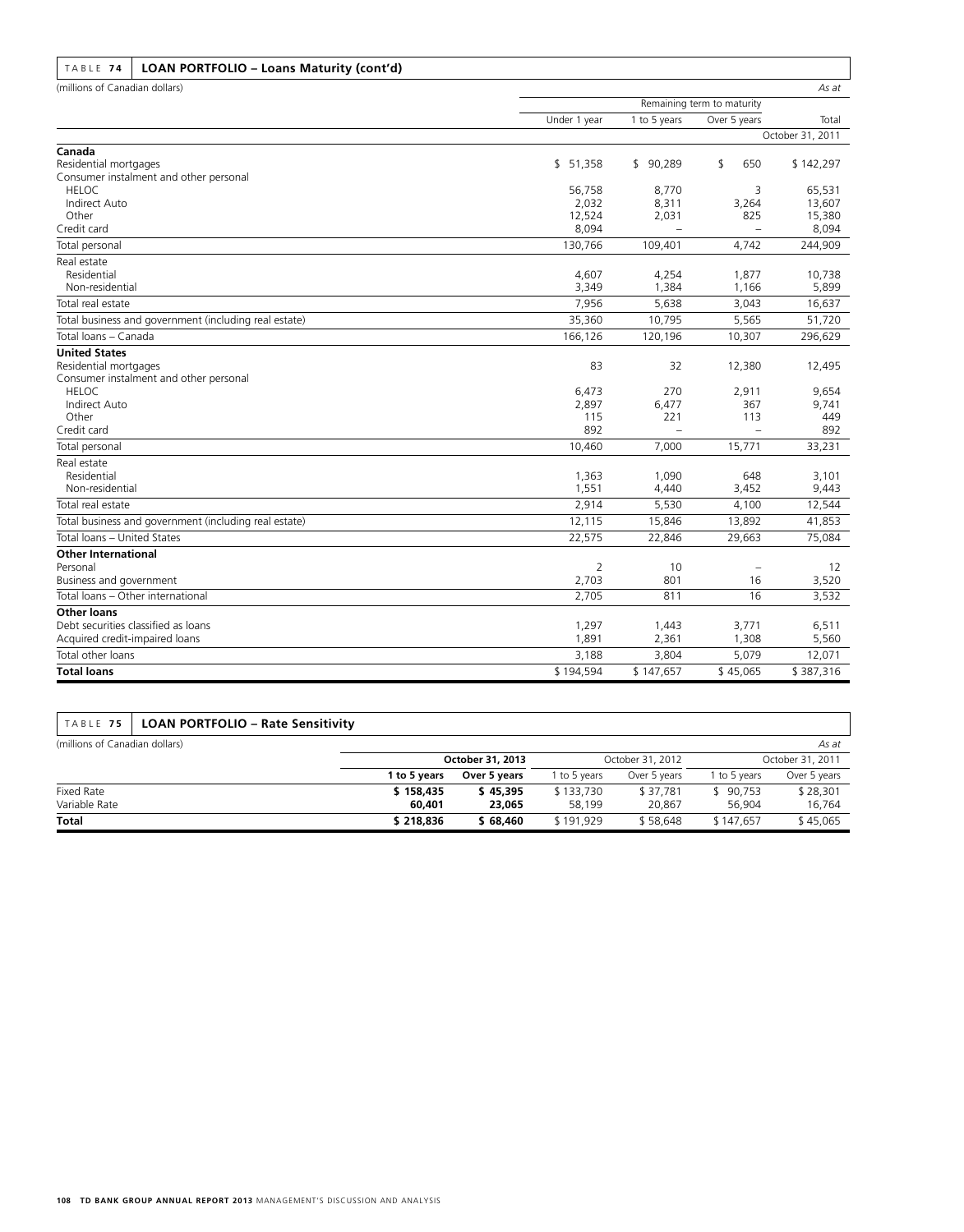TABLE 74 **LOAN PORTFOLIO – Loans Maturity (cont'd)**

(millions of Canadian dollars) *As at*

| | Remaining term to maturity | | | |
|---|---|---|---|---|
| | Under 1 year | 1 to 5 years | Over 5 years | Total |
| | | | | October 31, 2011 |
| **Canada** | | | | |
| Residential mortgages | $ 51,358 | $ 90,289 | $ 650 | $ 142,297 |
| Consumer instalment and other personal | | | | |
| HELOC | 56,758 | 8,770 | 3 | 65,531 |
| Indirect Auto | 2,032 | 8,311 | 3,264 | 13,607 |
| Other | 12,524 | 2,031 | 825 | 15,380 |
| Credit card | 8,094 | – | – | 8,094 |
| Total personal | 130,766 | 109,401 | 4,742 | 244,909 |
| Real estate | | | | |
| Residential | 4,607 | 4,254 | 1,877 | 10,738 |
| Non-residential | 3,349 | 1,384 | 1,166 | 5,899 |
| Total real estate | 7,956 | 5,638 | 3,043 | 16,637 |
| Total business and government (including real estate) | 35,360 | 10,795 | 5,565 | 51,720 |
| Total loans – Canada | 166,126 | 120,196 | 10,307 | 296,629 |
| **United States** | | | | |
| Residential mortgages | 83 | 32 | 12,380 | 12,495 |
| Consumer instalment and other personal | | | | |
| HELOC | 6,473 | 270 | 2,911 | 9,654 |
| Indirect Auto | 2,897 | 6,477 | 367 | 9,741 |
| Other | 115 | 221 | 113 | 449 |
| Credit card | 892 | – | – | 892 |
| Total personal | 10,460 | 7,000 | 15,771 | 33,231 |
| Real estate | | | | |
| Residential | 1,363 | 1,090 | 648 | 3,101 |
| Non-residential | 1,551 | 4,440 | 3,452 | 9,443 |
| Total real estate | 2,914 | 5,530 | 4,100 | 12,544 |
| Total business and government (including real estate) | 12,115 | 15,846 | 13,892 | 41,853 |
| Total loans – United States | 22,575 | 22,846 | 29,663 | 75,084 |
| **Other International** | | | | |
| Personal | 2 | 10 | – | 12 |
| Business and government | 2,703 | 801 | 16 | 3,520 |
| Total loans – Other international | 2,705 | 811 | 16 | 3,532 |
| **Other loans** | | | | |
| Debt securities classified as loans | 1,297 | 1,443 | 3,771 | 6,511 |
| Acquired credit-impaired loans | 1,891 | 2,361 | 1,308 | 5,560 |
| Total other loans | 3,188 | 3,804 | 5,079 | 12,071 |
| **Total loans** | $ 194,594 | $ 147,657 | $ 45,065 | $ 387,316 |

TABLE 75 **LOAN PORTFOLIO – Rate Sensitivity**

(millions of Canadian dollars) *As at*

| | **October 31, 2013** | | October 31, 2012 | | October 31, 2011 | |
|---|---|---|---|---|---|---|
| | **1 to 5 years** | **Over 5 years** | 1 to 5 years | Over 5 years | 1 to 5 years | Over 5 years |
| Fixed Rate | **$ 158,435** | **$ 45,395** | $ 133,730 | $ 37,781 | $ 90,753 | $ 28,301 |
| Variable Rate | **60,401** | **23,065** | 58,199 | 20,867 | 56,904 | 16,764 |
| **Total** | **$ 218,836** | **$ 68,460** | $ 191,929 | $ 58,648 | $ 147,657 | $ 45,065 |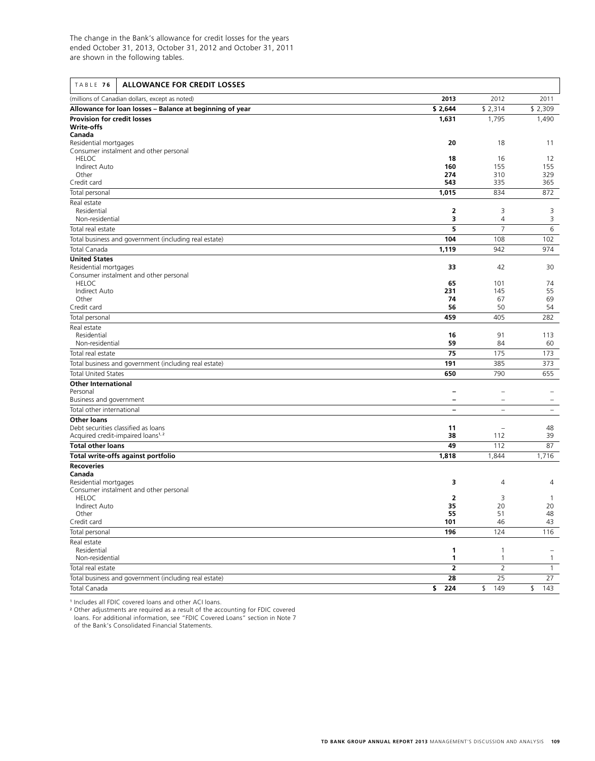The change in the Bank's allowance for credit losses for the years ended October 31, 2013, October 31, 2012 and October 31, 2011 are shown in the following tables.

**TABLE 76 ALLOWANCE FOR CREDIT LOSSES**

| (millions of Canadian dollars, except as noted) | 2013 | 2012 | 2011 |
|---|---|---|---|
| **Allowance for loan losses – Balance at beginning of year** | **$ 2,644** | $ 2,314 | $ 2,309 |
| **Provision for credit losses** | **1,631** | 1,795 | 1,490 |
| **Write-offs** | | | |
| **Canada** | | | |
| Residential mortgages | **20** | 18 | 11 |
| Consumer instalment and other personal | | | |
| HELOC | **18** | 16 | 12 |
| Indirect Auto | **160** | 155 | 155 |
| Other | **274** | 310 | 329 |
| Credit card | **543** | 335 | 365 |
| Total personal | **1,015** | 834 | 872 |
| Real estate | | | |
| Residential | **2** | 3 | 3 |
| Non-residential | **3** | 4 | 3 |
| Total real estate | **5** | 7 | 6 |
| Total business and government (including real estate) | **104** | 108 | 102 |
| Total Canada | **1,119** | 942 | 974 |
| **United States** | | | |
| Residential mortgages | **33** | 42 | 30 |
| Consumer instalment and other personal | | | |
| HELOC | **65** | 101 | 74 |
| Indirect Auto | **231** | 145 | 55 |
| Other | **74** | 67 | 69 |
| Credit card | **56** | 50 | 54 |
| Total personal | **459** | 405 | 282 |
| Real estate | | | |
| Residential | **16** | 91 | 113 |
| Non-residential | **59** | 84 | 60 |
| Total real estate | **75** | 175 | 173 |
| Total business and government (including real estate) | **191** | 385 | 373 |
| Total United States | **650** | 790 | 655 |
| **Other International** | | | |
| Personal | **–** | – | – |
| Business and government | **–** | – | – |
| Total other international | **–** | – | – |
| **Other loans** | | | |
| Debt securities classified as loans | **11** | – | 48 |
| Acquired credit-impaired loans[1, 2] | **38** | 112 | 39 |
| **Total other loans** | **49** | 112 | 87 |
| **Total write-offs against portfolio** | **1,818** | 1,844 | 1,716 |
| **Recoveries** | | | |
| **Canada** | | | |
| Residential mortgages | **3** | 4 | 4 |
| Consumer instalment and other personal | | | |
| HELOC | **2** | 3 | 1 |
| Indirect Auto | **35** | 20 | 20 |
| Other | **55** | 51 | 48 |
| Credit card | **101** | 46 | 43 |
| Total personal | **196** | 124 | 116 |
| Real estate | | | |
| Residential | **1** | 1 | – |
| Non-residential | **1** | 1 | 1 |
| Total real estate | **2** | 2 | 1 |
| Total business and government (including real estate) | **28** | 25 | 27 |
| Total Canada | **$ 224** | $ 149 | $ 143 |

[1] Includes all FDIC covered loans and other ACI loans.

[2] Other adjustments are required as a result of the accounting for FDIC covered loans. For additional information, see "FDIC Covered Loans" section in Note 7 of the Bank's Consolidated Financial Statements.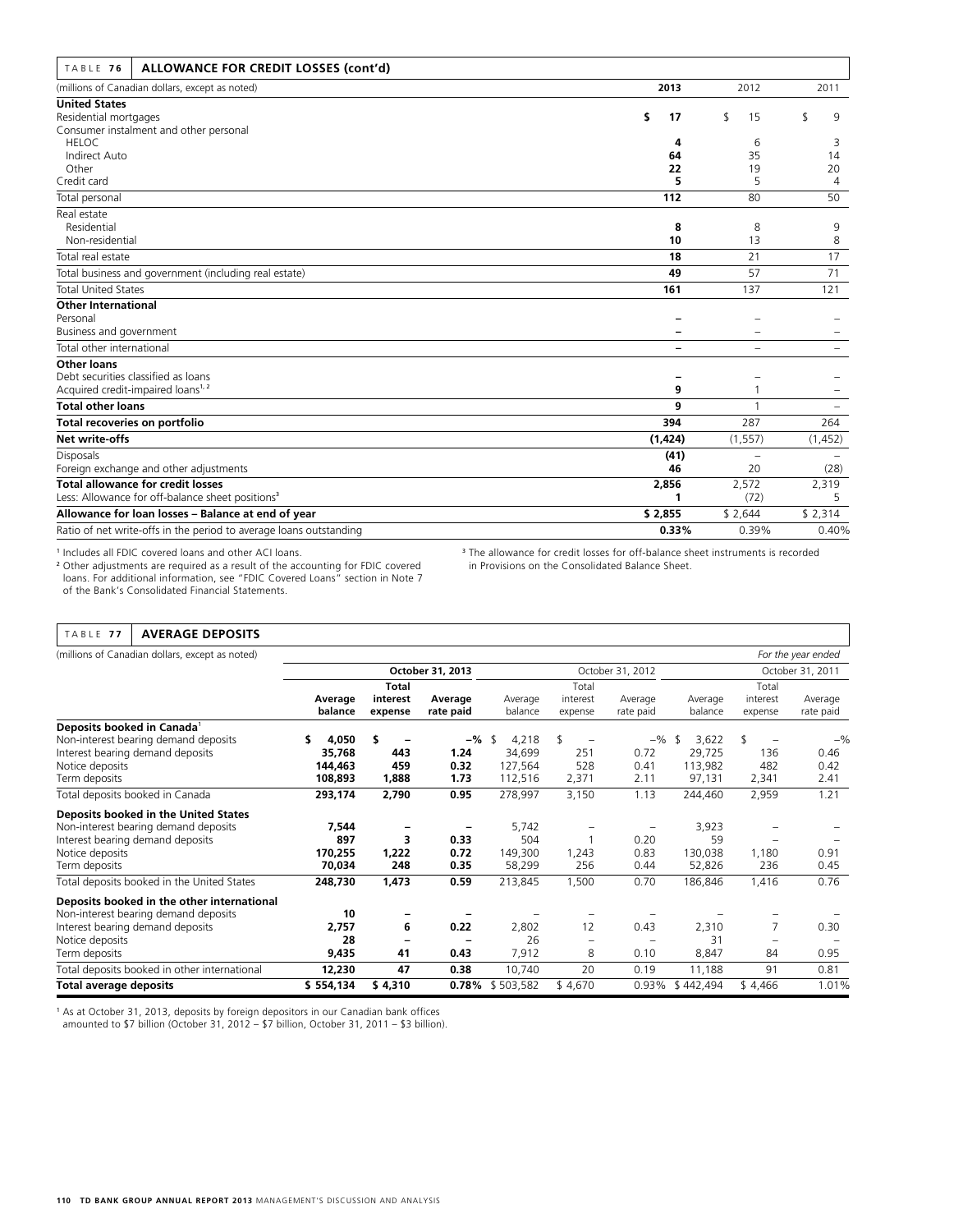## TABLE 76 ALLOWANCE FOR CREDIT LOSSES (cont'd)

| (millions of Canadian dollars, except as noted) | 2013 | 2012 | 2011 |
|---|---|---|---|
| **United States** | | | |
| Residential mortgages | $ 17 | $ 15 | $ 9 |
| Consumer instalment and other personal | | | |
| HELOC | 4 | 6 | 3 |
| Indirect Auto | 64 | 35 | 14 |
| Other | 22 | 19 | 20 |
| Credit card | 5 | 5 | 4 |
| Total personal | 112 | 80 | 50 |
| Real estate | | | |
| Residential | 8 | 8 | 9 |
| Non-residential | 10 | 13 | 8 |
| Total real estate | 18 | 21 | 17 |
| Total business and government (including real estate) | 49 | 57 | 71 |
| Total United States | 161 | 137 | 121 |
| **Other International** | | | |
| Personal | – | – | – |
| Business and government | – | – | – |
| Total other international | – | – | – |
| **Other loans** | | | |
| Debt securities classified as loans | – | – | – |
| Acquired credit-impaired loans[1,2] | 9 | 1 | – |
| **Total other loans** | 9 | 1 | – |
| **Total recoveries on portfolio** | 394 | 287 | 264 |
| **Net write-offs** | (1,424) | (1,557) | (1,452) |
| Disposals | (41) | – | – |
| Foreign exchange and other adjustments | 46 | 20 | (28) |
| **Total allowance for credit losses** | 2,856 | 2,572 | 2,319 |
| Less: Allowance for off-balance sheet positions[3] | 1 | (72) | 5 |
| **Allowance for loan losses – Balance at end of year** | $ 2,855 | $ 2,644 | $ 2,314 |
| Ratio of net write-offs in the period to average loans outstanding | 0.33% | 0.39% | 0.40% |

[1] Includes all FDIC covered loans and other ACI loans.

[2] Other adjustments are required as a result of the accounting for FDIC covered loans. For additional information, see "FDIC Covered Loans" section in Note 7 of the Bank's Consolidated Financial Statements.

[3] The allowance for credit losses for off-balance sheet instruments is recorded in Provisions on the Consolidated Balance Sheet.

## TABLE 77 AVERAGE DEPOSITS

(millions of Canadian dollars, except as noted) — *For the year ended*

| | October 31, 2013 | | | October 31, 2012 | | | October 31, 2011 | | |
|---|---|---|---|---|---|---|---|---|---|
| | Average balance | Total interest expense | Average rate paid | Average balance | Total interest expense | Average rate paid | Average balance | Total interest expense | Average rate paid |
| **Deposits booked in Canada**[1] | | | | | | | | | |
| Non-interest bearing demand deposits | $ 4,050 | $ – | –% | $ 4,218 | $ – | –% | $ 3,622 | $ – | –% |
| Interest bearing demand deposits | 35,768 | 443 | 1.24 | 34,699 | 251 | 0.72 | 29,725 | 136 | 0.46 |
| Notice deposits | 144,463 | 459 | 0.32 | 127,564 | 528 | 0.41 | 113,982 | 482 | 0.42 |
| Term deposits | 108,893 | 1,888 | 1.73 | 112,516 | 2,371 | 2.11 | 97,131 | 2,341 | 2.41 |
| Total deposits booked in Canada | 293,174 | 2,790 | 0.95 | 278,997 | 3,150 | 1.13 | 244,460 | 2,959 | 1.21 |
| **Deposits booked in the United States** | | | | | | | | | |
| Non-interest bearing demand deposits | 7,544 | – | – | 5,742 | – | – | 3,923 | – | – |
| Interest bearing demand deposits | 897 | 3 | 0.33 | 504 | 1 | 0.20 | 59 | – | – |
| Notice deposits | 170,255 | 1,222 | 0.72 | 149,300 | 1,243 | 0.83 | 130,038 | 1,180 | 0.91 |
| Term deposits | 70,034 | 248 | 0.35 | 58,299 | 256 | 0.44 | 52,826 | 236 | 0.45 |
| Total deposits booked in the United States | 248,730 | 1,473 | 0.59 | 213,845 | 1,500 | 0.70 | 186,846 | 1,416 | 0.76 |
| **Deposits booked in the other international** | | | | | | | | | |
| Non-interest bearing demand deposits | 10 | – | – | – | – | – | – | – | – |
| Interest bearing demand deposits | 2,757 | 6 | 0.22 | 2,802 | 12 | 0.43 | 2,310 | 7 | 0.30 |
| Notice deposits | 28 | – | – | 26 | – | – | 31 | – | – |
| Term deposits | 9,435 | 41 | 0.43 | 7,912 | 8 | 0.10 | 8,847 | 84 | 0.95 |
| Total deposits booked in other international | 12,230 | 47 | 0.38 | 10,740 | 20 | 0.19 | 11,188 | 91 | 0.81 |
| **Total average deposits** | $ 554,134 | $ 4,310 | 0.78% | $ 503,582 | $ 4,670 | 0.93% | $ 442,494 | $ 4,466 | 1.01% |

[1] As at October 31, 2013, deposits by foreign depositors in our Canadian bank offices amounted to $7 billion (October 31, 2012 – $7 billion, October 31, 2011 – $3 billion).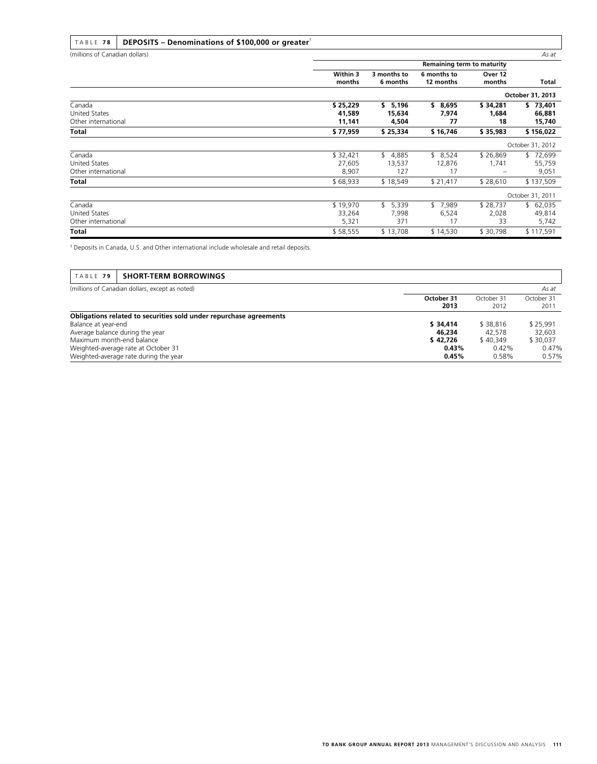## TABLE 78 DEPOSITS – Denominations of $100,000 or greater[1]

(millions of Canadian dollars) *As at*

| | Remaining term to maturity | | | | |
|---|---|---|---|---|---|
| | Within 3 months | 3 months to 6 months | 6 months to 12 months | Over 12 months | Total |
| | | | | | **October 31, 2013** |
| Canada | **$ 25,229** | **$ 5,196** | **$ 8,695** | **$ 34,281** | **$ 73,401** |
| United States | **41,589** | **15,634** | **7,974** | **1,684** | **66,881** |
| Other international | **11,141** | **4,504** | **77** | **18** | **15,740** |
| **Total** | **$ 77,959** | **$ 25,334** | **$ 16,746** | **$ 35,983** | **$ 156,022** |
| | | | | | October 31, 2012 |
| Canada | $ 32,421 | $ 4,885 | $ 8,524 | $ 26,869 | $ 72,699 |
| United States | 27,605 | 13,537 | 12,876 | 1,741 | 55,759 |
| Other international | 8,907 | 127 | 17 | – | 9,051 |
| **Total** | $ 68,933 | $ 18,549 | $ 21,417 | $ 28,610 | $ 137,509 |
| | | | | | October 31, 2011 |
| Canada | $ 19,970 | $ 5,339 | $ 7,989 | $ 28,737 | $ 62,035 |
| United States | 33,264 | 7,998 | 6,524 | 2,028 | 49,814 |
| Other international | 5,321 | 371 | 17 | 33 | 5,742 |
| **Total** | $ 58,555 | $ 13,708 | $ 14,530 | $ 30,798 | $ 117,591 |

[1] Deposits in Canada, U.S. and Other international include wholesale and retail deposits.

## TABLE 79 SHORT-TERM BORROWINGS

(millions of Canadian dollars, except as noted) *As at*

| | October 31 2013 | October 31 2012 | October 31 2011 |
|---|---|---|---|
| **Obligations related to securities sold under repurchase agreements** | | | |
| Balance at year-end | **$ 34,414** | $ 38,816 | $ 25,991 |
| Average balance during the year | **46,234** | 42,578 | 32,603 |
| Maximum month-end balance | **$ 42,726** | $ 40,349 | $ 30,037 |
| Weighted-average rate at October 31 | **0.43%** | 0.42% | 0.47% |
| Weighted-average rate during the year | **0.45%** | 0.58% | 0.57% |